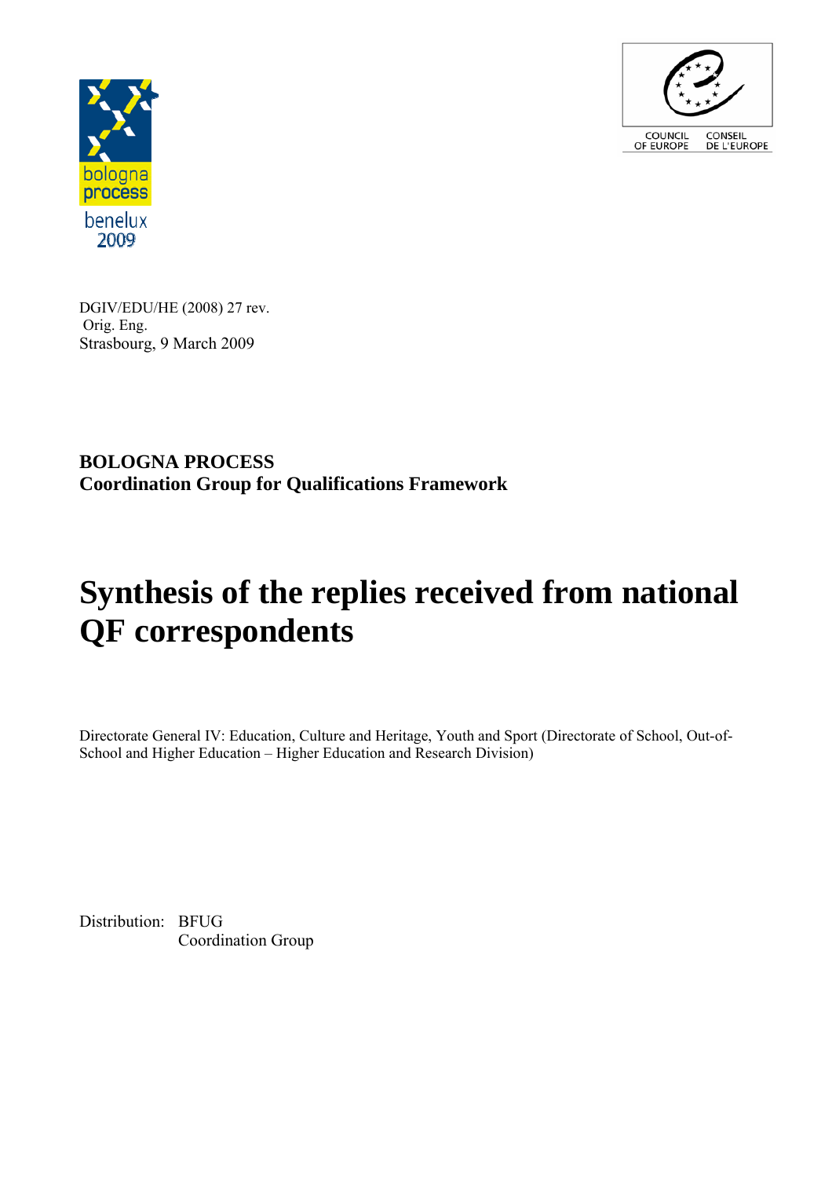bologna process

benelux 2009

COUNCIL OF EUROPE CONSEIL DE L'EUROPE

DGIV/EDU/HE (2008) 27 rev.
Orig. Eng.
Strasbourg, 9 March 2009

**BOLOGNA PROCESS**
**Coordination Group for Qualifications Framework**

# Synthesis of the replies received from national QF correspondents

Directorate General IV: Education, Culture and Heritage, Youth and Sport (Directorate of School, Out-of-School and Higher Education – Higher Education and Research Division)

Distribution: BFUG
Coordination Group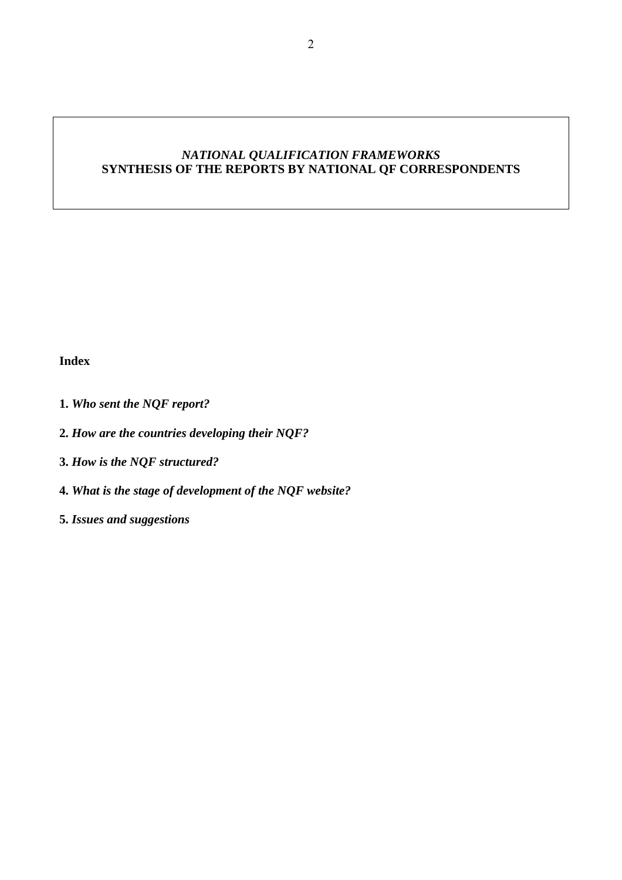# *NATIONAL QUALIFICATION FRAMEWORKS*
# SYNTHESIS OF THE REPORTS BY NATIONAL QF CORRESPONDENTS

**Index**

**1.** ***Who sent the NQF report?***

**2.** ***How are the countries developing their NQF?***

**3.** ***How is the NQF structured?***

**4.** ***What is the stage of development of the NQF website?***

**5.** ***Issues and suggestions***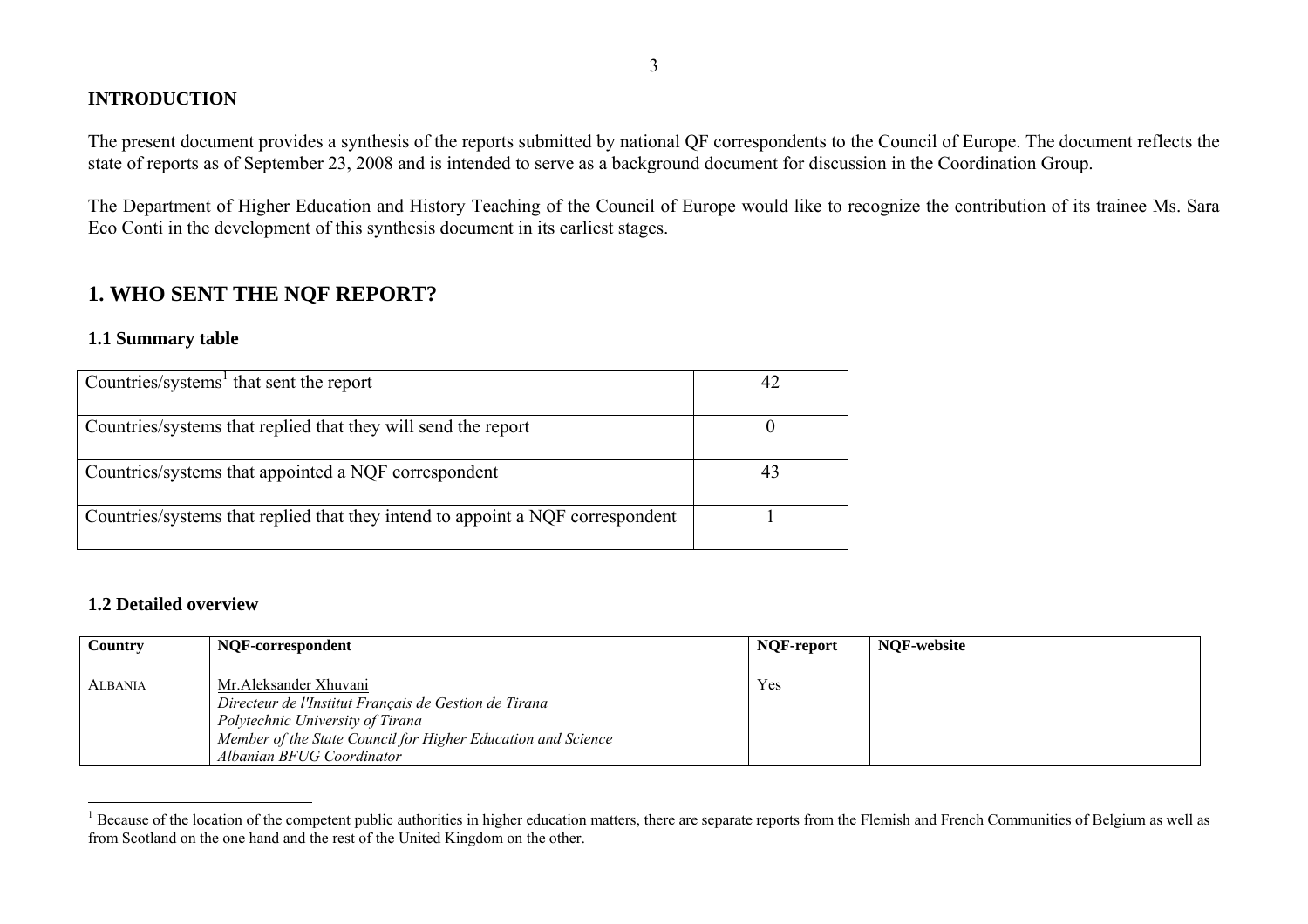**INTRODUCTION**

The present document provides a synthesis of the reports submitted by national QF correspondents to the Council of Europe. The document reflects the state of reports as of September 23, 2008 and is intended to serve as a background document for discussion in the Coordination Group.

The Department of Higher Education and History Teaching of the Council of Europe would like to recognize the contribution of its trainee Ms. Sara Eco Conti in the development of this synthesis document in its earliest stages.

# 1. WHO SENT THE NQF REPORT?

### 1.1 Summary table

| Countries/systems[1] that sent the report | 42 |
|---|---|
| Countries/systems that replied that they will send the report | 0 |
| Countries/systems that appointed a NQF correspondent | 43 |
| Countries/systems that replied that they intend to appoint a NQF correspondent | 1 |

### 1.2 Detailed overview

| Country | NQF-correspondent | NQF-report | NQF-website |
|---|---|---|---|
| ALBANIA | Mr.Aleksander Xhuvani<br>*Directeur de l'Institut Français de Gestion de Tirana*<br>*Polytechnic University of Tirana*<br>*Member of the State Council for Higher Education and Science*<br>*Albanian BFUG Coordinator* | Yes | |

[1] Because of the location of the competent public authorities in higher education matters, there are separate reports from the Flemish and French Communities of Belgium as well as from Scotland on the one hand and the rest of the United Kingdom on the other.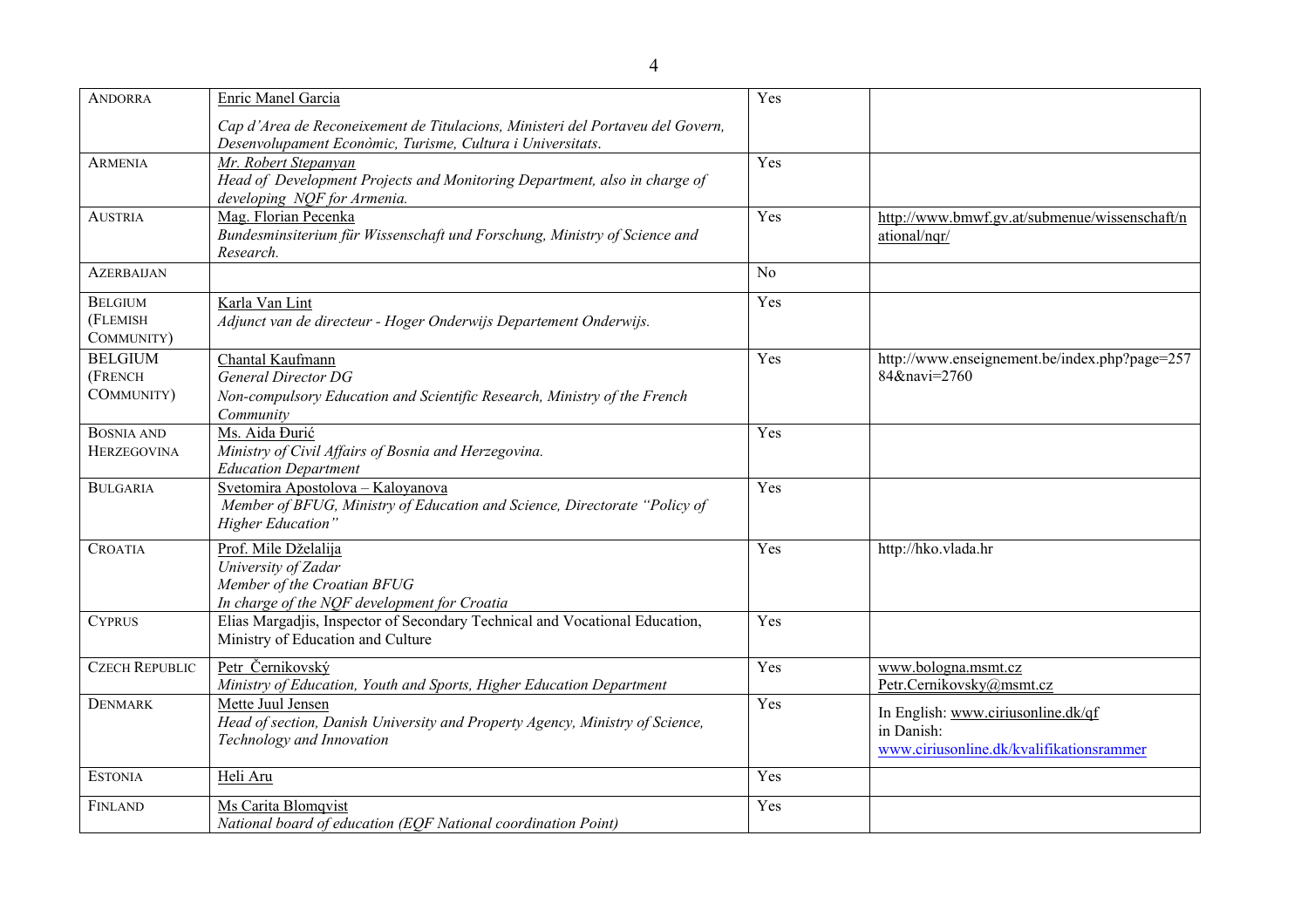| ANDORRA | Enric Manel Garcia<br>*Cap d'Area de Reconeixement de Titulacions, Ministeri del Portaveu del Govern, Desenvolupament Econòmic, Turisme, Cultura i Universitats.* | Yes | |
|---|---|---|---|
| ARMENIA | *Mr. Robert Stepanyan*<br>*Head of Development Projects and Monitoring Department, also in charge of developing NQF for Armenia.* | Yes | |
| AUSTRIA | Mag. Florian Pecenka<br>*Bundesminsiterium für Wissenschaft und Forschung, Ministry of Science and Research.* | Yes | http://www.bmwf.gv.at/submenue/wissenschaft/national/nqr/ |
| AZERBAIJAN | | No | |
| BELGIUM (FLEMISH COMMUNITY) | Karla Van Lint<br>*Adjunct van de directeur - Hoger Onderwijs Departement Onderwijs.* | Yes | |
| BELGIUM (FRENCH COMMUNITY) | Chantal Kaufmann<br>*General Director DG*<br>*Non-compulsory Education and Scientific Research, Ministry of the French Community* | Yes | http://www.enseignement.be/index.php?page=25784&navi=2760 |
| BOSNIA AND HERZEGOVINA | Ms. Aida Đurić<br>*Ministry of Civil Affairs of Bosnia and Herzegovina.*<br>*Education Department* | Yes | |
| BULGARIA | Svetomira Apostolova – Kaloyanova<br>*Member of BFUG, Ministry of Education and Science, Directorate "Policy of Higher Education"* | Yes | |
| CROATIA | Prof. Mile Dželalija<br>*University of Zadar*<br>*Member of the Croatian BFUG*<br>*In charge of the NQF development for Croatia* | Yes | http://hko.vlada.hr |
| CYPRUS | Elias Margadjis, Inspector of Secondary Technical and Vocational Education, Ministry of Education and Culture | Yes | |
| CZECH REPUBLIC | Petr Černikovský<br>*Ministry of Education, Youth and Sports, Higher Education Department* | Yes | www.bologna.msmt.cz<br>Petr.Cernikovsky@msmt.cz |
| DENMARK | Mette Juul Jensen<br>*Head of section, Danish University and Property Agency, Ministry of Science, Technology and Innovation* | Yes | In English: www.ciriusonline.dk/qf<br>in Danish:<br>www.ciriusonline.dk/kvalifikationsrammer |
| ESTONIA | Heli Aru | Yes | |
| FINLAND | Ms Carita Blomqvist<br>*National board of education (EQF National coordination Point)* | Yes | |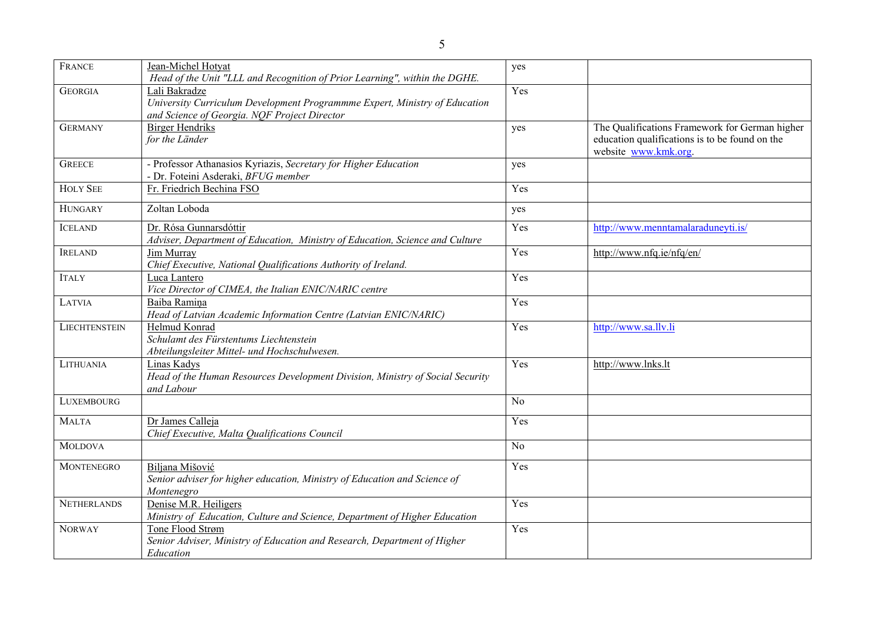| FRANCE | Jean-Michel Hotyat<br>*Head of the Unit "LLL and Recognition of Prior Learning", within the DGHE.* | yes | |
|---|---|---|---|
| GEORGIA | Lali Bakradze<br>*University Curriculum Development Programmme Expert, Ministry of Education and Science of Georgia. NQF Project Director* | Yes | |
| GERMANY | Birger Hendriks<br>*for the Länder* | yes | The Qualifications Framework for German higher education qualifications is to be found on the website www.kmk.org. |
| GREECE | - Professor Athanasios Kyriazis, *Secretary for Higher Education*<br>- Dr. Foteini Asderaki, *BFUG member* | yes | |
| HOLY SEE | Fr. Friedrich Bechina FSO | Yes | |
| HUNGARY | Zoltan Loboda | yes | |
| ICELAND | Dr. Rósa Gunnarsdóttir<br>*Adviser, Department of Education, Ministry of Education, Science and Culture* | Yes | http://www.menntamalaraduneyti.is/ |
| IRELAND | Jim Murray<br>*Chief Executive, National Qualifications Authority of Ireland.* | Yes | http://www.nfq.ie/nfq/en/ |
| ITALY | Luca Lantero<br>*Vice Director of CIMEA, the Italian ENIC/NARIC centre* | Yes | |
| LATVIA | Baiba Ramiņa<br>*Head of Latvian Academic Information Centre (Latvian ENIC/NARIC)* | Yes | |
| LIECHTENSTEIN | Helmud Konrad<br>*Schulamt des Fürstentums Liechtenstein*<br>*Abteilungsleiter Mittel- und Hochschulwesen.* | Yes | http://www.sa.llv.li |
| LITHUANIA | Linas Kadys<br>*Head of the Human Resources Development Division, Ministry of Social Security and Labour* | Yes | http://www.lnks.lt |
| LUXEMBOURG | | No | |
| MALTA | Dr James Calleja<br>*Chief Executive, Malta Qualifications Council* | Yes | |
| MOLDOVA | | No | |
| MONTENEGRO | Biljana Mišović<br>*Senior adviser for higher education, Ministry of Education and Science of Montenegro* | Yes | |
| NETHERLANDS | Denise M.R. Heiligers<br>*Ministry of Education, Culture and Science, Department of Higher Education* | Yes | |
| NORWAY | Tone Flood Strøm<br>*Senior Adviser, Ministry of Education and Research, Department of Higher Education* | Yes | |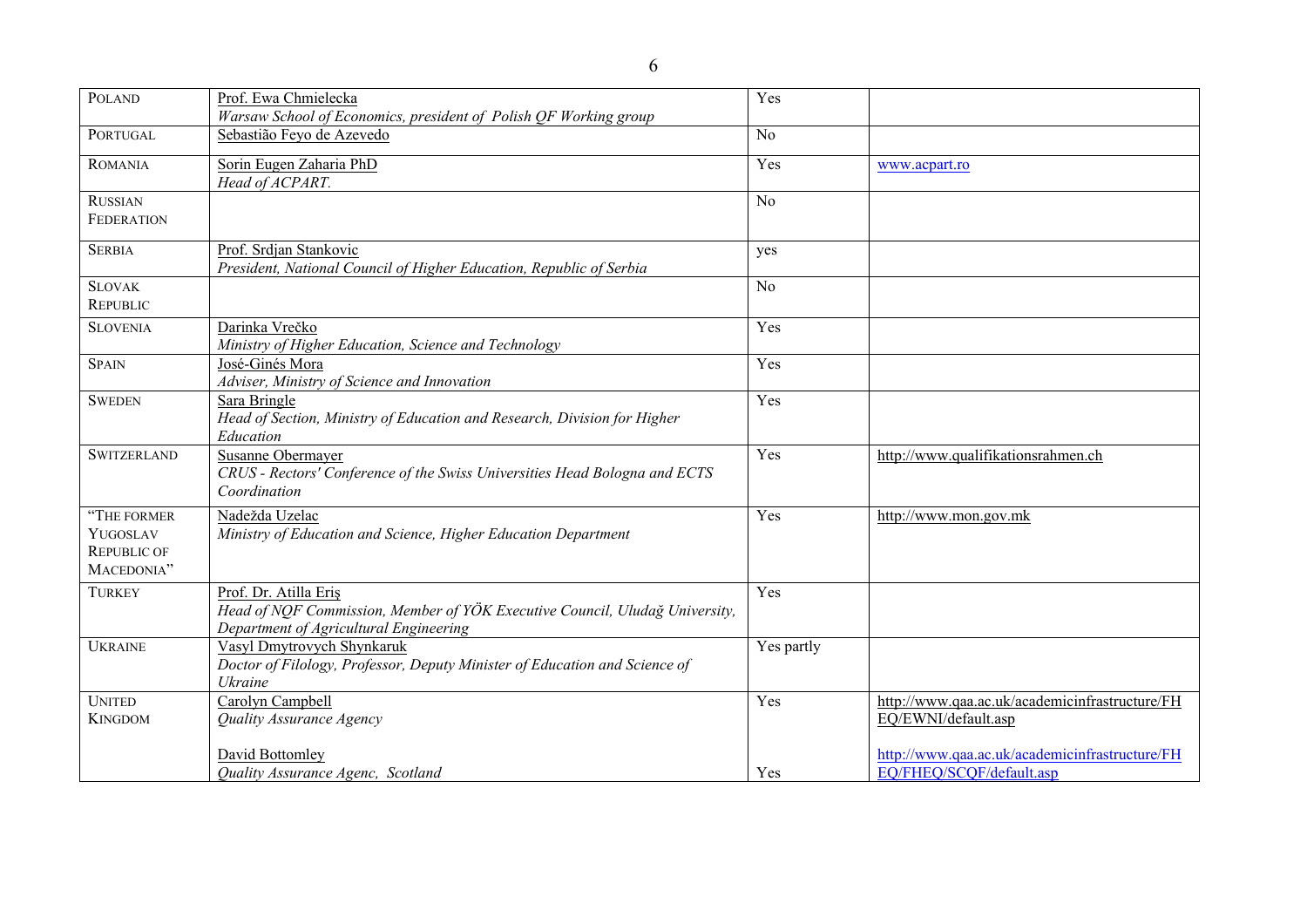| | | | |
|---|---|---|---|
| POLAND | Prof. Ewa Chmielecka<br>*Warsaw School of Economics, president of Polish QF Working group* | Yes | |
| PORTUGAL | Sebastião Feyo de Azevedo | No | |
| ROMANIA | Sorin Eugen Zaharia PhD<br>*Head of ACPART.* | Yes | www.acpart.ro |
| RUSSIAN FEDERATION | | No | |
| SERBIA | Prof. Srdjan Stankovic<br>*President, National Council of Higher Education, Republic of Serbia* | yes | |
| SLOVAK REPUBLIC | | No | |
| SLOVENIA | Darinka Vrečko<br>*Ministry of Higher Education, Science and Technology* | Yes | |
| SPAIN | José-Ginés Mora<br>*Adviser, Ministry of Science and Innovation* | Yes | |
| SWEDEN | Sara Bringle<br>*Head of Section, Ministry of Education and Research, Division for Higher Education* | Yes | |
| SWITZERLAND | Susanne Obermayer<br>*CRUS - Rectors' Conference of the Swiss Universities Head Bologna and ECTS Coordination* | Yes | http://www.qualifikationsrahmen.ch |
| "THE FORMER YUGOSLAV REPUBLIC OF MACEDONIA" | Nadežda Uzelac<br>*Ministry of Education and Science, Higher Education Department* | Yes | http://www.mon.gov.mk |
| TURKEY | Prof. Dr. Atilla Eriş<br>*Head of NQF Commission, Member of YÖK Executive Council, Uludağ University, Department of Agricultural Engineering* | Yes | |
| UKRAINE | Vasyl Dmytrovych Shynkaruk<br>*Doctor of Filology, Professor, Deputy Minister of Education and Science of Ukraine* | Yes partly | |
| UNITED KINGDOM | Carolyn Campbell<br>*Quality Assurance Agency*<br><br>David Bottomley<br>*Quality Assurance Agenc, Scotland* | Yes<br><br><br>Yes | http://www.qaa.ac.uk/academicinfrastructure/FHEQ/EWNI/default.asp<br><br>http://www.qaa.ac.uk/academicinfrastructure/FHEQ/FHEQ/SCQF/default.asp |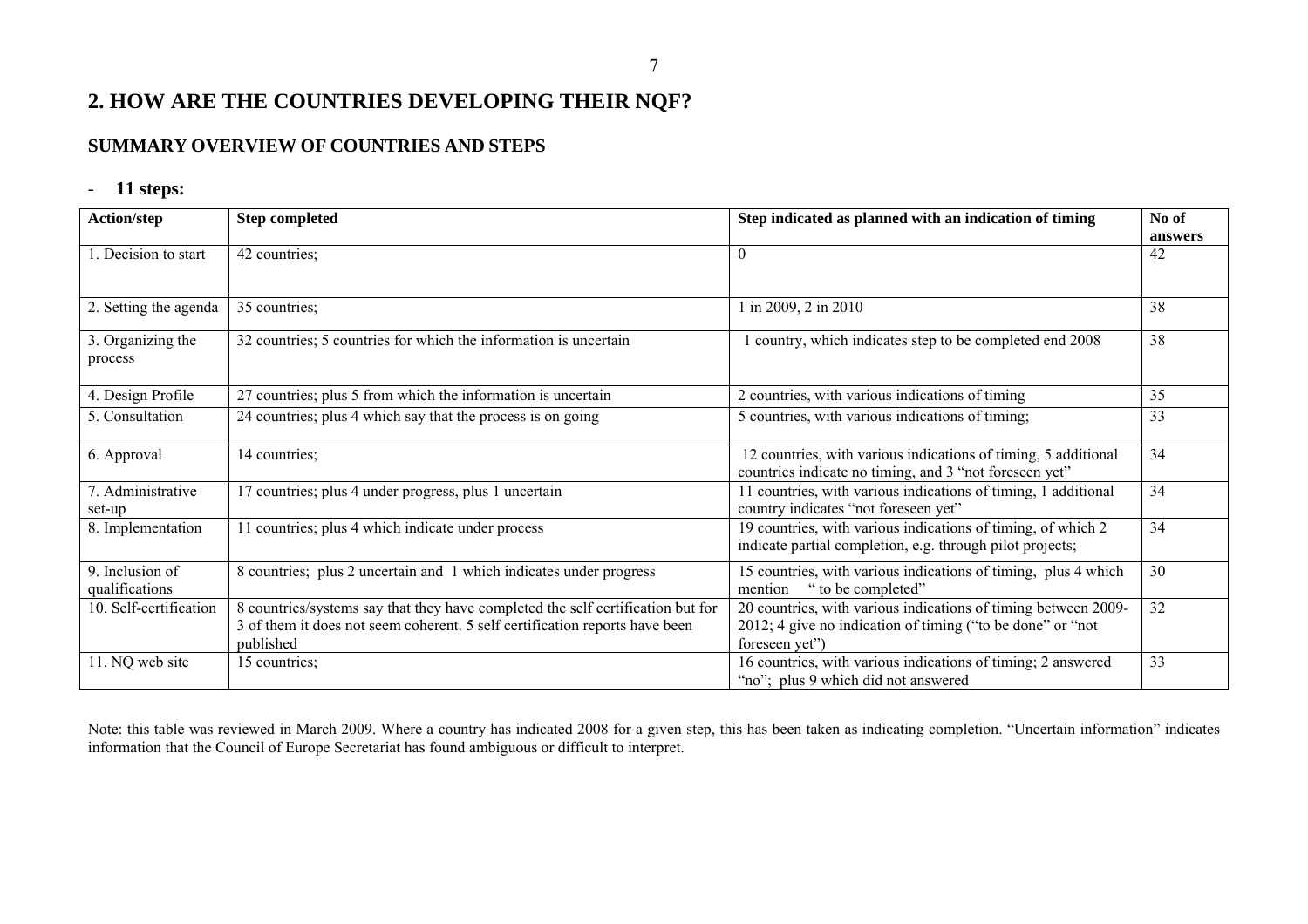## 2. HOW ARE THE COUNTRIES DEVELOPING THEIR NQF?

### SUMMARY OVERVIEW OF COUNTRIES AND STEPS

- **11 steps:**

| Action/step | Step completed | Step indicated as planned with an indication of timing | No of answers |
|---|---|---|---|
| 1. Decision to start | 42 countries; | 0 | 42 |
| 2. Setting the agenda | 35 countries; | 1 in 2009, 2 in 2010 | 38 |
| 3. Organizing the process | 32 countries; 5 countries for which the information is uncertain | 1 country, which indicates step to be completed end 2008 | 38 |
| 4. Design Profile | 27 countries; plus 5 from which the information is uncertain | 2 countries, with various indications of timing | 35 |
| 5. Consultation | 24 countries; plus 4 which say that the process is on going | 5 countries, with various indications of timing; | 33 |
| 6. Approval | 14 countries; | 12 countries, with various indications of timing, 5 additional countries indicate no timing, and 3 "not foreseen yet" | 34 |
| 7. Administrative set-up | 17 countries; plus 4 under progress, plus 1 uncertain | 11 countries, with various indications of timing, 1 additional country indicates "not foreseen yet" | 34 |
| 8. Implementation | 11 countries; plus 4 which indicate under process | 19 countries, with various indications of timing, of which 2 indicate partial completion, e.g. through pilot projects; | 34 |
| 9. Inclusion of qualifications | 8 countries; plus 2 uncertain and 1 which indicates under progress | 15 countries, with various indications of timing, plus 4 which mention " to be completed" | 30 |
| 10. Self-certification | 8 countries/systems say that they have completed the self certification but for 3 of them it does not seem coherent. 5 self certification reports have been published | 20 countries, with various indications of timing between 2009-2012; 4 give no indication of timing ("to be done" or "not foreseen yet") | 32 |
| 11. NQ web site | 15 countries; | 16 countries, with various indications of timing; 2 answered "no"; plus 9 which did not answered | 33 |

Note: this table was reviewed in March 2009. Where a country has indicated 2008 for a given step, this has been taken as indicating completion. "Uncertain information" indicates information that the Council of Europe Secretariat has found ambiguous or difficult to interpret.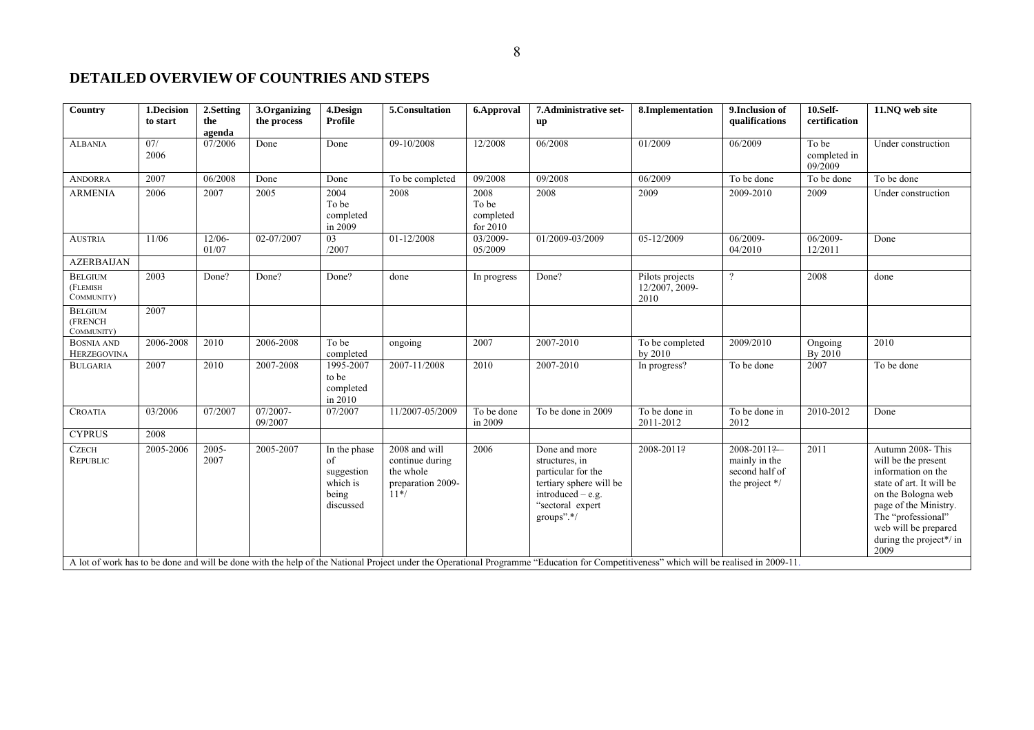## DETAILED OVERVIEW OF COUNTRIES AND STEPS

| Country | 1.Decision to start | 2.Setting the agenda | 3.Organizing the process | 4.Design Profile | 5.Consultation | 6.Approval | 7.Administrative set-up | 8.Implementation | 9.Inclusion of qualifications | 10.Self-certification | 11.NQ web site |
|---|---|---|---|---|---|---|---|---|---|---|---|
| ALBANIA | 07/ 2006 | 07/2006 | Done | Done | 09-10/2008 | 12/2008 | 06/2008 | 01/2009 | 06/2009 | To be completed in 09/2009 | Under construction |
| ANDORRA | 2007 | 06/2008 | Done | Done | To be completed | 09/2008 | 09/2008 | 06/2009 | To be done | To be done | To be done |
| ARMENIA | 2006 | 2007 | 2005 | 2004 To be completed in 2009 | 2008 | 2008 To be completed for 2010 | 2008 | 2009 | 2009-2010 | 2009 | Under construction |
| AUSTRIA | 11/06 | 12/06-01/07 | 02-07/2007 | 03 /2007 | 01-12/2008 | 03/2009-05/2009 | 01/2009-03/2009 | 05-12/2009 | 06/2009-04/2010 | 06/2009-12/2011 | Done |
| AZERBAIJAN | | | | | | | | | | | |
| BELGIUM (FLEMISH COMMUNITY) | 2003 | Done? | Done? | Done? | done | In progress | Done? | Pilots projects 12/2007, 2009-2010 | ? | 2008 | done |
| BELGIUM (FRENCH COMMUNITY) | 2007 | | | | | | | | | | |
| BOSNIA AND HERZEGOVINA | 2006-2008 | 2010 | 2006-2008 | To be completed | ongoing | 2007 | 2007-2010 | To be completed by 2010 | 2009/2010 | Ongoing By 2010 | 2010 |
| BULGARIA | 2007 | 2010 | 2007-2008 | 1995-2007 to be completed in 2010 | 2007-11/2008 | 2010 | 2007-2010 | In progress? | To be done | 2007 | To be done |
| CROATIA | 03/2006 | 07/2007 | 07/2007-09/2007 | 07/2007 | 11/2007-05/2009 | To be done in 2009 | To be done in 2009 | To be done in 2011-2012 | To be done in 2012 | 2010-2012 | Done |
| CYPRUS | 2008 | | | | | | | | | | |
| CZECH REPUBLIC | 2005-2006 | 2005-2007 | 2005-2007 | In the phase of suggestion which is being discussed | 2008 and will continue during the whole preparation 2009-11*/ | 2006 | Done and more structures, in particular for the tertiary sphere will be introduced – e.g. "sectoral expert groups".*/ | 2008-2011? | 2008-2011? – mainly in the second half of the project */ | 2011 | Autumn 2008- This will be the present information on the state of art. It will be on the Bologna web page of the Ministry. The "professional" web will be prepared during the project*/ in 2009 |
| A lot of work has to be done and will be done with the help of the National Project under the Operational Programme "Education for Competitiveness" which will be realised in 2009-11. | | | | | | | | | | | |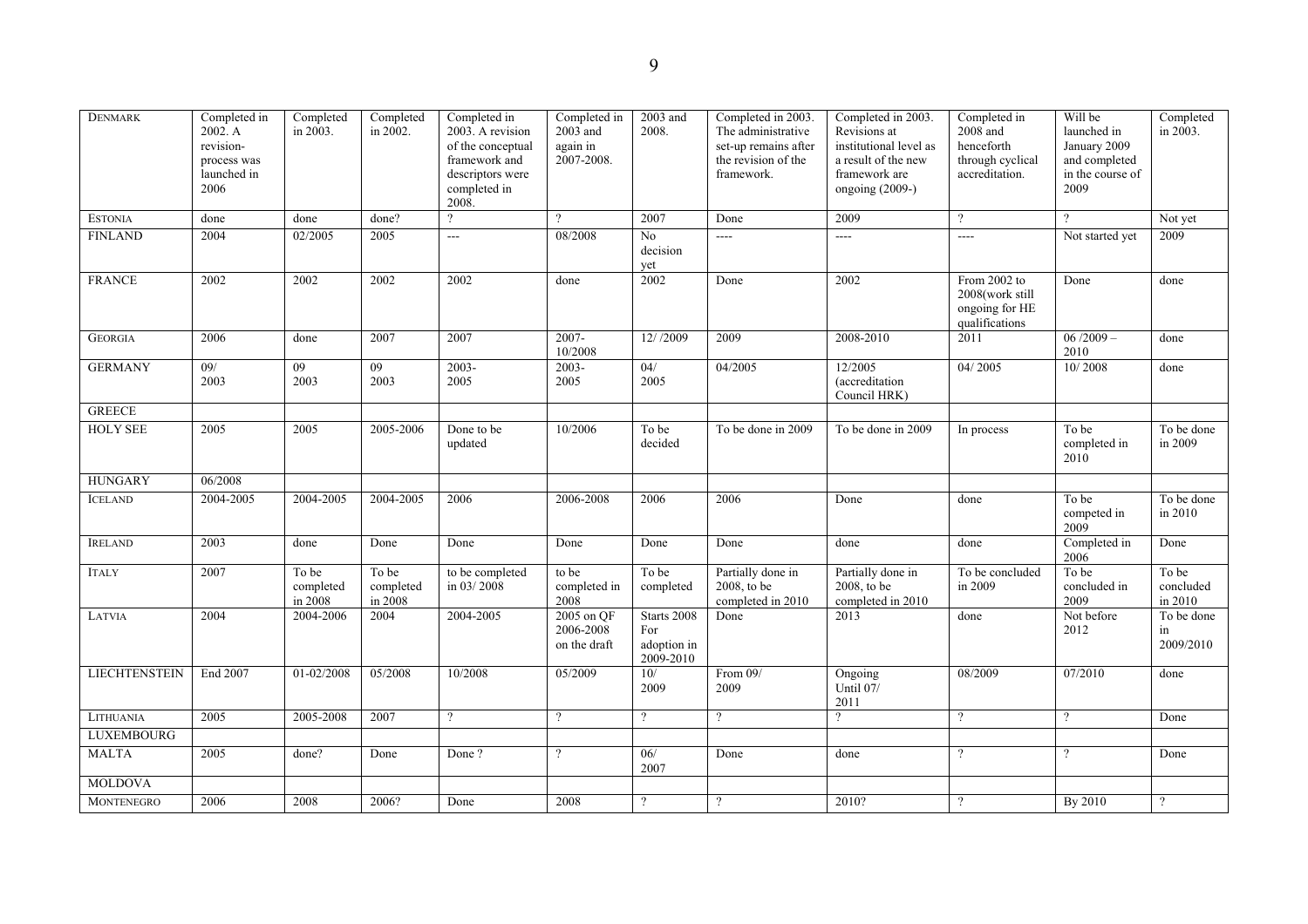| DENMARK | Completed in 2002. A revision-process was launched in 2006 | Completed in 2003. | Completed in 2002. | Completed in 2003. A revision of the conceptual framework and descriptors were completed in 2008. | Completed in 2003 and again in 2007-2008. | 2003 and 2008. | Completed in 2003. The administrative set-up remains after the revision of the framework. | Completed in 2003. Revisions at institutional level as a result of the new framework are ongoing (2009-) | Completed in 2008 and henceforth through cyclical accreditation. | Will be launched in January 2009 and completed in the course of 2009 | Completed in 2003. |
|---|---|---|---|---|---|---|---|---|---|---|---|
| ESTONIA | done | done | done? | ? | ? | 2007 | Done | 2009 | ? | ? | Not yet |
| FINLAND | 2004 | 02/2005 | 2005 | --- | 08/2008 | No decision yet | ---- | ---- | ---- | Not started yet | 2009 |
| FRANCE | 2002 | 2002 | 2002 | 2002 | done | 2002 | Done | 2002 | From 2002 to 2008(work still ongoing for HE qualifications | Done | done |
| GEORGIA | 2006 | done | 2007 | 2007 | 2007-10/2008 | 12/ /2009 | 2009 | 2008-2010 | 2011 | 06 /2009 – 2010 | done |
| GERMANY | 09/ 2003 | 09 2003 | 09 2003 | 2003-2005 | 2003-2005 | 04/ 2005 | 04/2005 | 12/2005 (accreditation Council HRK) | 04/ 2005 | 10/ 2008 | done |
| GREECE | | | | | | | | | | | |
| HOLY SEE | 2005 | 2005 | 2005-2006 | Done to be updated | 10/2006 | To be decided | To be done in 2009 | To be done in 2009 | In process | To be completed in 2010 | To be done in 2009 |
| HUNGARY | 06/2008 | | | | | | | | | | |
| ICELAND | 2004-2005 | 2004-2005 | 2004-2005 | 2006 | 2006-2008 | 2006 | 2006 | Done | done | To be competed in 2009 | To be done in 2010 |
| IRELAND | 2003 | done | Done | Done | Done | Done | Done | done | done | Completed in 2006 | Done |
| ITALY | 2007 | To be completed in 2008 | To be completed in 2008 | to be completed in 03/ 2008 | to be completed in 2008 | To be completed | Partially done in 2008, to be completed in 2010 | Partially done in 2008, to be completed in 2010 | To be concluded in 2009 | To be concluded in 2009 | To be concluded in 2010 |
| LATVIA | 2004 | 2004-2006 | 2004 | 2004-2005 | 2005 on QF 2006-2008 on the draft | Starts 2008 For adoption in 2009-2010 | Done | 2013 | done | Not before 2012 | To be done in 2009/2010 |
| LIECHTENSTEIN | End 2007 | 01-02/2008 | 05/2008 | 10/2008 | 05/2009 | 10/ 2009 | From 09/ 2009 | Ongoing Until 07/ 2011 | 08/2009 | 07/2010 | done |
| LITHUANIA | 2005 | 2005-2008 | 2007 | ? | ? | ? | ? | ? | ? | ? | Done |
| LUXEMBOURG | | | | | | | | | | | |
| MALTA | 2005 | done? | Done | Done ? | ? | 06/ 2007 | Done | done | ? | ? | Done |
| MOLDOVA | | | | | | | | | | | |
| MONTENEGRO | 2006 | 2008 | 2006? | Done | 2008 | ? | ? | 2010? | ? | By 2010 | ? |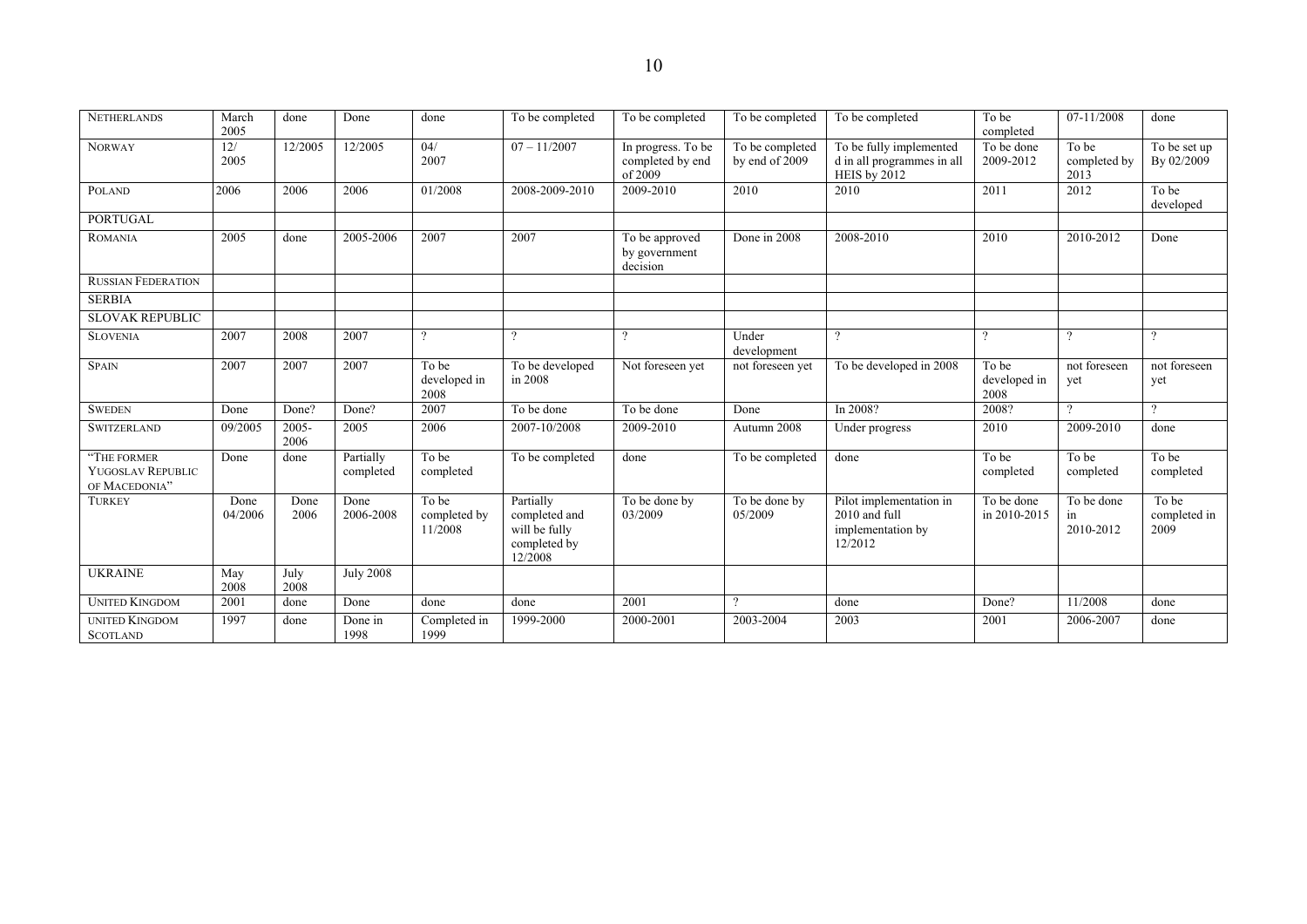| NETHERLANDS | March 2005 | done | Done | done | To be completed | To be completed | To be completed | To be completed | To be completed | 07-11/2008 | done |
|---|---|---|---|---|---|---|---|---|---|---|---|
| NORWAY | 12/ 2005 | 12/2005 | 12/2005 | 04/ 2007 | 07 – 11/2007 | In progress. To be completed by end of 2009 | To be completed by end of 2009 | To be fully implemented d in all programmes in all HEIS by 2012 | To be done 2009-2012 | To be completed by 2013 | To be set up By 02/2009 |
| POLAND | 2006 | 2006 | 2006 | 01/2008 | 2008-2009-2010 | 2009-2010 | 2010 | 2010 | 2011 | 2012 | To be developed |
| PORTUGAL | | | | | | | | | | | |
| ROMANIA | 2005 | done | 2005-2006 | 2007 | 2007 | To be approved by government decision | Done in 2008 | 2008-2010 | 2010 | 2010-2012 | Done |
| RUSSIAN FEDERATION | | | | | | | | | | | |
| SERBIA | | | | | | | | | | | |
| SLOVAK REPUBLIC | | | | | | | | | | | |
| SLOVENIA | 2007 | 2008 | 2007 | ? | ? | ? | Under development | ? | ? | ? | ? |
| SPAIN | 2007 | 2007 | 2007 | To be developed in 2008 | To be developed in 2008 | Not foreseen yet | not foreseen yet | To be developed in 2008 | To be developed in 2008 | not foreseen yet | not foreseen yet |
| SWEDEN | Done | Done? | Done? | 2007 | To be done | To be done | Done | In 2008? | 2008? | ? | ? |
| SWITZERLAND | 09/2005 | 2005-2006 | 2005 | 2006 | 2007-10/2008 | 2009-2010 | Autumn 2008 | Under progress | 2010 | 2009-2010 | done |
| "THE FORMER YUGOSLAV REPUBLIC OF MACEDONIA" | Done | done | Partially completed | To be completed | To be completed | done | To be completed | done | To be completed | To be completed | To be completed |
| TURKEY | Done 04/2006 | Done 2006 | Done 2006-2008 | To be completed by 11/2008 | Partially completed and will be fully completed by 12/2008 | To be done by 03/2009 | To be done by 05/2009 | Pilot implementation in 2010 and full implementation by 12/2012 | To be done in 2010-2015 | To be done in 2010-2012 | To be completed in 2009 |
| UKRAINE | May 2008 | July 2008 | July 2008 | | | | | | | | |
| UNITED KINGDOM | 2001 | done | Done | done | done | 2001 | ? | done | Done? | 11/2008 | done |
| UNITED KINGDOM SCOTLAND | 1997 | done | Done in 1998 | Completed in 1999 | 1999-2000 | 2000-2001 | 2003-2004 | 2003 | 2001 | 2006-2007 | done |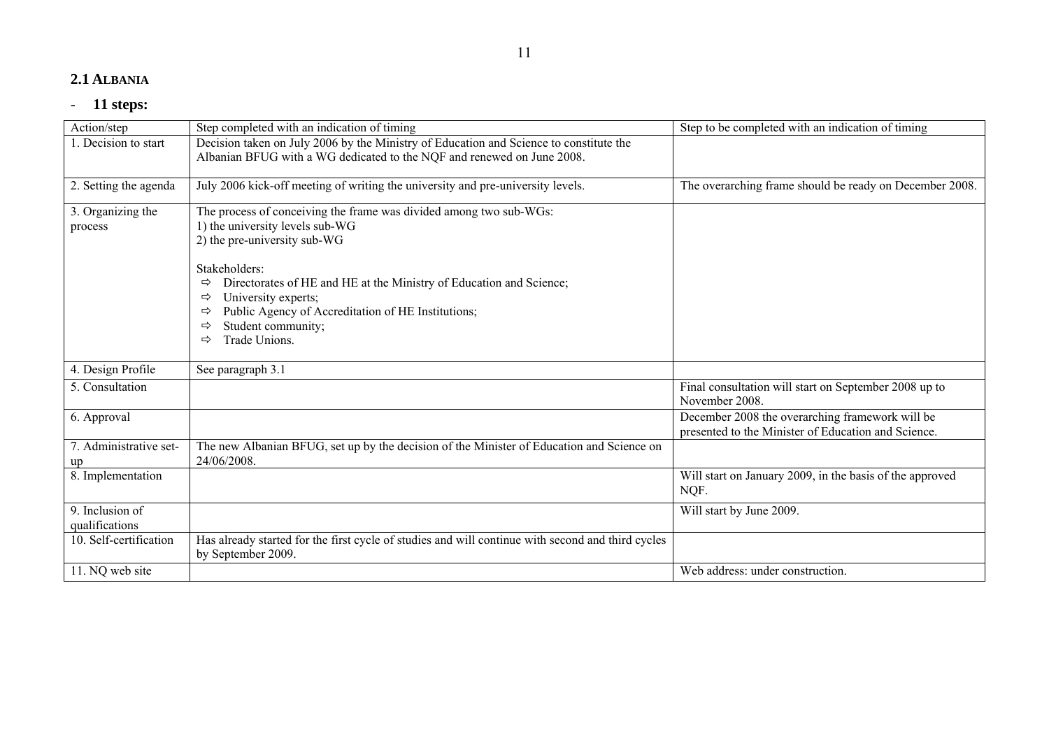## 2.1 Albania

- **11 steps:**

| Action/step | Step completed with an indication of timing | Step to be completed with an indication of timing |
|---|---|---|
| 1. Decision to start | Decision taken on July 2006 by the Ministry of Education and Science to constitute the Albanian BFUG with a WG dedicated to the NQF and renewed on June 2008. | |
| 2. Setting the agenda | July 2006 kick-off meeting of writing the university and pre-university levels. | The overarching frame should be ready on December 2008. |
| 3. Organizing the process | The process of conceiving the frame was divided among two sub-WGs:<br>1) the university levels sub-WG<br>2) the pre-university sub-WG<br><br>Stakeholders:<br>⇨ Directorates of HE and HE at the Ministry of Education and Science;<br>⇨ University experts;<br>⇨ Public Agency of Accreditation of HE Institutions;<br>⇨ Student community;<br>⇨ Trade Unions. | |
| 4. Design Profile | See paragraph 3.1 | |
| 5. Consultation | | Final consultation will start on September 2008 up to November 2008. |
| 6. Approval | | December 2008 the overarching framework will be presented to the Minister of Education and Science. |
| 7. Administrative set-up | The new Albanian BFUG, set up by the decision of the Minister of Education and Science on 24/06/2008. | |
| 8. Implementation | | Will start on January 2009, in the basis of the approved NQF. |
| 9. Inclusion of qualifications | | Will start by June 2009. |
| 10. Self-certification | Has already started for the first cycle of studies and will continue with second and third cycles by September 2009. | |
| 11. NQ web site | | Web address: under construction. |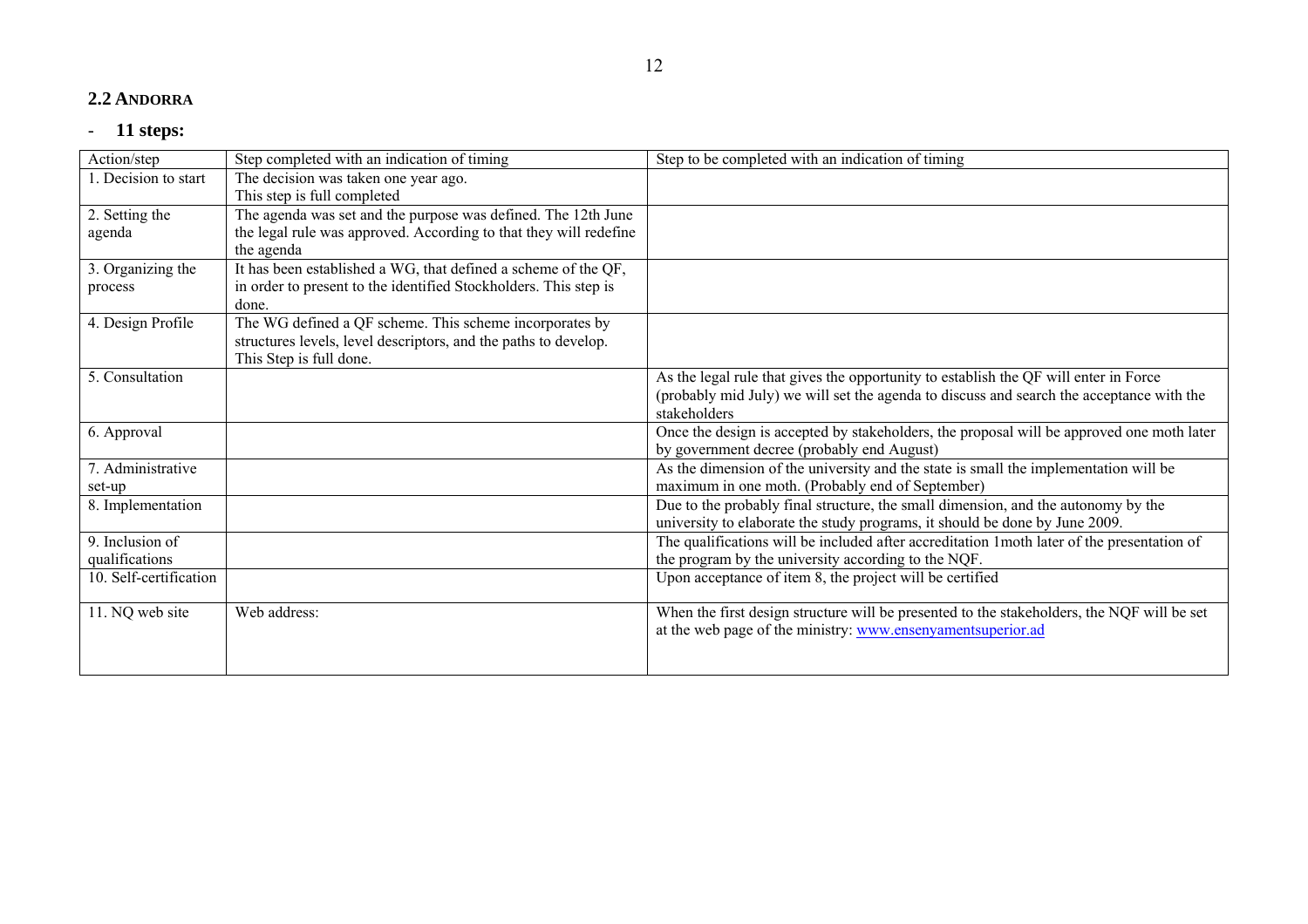## 2.2 ANDORRA

- **11 steps:**

| Action/step | Step completed with an indication of timing | Step to be completed with an indication of timing |
|---|---|---|
| 1. Decision to start | The decision was taken one year ago.<br>This step is full completed | |
| 2. Setting the agenda | The agenda was set and the purpose was defined. The 12th June the legal rule was approved. According to that they will redefine the agenda | |
| 3. Organizing the process | It has been established a WG, that defined a scheme of the QF, in order to present to the identified Stockholders. This step is done. | |
| 4. Design Profile | The WG defined a QF scheme. This scheme incorporates by structures levels, level descriptors, and the paths to develop.<br>This Step is full done. | |
| 5. Consultation | | As the legal rule that gives the opportunity to establish the QF will enter in Force (probably mid July) we will set the agenda to discuss and search the acceptance with the stakeholders |
| 6. Approval | | Once the design is accepted by stakeholders, the proposal will be approved one moth later by government decree (probably end August) |
| 7. Administrative set-up | | As the dimension of the university and the state is small the implementation will be maximum in one moth. (Probably end of September) |
| 8. Implementation | | Due to the probably final structure, the small dimension, and the autonomy by the university to elaborate the study programs, it should be done by June 2009. |
| 9. Inclusion of qualifications | | The qualifications will be included after accreditation 1moth later of the presentation of the program by the university according to the NQF. |
| 10. Self-certification | | Upon acceptance of item 8, the project will be certified |
| 11. NQ web site | Web address: | When the first design structure will be presented to the stakeholders, the NQF will be set at the web page of the ministry: www.ensenyamentsuperior.ad |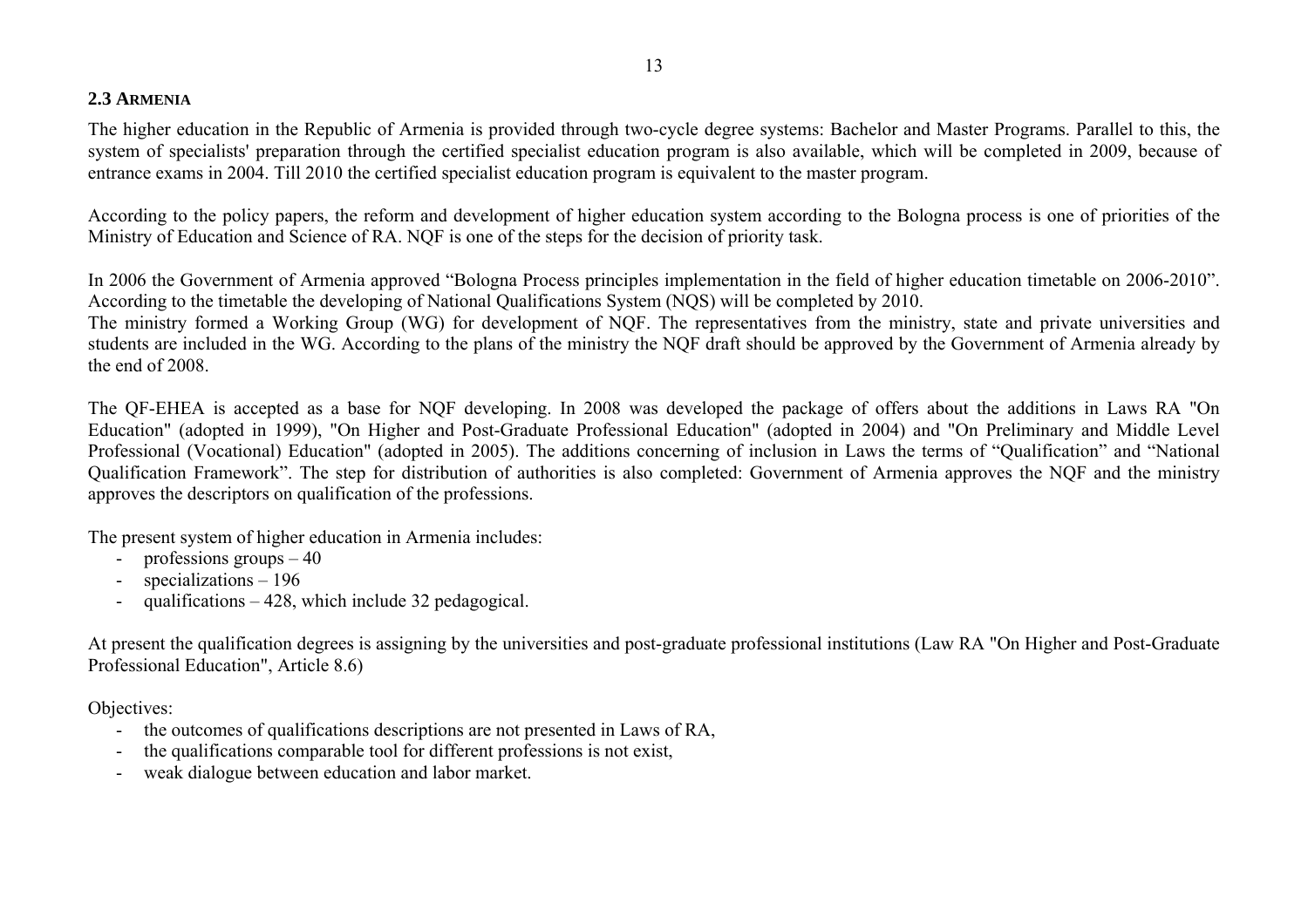### 2.3 Armenia

The higher education in the Republic of Armenia is provided through two-cycle degree systems: Bachelor and Master Programs. Parallel to this, the system of specialists' preparation through the certified specialist education program is also available, which will be completed in 2009, because of entrance exams in 2004. Till 2010 the certified specialist education program is equivalent to the master program.

According to the policy papers, the reform and development of higher education system according to the Bologna process is one of priorities of the Ministry of Education and Science of RA. NQF is one of the steps for the decision of priority task.

In 2006 the Government of Armenia approved "Bologna Process principles implementation in the field of higher education timetable on 2006-2010". According to the timetable the developing of National Qualifications System (NQS) will be completed by 2010.
The ministry formed a Working Group (WG) for development of NQF. The representatives from the ministry, state and private universities and students are included in the WG. According to the plans of the ministry the NQF draft should be approved by the Government of Armenia already by the end of 2008.

The QF-EHEA is accepted as a base for NQF developing. In 2008 was developed the package of offers about the additions in Laws RA "On Education" (adopted in 1999), "On Higher and Post-Graduate Professional Education" (adopted in 2004) and "On Preliminary and Middle Level Professional (Vocational) Education" (adopted in 2005). The additions concerning of inclusion in Laws the terms of "Qualification" and "National Qualification Framework". The step for distribution of authorities is also completed: Government of Armenia approves the NQF and the ministry approves the descriptors on qualification of the professions.

The present system of higher education in Armenia includes:

- professions groups – 40
- specializations – 196
- qualifications – 428, which include 32 pedagogical.

At present the qualification degrees is assigning by the universities and post-graduate professional institutions (Law RA "On Higher and Post-Graduate Professional Education", Article 8.6)

Objectives:

- the outcomes of qualifications descriptions are not presented in Laws of RA,
- the qualifications comparable tool for different professions is not exist,
- weak dialogue between education and labor market.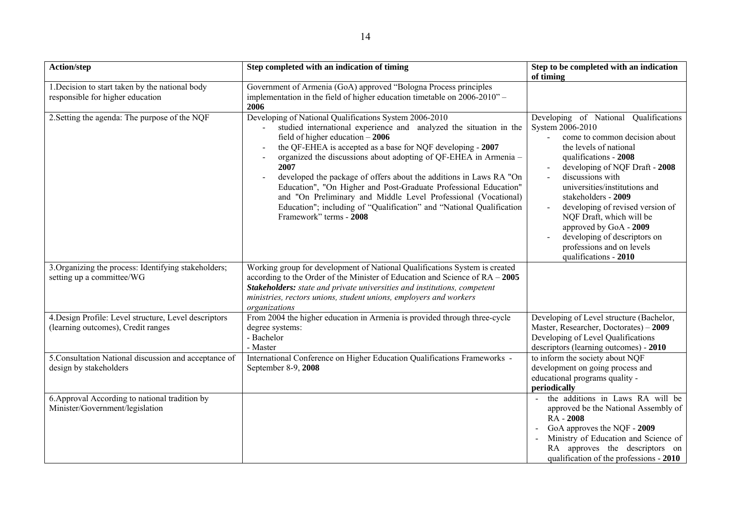| Action/step | Step completed with an indication of timing | Step to be completed with an indication of timing |
|---|---|---|
| 1.Decision to start taken by the national body responsible for higher education | Government of Armenia (GoA) approved "Bologna Process principles implementation in the field of higher education timetable on 2006-2010" – **2006** | |
| 2.Setting the agenda: The purpose of the NQF | Developing of National Qualifications System 2006-2010<br>- studied international experience and analyzed the situation in the field of higher education – **2006**<br>- the QF-EHEA is accepted as a base for NQF developing - **2007**<br>- organized the discussions about adopting of QF-EHEA in Armenia – **2007**<br>- developed the package of offers about the additions in Laws RA "On Education", "On Higher and Post-Graduate Professional Education" and "On Preliminary and Middle Level Professional (Vocational) Education"; including of "Qualification" and "National Qualification Framework" terms - **2008** | Developing of National Qualifications System 2006-2010<br>- come to common decision about the levels of national qualifications - **2008**<br>- developing of NQF Draft - **2008**<br>- discussions with universities/institutions and stakeholders - **2009**<br>- developing of revised version of NQF Draft, which will be approved by GoA - **2009**<br>- developing of descriptors on professions and on levels qualifications - **2010** |
| 3.Organizing the process: Identifying stakeholders; setting up a committee/WG | Working group for development of National Qualifications System is created according to the Order of the Minister of Education and Science of RA – **2005**<br>***Stakeholders:*** *state and private universities and institutions, competent ministries, rectors unions, student unions, employers and workers organizations* | |
| 4.Design Profile: Level structure, Level descriptors (learning outcomes), Credit ranges | From 2004 the higher education in Armenia is provided through three-cycle degree systems:<br>- Bachelor<br>- Master | Developing of Level structure (Bachelor, Master, Researcher, Doctorates) – **2009**<br>Developing of Level Qualifications descriptors (learning outcomes) - **2010** |
| 5.Consultation National discussion and acceptance of design by stakeholders | International Conference on Higher Education Qualifications Frameworks - September 8-9, **2008** | to inform the society about NQF development on going process and educational programs quality - **periodically** |
| 6.Approval According to national tradition by Minister/Government/legislation | | - the additions in Laws RA will be approved be the National Assembly of RA - **2008**<br>- GoA approves the NQF - **2009**<br>- Ministry of Education and Science of RA approves the descriptors on qualification of the professions - **2010** |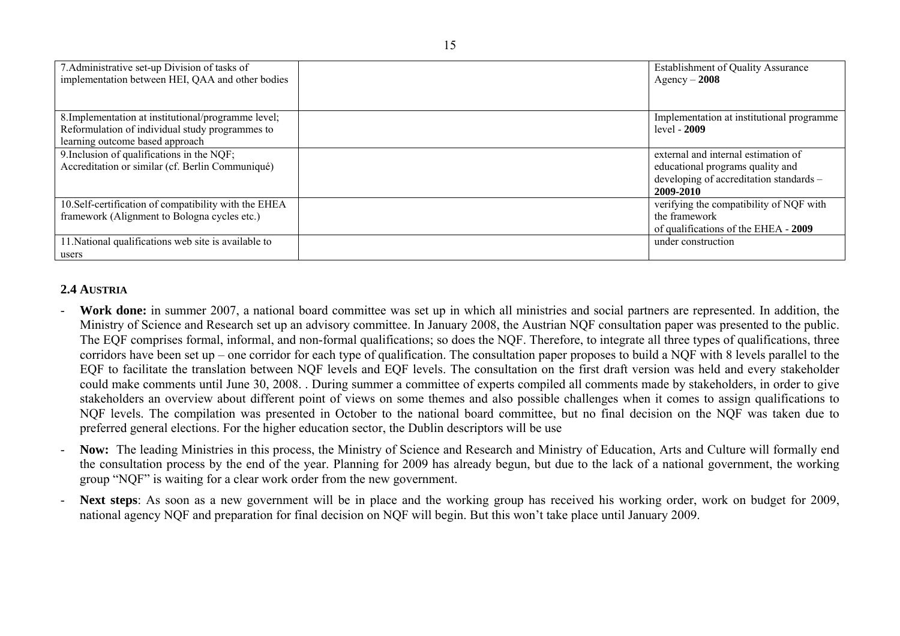| 7.Administrative set-up Division of tasks of implementation between HEI, QAA and other bodies | | Establishment of Quality Assurance Agency – **2008** |
|---|---|---|
| 8.Implementation at institutional/programme level; Reformulation of individual study programmes to learning outcome based approach | | Implementation at institutional programme level - **2009** |
| 9.Inclusion of qualifications in the NQF; Accreditation or similar (cf. Berlin Communiqué) | | external and internal estimation of educational programs quality and developing of accreditation standards – **2009-2010** |
| 10.Self-certification of compatibility with the EHEA framework (Alignment to Bologna cycles etc.) | | verifying the compatibility of NQF with the framework of qualifications of the EHEA - **2009** |
| 11.National qualifications web site is available to users | | under construction |

### 2.4 AUSTRIA

- **Work done:** in summer 2007, a national board committee was set up in which all ministries and social partners are represented. In addition, the Ministry of Science and Research set up an advisory committee. In January 2008, the Austrian NQF consultation paper was presented to the public. The EQF comprises formal, informal, and non-formal qualifications; so does the NQF. Therefore, to integrate all three types of qualifications, three corridors have been set up – one corridor for each type of qualification. The consultation paper proposes to build a NQF with 8 levels parallel to the EQF to facilitate the translation between NQF levels and EQF levels. The consultation on the first draft version was held and every stakeholder could make comments until June 30, 2008. . During summer a committee of experts compiled all comments made by stakeholders, in order to give stakeholders an overview about different point of views on some themes and also possible challenges when it comes to assign qualifications to NQF levels. The compilation was presented in October to the national board committee, but no final decision on the NQF was taken due to preferred general elections. For the higher education sector, the Dublin descriptors will be use
- **Now:** The leading Ministries in this process, the Ministry of Science and Research and Ministry of Education, Arts and Culture will formally end the consultation process by the end of the year. Planning for 2009 has already begun, but due to the lack of a national government, the working group "NQF" is waiting for a clear work order from the new government.
- **Next steps**: As soon as a new government will be in place and the working group has received his working order, work on budget for 2009, national agency NQF and preparation for final decision on NQF will begin. But this won't take place until January 2009.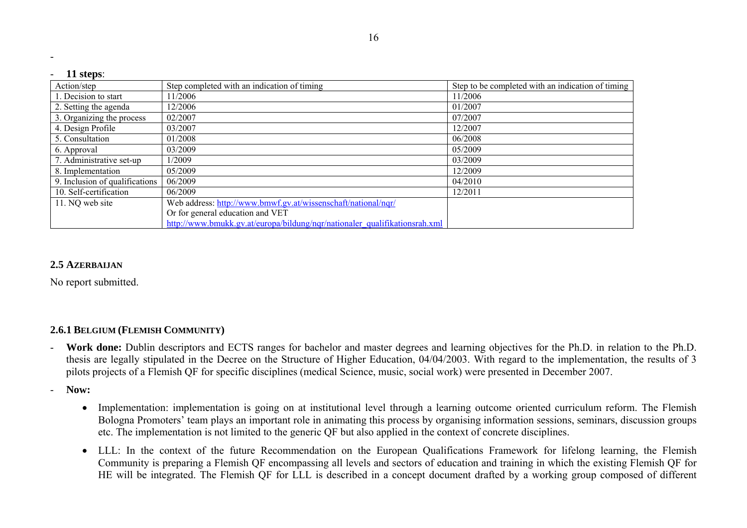-

- **11 steps**:

| Action/step | Step completed with an indication of timing | Step to be completed with an indication of timing |
|---|---|---|
| 1. Decision to start | 11/2006 | 11/2006 |
| 2. Setting the agenda | 12/2006 | 01/2007 |
| 3. Organizing the process | 02/2007 | 07/2007 |
| 4. Design Profile | 03/2007 | 12/2007 |
| 5. Consultation | 01/2008 | 06/2008 |
| 6. Approval | 03/2009 | 05/2009 |
| 7. Administrative set-up | 1/2009 | 03/2009 |
| 8. Implementation | 05/2009 | 12/2009 |
| 9. Inclusion of qualifications | 06/2009 | 04/2010 |
| 10. Self-certification | 06/2009 | 12/2011 |
| 11. NQ web site | Web address: http://www.bmwf.gv.at/wissenschaft/national/nqr/ Or for general education and VET http://www.bmukk.gv.at/europa/bildung/nqr/nationaler_qualifikationsrah.xml | |

### 2.5 Azerbaijan

No report submitted.

### 2.6.1 Belgium (Flemish Community)

- **Work done:** Dublin descriptors and ECTS ranges for bachelor and master degrees and learning objectives for the Ph.D. in relation to the Ph.D. thesis are legally stipulated in the Decree on the Structure of Higher Education, 04/04/2003. With regard to the implementation, the results of 3 pilots projects of a Flemish QF for specific disciplines (medical Science, music, social work) were presented in December 2007.

- **Now:**

    - Implementation: implementation is going on at institutional level through a learning outcome oriented curriculum reform. The Flemish Bologna Promoters' team plays an important role in animating this process by organising information sessions, seminars, discussion groups etc. The implementation is not limited to the generic QF but also applied in the context of concrete disciplines.

    - LLL: In the context of the future Recommendation on the European Qualifications Framework for lifelong learning, the Flemish Community is preparing a Flemish QF encompassing all levels and sectors of education and training in which the existing Flemish QF for HE will be integrated. The Flemish QF for LLL is described in a concept document drafted by a working group composed of different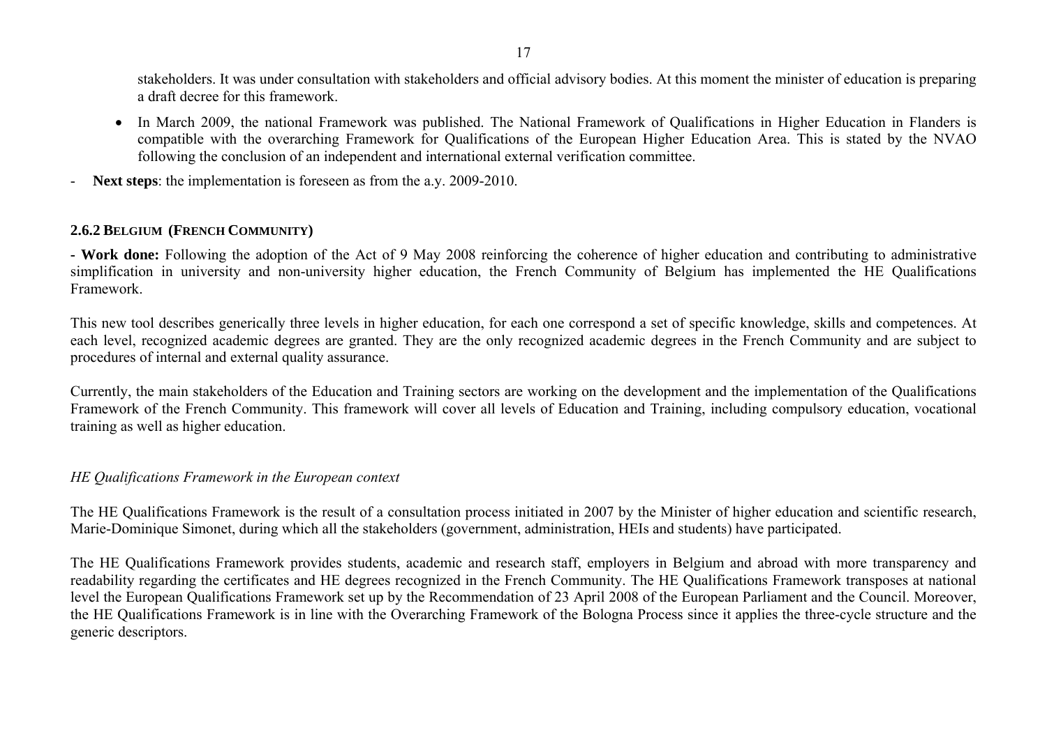stakeholders. It was under consultation with stakeholders and official advisory bodies. At this moment the minister of education is preparing a draft decree for this framework.

- In March 2009, the national Framework was published. The National Framework of Qualifications in Higher Education in Flanders is compatible with the overarching Framework for Qualifications of the European Higher Education Area. This is stated by the NVAO following the conclusion of an independent and international external verification committee.

- **Next steps**: the implementation is foreseen as from the a.y. 2009-2010.

### 2.6.2 Belgium (French Community)

**- Work done:** Following the adoption of the Act of 9 May 2008 reinforcing the coherence of higher education and contributing to administrative simplification in university and non-university higher education, the French Community of Belgium has implemented the HE Qualifications Framework.

This new tool describes generically three levels in higher education, for each one correspond a set of specific knowledge, skills and competences. At each level, recognized academic degrees are granted. They are the only recognized academic degrees in the French Community and are subject to procedures of internal and external quality assurance.

Currently, the main stakeholders of the Education and Training sectors are working on the development and the implementation of the Qualifications Framework of the French Community. This framework will cover all levels of Education and Training, including compulsory education, vocational training as well as higher education.

*HE Qualifications Framework in the European context*

The HE Qualifications Framework is the result of a consultation process initiated in 2007 by the Minister of higher education and scientific research, Marie-Dominique Simonet, during which all the stakeholders (government, administration, HEIs and students) have participated.

The HE Qualifications Framework provides students, academic and research staff, employers in Belgium and abroad with more transparency and readability regarding the certificates and HE degrees recognized in the French Community. The HE Qualifications Framework transposes at national level the European Qualifications Framework set up by the Recommendation of 23 April 2008 of the European Parliament and the Council. Moreover, the HE Qualifications Framework is in line with the Overarching Framework of the Bologna Process since it applies the three-cycle structure and the generic descriptors.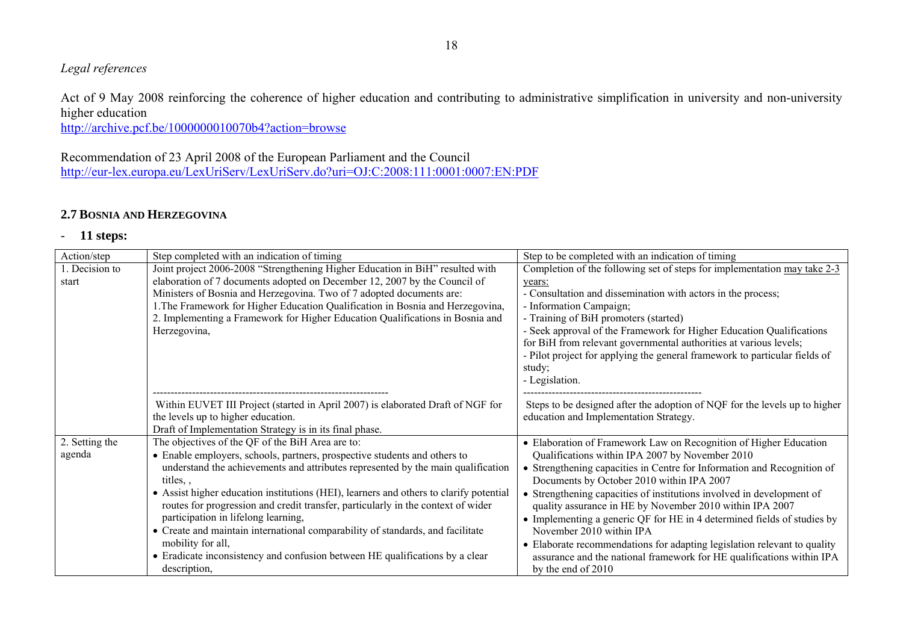*Legal references*

Act of 9 May 2008 reinforcing the coherence of higher education and contributing to administrative simplification in university and non-university higher education
http://archive.pcf.be/1000000010070b4?action=browse

Recommendation of 23 April 2008 of the European Parliament and the Council
http://eur-lex.europa.eu/LexUriServ/LexUriServ.do?uri=OJ:C:2008:111:0001:0007:EN:PDF

## 2.7 Bosnia and Herzegovina

- **11 steps:**

| Action/step | Step completed with an indication of timing | Step to be completed with an indication of timing |
|---|---|---|
| 1. Decision to start | Joint project 2006-2008 "Strengthening Higher Education in BiH" resulted with elaboration of 7 documents adopted on December 12, 2007 by the Council of Ministers of Bosnia and Herzegovina. Two of 7 adopted documents are:<br>1.The Framework for Higher Education Qualification in Bosnia and Herzegovina,<br>2. Implementing a Framework for Higher Education Qualifications in Bosnia and Herzegovina,<br>------------------------------------------------------------------<br>Within EUVET III Project (started in April 2007) is elaborated Draft of NGF for the levels up to higher education.<br>Draft of Implementation Strategy is in its final phase. | Completion of the following set of steps for implementation may take 2-3 years:<br>- Consultation and dissemination with actors in the process;<br>- Information Campaign;<br>- Training of BiH promoters (started)<br>- Seek approval of the Framework for Higher Education Qualifications for BiH from relevant governmental authorities at various levels;<br>- Pilot project for applying the general framework to particular fields of study;<br>- Legislation.<br>--------------------------------------------------<br>Steps to be designed after the adoption of NQF for the levels up to higher education and Implementation Strategy. |
| 2. Setting the agenda | The objectives of the QF of the BiH Area are to:<br>• Enable employers, schools, partners, prospective students and others to understand the achievements and attributes represented by the main qualification titles, ,<br>• Assist higher education institutions (HEI), learners and others to clarify potential routes for progression and credit transfer, particularly in the context of wider participation in lifelong learning,<br>• Create and maintain international comparability of standards, and facilitate mobility for all,<br>• Eradicate inconsistency and confusion between HE qualifications by a clear description, | • Elaboration of Framework Law on Recognition of Higher Education Qualifications within IPA 2007 by November 2010<br>• Strengthening capacities in Centre for Information and Recognition of Documents by October 2010 within IPA 2007<br>• Strengthening capacities of institutions involved in development of quality assurance in HE by November 2010 within IPA 2007<br>• Implementing a generic QF for HE in 4 determined fields of studies by November 2010 within IPA<br>• Elaborate recommendations for adapting legislation relevant to quality assurance and the national framework for HE qualifications within IPA by the end of 2010 |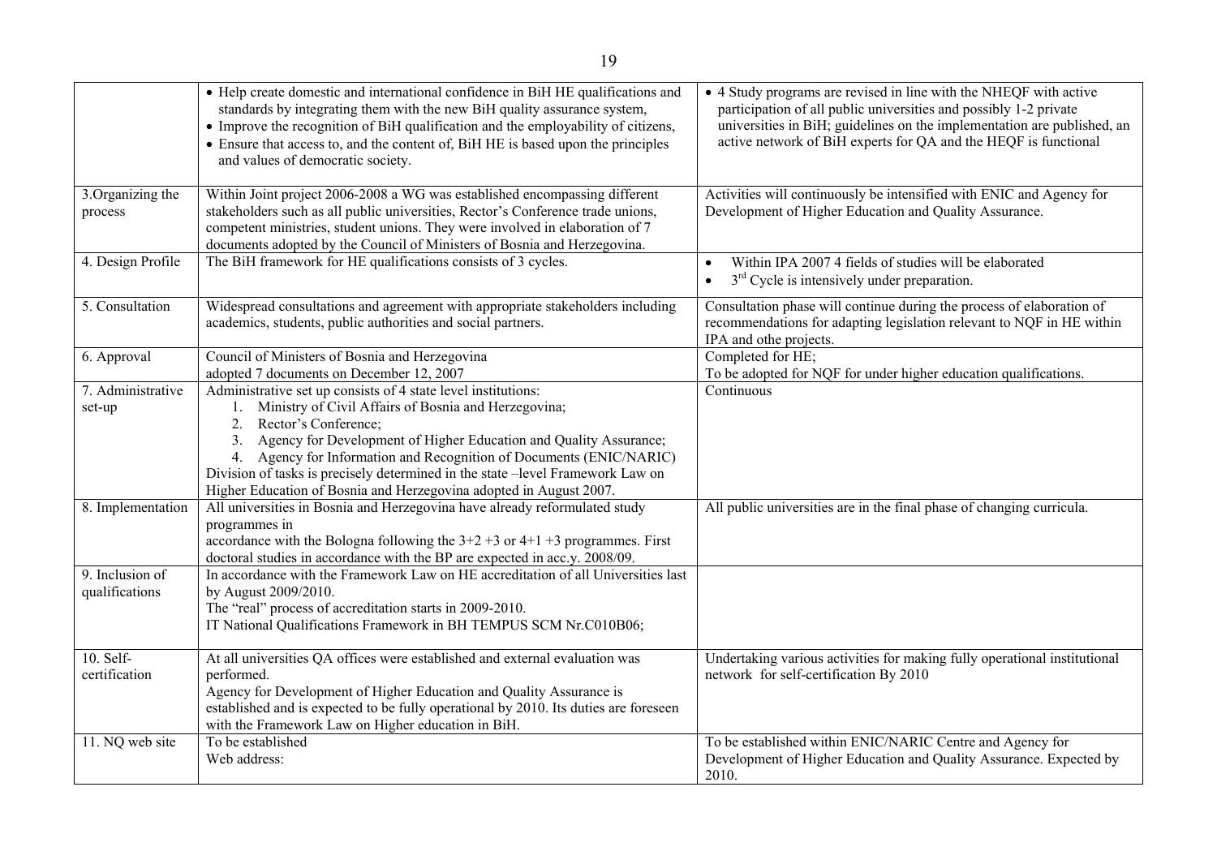| | | |
|---|---|---|
| | • Help create domestic and international confidence in BiH HE qualifications and standards by integrating them with the new BiH quality assurance system,<br>• Improve the recognition of BiH qualification and the employability of citizens,<br>• Ensure that access to, and the content of, BiH HE is based upon the principles and values of democratic society. | • 4 Study programs are revised in line with the NHEQF with active participation of all public universities and possibly 1-2 private universities in BiH; guidelines on the implementation are published, an active network of BiH experts for QA and the HEQF is functional |
| 3.Organizing the process | Within Joint project 2006-2008 a WG was established encompassing different stakeholders such as all public universities, Rector's Conference trade unions, competent ministries, student unions. They were involved in elaboration of 7 documents adopted by the Council of Ministers of Bosnia and Herzegovina. | Activities will continuously be intensified with ENIC and Agency for Development of Higher Education and Quality Assurance. |
| 4. Design Profile | The BiH framework for HE qualifications consists of 3 cycles. | • Within IPA 2007 4 fields of studies will be elaborated<br>• 3rd Cycle is intensively under preparation. |
| 5. Consultation | Widespread consultations and agreement with appropriate stakeholders including academics, students, public authorities and social partners. | Consultation phase will continue during the process of elaboration of recommendations for adapting legislation relevant to NQF in HE within IPA and othe projects. |
| 6. Approval | Council of Ministers of Bosnia and Herzegovina<br>adopted 7 documents on December 12, 2007 | Completed for HE;<br>To be adopted for NQF for under higher education qualifications. |
| 7. Administrative set-up | Administrative set up consists of 4 state level institutions:<br>1. Ministry of Civil Affairs of Bosnia and Herzegovina;<br>2. Rector's Conference;<br>3. Agency for Development of Higher Education and Quality Assurance;<br>4. Agency for Information and Recognition of Documents (ENIC/NARIC)<br>Division of tasks is precisely determined in the state –level Framework Law on Higher Education of Bosnia and Herzegovina adopted in August 2007. | Continuous |
| 8. Implementation | All universities in Bosnia and Herzegovina have already reformulated study programmes in<br>accordance with the Bologna following the 3+2 +3 or 4+1 +3 programmes. First doctoral studies in accordance with the BP are expected in acc.y. 2008/09. | All public universities are in the final phase of changing curricula. |
| 9. Inclusion of qualifications | In accordance with the Framework Law on HE accreditation of all Universities last by August 2009/2010.<br>The "real" process of accreditation starts in 2009-2010.<br>IT National Qualifications Framework in BH TEMPUS SCM Nr.C010B06; | |
| 10. Self-certification | At all universities QA offices were established and external evaluation was performed.<br>Agency for Development of Higher Education and Quality Assurance is established and is expected to be fully operational by 2010. Its duties are foreseen with the Framework Law on Higher education in BiH. | Undertaking various activities for making fully operational institutional network for self-certification By 2010 |
| 11. NQ web site | To be established<br>Web address: | To be established within ENIC/NARIC Centre and Agency for Development of Higher Education and Quality Assurance. Expected by 2010. |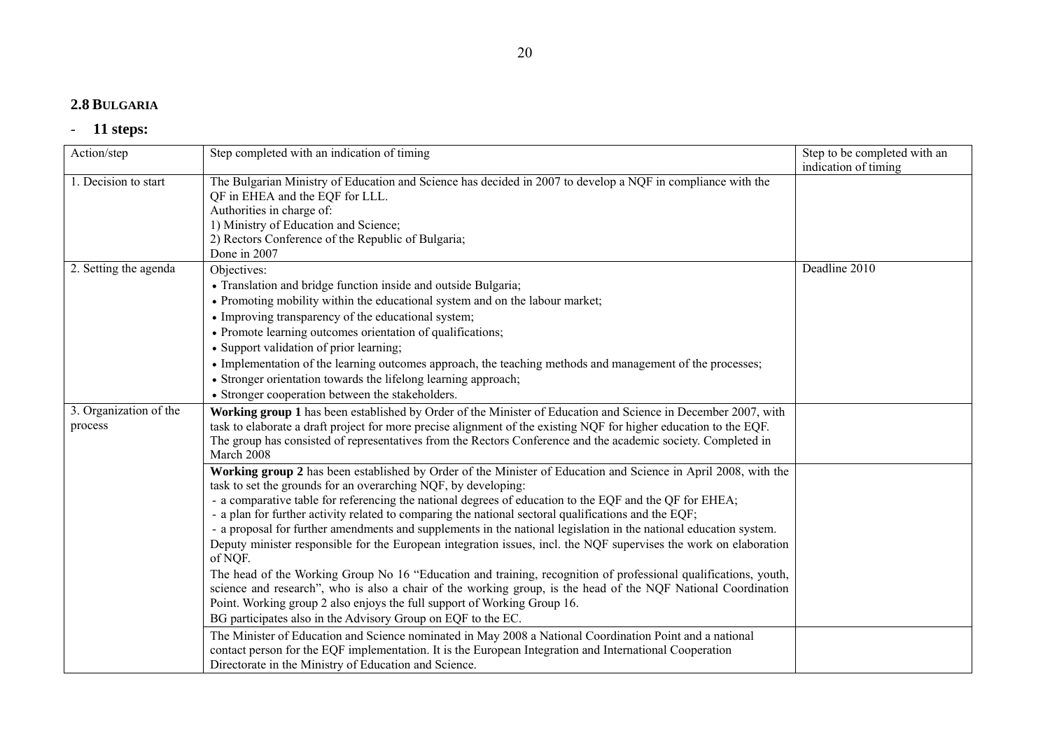## 2.8 BULGARIA

- **11 steps:**

| Action/step | Step completed with an indication of timing | Step to be completed with an indication of timing |
|---|---|---|
| 1. Decision to start | The Bulgarian Ministry of Education and Science has decided in 2007 to develop a NQF in compliance with the QF in EHEA and the EQF for LLL.<br>Authorities in charge of:<br>1) Ministry of Education and Science;<br>2) Rectors Conference of the Republic of Bulgaria;<br>Done in 2007 | |
| 2. Setting the agenda | Objectives:<br>• Translation and bridge function inside and outside Bulgaria;<br>• Promoting mobility within the educational system and on the labour market;<br>• Improving transparency of the educational system;<br>• Promote learning outcomes orientation of qualifications;<br>• Support validation of prior learning;<br>• Implementation of the learning outcomes approach, the teaching methods and management of the processes;<br>• Stronger orientation towards the lifelong learning approach;<br>• Stronger cooperation between the stakeholders. | Deadline 2010 |
| 3. Organization of the process | **Working group 1** has been established by Order of the Minister of Education and Science in December 2007, with task to elaborate a draft project for more precise alignment of the existing NQF for higher education to the EQF. The group has consisted of representatives from the Rectors Conference and the academic society. Completed in March 2008 | |
| | **Working group 2** has been established by Order of the Minister of Education and Science in April 2008, with the task to set the grounds for an overarching NQF, by developing:<br>- a comparative table for referencing the national degrees of education to the EQF and the QF for EHEA;<br>- a plan for further activity related to comparing the national sectoral qualifications and the EQF;<br>- a proposal for further amendments and supplements in the national legislation in the national education system.<br>Deputy minister responsible for the European integration issues, incl. the NQF supervises the work on elaboration of NQF.<br>The head of the Working Group No 16 "Education and training, recognition of professional qualifications, youth, science and research", who is also a chair of the working group, is the head of the NQF National Coordination Point. Working group 2 also enjoys the full support of Working Group 16.<br>BG participates also in the Advisory Group on EQF to the EC. | |
| | The Minister of Education and Science nominated in May 2008 a National Coordination Point and a national contact person for the EQF implementation. It is the European Integration and International Cooperation Directorate in the Ministry of Education and Science. | |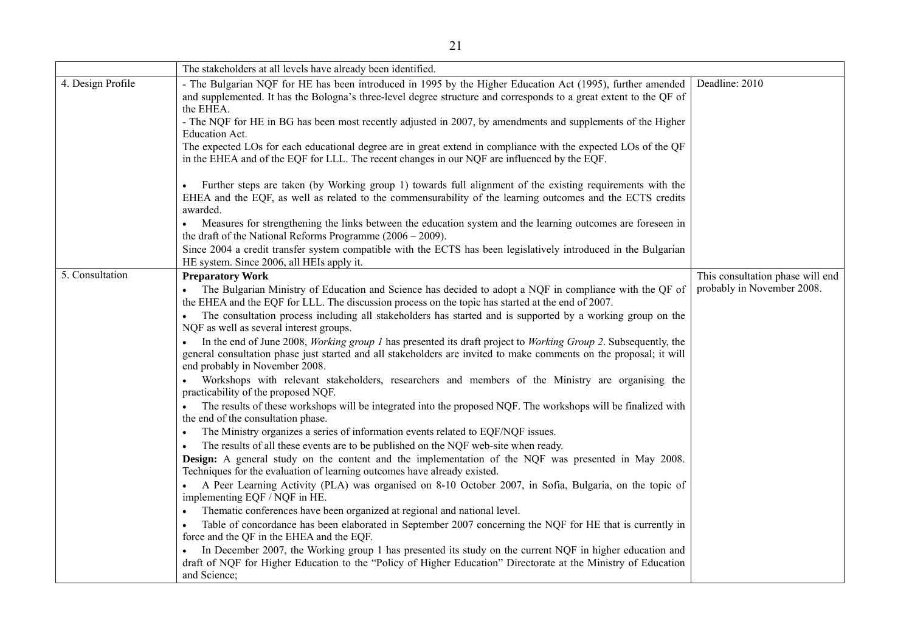|  |  |  |
|---|---|---|
|  | The stakeholders at all levels have already been identified. |  |
| 4. Design Profile | - The Bulgarian NQF for HE has been introduced in 1995 by the Higher Education Act (1995), further amended and supplemented. It has the Bologna's three-level degree structure and corresponds to a great extent to the QF of the EHEA.<br>- The NQF for HE in BG has been most recently adjusted in 2007, by amendments and supplements of the Higher Education Act.<br>The expected LOs for each educational degree are in great extend in compliance with the expected LOs of the QF in the EHEA and of the EQF for LLL. The recent changes in our NQF are influenced by the EQF.<br><br>• Further steps are taken (by Working group 1) towards full alignment of the existing requirements with the EHEA and the EQF, as well as related to the commensurability of the learning outcomes and the ECTS credits awarded.<br>• Measures for strengthening the links between the education system and the learning outcomes are foreseen in the draft of the National Reforms Programme (2006 – 2009).<br>Since 2004 a credit transfer system compatible with the ECTS has been legislatively introduced in the Bulgarian HE system. Since 2006, all HEIs apply it. | Deadline: 2010 |
| 5. Consultation | **Preparatory Work**<br>• The Bulgarian Ministry of Education and Science has decided to adopt a NQF in compliance with the QF of the EHEA and the EQF for LLL. The discussion process on the topic has started at the end of 2007.<br>• The consultation process including all stakeholders has started and is supported by a working group on the NQF as well as several interest groups.<br>• In the end of June 2008, *Working group 1* has presented its draft project to *Working Group 2*. Subsequently, the general consultation phase just started and all stakeholders are invited to make comments on the proposal; it will end probably in November 2008.<br>• Workshops with relevant stakeholders, researchers and members of the Ministry are organising the practicability of the proposed NQF.<br>• The results of these workshops will be integrated into the proposed NQF. The workshops will be finalized with the end of the consultation phase.<br>• The Ministry organizes a series of information events related to EQF/NQF issues.<br>• The results of all these events are to be published on the NQF web-site when ready.<br>**Design:** A general study on the content and the implementation of the NQF was presented in May 2008. Techniques for the evaluation of learning outcomes have already existed.<br>• A Peer Learning Activity (PLA) was organised on 8-10 October 2007, in Sofia, Bulgaria, on the topic of implementing EQF / NQF in HE.<br>• Thematic conferences have been organized at regional and national level.<br>• Table of concordance has been elaborated in September 2007 concerning the NQF for HE that is currently in force and the QF in the EHEA and the EQF.<br>• In December 2007, the Working group 1 has presented its study on the current NQF in higher education and draft of NQF for Higher Education to the "Policy of Higher Education" Directorate at the Ministry of Education and Science; | This consultation phase will end probably in November 2008. |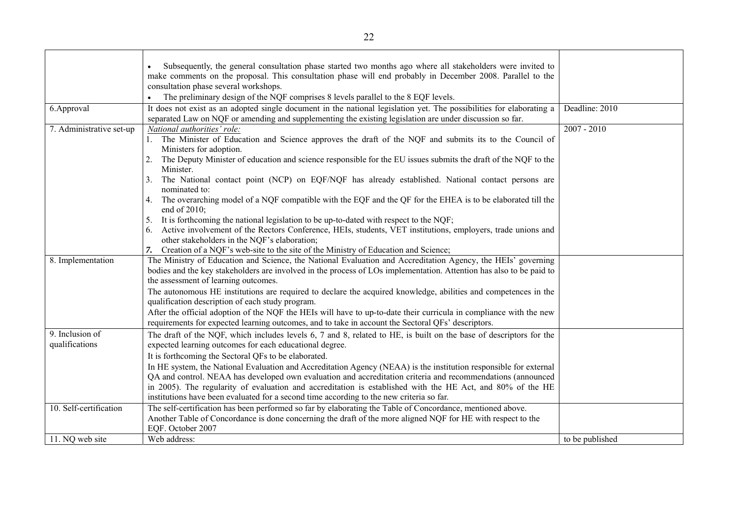| | | |
|---|---|---|
| | • Subsequently, the general consultation phase started two months ago where all stakeholders were invited to make comments on the proposal. This consultation phase will end probably in December 2008. Parallel to the consultation phase several workshops.<br>• The preliminary design of the NQF comprises 8 levels parallel to the 8 EQF levels. | |
| 6.Approval | It does not exist as an adopted single document in the national legislation yet. The possibilities for elaborating a separated Law on NQF or amending and supplementing the existing legislation are under discussion so far. | Deadline: 2010 |
| 7. Administrative set-up | *National authorities' role:*<br>1. The Minister of Education and Science approves the draft of the NQF and submits its to the Council of Ministers for adoption.<br>2. The Deputy Minister of education and science responsible for the EU issues submits the draft of the NQF to the Minister.<br>3. The National contact point (NCP) on EQF/NQF has already established. National contact persons are nominated to:<br>4. The overarching model of a NQF compatible with the EQF and the QF for the EHEA is to be elaborated till the end of 2010;<br>5. It is forthcoming the national legislation to be up-to-dated with respect to the NQF;<br>6. Active involvement of the Rectors Conference, HEIs, students, VET institutions, employers, trade unions and other stakeholders in the NQF's elaboration;<br>***7.*** Creation of a NQF's web-site to the site of the Ministry of Education and Science; | 2007 - 2010 |
| 8. Implementation | The Ministry of Education and Science, the National Evaluation and Accreditation Agency, the HEIs' governing bodies and the key stakeholders are involved in the process of LOs implementation. Attention has also to be paid to the assessment of learning outcomes.<br>The autonomous HE institutions are required to declare the acquired knowledge, abilities and competences in the qualification description of each study program.<br>After the official adoption of the NQF the HEIs will have to up-to-date their curricula in compliance with the new requirements for expected learning outcomes, and to take in account the Sectoral QFs' descriptors. | |
| 9. Inclusion of qualifications | The draft of the NQF, which includes levels 6, 7 and 8, related to HE, is built on the base of descriptors for the expected learning outcomes for each educational degree.<br>It is forthcoming the Sectoral QFs to be elaborated.<br>In HE system, the National Evaluation and Accreditation Agency (NEAA) is the institution responsible for external QA and control. NEAA has developed own evaluation and accreditation criteria and recommendations (announced in 2005). The regularity of evaluation and accreditation is established with the HE Act, and 80% of the HE institutions have been evaluated for a second time according to the new criteria so far. | |
| 10. Self-certification | The self-certification has been performed so far by elaborating the Table of Concordance, mentioned above.<br>Another Table of Concordance is done concerning the draft of the more aligned NQF for HE with respect to the EQF. October 2007 | |
| 11. NQ web site | Web address: | to be published |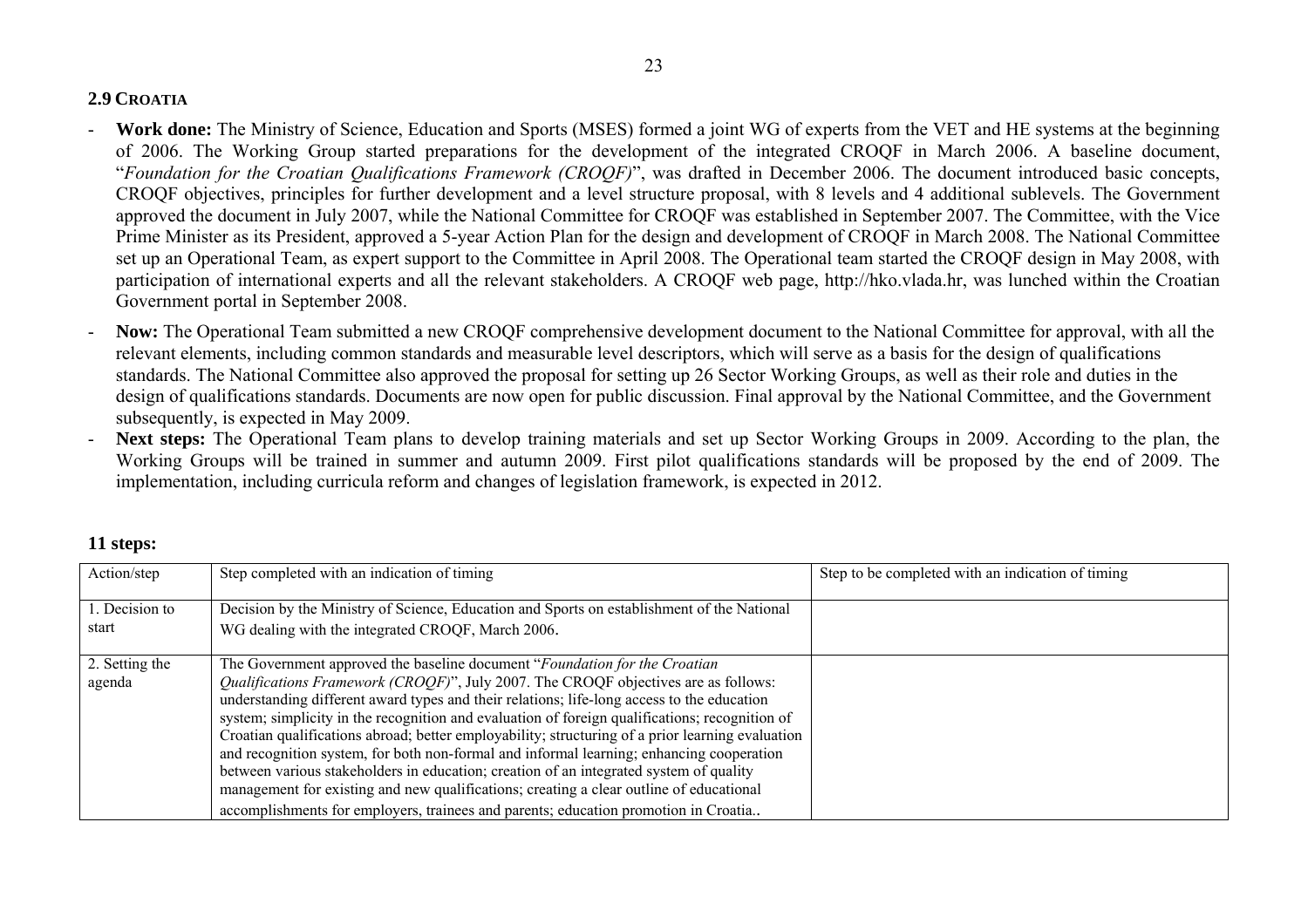## 2.9 CROATIA

- **Work done:** The Ministry of Science, Education and Sports (MSES) formed a joint WG of experts from the VET and HE systems at the beginning of 2006. The Working Group started preparations for the development of the integrated CROQF in March 2006. A baseline document, "*Foundation for the Croatian Qualifications Framework (CROQF)*", was drafted in December 2006. The document introduced basic concepts, CROQF objectives, principles for further development and a level structure proposal, with 8 levels and 4 additional sublevels. The Government approved the document in July 2007, while the National Committee for CROQF was established in September 2007. The Committee, with the Vice Prime Minister as its President, approved a 5-year Action Plan for the design and development of CROQF in March 2008. The National Committee set up an Operational Team, as expert support to the Committee in April 2008. The Operational team started the CROQF design in May 2008, with participation of international experts and all the relevant stakeholders. A CROQF web page, http://hko.vlada.hr, was lunched within the Croatian Government portal in September 2008.
- **Now:** The Operational Team submitted a new CROQF comprehensive development document to the National Committee for approval, with all the relevant elements, including common standards and measurable level descriptors, which will serve as a basis for the design of qualifications standards. The National Committee also approved the proposal for setting up 26 Sector Working Groups, as well as their role and duties in the design of qualifications standards. Documents are now open for public discussion. Final approval by the National Committee, and the Government subsequently, is expected in May 2009.
- **Next steps:** The Operational Team plans to develop training materials and set up Sector Working Groups in 2009. According to the plan, the Working Groups will be trained in summer and autumn 2009. First pilot qualifications standards will be proposed by the end of 2009. The implementation, including curricula reform and changes of legislation framework, is expected in 2012.

### 11 steps:

| Action/step | Step completed with an indication of timing | Step to be completed with an indication of timing |
|---|---|---|
| 1. Decision to start | Decision by the Ministry of Science, Education and Sports on establishment of the National WG dealing with the integrated CROQF, March 2006. | |
| 2. Setting the agenda | The Government approved the baseline document "*Foundation for the Croatian Qualifications Framework (CROQF)*", July 2007. The CROQF objectives are as follows: understanding different award types and their relations; life-long access to the education system; simplicity in the recognition and evaluation of foreign qualifications; recognition of Croatian qualifications abroad; better employability; structuring of a prior learning evaluation and recognition system, for both non-formal and informal learning; enhancing cooperation between various stakeholders in education; creation of an integrated system of quality management for existing and new qualifications; creating a clear outline of educational accomplishments for employers, trainees and parents; education promotion in Croatia.. | |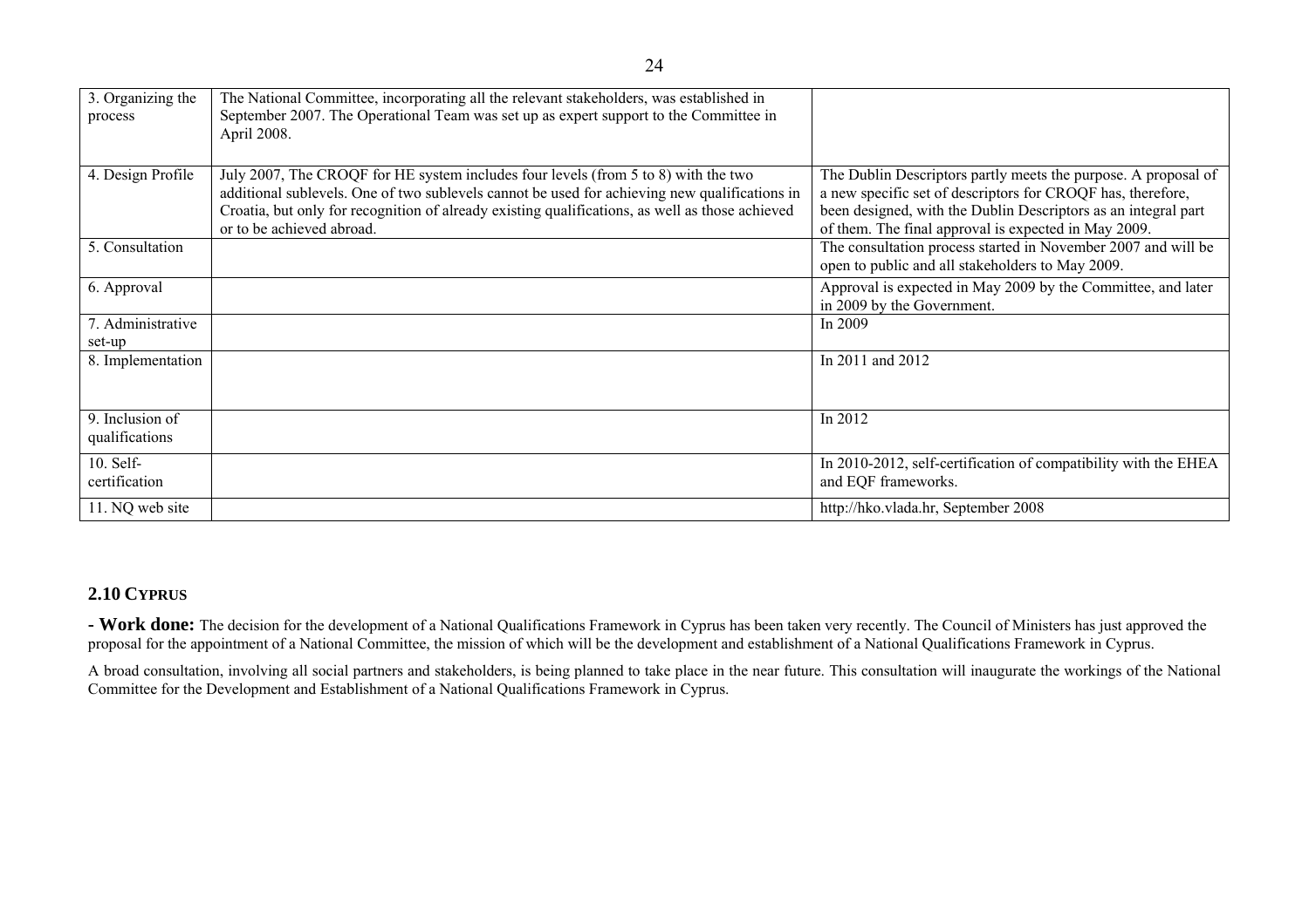| | | |
|---|---|---|
| 3. Organizing the process | The National Committee, incorporating all the relevant stakeholders, was established in September 2007. The Operational Team was set up as expert support to the Committee in April 2008. | |
| 4. Design Profile | July 2007, The CROQF for HE system includes four levels (from 5 to 8) with the two additional sublevels. One of two sublevels cannot be used for achieving new qualifications in Croatia, but only for recognition of already existing qualifications, as well as those achieved or to be achieved abroad. | The Dublin Descriptors partly meets the purpose. A proposal of a new specific set of descriptors for CROQF has, therefore, been designed, with the Dublin Descriptors as an integral part of them. The final approval is expected in May 2009. |
| 5. Consultation | | The consultation process started in November 2007 and will be open to public and all stakeholders to May 2009. |
| 6. Approval | | Approval is expected in May 2009 by the Committee, and later in 2009 by the Government. |
| 7. Administrative set-up | | In 2009 |
| 8. Implementation | | In 2011 and 2012 |
| 9. Inclusion of qualifications | | In 2012 |
| 10. Self-certification | | In 2010-2012, self-certification of compatibility with the EHEA and EQF frameworks. |
| 11. NQ web site | | http://hko.vlada.hr, September 2008 |

## 2.10 CYPRUS

**- Work done:** The decision for the development of a National Qualifications Framework in Cyprus has been taken very recently. The Council of Ministers has just approved the proposal for the appointment of a National Committee, the mission of which will be the development and establishment of a National Qualifications Framework in Cyprus.

A broad consultation, involving all social partners and stakeholders, is being planned to take place in the near future. This consultation will inaugurate the workings of the National Committee for the Development and Establishment of a National Qualifications Framework in Cyprus.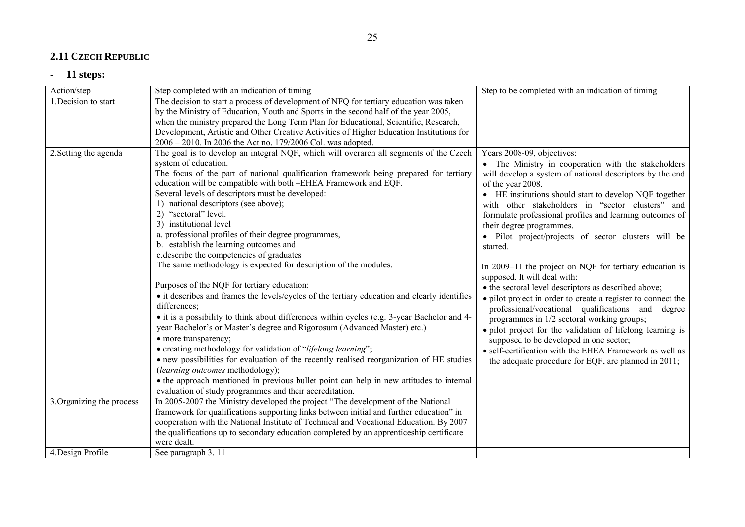## 2.11 Czech Republic

- **11 steps:**

| Action/step | Step completed with an indication of timing | Step to be completed with an indication of timing |
| --- | --- | --- |
| 1.Decision to start | The decision to start a process of development of NFQ for tertiary education was taken by the Ministry of Education, Youth and Sports in the second half of the year 2005, when the ministry prepared the Long Term Plan for Educational, Scientific, Research, Development, Artistic and Other Creative Activities of Higher Education Institutions for 2006 – 2010. In 2006 the Act no. 179/2006 Col. was adopted. | |
| 2.Setting the agenda | The goal is to develop an integral NQF, which will overarch all segments of the Czech system of education.<br>The focus of the part of national qualification framework being prepared for tertiary education will be compatible with both –EHEA Framework and EQF.<br>Several levels of descriptors must be developed:<br>1) national descriptors (see above);<br>2) "sectoral" level.<br>3) institutional level<br>a. professional profiles of their degree programmes,<br>b. establish the learning outcomes and<br>c.describe the competencies of graduates<br>The same methodology is expected for description of the modules.<br><br>Purposes of the NQF for tertiary education:<br>• it describes and frames the levels/cycles of the tertiary education and clearly identifies differences;<br>• it is a possibility to think about differences within cycles (e.g. 3-year Bachelor and 4-year Bachelor's or Master's degree and Rigorosum (Advanced Master) etc.)<br>• more transparency;<br>• creating methodology for validation of "*lifelong learning*";<br>• new possibilities for evaluation of the recently realised reorganization of HE studies (*learning outcomes* methodology);<br>• the approach mentioned in previous bullet point can help in new attitudes to internal evaluation of study programmes and their accreditation. | Years 2008-09, objectives:<br>• The Ministry in cooperation with the stakeholders will develop a system of national descriptors by the end of the year 2008.<br>• HE institutions should start to develop NQF together with other stakeholders in "sector clusters" and formulate professional profiles and learning outcomes of their degree programmes.<br>• Pilot project/projects of sector clusters will be started.<br><br>In 2009–11 the project on NQF for tertiary education is supposed. It will deal with:<br>• the sectoral level descriptors as described above;<br>• pilot project in order to create a register to connect the professional/vocational qualifications and degree programmes in 1/2 sectoral working groups;<br>• pilot project for the validation of lifelong learning is supposed to be developed in one sector;<br>• self-certification with the EHEA Framework as well as the adequate procedure for EQF, are planned in 2011; |
| 3.Organizing the process | In 2005-2007 the Ministry developed the project "The development of the National framework for qualifications supporting links between initial and further education" in cooperation with the National Institute of Technical and Vocational Education. By 2007 the qualifications up to secondary education completed by an apprenticeship certificate were dealt. | |
| 4.Design Profile | See paragraph 3. 11 | |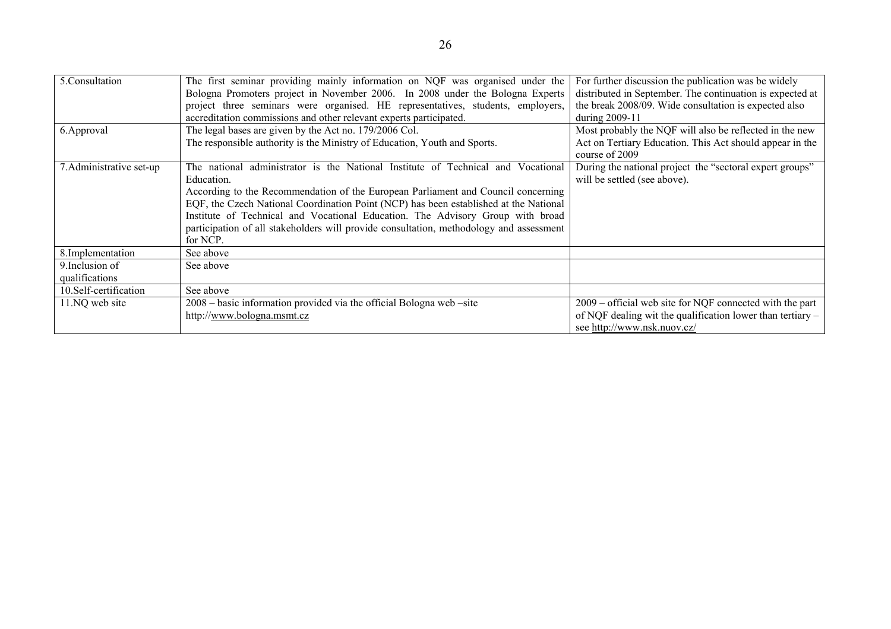| 5.Consultation | The first seminar providing mainly information on NQF was organised under the Bologna Promoters project in November 2006. In 2008 under the Bologna Experts project three seminars were organised. HE representatives, students, employers, accreditation commissions and other relevant experts participated. | For further discussion the publication was be widely distributed in September. The continuation is expected at the break 2008/09. Wide consultation is expected also during 2009-11 |
|---|---|---|
| 6.Approval | The legal bases are given by the Act no. 179/2006 Col.<br>The responsible authority is the Ministry of Education, Youth and Sports. | Most probably the NQF will also be reflected in the new Act on Tertiary Education. This Act should appear in the course of 2009 |
| 7.Administrative set-up | The national administrator is the National Institute of Technical and Vocational Education.<br>According to the Recommendation of the European Parliament and Council concerning EQF, the Czech National Coordination Point (NCP) has been established at the National Institute of Technical and Vocational Education. The Advisory Group with broad participation of all stakeholders will provide consultation, methodology and assessment for NCP. | During the national project the "sectoral expert groups" will be settled (see above). |
| 8.Implementation | See above | |
| 9.Inclusion of qualifications | See above | |
| 10.Self-certification | See above | |
| 11.NQ web site | 2008 – basic information provided via the official Bologna web –site http://www.bologna.msmt.cz | 2009 – official web site for NQF connected with the part of NQF dealing wit the qualification lower than tertiary – see http://www.nsk.nuov.cz/ |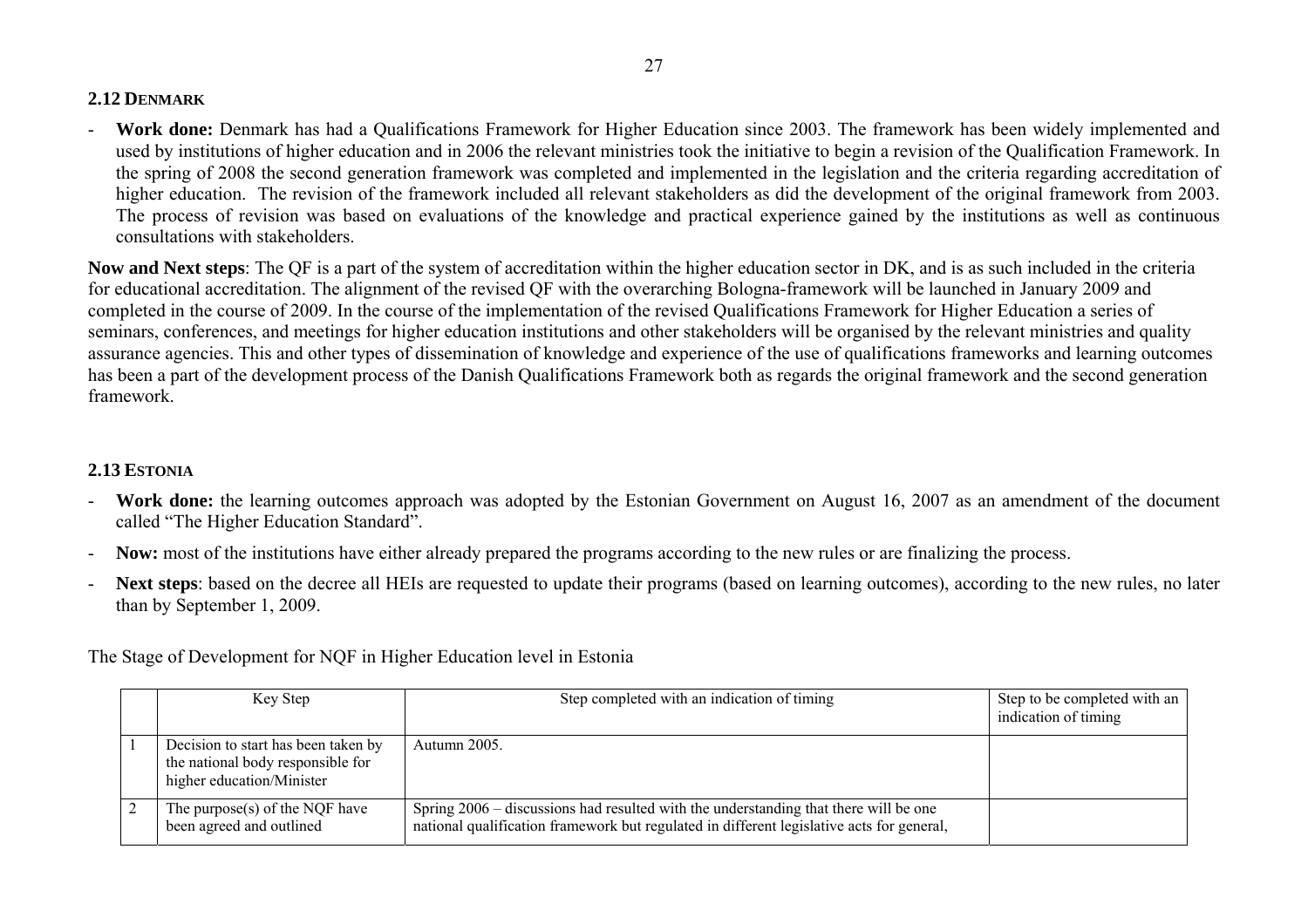## 2.12 Denmark

- **Work done:** Denmark has had a Qualifications Framework for Higher Education since 2003. The framework has been widely implemented and used by institutions of higher education and in 2006 the relevant ministries took the initiative to begin a revision of the Qualification Framework. In the spring of 2008 the second generation framework was completed and implemented in the legislation and the criteria regarding accreditation of higher education. The revision of the framework included all relevant stakeholders as did the development of the original framework from 2003. The process of revision was based on evaluations of the knowledge and practical experience gained by the institutions as well as continuous consultations with stakeholders.

**Now and Next steps**: The QF is a part of the system of accreditation within the higher education sector in DK, and is as such included in the criteria for educational accreditation. The alignment of the revised QF with the overarching Bologna-framework will be launched in January 2009 and completed in the course of 2009. In the course of the implementation of the revised Qualifications Framework for Higher Education a series of seminars, conferences, and meetings for higher education institutions and other stakeholders will be organised by the relevant ministries and quality assurance agencies. This and other types of dissemination of knowledge and experience of the use of qualifications frameworks and learning outcomes has been a part of the development process of the Danish Qualifications Framework both as regards the original framework and the second generation framework.

## 2.13 Estonia

- **Work done:** the learning outcomes approach was adopted by the Estonian Government on August 16, 2007 as an amendment of the document called "The Higher Education Standard".
- **Now:** most of the institutions have either already prepared the programs according to the new rules or are finalizing the process.
- **Next steps**: based on the decree all HEIs are requested to update their programs (based on learning outcomes), according to the new rules, no later than by September 1, 2009.

The Stage of Development for NQF in Higher Education level in Estonia

| | Key Step | Step completed with an indication of timing | Step to be completed with an indication of timing |
|---|---|---|---|
| 1 | Decision to start has been taken by the national body responsible for higher education/Minister | Autumn 2005. | |
| 2 | The purpose(s) of the NQF have been agreed and outlined | Spring 2006 – discussions had resulted with the understanding that there will be one national qualification framework but regulated in different legislative acts for general, | |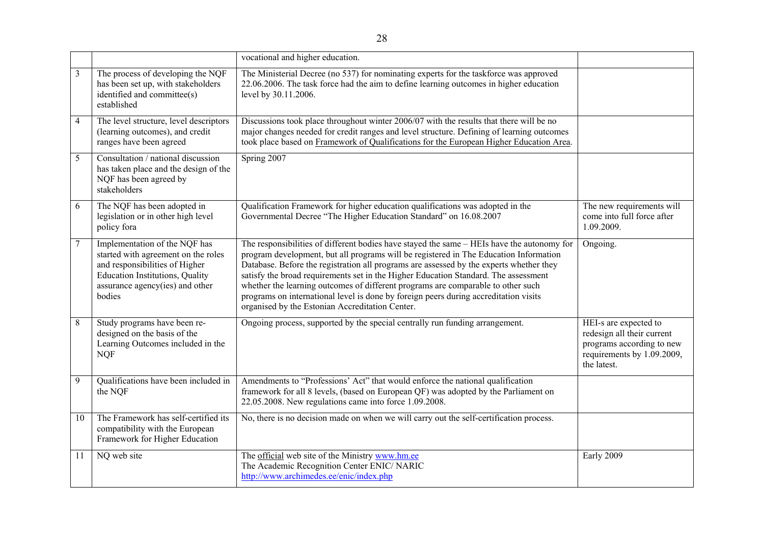| | | | |
|---|---|---|---|
| | | vocational and higher education. | |
| 3 | The process of developing the NQF has been set up, with stakeholders identified and committee(s) established | The Ministerial Decree (no 537) for nominating experts for the taskforce was approved 22.06.2006. The task force had the aim to define learning outcomes in higher education level by 30.11.2006. | |
| 4 | The level structure, level descriptors (learning outcomes), and credit ranges have been agreed | Discussions took place throughout winter 2006/07 with the results that there will be no major changes needed for credit ranges and level structure. Defining of learning outcomes took place based on Framework of Qualifications for the European Higher Education Area. | |
| 5 | Consultation / national discussion has taken place and the design of the NQF has been agreed by stakeholders | Spring 2007 | |
| 6 | The NQF has been adopted in legislation or in other high level policy fora | Qualification Framework for higher education qualifications was adopted in the Governmental Decree "The Higher Education Standard" on 16.08.2007 | The new requirements will come into full force after 1.09.2009. |
| 7 | Implementation of the NQF has started with agreement on the roles and responsibilities of Higher Education Institutions, Quality assurance agency(ies) and other bodies | The responsibilities of different bodies have stayed the same – HEIs have the autonomy for program development, but all programs will be registered in The Education Information Database. Before the registration all programs are assessed by the experts whether they satisfy the broad requirements set in the Higher Education Standard. The assessment whether the learning outcomes of different programs are comparable to other such programs on international level is done by foreign peers during accreditation visits organised by the Estonian Accreditation Center. | Ongoing. |
| 8 | Study programs have been re-designed on the basis of the Learning Outcomes included in the NQF | Ongoing process, supported by the special centrally run funding arrangement. | HEI-s are expected to redesign all their current programs according to new requirements by 1.09.2009, the latest. |
| 9 | Qualifications have been included in the NQF | Amendments to "Professions' Act" that would enforce the national qualification framework for all 8 levels, (based on European QF) was adopted by the Parliament on 22.05.2008. New regulations came into force 1.09.2008. | |
| 10 | The Framework has self-certified its compatibility with the European Framework for Higher Education | No, there is no decision made on when we will carry out the self-certification process. | |
| 11 | NQ web site | The official web site of the Ministry www.hm.ee<br>The Academic Recognition Center ENIC/ NARIC<br>http://www.archimedes.ee/enic/index.php | Early 2009 |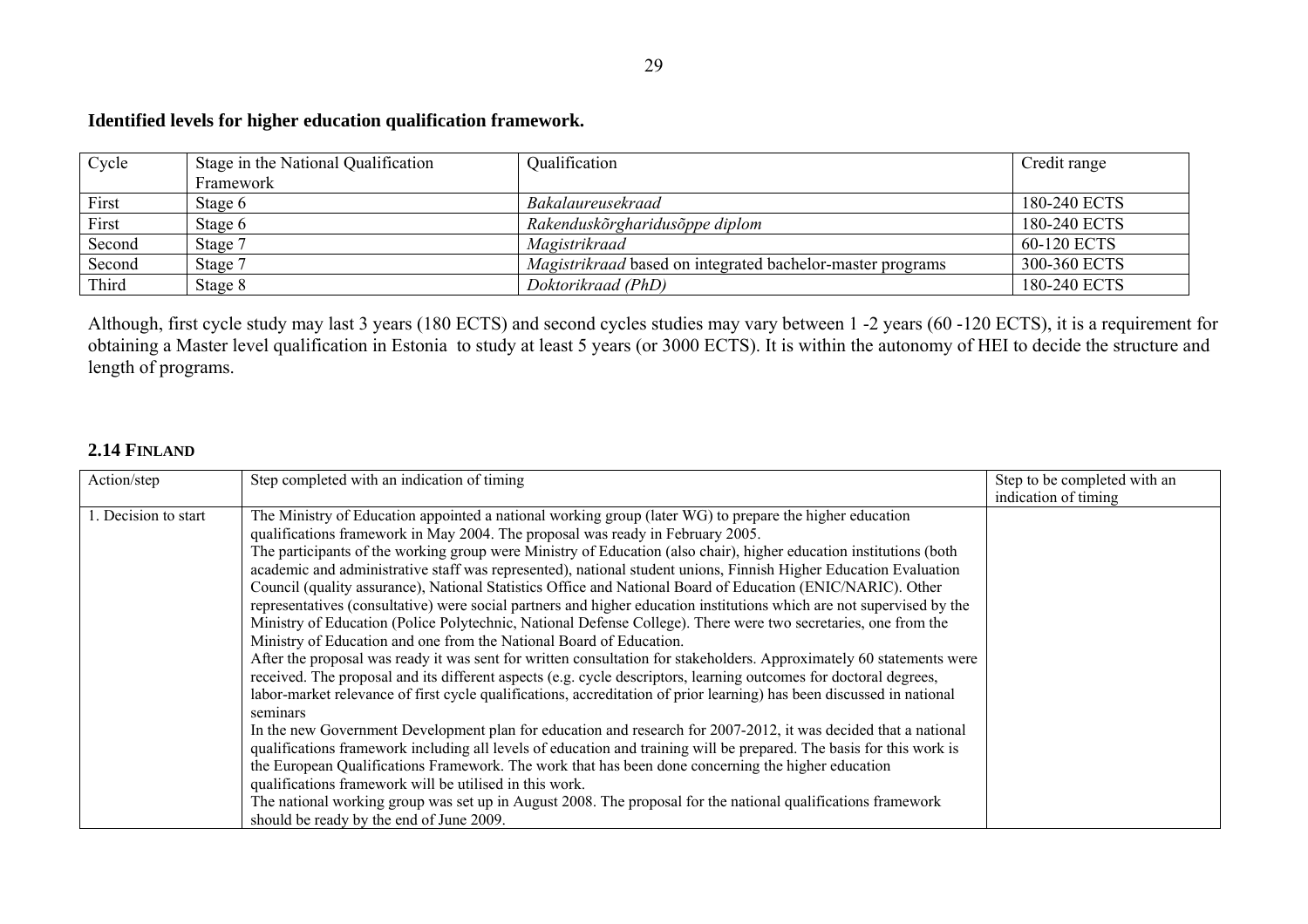**Identified levels for higher education qualification framework.**

| Cycle | Stage in the National Qualification Framework | Qualification | Credit range |
|---|---|---|---|
| First | Stage 6 | *Bakalaureusekraad* | 180-240 ECTS |
| First | Stage 6 | *Rakenduskõrgharidusõppe diplom* | 180-240 ECTS |
| Second | Stage 7 | *Magistrikraad* | 60-120 ECTS |
| Second | Stage 7 | *Magistrikraad* based on integrated bachelor-master programs | 300-360 ECTS |
| Third | Stage 8 | *Doktorikraad (PhD)* | 180-240 ECTS |

Although, first cycle study may last 3 years (180 ECTS) and second cycles studies may vary between 1 -2 years (60 -120 ECTS), it is a requirement for obtaining a Master level qualification in Estonia to study at least 5 years (or 3000 ECTS). It is within the autonomy of HEI to decide the structure and length of programs.

## 2.14 Finland

| Action/step | Step completed with an indication of timing | Step to be completed with an indication of timing |
|---|---|---|
| 1. Decision to start | The Ministry of Education appointed a national working group (later WG) to prepare the higher education qualifications framework in May 2004. The proposal was ready in February 2005.<br>The participants of the working group were Ministry of Education (also chair), higher education institutions (both academic and administrative staff was represented), national student unions, Finnish Higher Education Evaluation Council (quality assurance), National Statistics Office and National Board of Education (ENIC/NARIC). Other representatives (consultative) were social partners and higher education institutions which are not supervised by the Ministry of Education (Police Polytechnic, National Defense College). There were two secretaries, one from the Ministry of Education and one from the National Board of Education.<br>After the proposal was ready it was sent for written consultation for stakeholders. Approximately 60 statements were received. The proposal and its different aspects (e.g. cycle descriptors, learning outcomes for doctoral degrees, labor-market relevance of first cycle qualifications, accreditation of prior learning) has been discussed in national seminars<br>In the new Government Development plan for education and research for 2007-2012, it was decided that a national qualifications framework including all levels of education and training will be prepared. The basis for this work is the European Qualifications Framework. The work that has been done concerning the higher education qualifications framework will be utilised in this work.<br>The national working group was set up in August 2008. The proposal for the national qualifications framework should be ready by the end of June 2009. | |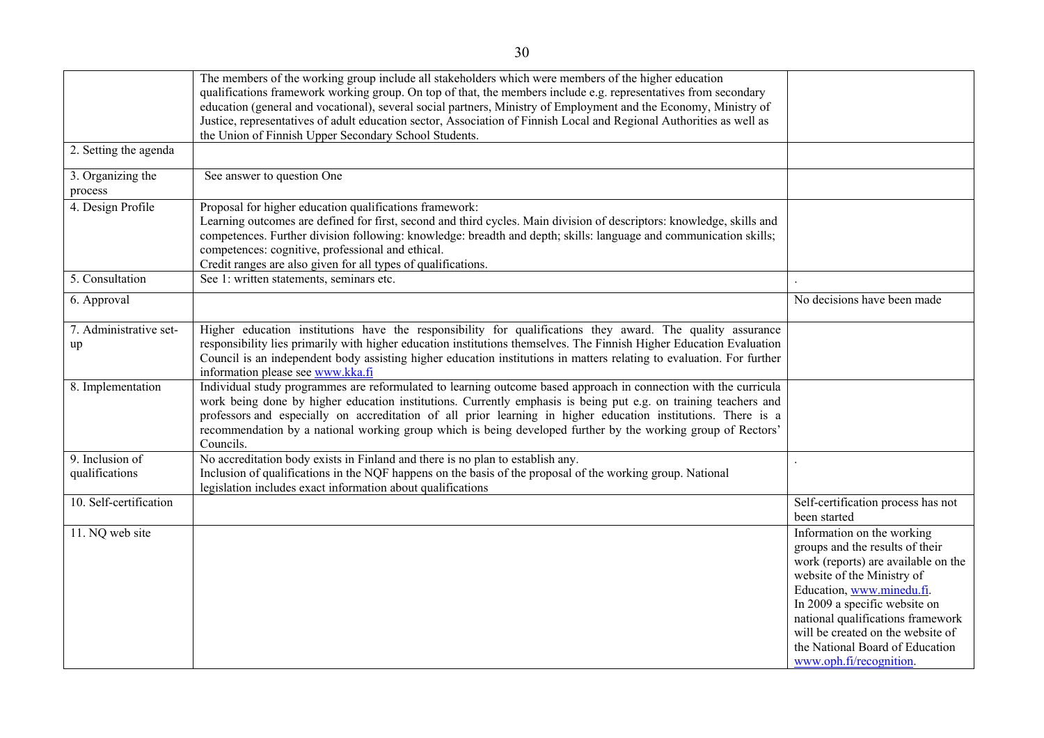| | | |
|---|---|---|
| | The members of the working group include all stakeholders which were members of the higher education qualifications framework working group. On top of that, the members include e.g. representatives from secondary education (general and vocational), several social partners, Ministry of Employment and the Economy, Ministry of Justice, representatives of adult education sector, Association of Finnish Local and Regional Authorities as well as the Union of Finnish Upper Secondary School Students. | |
| 2. Setting the agenda | | |
| 3. Organizing the process | See answer to question One | |
| 4. Design Profile | Proposal for higher education qualifications framework:<br>Learning outcomes are defined for first, second and third cycles. Main division of descriptors: knowledge, skills and competences. Further division following: knowledge: breadth and depth; skills: language and communication skills; competences: cognitive, professional and ethical.<br>Credit ranges are also given for all types of qualifications. | |
| 5. Consultation | See 1: written statements, seminars etc. | . |
| 6. Approval | | No decisions have been made |
| 7. Administrative set-up | Higher education institutions have the responsibility for qualifications they award. The quality assurance responsibility lies primarily with higher education institutions themselves. The Finnish Higher Education Evaluation Council is an independent body assisting higher education institutions in matters relating to evaluation. For further information please see www.kka.fi | |
| 8. Implementation | Individual study programmes are reformulated to learning outcome based approach in connection with the curricula work being done by higher education institutions. Currently emphasis is being put e.g. on training teachers and professors and especially on accreditation of all prior learning in higher education institutions. There is a recommendation by a national working group which is being developed further by the working group of Rectors' Councils. | |
| 9. Inclusion of qualifications | No accreditation body exists in Finland and there is no plan to establish any.<br>Inclusion of qualifications in the NQF happens on the basis of the proposal of the working group. National legislation includes exact information about qualifications | . |
| 10. Self-certification | | Self-certification process has not been started |
| 11. NQ web site | | Information on the working groups and the results of their work (reports) are available on the website of the Ministry of Education, www.minedu.fi.<br>In 2009 a specific website on national qualifications framework will be created on the website of the National Board of Education www.oph.fi/recognition. |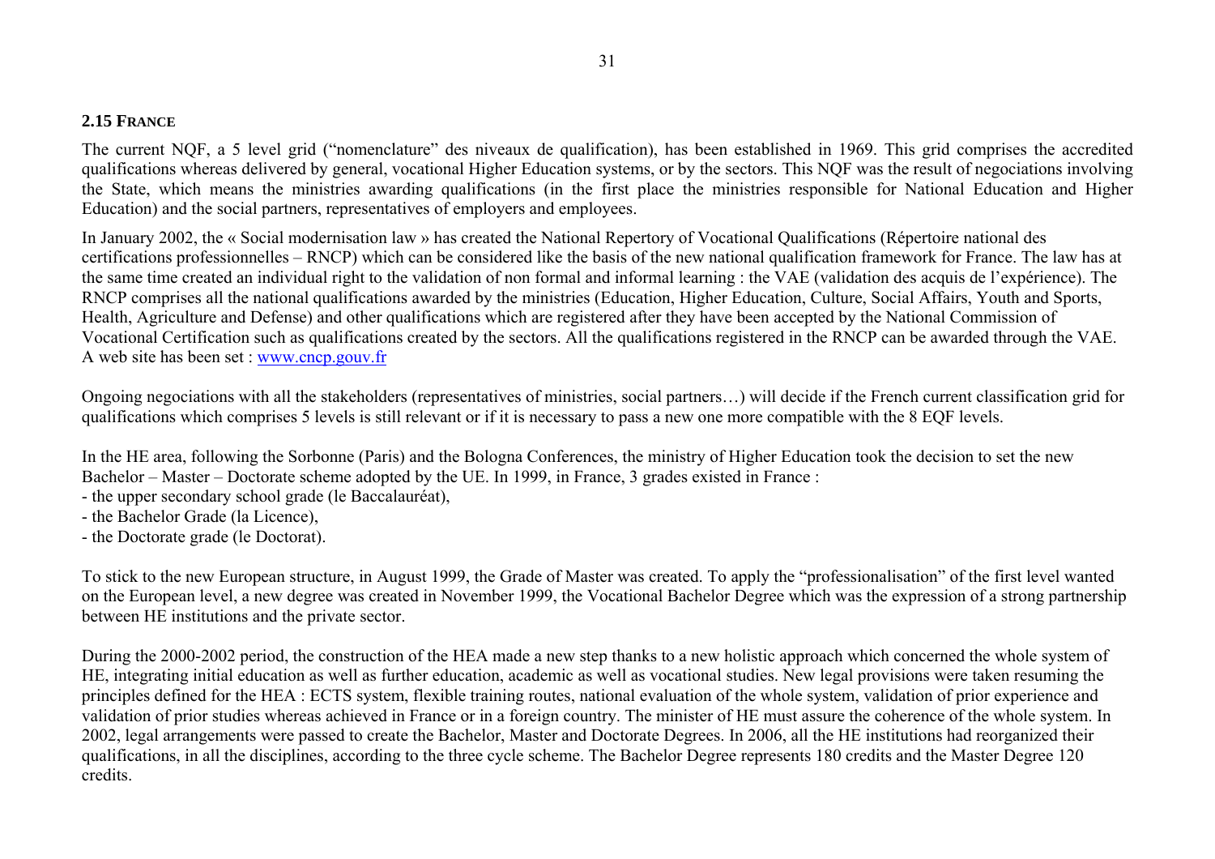## 2.15 FRANCE

The current NQF, a 5 level grid ("nomenclature" des niveaux de qualification), has been established in 1969. This grid comprises the accredited qualifications whereas delivered by general, vocational Higher Education systems, or by the sectors. This NQF was the result of negociations involving the State, which means the ministries awarding qualifications (in the first place the ministries responsible for National Education and Higher Education) and the social partners, representatives of employers and employees.

In January 2002, the « Social modernisation law » has created the National Repertory of Vocational Qualifications (Répertoire national des certifications professionnelles – RNCP) which can be considered like the basis of the new national qualification framework for France. The law has at the same time created an individual right to the validation of non formal and informal learning : the VAE (validation des acquis de l'expérience). The RNCP comprises all the national qualifications awarded by the ministries (Education, Higher Education, Culture, Social Affairs, Youth and Sports, Health, Agriculture and Defense) and other qualifications which are registered after they have been accepted by the National Commission of Vocational Certification such as qualifications created by the sectors. All the qualifications registered in the RNCP can be awarded through the VAE. A web site has been set : [www.cncp.gouv.fr](http://www.cncp.gouv.fr)

Ongoing negociations with all the stakeholders (representatives of ministries, social partners…) will decide if the French current classification grid for qualifications which comprises 5 levels is still relevant or if it is necessary to pass a new one more compatible with the 8 EQF levels.

In the HE area, following the Sorbonne (Paris) and the Bologna Conferences, the ministry of Higher Education took the decision to set the new Bachelor – Master – Doctorate scheme adopted by the UE. In 1999, in France, 3 grades existed in France :

- the upper secondary school grade (le Baccalauréat),
- the Bachelor Grade (la Licence),
- the Doctorate grade (le Doctorat).

To stick to the new European structure, in August 1999, the Grade of Master was created. To apply the "professionalisation" of the first level wanted on the European level, a new degree was created in November 1999, the Vocational Bachelor Degree which was the expression of a strong partnership between HE institutions and the private sector.

During the 2000-2002 period, the construction of the HEA made a new step thanks to a new holistic approach which concerned the whole system of HE, integrating initial education as well as further education, academic as well as vocational studies. New legal provisions were taken resuming the principles defined for the HEA : ECTS system, flexible training routes, national evaluation of the whole system, validation of prior experience and validation of prior studies whereas achieved in France or in a foreign country. The minister of HE must assure the coherence of the whole system. In 2002, legal arrangements were passed to create the Bachelor, Master and Doctorate Degrees. In 2006, all the HE institutions had reorganized their qualifications, in all the disciplines, according to the three cycle scheme. The Bachelor Degree represents 180 credits and the Master Degree 120 credits.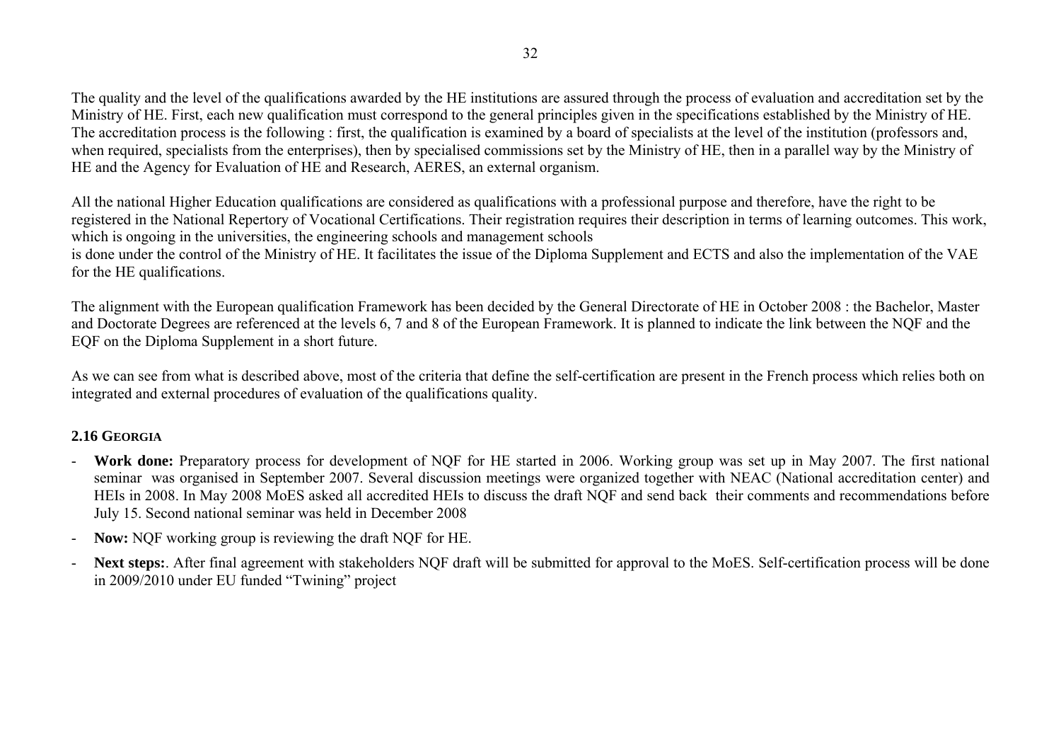The quality and the level of the qualifications awarded by the HE institutions are assured through the process of evaluation and accreditation set by the Ministry of HE. First, each new qualification must correspond to the general principles given in the specifications established by the Ministry of HE. The accreditation process is the following : first, the qualification is examined by a board of specialists at the level of the institution (professors and, when required, specialists from the enterprises), then by specialised commissions set by the Ministry of HE, then in a parallel way by the Ministry of HE and the Agency for Evaluation of HE and Research, AERES, an external organism.

All the national Higher Education qualifications are considered as qualifications with a professional purpose and therefore, have the right to be registered in the National Repertory of Vocational Certifications. Their registration requires their description in terms of learning outcomes. This work, which is ongoing in the universities, the engineering schools and management schools
is done under the control of the Ministry of HE. It facilitates the issue of the Diploma Supplement and ECTS and also the implementation of the VAE for the HE qualifications.

The alignment with the European qualification Framework has been decided by the General Directorate of HE in October 2008 : the Bachelor, Master and Doctorate Degrees are referenced at the levels 6, 7 and 8 of the European Framework. It is planned to indicate the link between the NQF and the EQF on the Diploma Supplement in a short future.

As we can see from what is described above, most of the criteria that define the self-certification are present in the French process which relies both on integrated and external procedures of evaluation of the qualifications quality.

### 2.16 GEORGIA

- **Work done:** Preparatory process for development of NQF for HE started in 2006. Working group was set up in May 2007. The first national seminar was organised in September 2007. Several discussion meetings were organized together with NEAC (National accreditation center) and HEIs in 2008. In May 2008 MoES asked all accredited HEIs to discuss the draft NQF and send back their comments and recommendations before July 15. Second national seminar was held in December 2008
- **Now:** NQF working group is reviewing the draft NQF for HE.
- **Next steps:**. After final agreement with stakeholders NQF draft will be submitted for approval to the MoES. Self-certification process will be done in 2009/2010 under EU funded “Twining” project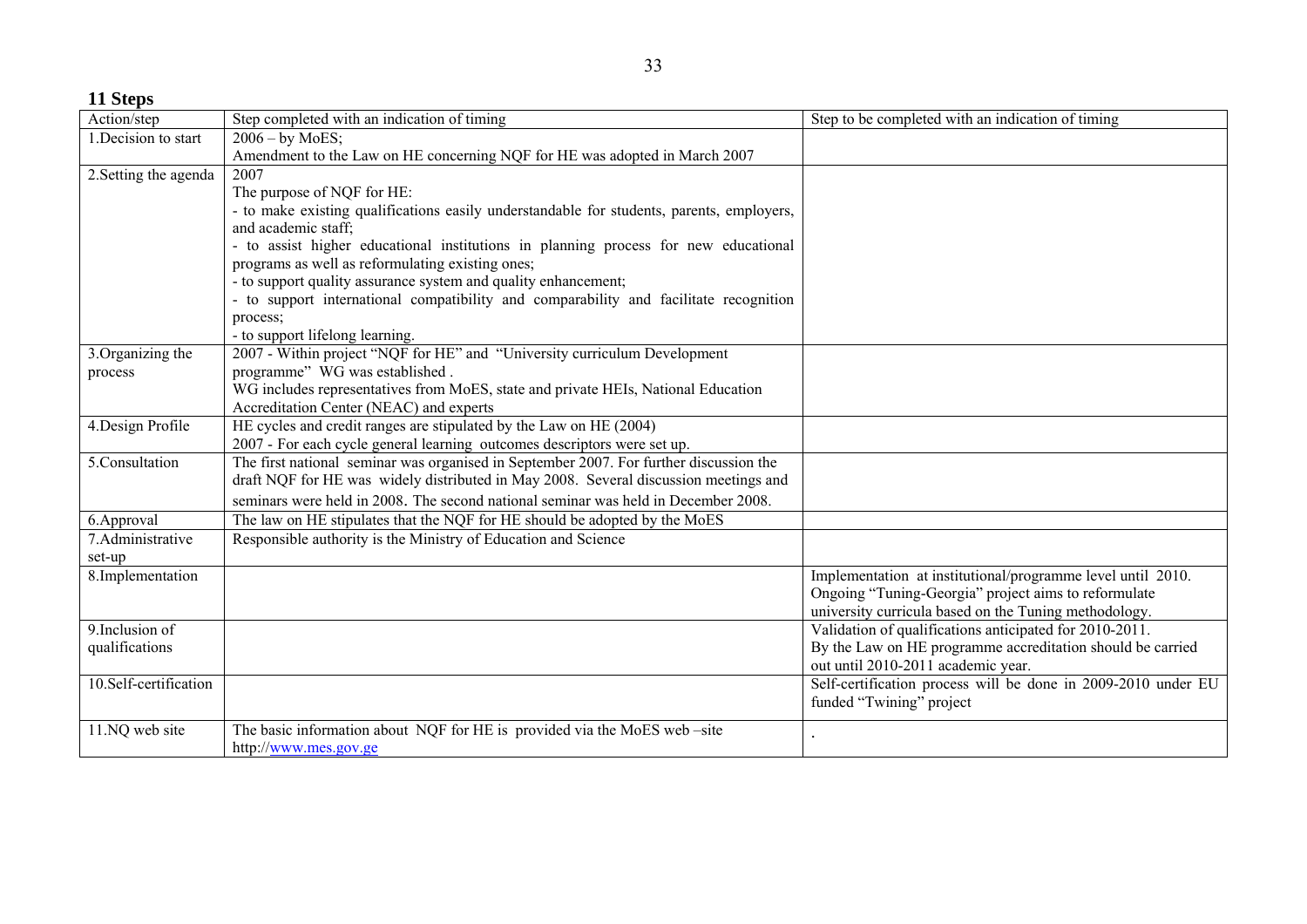## 11 Steps

| Action/step | Step completed with an indication of timing | Step to be completed with an indication of timing |
|---|---|---|
| 1.Decision to start | 2006 – by MoES;<br>Amendment to the Law on HE concerning NQF for HE was adopted in March 2007 | |
| 2.Setting the agenda | 2007<br>The purpose of NQF for HE:<br>- to make existing qualifications easily understandable for students, parents, employers, and academic staff;<br>- to assist higher educational institutions in planning process for new educational programs as well as reformulating existing ones;<br>- to support quality assurance system and quality enhancement;<br>- to support international compatibility and comparability and facilitate recognition process;<br>- to support lifelong learning. | |
| 3.Organizing the process | 2007 - Within project "NQF for HE" and "University curriculum Development programme" WG was established .<br>WG includes representatives from MoES, state and private HEIs, National Education Accreditation Center (NEAC) and experts | |
| 4.Design Profile | HE cycles and credit ranges are stipulated by the Law on HE (2004)<br>2007 - For each cycle general learning outcomes descriptors were set up. | |
| 5.Consultation | The first national seminar was organised in September 2007. For further discussion the draft NQF for HE was widely distributed in May 2008. Several discussion meetings and seminars were held in 2008. The second national seminar was held in December 2008. | |
| 6.Approval | The law on HE stipulates that the NQF for HE should be adopted by the MoES | |
| 7.Administrative set-up | Responsible authority is the Ministry of Education and Science | |
| 8.Implementation | | Implementation at institutional/programme level until 2010.<br>Ongoing "Tuning-Georgia" project aims to reformulate university curricula based on the Tuning methodology. |
| 9.Inclusion of qualifications | | Validation of qualifications anticipated for 2010-2011.<br>By the Law on HE programme accreditation should be carried out until 2010-2011 academic year. |
| 10.Self-certification | | Self-certification process will be done in 2009-2010 under EU funded "Twining" project |
| 11.NQ web site | The basic information about NQF for HE is provided via the MoES web –site http://www.mes.gov.ge | . |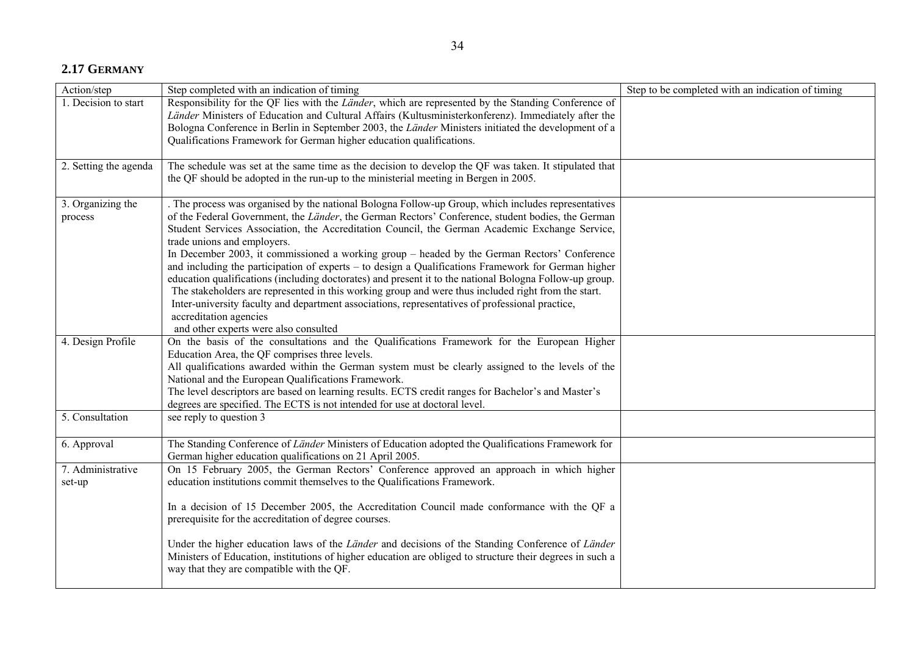## 2.17 GERMANY

| Action/step | Step completed with an indication of timing | Step to be completed with an indication of timing |
|---|---|---|
| 1. Decision to start | Responsibility for the QF lies with the *Länder*, which are represented by the Standing Conference of *Länder* Ministers of Education and Cultural Affairs (Kultusministerkonferenz). Immediately after the Bologna Conference in Berlin in September 2003, the *Länder* Ministers initiated the development of a Qualifications Framework for German higher education qualifications. | |
| 2. Setting the agenda | The schedule was set at the same time as the decision to develop the QF was taken. It stipulated that the QF should be adopted in the run-up to the ministerial meeting in Bergen in 2005. | |
| 3. Organizing the process | . The process was organised by the national Bologna Follow-up Group, which includes representatives of the Federal Government, the *Länder*, the German Rectors' Conference, student bodies, the German Student Services Association, the Accreditation Council, the German Academic Exchange Service, trade unions and employers.<br>In December 2003, it commissioned a working group – headed by the German Rectors' Conference and including the participation of experts – to design a Qualifications Framework for German higher education qualifications (including doctorates) and present it to the national Bologna Follow-up group. The stakeholders are represented in this working group and were thus included right from the start. Inter-university faculty and department associations, representatives of professional practice, accreditation agencies and other experts were also consulted | |
| 4. Design Profile | On the basis of the consultations and the Qualifications Framework for the European Higher Education Area, the QF comprises three levels.<br>All qualifications awarded within the German system must be clearly assigned to the levels of the National and the European Qualifications Framework.<br>The level descriptors are based on learning results. ECTS credit ranges for Bachelor's and Master's degrees are specified. The ECTS is not intended for use at doctoral level. | |
| 5. Consultation | see reply to question 3 | |
| 6. Approval | The Standing Conference of *Länder* Ministers of Education adopted the Qualifications Framework for German higher education qualifications on 21 April 2005. | |
| 7. Administrative set-up | On 15 February 2005, the German Rectors' Conference approved an approach in which higher education institutions commit themselves to the Qualifications Framework.<br><br>In a decision of 15 December 2005, the Accreditation Council made conformance with the QF a prerequisite for the accreditation of degree courses.<br><br>Under the higher education laws of the *Länder* and decisions of the Standing Conference of *Länder* Ministers of Education, institutions of higher education are obliged to structure their degrees in such a way that they are compatible with the QF. | |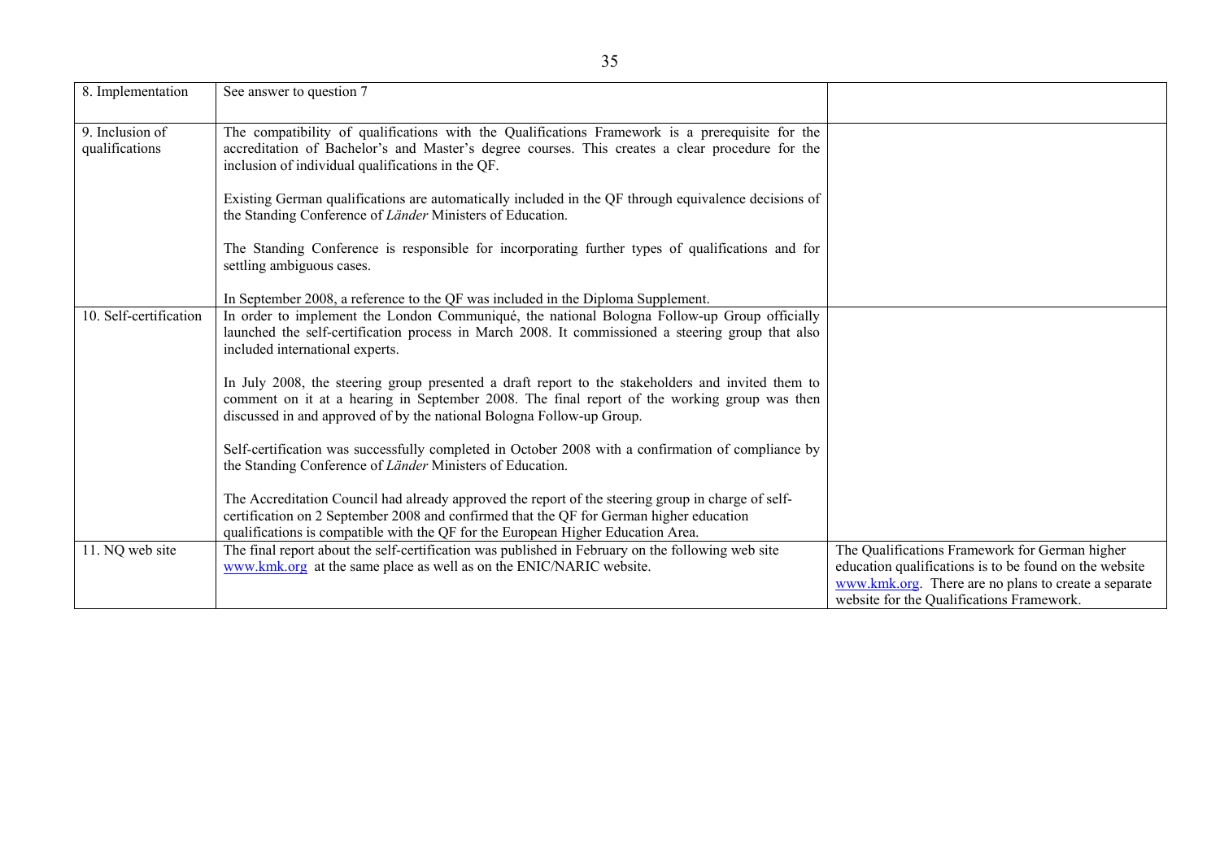| | | |
|---|---|---|
| 8. Implementation | See answer to question 7 | |
| 9. Inclusion of qualifications | The compatibility of qualifications with the Qualifications Framework is a prerequisite for the accreditation of Bachelor's and Master's degree courses. This creates a clear procedure for the inclusion of individual qualifications in the QF.<br><br>Existing German qualifications are automatically included in the QF through equivalence decisions of the Standing Conference of *Länder* Ministers of Education.<br><br>The Standing Conference is responsible for incorporating further types of qualifications and for settling ambiguous cases.<br><br>In September 2008, a reference to the QF was included in the Diploma Supplement. | |
| 10. Self-certification | In order to implement the London Communiqué, the national Bologna Follow-up Group officially launched the self-certification process in March 2008. It commissioned a steering group that also included international experts.<br><br>In July 2008, the steering group presented a draft report to the stakeholders and invited them to comment on it at a hearing in September 2008. The final report of the working group was then discussed in and approved of by the national Bologna Follow-up Group.<br><br>Self-certification was successfully completed in October 2008 with a confirmation of compliance by the Standing Conference of *Länder* Ministers of Education.<br><br>The Accreditation Council had already approved the report of the steering group in charge of self-certification on 2 September 2008 and confirmed that the QF for German higher education qualifications is compatible with the QF for the European Higher Education Area. | |
| 11. NQ web site | The final report about the self-certification was published in February on the following web site www.kmk.org at the same place as well as on the ENIC/NARIC website. | The Qualifications Framework for German higher education qualifications is to be found on the website www.kmk.org. There are no plans to create a separate website for the Qualifications Framework. |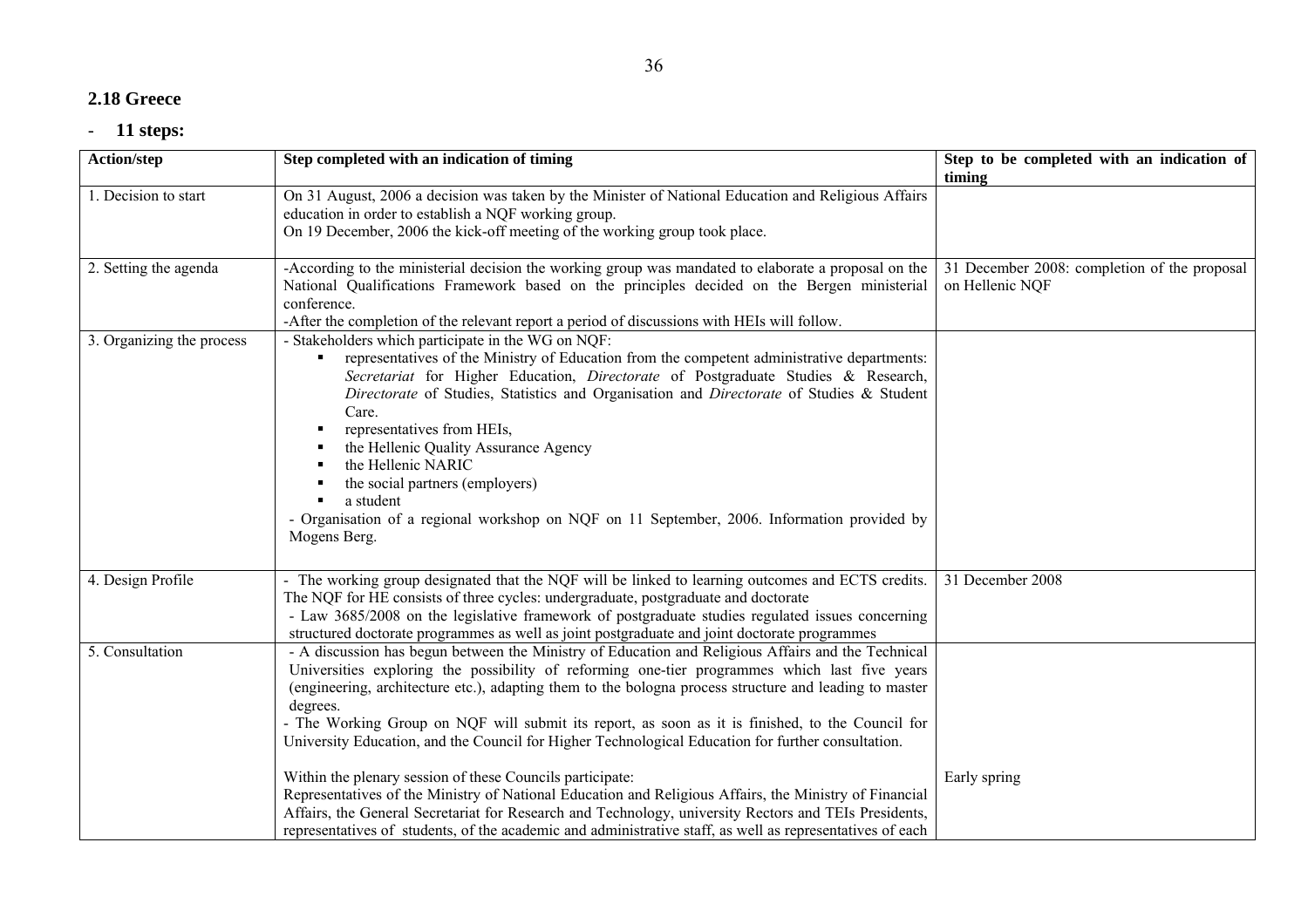## 2.18 Greece

- **11 steps:**

| Action/step | Step completed with an indication of timing | Step to be completed with an indication of timing |
|---|---|---|
| 1. Decision to start | On 31 August, 2006 a decision was taken by the Minister of National Education and Religious Affairs education in order to establish a NQF working group.<br>On 19 December, 2006 the kick-off meeting of the working group took place. | |
| 2. Setting the agenda | -According to the ministerial decision the working group was mandated to elaborate a proposal on the National Qualifications Framework based on the principles decided on the Bergen ministerial conference.<br>-After the completion of the relevant report a period of discussions with HEIs will follow. | 31 December 2008: completion of the proposal on Hellenic NQF |
| 3. Organizing the process | - Stakeholders which participate in the WG on NQF:<br>▪ representatives of the Ministry of Education from the competent administrative departments: *Secretariat* for Higher Education, *Directorate* of Postgraduate Studies & Research, *Directorate* of Studies, Statistics and Organisation and *Directorate* of Studies & Student Care.<br>▪ representatives from HEIs,<br>▪ the Hellenic Quality Assurance Agency<br>▪ the Hellenic NARIC<br>▪ the social partners (employers)<br>▪ a student<br>- Organisation of a regional workshop on NQF on 11 September, 2006. Information provided by Mogens Berg. | |
| 4. Design Profile | - The working group designated that the NQF will be linked to learning outcomes and ECTS credits. The NQF for HE consists of three cycles: undergraduate, postgraduate and doctorate<br>- Law 3685/2008 on the legislative framework of postgraduate studies regulated issues concerning structured doctorate programmes as well as joint postgraduate and joint doctorate programmes | 31 December 2008 |
| 5. Consultation | - A discussion has begun between the Ministry of Education and Religious Affairs and the Technical Universities exploring the possibility of reforming one-tier programmes which last five years (engineering, architecture etc.), adapting them to the bologna process structure and leading to master degrees.<br>- The Working Group on NQF will submit its report, as soon as it is finished, to the Council for University Education, and the Council for Higher Technological Education for further consultation.<br><br>Within the plenary session of these Councils participate:<br>Representatives of the Ministry of National Education and Religious Affairs, the Ministry of Financial Affairs, the General Secretariat for Research and Technology, university Rectors and TEIs Presidents, representatives of students, of the academic and administrative staff, as well as representatives of each | Early spring |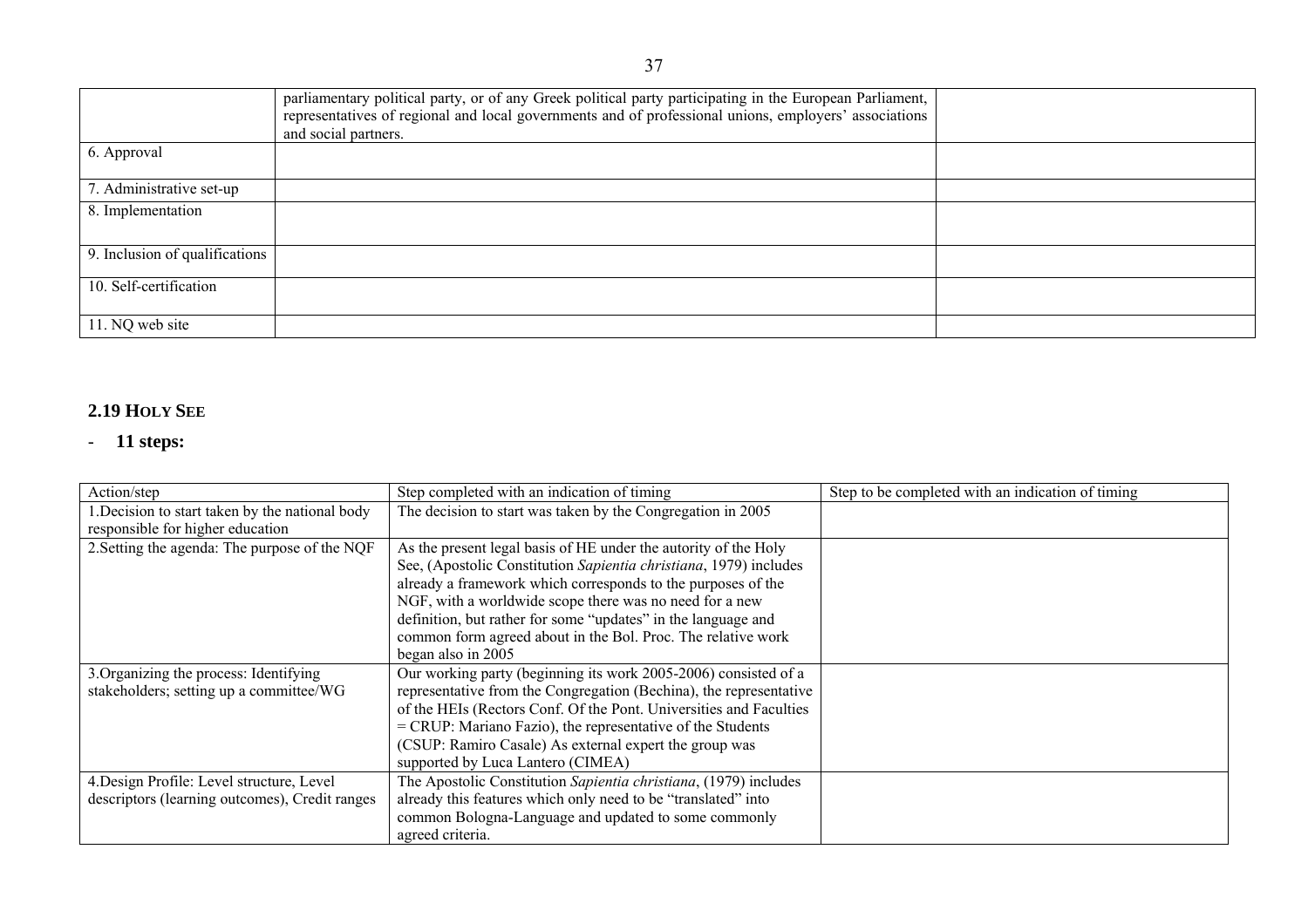| | | |
|---|---|---|
| | parliamentary political party, or of any Greek political party participating in the European Parliament, representatives of regional and local governments and of professional unions, employers' associations and social partners. | |
| 6. Approval | | |
| 7. Administrative set-up | | |
| 8. Implementation | | |
| 9. Inclusion of qualifications | | |
| 10. Self-certification | | |
| 11. NQ web site | | |

## 2.19 HOLY SEE

- **11 steps:**

| Action/step | Step completed with an indication of timing | Step to be completed with an indication of timing |
|---|---|---|
| 1.Decision to start taken by the national body responsible for higher education | The decision to start was taken by the Congregation in 2005 | |
| 2.Setting the agenda: The purpose of the NQF | As the present legal basis of HE under the autority of the Holy See, (Apostolic Constitution *Sapientia christiana*, 1979) includes already a framework which corresponds to the purposes of the NGF, with a worldwide scope there was no need for a new definition, but rather for some "updates" in the language and common form agreed about in the Bol. Proc. The relative work began also in 2005 | |
| 3.Organizing the process: Identifying stakeholders; setting up a committee/WG | Our working party (beginning its work 2005-2006) consisted of a representative from the Congregation (Bechina), the representative of the HEIs (Rectors Conf. Of the Pont. Universities and Faculties = CRUP: Mariano Fazio), the representative of the Students (CSUP: Ramiro Casale) As external expert the group was supported by Luca Lantero (CIMEA) | |
| 4.Design Profile: Level structure, Level descriptors (learning outcomes), Credit ranges | The Apostolic Constitution *Sapientia christiana*, (1979) includes already this features which only need to be "translated" into common Bologna-Language and updated to some commonly agreed criteria. | |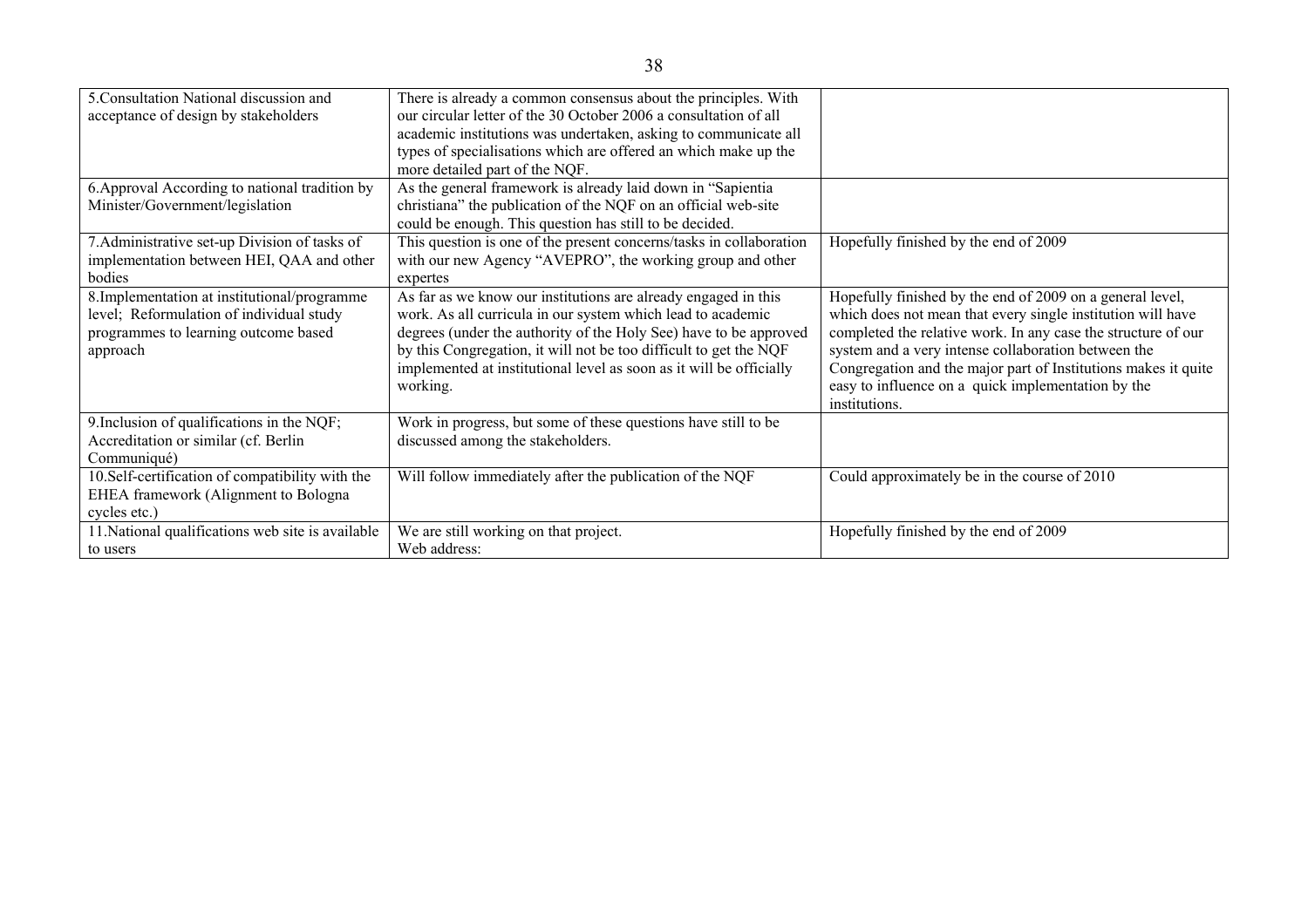| | | |
|---|---|---|
| 5.Consultation National discussion and acceptance of design by stakeholders | There is already a common consensus about the principles. With our circular letter of the 30 October 2006 a consultation of all academic institutions was undertaken, asking to communicate all types of specialisations which are offered an which make up the more detailed part of the NQF. | |
| 6.Approval According to national tradition by Minister/Government/legislation | As the general framework is already laid down in "Sapientia christiana" the publication of the NQF on an official web-site could be enough. This question has still to be decided. | |
| 7.Administrative set-up Division of tasks of implementation between HEI, QAA and other bodies | This question is one of the present concerns/tasks in collaboration with our new Agency "AVEPRO", the working group and other expertes | Hopefully finished by the end of 2009 |
| 8.Implementation at institutional/programme level; Reformulation of individual study programmes to learning outcome based approach | As far as we know our institutions are already engaged in this work. As all curricula in our system which lead to academic degrees (under the authority of the Holy See) have to be approved by this Congregation, it will not be too difficult to get the NQF implemented at institutional level as soon as it will be officially working. | Hopefully finished by the end of 2009 on a general level, which does not mean that every single institution will have completed the relative work. In any case the structure of our system and a very intense collaboration between the Congregation and the major part of Institutions makes it quite easy to influence on a quick implementation by the institutions. |
| 9.Inclusion of qualifications in the NQF; Accreditation or similar (cf. Berlin Communiqué) | Work in progress, but some of these questions have still to be discussed among the stakeholders. | |
| 10.Self-certification of compatibility with the EHEA framework (Alignment to Bologna cycles etc.) | Will follow immediately after the publication of the NQF | Could approximately be in the course of 2010 |
| 11.National qualifications web site is available to users | We are still working on that project.<br>Web address: | Hopefully finished by the end of 2009 |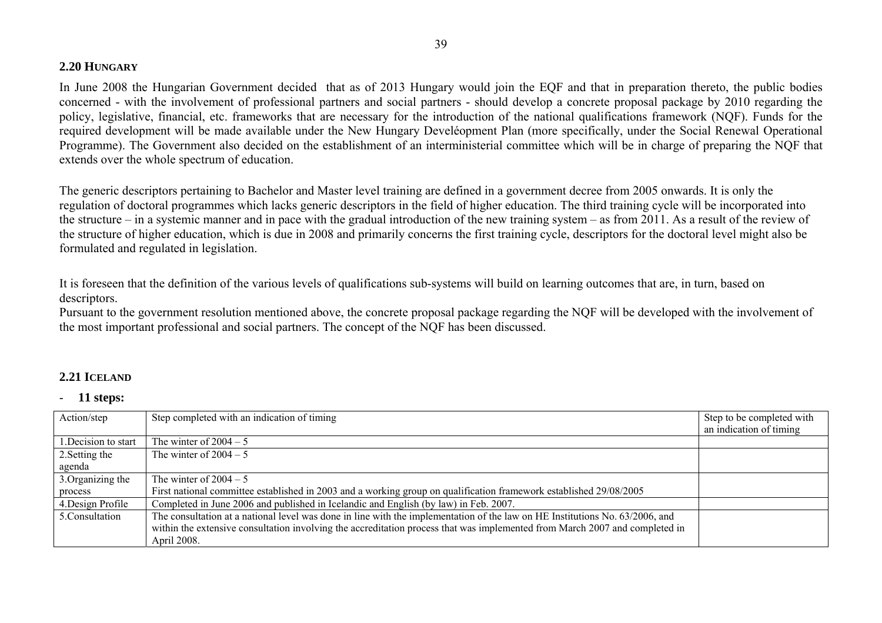## 2.20 HUNGARY

In June 2008 the Hungarian Government decided that as of 2013 Hungary would join the EQF and that in preparation thereto, the public bodies concerned - with the involvement of professional partners and social partners - should develop a concrete proposal package by 2010 regarding the policy, legislative, financial, etc. frameworks that are necessary for the introduction of the national qualifications framework (NQF). Funds for the required development will be made available under the New Hungary Develéopment Plan (more specifically, under the Social Renewal Operational Programme). The Government also decided on the establishment of an interministerial committee which will be in charge of preparing the NQF that extends over the whole spectrum of education.

The generic descriptors pertaining to Bachelor and Master level training are defined in a government decree from 2005 onwards. It is only the regulation of doctoral programmes which lacks generic descriptors in the field of higher education. The third training cycle will be incorporated into the structure – in a systemic manner and in pace with the gradual introduction of the new training system – as from 2011. As a result of the review of the structure of higher education, which is due in 2008 and primarily concerns the first training cycle, descriptors for the doctoral level might also be formulated and regulated in legislation.

It is foreseen that the definition of the various levels of qualifications sub-systems will build on learning outcomes that are, in turn, based on descriptors.
Pursuant to the government resolution mentioned above, the concrete proposal package regarding the NQF will be developed with the involvement of the most important professional and social partners. The concept of the NQF has been discussed.

## 2.21 ICELAND

- **11 steps:**

| Action/step | Step completed with an indication of timing | Step to be completed with an indication of timing |
|---|---|---|
| 1.Decision to start | The winter of 2004 – 5 | |
| 2.Setting the agenda | The winter of 2004 – 5 | |
| 3.Organizing the process | The winter of 2004 – 5<br>First national committee established in 2003 and a working group on qualification framework established 29/08/2005 | |
| 4.Design Profile | Completed in June 2006 and published in Icelandic and English (by law) in Feb. 2007. | |
| 5.Consultation | The consultation at a national level was done in line with the implementation of the law on HE Institutions No. 63/2006, and within the extensive consultation involving the accreditation process that was implemented from March 2007 and completed in April 2008. | |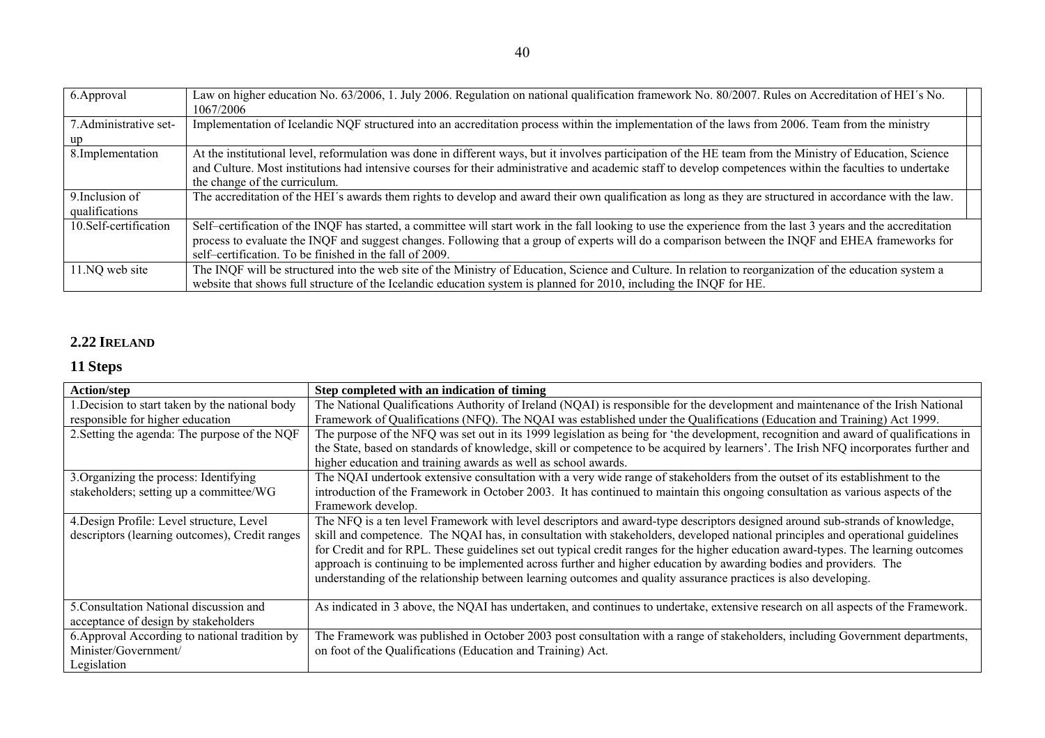| 6.Approval | Law on higher education No. 63/2006, 1. July 2006. Regulation on national qualification framework No. 80/2007. Rules on Accreditation of HEI´s No. 1067/2006 |
|---|---|
| 7.Administrative set-up | Implementation of Icelandic NQF structured into an accreditation process within the implementation of the laws from 2006. Team from the ministry |
| 8.Implementation | At the institutional level, reformulation was done in different ways, but it involves participation of the HE team from the Ministry of Education, Science and Culture. Most institutions had intensive courses for their administrative and academic staff to develop competences within the faculties to undertake the change of the curriculum. |
| 9.Inclusion of qualifications | The accreditation of the HEI´s awards them rights to develop and award their own qualification as long as they are structured in accordance with the law. |
| 10.Self-certification | Self–certification of the INQF has started, a committee will start work in the fall looking to use the experience from the last 3 years and the accreditation process to evaluate the INQF and suggest changes. Following that a group of experts will do a comparison between the INQF and EHEA frameworks for self–certification. To be finished in the fall of 2009. |
| 11.NQ web site | The INQF will be structured into the web site of the Ministry of Education, Science and Culture. In relation to reorganization of the education system a website that shows full structure of the Icelandic education system is planned for 2010, including the INQF for HE. |

## 2.22 IRELAND

### 11 Steps

| Action/step | Step completed with an indication of timing |
|---|---|
| 1.Decision to start taken by the national body responsible for higher education | The National Qualifications Authority of Ireland (NQAI) is responsible for the development and maintenance of the Irish National Framework of Qualifications (NFQ). The NQAI was established under the Qualifications (Education and Training) Act 1999. |
| 2.Setting the agenda: The purpose of the NQF | The purpose of the NFQ was set out in its 1999 legislation as being for 'the development, recognition and award of qualifications in the State, based on standards of knowledge, skill or competence to be acquired by learners'. The Irish NFQ incorporates further and higher education and training awards as well as school awards. |
| 3.Organizing the process: Identifying stakeholders; setting up a committee/WG | The NQAI undertook extensive consultation with a very wide range of stakeholders from the outset of its establishment to the introduction of the Framework in October 2003. It has continued to maintain this ongoing consultation as various aspects of the Framework develop. |
| 4.Design Profile: Level structure, Level descriptors (learning outcomes), Credit ranges | The NFQ is a ten level Framework with level descriptors and award-type descriptors designed around sub-strands of knowledge, skill and competence. The NQAI has, in consultation with stakeholders, developed national principles and operational guidelines for Credit and for RPL. These guidelines set out typical credit ranges for the higher education award-types. The learning outcomes approach is continuing to be implemented across further and higher education by awarding bodies and providers. The understanding of the relationship between learning outcomes and quality assurance practices is also developing. |
| 5.Consultation National discussion and acceptance of design by stakeholders | As indicated in 3 above, the NQAI has undertaken, and continues to undertake, extensive research on all aspects of the Framework. |
| 6.Approval According to national tradition by Minister/Government/ Legislation | The Framework was published in October 2003 post consultation with a range of stakeholders, including Government departments, on foot of the Qualifications (Education and Training) Act. |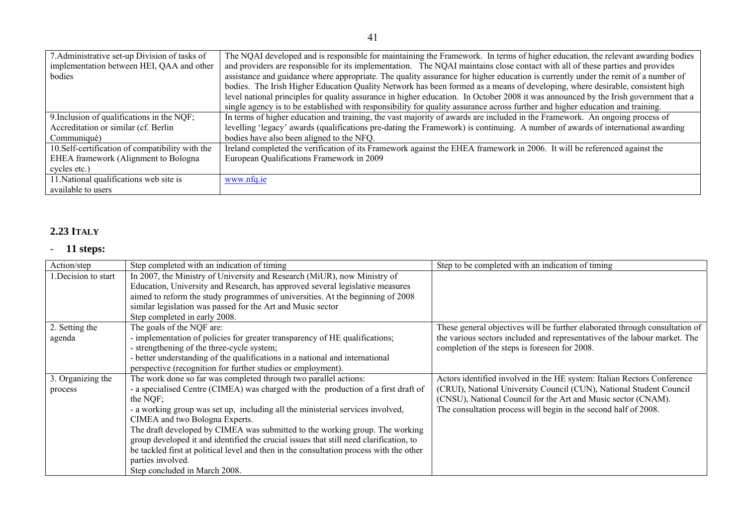| | |
|---|---|
| 7.Administrative set-up Division of tasks of implementation between HEI, QAA and other bodies | The NQAI developed and is responsible for maintaining the Framework. In terms of higher education, the relevant awarding bodies and providers are responsible for its implementation. The NQAI maintains close contact with all of these parties and provides assistance and guidance where appropriate. The quality assurance for higher education is currently under the remit of a number of bodies. The Irish Higher Education Quality Network has been formed as a means of developing, where desirable, consistent high level national principles for quality assurance in higher education. In October 2008 it was announced by the Irish government that a single agency is to be established with responsibility for quality assurance across further and higher education and training. |
| 9.Inclusion of qualifications in the NQF; Accreditation or similar (cf. Berlin Communiqué) | In terms of higher education and training, the vast majority of awards are included in the Framework. An ongoing process of levelling 'legacy' awards (qualifications pre-dating the Framework) is continuing. A number of awards of international awarding bodies have also been aligned to the NFQ. |
| 10.Self-certification of compatibility with the EHEA framework (Alignment to Bologna cycles etc.) | Ireland completed the verification of its Framework against the EHEA framework in 2006. It will be referenced against the European Qualifications Framework in 2009 |
| 11.National qualifications web site is available to users | www.nfq.ie |

## 2.23 ITALY

- **11 steps:**

| Action/step | Step completed with an indication of timing | Step to be completed with an indication of timing |
|---|---|---|
| 1.Decision to start | In 2007, the Ministry of University and Research (MiUR), now Ministry of Education, University and Research, has approved several legislative measures aimed to reform the study programmes of universities. At the beginning of 2008 similar legislation was passed for the Art and Music sector<br>Step completed in early 2008. | |
| 2. Setting the agenda | The goals of the NQF are:<br>- implementation of policies for greater transparency of HE qualifications;<br>- strengthening of the three-cycle system;<br>- better understanding of the qualifications in a national and international perspective (recognition for further studies or employment). | These general objectives will be further elaborated through consultation of the various sectors included and representatives of the labour market. The completion of the steps is foreseen for 2008. |
| 3. Organizing the process | The work done so far was completed through two parallel actions:<br>- a specialised Centre (CIMEA) was charged with the production of a first draft of the NQF;<br>- a working group was set up, including all the ministerial services involved, CIMEA and two Bologna Experts.<br>The draft developed by CIMEA was submitted to the working group. The working group developed it and identified the crucial issues that still need clarification, to be tackled first at political level and then in the consultation process with the other parties involved.<br>Step concluded in March 2008. | Actors identified involved in the HE system: Italian Rectors Conference (CRUI), National University Council (CUN), National Student Council (CNSU), National Council for the Art and Music sector (CNAM).<br>The consultation process will begin in the second half of 2008. |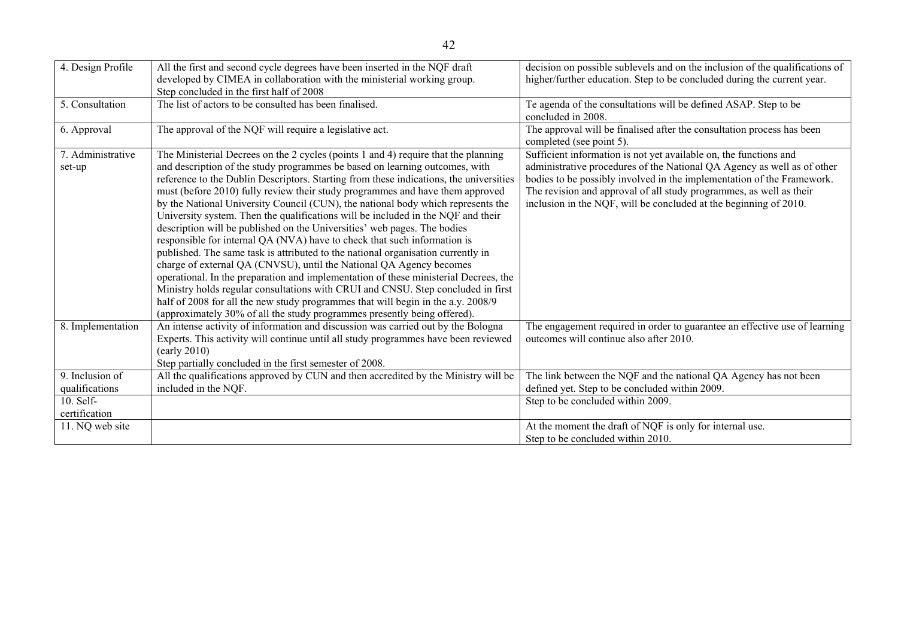| 4. Design Profile | All the first and second cycle degrees have been inserted in the NQF draft developed by CIMEA in collaboration with the ministerial working group.<br>Step concluded in the first half of 2008 | decision on possible sublevels and on the inclusion of the qualifications of higher/further education. Step to be concluded during the current year. |
|---|---|---|
| 5. Consultation | The list of actors to be consulted has been finalised. | Te agenda of the consultations will be defined ASAP. Step to be concluded in 2008. |
| 6. Approval | The approval of the NQF will require a legislative act. | The approval will be finalised after the consultation process has been completed (see point 5). |
| 7. Administrative set-up | The Ministerial Decrees on the 2 cycles (points 1 and 4) require that the planning and description of the study programmes be based on learning outcomes, with reference to the Dublin Descriptors. Starting from these indications, the universities must (before 2010) fully review their study programmes and have them approved by the National University Council (CUN), the national body which represents the University system. Then the qualifications will be included in the NQF and their description will be published on the Universities' web pages. The bodies responsible for internal QA (NVA) have to check that such information is published. The same task is attributed to the national organisation currently in charge of external QA (CNVSU), until the National QA Agency becomes operational. In the preparation and implementation of these ministerial Decrees, the Ministry holds regular consultations with CRUI and CNSU. Step concluded in first half of 2008 for all the new study programmes that will begin in the a.y. 2008/9 (approximately 30% of all the study programmes presently being offered). | Sufficient information is not yet available on, the functions and administrative procedures of the National QA Agency as well as of other bodies to be possibly involved in the implementation of the Framework. The revision and approval of all study programmes, as well as their inclusion in the NQF, will be concluded at the beginning of 2010. |
| 8. Implementation | An intense activity of information and discussion was carried out by the Bologna Experts. This activity will continue until all study programmes have been reviewed (early 2010)<br>Step partially concluded in the first semester of 2008. | The engagement required in order to guarantee an effective use of learning outcomes will continue also after 2010. |
| 9. Inclusion of qualifications | All the qualifications approved by CUN and then accredited by the Ministry will be included in the NQF. | The link between the NQF and the national QA Agency has not been defined yet. Step to be concluded within 2009. |
| 10. Self-certification | | Step to be concluded within 2009. |
| 11. NQ web site | | At the moment the draft of NQF is only for internal use.<br>Step to be concluded within 2010. |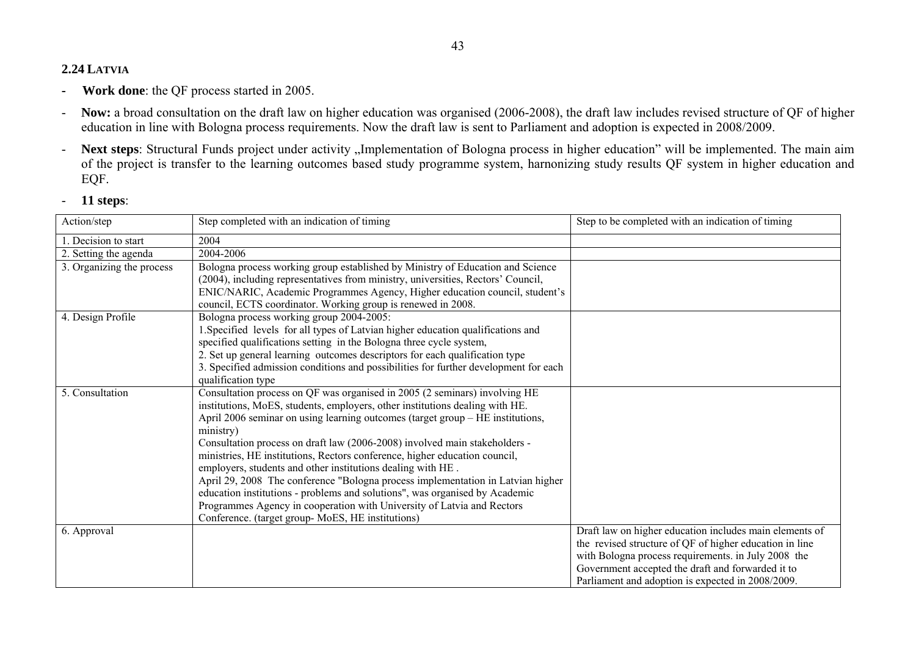## 2.24 Latvia

- **Work done**: the QF process started in 2005.
- **Now:** a broad consultation on the draft law on higher education was organised (2006-2008), the draft law includes revised structure of QF of higher education in line with Bologna process requirements. Now the draft law is sent to Parliament and adoption is expected in 2008/2009.
- **Next steps**: Structural Funds project under activity „Implementation of Bologna process in higher education" will be implemented. The main aim of the project is transfer to the learning outcomes based study programme system, harnonizing study results QF system in higher education and EQF.
- **11 steps**:

| Action/step | Step completed with an indication of timing | Step to be completed with an indication of timing |
|---|---|---|
| 1. Decision to start | 2004 | |
| 2. Setting the agenda | 2004-2006 | |
| 3. Organizing the process | Bologna process working group established by Ministry of Education and Science (2004), including representatives from ministry, universities, Rectors' Council, ENIC/NARIC, Academic Programmes Agency, Higher education council, student's council, ECTS coordinator. Working group is renewed in 2008. | |
| 4. Design Profile | Bologna process working group 2004-2005:<br>1.Specified levels for all types of Latvian higher education qualifications and specified qualifications setting in the Bologna three cycle system,<br>2. Set up general learning outcomes descriptors for each qualification type<br>3. Specified admission conditions and possibilities for further development for each qualification type | |
| 5. Consultation | Consultation process on QF was organised in 2005 (2 seminars) involving HE institutions, MoES, students, employers, other institutions dealing with HE.<br>April 2006 seminar on using learning outcomes (target group – HE institutions, ministry)<br>Consultation process on draft law (2006-2008) involved main stakeholders - ministries, HE institutions, Rectors conference, higher education council, employers, students and other institutions dealing with HE .<br>April 29, 2008 The conference "Bologna process implementation in Latvian higher education institutions - problems and solutions", was organised by Academic Programmes Agency in cooperation with University of Latvia and Rectors Conference. (target group- MoES, HE institutions) | |
| 6. Approval | | Draft law on higher education includes main elements of the revised structure of QF of higher education in line with Bologna process requirements. in July 2008 the Government accepted the draft and forwarded it to Parliament and adoption is expected in 2008/2009. |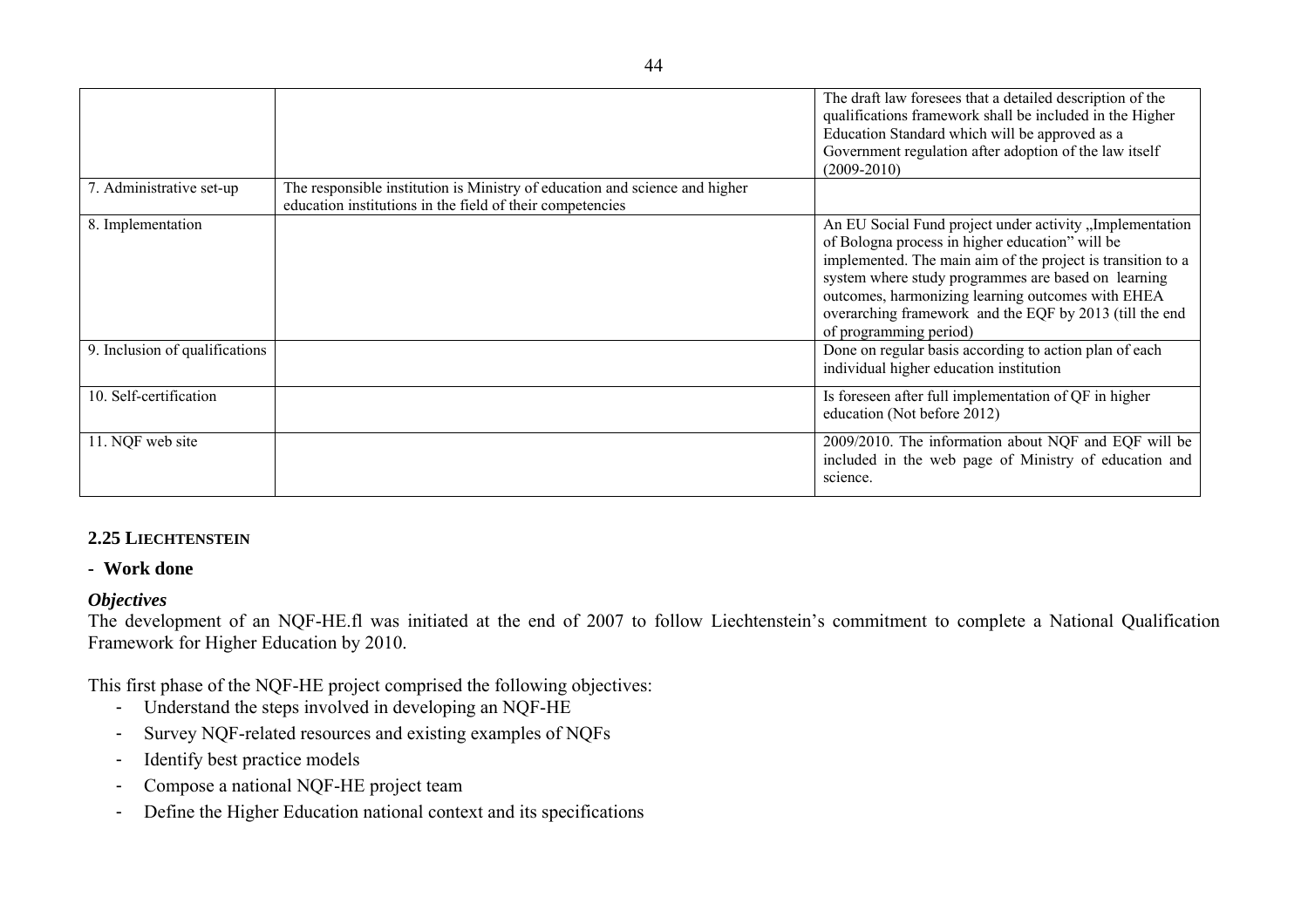| | | |
|---|---|---|
| | | The draft law foresees that a detailed description of the qualifications framework shall be included in the Higher Education Standard which will be approved as a Government regulation after adoption of the law itself (2009-2010) |
| 7. Administrative set-up | The responsible institution is Ministry of education and science and higher education institutions in the field of their competencies | |
| 8. Implementation | | An EU Social Fund project under activity „Implementation of Bologna process in higher education" will be implemented. The main aim of the project is transition to a system where study programmes are based on learning outcomes, harmonizing learning outcomes with EHEA overarching framework and the EQF by 2013 (till the end of programming period) |
| 9. Inclusion of qualifications | | Done on regular basis according to action plan of each individual higher education institution |
| 10. Self-certification | | Is foreseen after full implementation of QF in higher education (Not before 2012) |
| 11. NQF web site | | 2009/2010. The information about NQF and EQF will be included in the web page of Ministry of education and science. |

## 2.25 LIECHTENSTEIN

### - Work done

***Objectives***

The development of an NQF-HE.fl was initiated at the end of 2007 to follow Liechtenstein's commitment to complete a National Qualification Framework for Higher Education by 2010.

This first phase of the NQF-HE project comprised the following objectives:

- Understand the steps involved in developing an NQF-HE
- Survey NQF-related resources and existing examples of NQFs
- Identify best practice models
- Compose a national NQF-HE project team
- Define the Higher Education national context and its specifications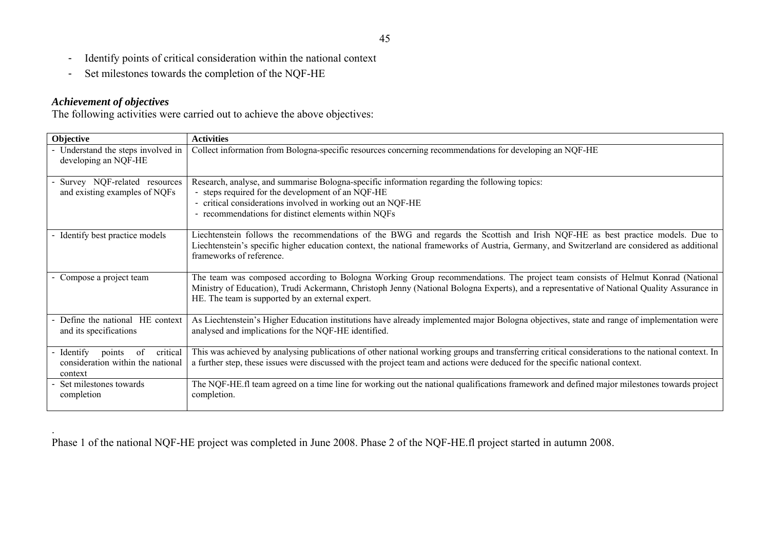- Identify points of critical consideration within the national context
- Set milestones towards the completion of the NQF-HE

### *Achievement of objectives*

The following activities were carried out to achieve the above objectives:

| Objective | Activities |
|---|---|
| - Understand the steps involved in developing an NQF-HE | Collect information from Bologna-specific resources concerning recommendations for developing an NQF-HE |
| - Survey NQF-related resources and existing examples of NQFs | Research, analyse, and summarise Bologna-specific information regarding the following topics:<br>- steps required for the development of an NQF-HE<br>- critical considerations involved in working out an NQF-HE<br>- recommendations for distinct elements within NQFs |
| - Identify best practice models | Liechtenstein follows the recommendations of the BWG and regards the Scottish and Irish NQF-HE as best practice models. Due to Liechtenstein's specific higher education context, the national frameworks of Austria, Germany, and Switzerland are considered as additional frameworks of reference. |
| - Compose a project team | The team was composed according to Bologna Working Group recommendations. The project team consists of Helmut Konrad (National Ministry of Education), Trudi Ackermann, Christoph Jenny (National Bologna Experts), and a representative of National Quality Assurance in HE. The team is supported by an external expert. |
| - Define the national HE context and its specifications | As Liechtenstein's Higher Education institutions have already implemented major Bologna objectives, state and range of implementation were analysed and implications for the NQF-HE identified. |
| - Identify points of critical consideration within the national context | This was achieved by analysing publications of other national working groups and transferring critical considerations to the national context. In a further step, these issues were discussed with the project team and actions were deduced for the specific national context. |
| - Set milestones towards completion | The NQF-HE.fl team agreed on a time line for working out the national qualifications framework and defined major milestones towards project completion. |

.

Phase 1 of the national NQF-HE project was completed in June 2008. Phase 2 of the NQF-HE.fl project started in autumn 2008.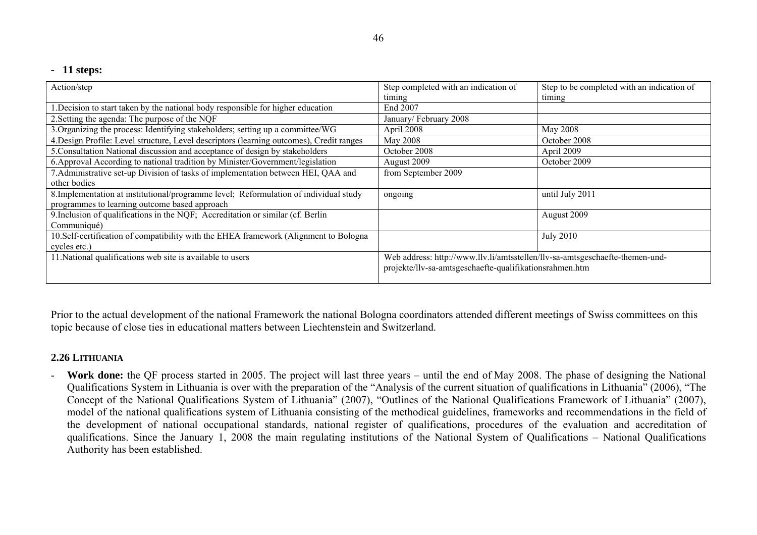- **11 steps:**

| Action/step | Step completed with an indication of timing | Step to be completed with an indication of timing |
|---|---|---|
| 1.Decision to start taken by the national body responsible for higher education | End 2007 | |
| 2.Setting the agenda: The purpose of the NQF | January/ February 2008 | |
| 3.Organizing the process: Identifying stakeholders; setting up a committee/WG | April 2008 | May 2008 |
| 4.Design Profile: Level structure, Level descriptors (learning outcomes), Credit ranges | May 2008 | October 2008 |
| 5.Consultation National discussion and acceptance of design by stakeholders | October 2008 | April 2009 |
| 6.Approval According to national tradition by Minister/Government/legislation | August 2009 | October 2009 |
| 7.Administrative set-up Division of tasks of implementation between HEI, QAA and other bodies | from September 2009 | |
| 8.Implementation at institutional/programme level; Reformulation of individual study programmes to learning outcome based approach | ongoing | until July 2011 |
| 9.Inclusion of qualifications in the NQF; Accreditation or similar (cf. Berlin Communiqué) | | August 2009 |
| 10.Self-certification of compatibility with the EHEA framework (Alignment to Bologna cycles etc.) | | July 2010 |
| 11.National qualifications web site is available to users | Web address: http://www.llv.li/amtsstellen/llv-sa-amtsgeschaefte-themen-und-projekte/llv-sa-amtsgeschaefte-qualifikationsrahmen.htm | |

Prior to the actual development of the national Framework the national Bologna coordinators attended different meetings of Swiss committees on this topic because of close ties in educational matters between Liechtenstein and Switzerland.

### 2.26 Lithuania

- **Work done:** the QF process started in 2005. The project will last three years – until the end of May 2008. The phase of designing the National Qualifications System in Lithuania is over with the preparation of the "Analysis of the current situation of qualifications in Lithuania" (2006), "The Concept of the National Qualifications System of Lithuania" (2007), "Outlines of the National Qualifications Framework of Lithuania" (2007), model of the national qualifications system of Lithuania consisting of the methodical guidelines, frameworks and recommendations in the field of the development of national occupational standards, national register of qualifications, procedures of the evaluation and accreditation of qualifications. Since the January 1, 2008 the main regulating institutions of the National System of Qualifications – National Qualifications Authority has been established.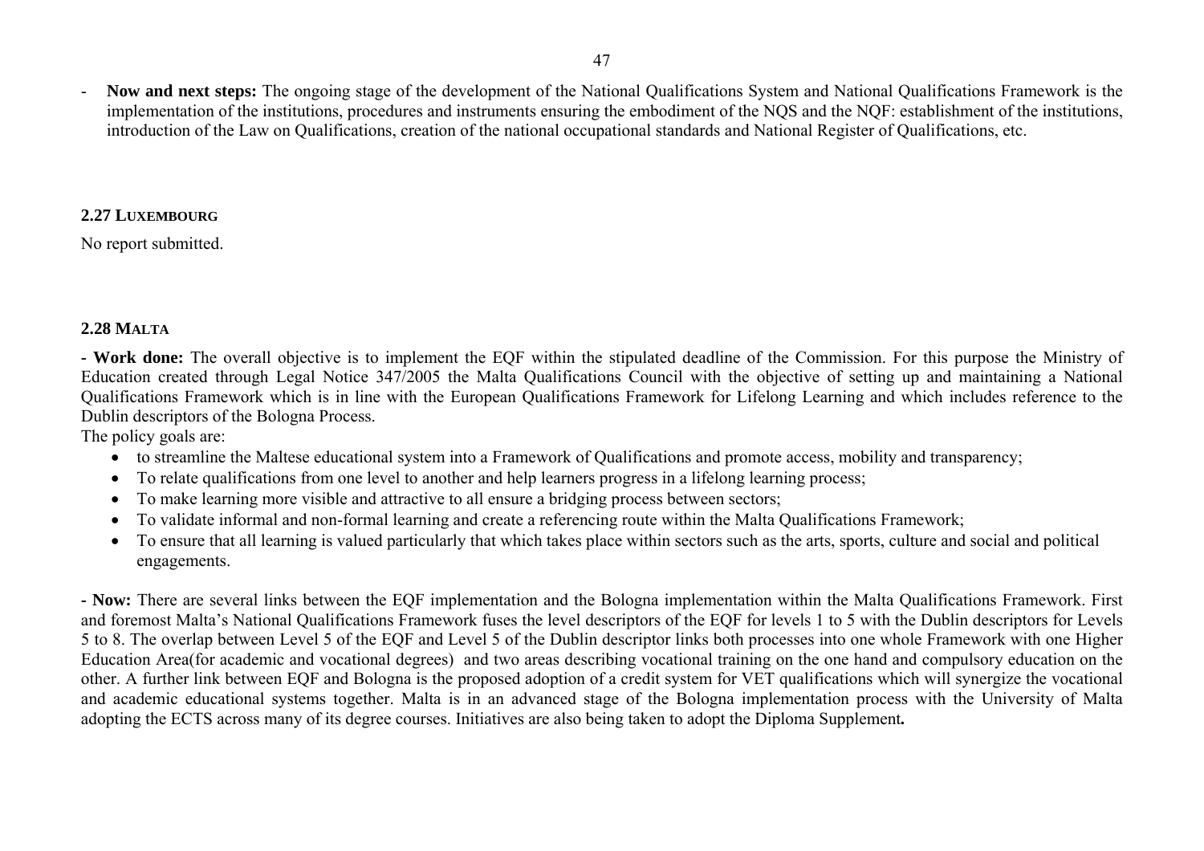- **Now and next steps:** The ongoing stage of the development of the National Qualifications System and National Qualifications Framework is the implementation of the institutions, procedures and instruments ensuring the embodiment of the NQS and the NQF: establishment of the institutions, introduction of the Law on Qualifications, creation of the national occupational standards and National Register of Qualifications, etc.

### 2.27 LUXEMBOURG

No report submitted.

### 2.28 MALTA

**- Work done:** The overall objective is to implement the EQF within the stipulated deadline of the Commission. For this purpose the Ministry of Education created through Legal Notice 347/2005 the Malta Qualifications Council with the objective of setting up and maintaining a National Qualifications Framework which is in line with the European Qualifications Framework for Lifelong Learning and which includes reference to the Dublin descriptors of the Bologna Process.

The policy goals are:

- to streamline the Maltese educational system into a Framework of Qualifications and promote access, mobility and transparency;
- To relate qualifications from one level to another and help learners progress in a lifelong learning process;
- To make learning more visible and attractive to all ensure a bridging process between sectors;
- To validate informal and non-formal learning and create a referencing route within the Malta Qualifications Framework;
- To ensure that all learning is valued particularly that which takes place within sectors such as the arts, sports, culture and social and political engagements.

**- Now:** There are several links between the EQF implementation and the Bologna implementation within the Malta Qualifications Framework. First and foremost Malta's National Qualifications Framework fuses the level descriptors of the EQF for levels 1 to 5 with the Dublin descriptors for Levels 5 to 8. The overlap between Level 5 of the EQF and Level 5 of the Dublin descriptor links both processes into one whole Framework with one Higher Education Area(for academic and vocational degrees) and two areas describing vocational training on the one hand and compulsory education on the other. A further link between EQF and Bologna is the proposed adoption of a credit system for VET qualifications which will synergize the vocational and academic educational systems together. Malta is in an advanced stage of the Bologna implementation process with the University of Malta adopting the ECTS across many of its degree courses. Initiatives are also being taken to adopt the Diploma Supplement**.**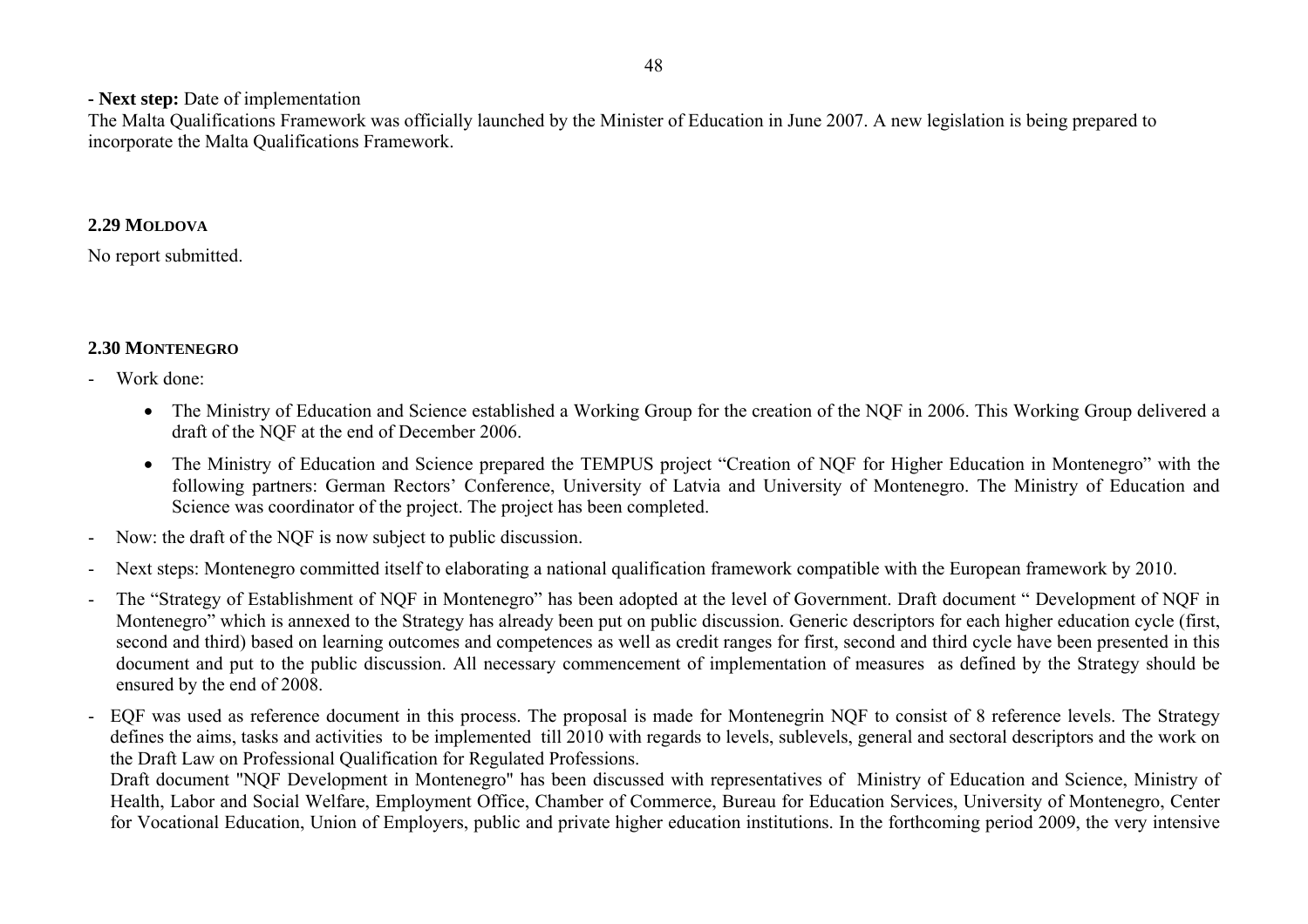**- Next step:** Date of implementation

The Malta Qualifications Framework was officially launched by the Minister of Education in June 2007. A new legislation is being prepared to incorporate the Malta Qualifications Framework.

### 2.29 Moldova

No report submitted.

### 2.30 Montenegro

- Work done:
  - The Ministry of Education and Science established a Working Group for the creation of the NQF in 2006. This Working Group delivered a draft of the NQF at the end of December 2006.
  - The Ministry of Education and Science prepared the TEMPUS project "Creation of NQF for Higher Education in Montenegro" with the following partners: German Rectors' Conference, University of Latvia and University of Montenegro. The Ministry of Education and Science was coordinator of the project. The project has been completed.
- Now: the draft of the NQF is now subject to public discussion.
- Next steps: Montenegro committed itself to elaborating a national qualification framework compatible with the European framework by 2010.
- The "Strategy of Establishment of NQF in Montenegro" has been adopted at the level of Government. Draft document " Development of NQF in Montenegro" which is annexed to the Strategy has already been put on public discussion. Generic descriptors for each higher education cycle (first, second and third) based on learning outcomes and competences as well as credit ranges for first, second and third cycle have been presented in this document and put to the public discussion. All necessary commencement of implementation of measures as defined by the Strategy should be ensured by the end of 2008.
- EQF was used as reference document in this process. The proposal is made for Montenegrin NQF to consist of 8 reference levels. The Strategy defines the aims, tasks and activities to be implemented till 2010 with regards to levels, sublevels, general and sectoral descriptors and the work on the Draft Law on Professional Qualification for Regulated Professions.
  Draft document "NQF Development in Montenegro" has been discussed with representatives of Ministry of Education and Science, Ministry of Health, Labor and Social Welfare, Employment Office, Chamber of Commerce, Bureau for Education Services, University of Montenegro, Center for Vocational Education, Union of Employers, public and private higher education institutions. In the forthcoming period 2009, the very intensive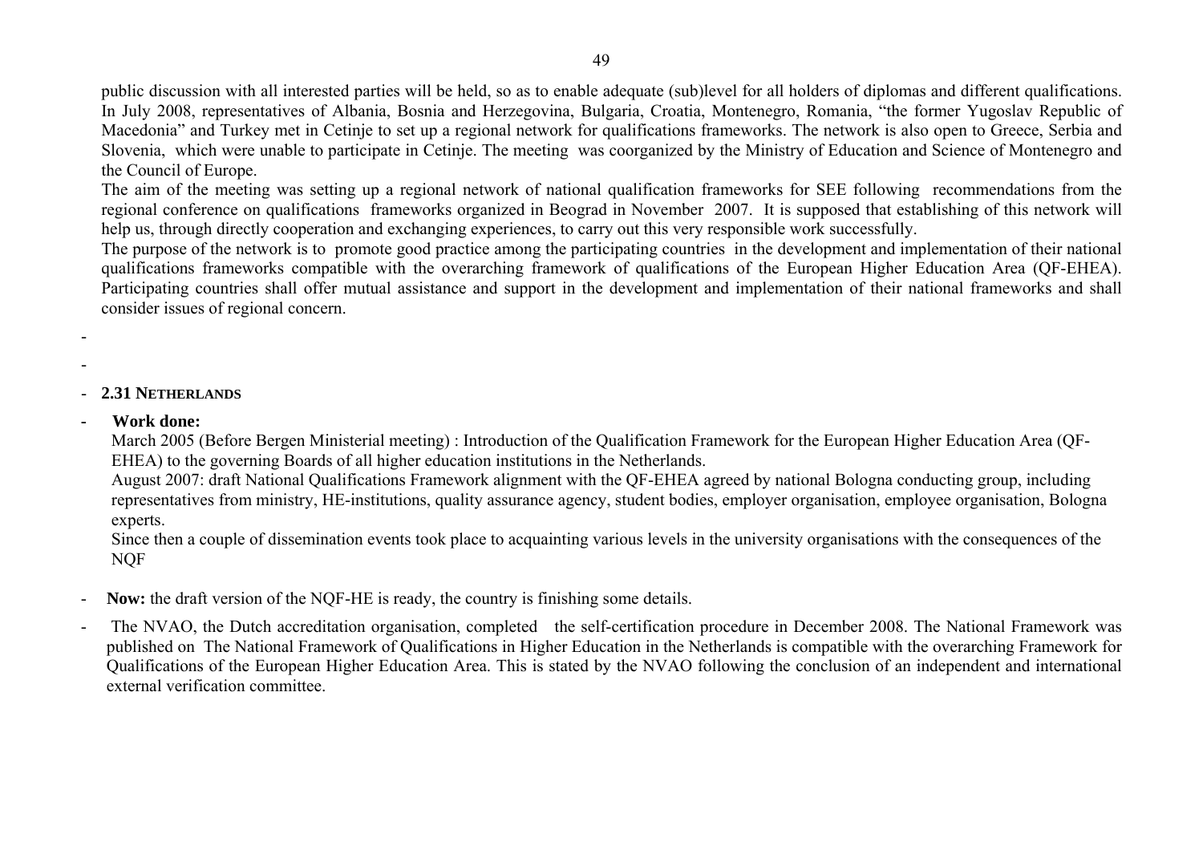public discussion with all interested parties will be held, so as to enable adequate (sub)level for all holders of diplomas and different qualifications. In July 2008, representatives of Albania, Bosnia and Herzegovina, Bulgaria, Croatia, Montenegro, Romania, "the former Yugoslav Republic of Macedonia" and Turkey met in Cetinje to set up a regional network for qualifications frameworks. The network is also open to Greece, Serbia and Slovenia, which were unable to participate in Cetinje. The meeting was coorganized by the Ministry of Education and Science of Montenegro and the Council of Europe.

The aim of the meeting was setting up a regional network of national qualification frameworks for SEE following recommendations from the regional conference on qualifications frameworks organized in Beograd in November 2007. It is supposed that establishing of this network will help us, through directly cooperation and exchanging experiences, to carry out this very responsible work successfully.

The purpose of the network is to promote good practice among the participating countries in the development and implementation of their national qualifications frameworks compatible with the overarching framework of qualifications of the European Higher Education Area (QF-EHEA). Participating countries shall offer mutual assistance and support in the development and implementation of their national frameworks and shall consider issues of regional concern.

-

-

- **2.31 NETHERLANDS**

- **Work done:**

  March 2005 (Before Bergen Ministerial meeting) : Introduction of the Qualification Framework for the European Higher Education Area (QF-EHEA) to the governing Boards of all higher education institutions in the Netherlands.

  August 2007: draft National Qualifications Framework alignment with the QF-EHEA agreed by national Bologna conducting group, including representatives from ministry, HE-institutions, quality assurance agency, student bodies, employer organisation, employee organisation, Bologna experts.

  Since then a couple of dissemination events took place to acquainting various levels in the university organisations with the consequences of the NQF

- **Now:** the draft version of the NQF-HE is ready, the country is finishing some details.

- The NVAO, the Dutch accreditation organisation, completed the self-certification procedure in December 2008. The National Framework was published on The National Framework of Qualifications in Higher Education in the Netherlands is compatible with the overarching Framework for Qualifications of the European Higher Education Area. This is stated by the NVAO following the conclusion of an independent and international external verification committee.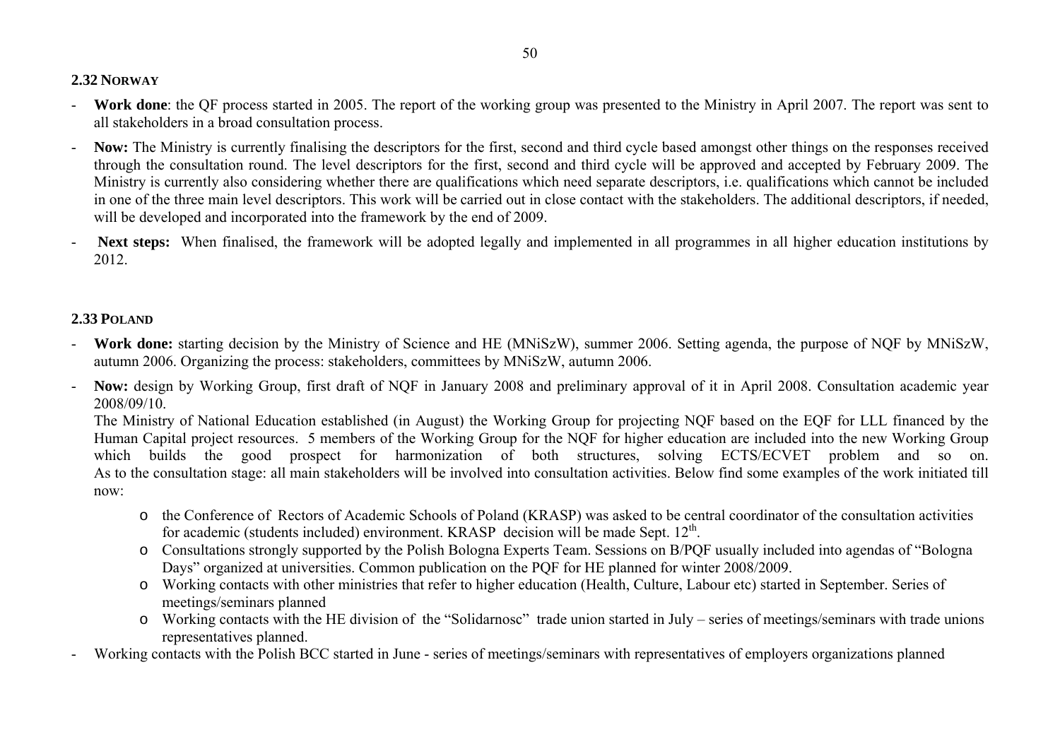### 2.32 NORWAY

- **Work done**: the QF process started in 2005. The report of the working group was presented to the Ministry in April 2007. The report was sent to all stakeholders in a broad consultation process.
- **Now:** The Ministry is currently finalising the descriptors for the first, second and third cycle based amongst other things on the responses received through the consultation round. The level descriptors for the first, second and third cycle will be approved and accepted by February 2009. The Ministry is currently also considering whether there are qualifications which need separate descriptors, i.e. qualifications which cannot be included in one of the three main level descriptors. This work will be carried out in close contact with the stakeholders. The additional descriptors, if needed, will be developed and incorporated into the framework by the end of 2009.
- **Next steps:** When finalised, the framework will be adopted legally and implemented in all programmes in all higher education institutions by 2012.

### 2.33 POLAND

- **Work done:** starting decision by the Ministry of Science and HE (MNiSzW), summer 2006. Setting agenda, the purpose of NQF by MNiSzW, autumn 2006. Organizing the process: stakeholders, committees by MNiSzW, autumn 2006.
- **Now:** design by Working Group, first draft of NQF in January 2008 and preliminary approval of it in April 2008. Consultation academic year 2008/09/10.

  The Ministry of National Education established (in August) the Working Group for projecting NQF based on the EQF for LLL financed by the Human Capital project resources. 5 members of the Working Group for the NQF for higher education are included into the new Working Group which builds the good prospect for harmonization of both structures, solving ECTS/ECVET problem and so on.
  As to the consultation stage: all main stakeholders will be involved into consultation activities. Below find some examples of the work initiated till now:

    - the Conference of Rectors of Academic Schools of Poland (KRASP) was asked to be central coordinator of the consultation activities for academic (students included) environment. KRASP decision will be made Sept. 12th.
    - Consultations strongly supported by the Polish Bologna Experts Team. Sessions on B/PQF usually included into agendas of "Bologna Days" organized at universities. Common publication on the PQF for HE planned for winter 2008/2009.
    - Working contacts with other ministries that refer to higher education (Health, Culture, Labour etc) started in September. Series of meetings/seminars planned
    - Working contacts with the HE division of the "Solidarnosc" trade union started in July – series of meetings/seminars with trade unions representatives planned.
- Working contacts with the Polish BCC started in June - series of meetings/seminars with representatives of employers organizations planned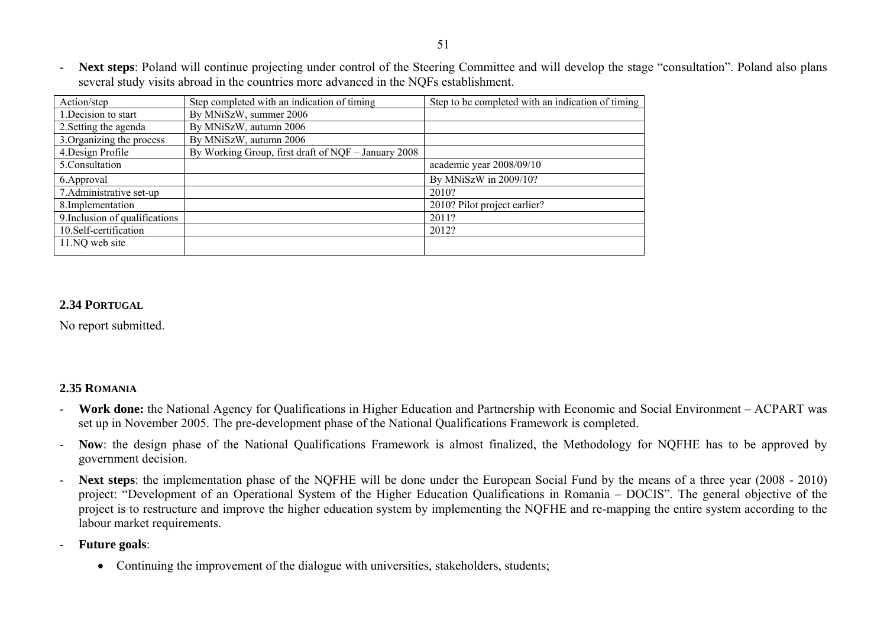- **Next steps**: Poland will continue projecting under control of the Steering Committee and will develop the stage "consultation". Poland also plans several study visits abroad in the countries more advanced in the NQFs establishment.

| Action/step | Step completed with an indication of timing | Step to be completed with an indication of timing |
|---|---|---|
| 1.Decision to start | By MNiSzW, summer 2006 | |
| 2.Setting the agenda | By MNiSzW, autumn 2006 | |
| 3.Organizing the process | By MNiSzW, autumn 2006 | |
| 4.Design Profile | By Working Group, first draft of NQF – January 2008 | |
| 5.Consultation | | academic year 2008/09/10 |
| 6.Approval | | By MNiSzW in 2009/10? |
| 7.Administrative set-up | | 2010? |
| 8.Implementation | | 2010? Pilot project earlier? |
| 9.Inclusion of qualifications | | 2011? |
| 10.Self-certification | | 2012? |
| 11.NQ web site | | |

## 2.34 PORTUGAL

No report submitted.

## 2.35 ROMANIA

- **Work done:** the National Agency for Qualifications in Higher Education and Partnership with Economic and Social Environment – ACPART was set up in November 2005. The pre-development phase of the National Qualifications Framework is completed.
- **Now**: the design phase of the National Qualifications Framework is almost finalized, the Methodology for NQFHE has to be approved by government decision.
- **Next steps**: the implementation phase of the NQFHE will be done under the European Social Fund by the means of a three year (2008 - 2010) project: "Development of an Operational System of the Higher Education Qualifications in Romania – DOCIS". The general objective of the project is to restructure and improve the higher education system by implementing the NQFHE and re-mapping the entire system according to the labour market requirements.
- **Future goals**:
    - Continuing the improvement of the dialogue with universities, stakeholders, students;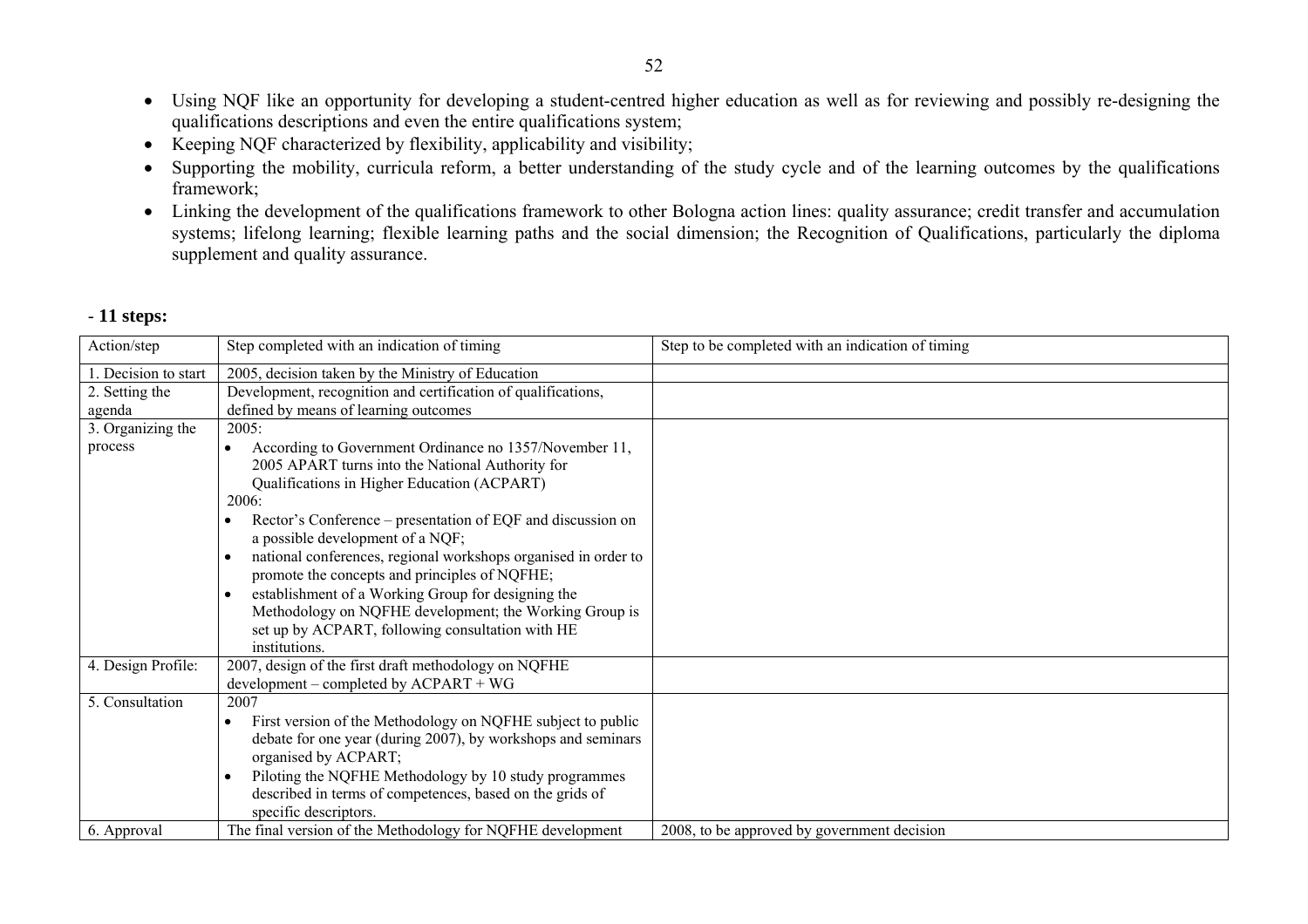- Using NQF like an opportunity for developing a student-centred higher education as well as for reviewing and possibly re-designing the qualifications descriptions and even the entire qualifications system;
- Keeping NQF characterized by flexibility, applicability and visibility;
- Supporting the mobility, curricula reform, a better understanding of the study cycle and of the learning outcomes by the qualifications framework;
- Linking the development of the qualifications framework to other Bologna action lines: quality assurance; credit transfer and accumulation systems; lifelong learning; flexible learning paths and the social dimension; the Recognition of Qualifications, particularly the diploma supplement and quality assurance.

- **11 steps:**

| Action/step | Step completed with an indication of timing | Step to be completed with an indication of timing |
|---|---|---|
| 1. Decision to start | 2005, decision taken by the Ministry of Education | |
| 2. Setting the agenda | Development, recognition and certification of qualifications, defined by means of learning outcomes | |
| 3. Organizing the process | 2005:<br>• According to Government Ordinance no 1357/November 11, 2005 APART turns into the National Authority for Qualifications in Higher Education (ACPART)<br>2006:<br>• Rector's Conference – presentation of EQF and discussion on a possible development of a NQF;<br>• national conferences, regional workshops organised in order to promote the concepts and principles of NQFHE;<br>• establishment of a Working Group for designing the Methodology on NQFHE development; the Working Group is set up by ACPART, following consultation with HE institutions. | |
| 4. Design Profile: | 2007, design of the first draft methodology on NQFHE development – completed by ACPART + WG | |
| 5. Consultation | 2007<br>• First version of the Methodology on NQFHE subject to public debate for one year (during 2007), by workshops and seminars organised by ACPART;<br>• Piloting the NQFHE Methodology by 10 study programmes described in terms of competences, based on the grids of specific descriptors. | |
| 6. Approval | The final version of the Methodology for NQFHE development | 2008, to be approved by government decision |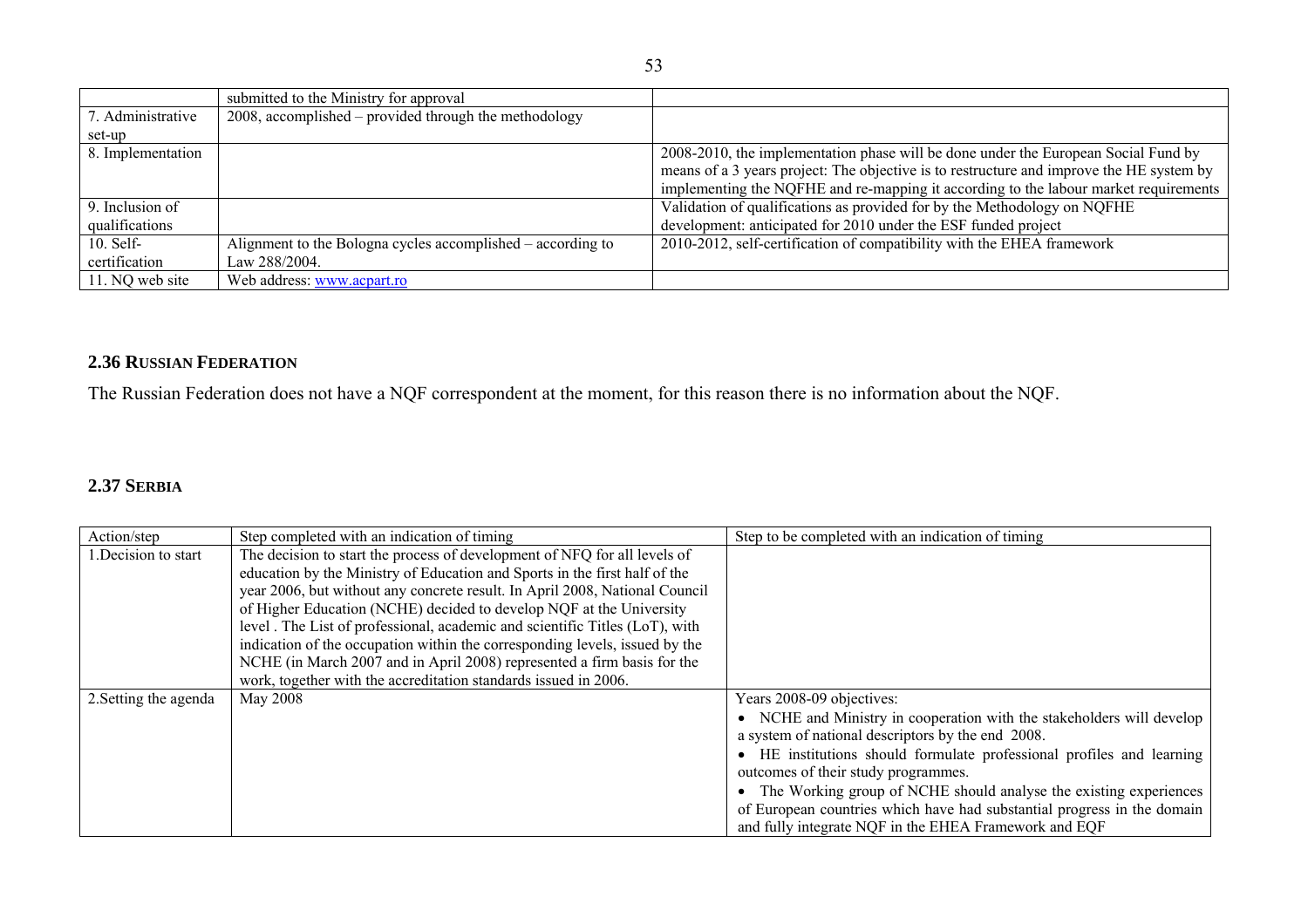|  | submitted to the Ministry for approval |  |
|---|---|---|
| 7. Administrative set-up | 2008, accomplished – provided through the methodology |  |
| 8. Implementation |  | 2008-2010, the implementation phase will be done under the European Social Fund by means of a 3 years project: The objective is to restructure and improve the HE system by implementing the NQFHE and re-mapping it according to the labour market requirements |
| 9. Inclusion of qualifications |  | Validation of qualifications as provided for by the Methodology on NQFHE development: anticipated for 2010 under the ESF funded project |
| 10. Self-certification | Alignment to the Bologna cycles accomplished – according to Law 288/2004. | 2010-2012, self-certification of compatibility with the EHEA framework |
| 11. NQ web site | Web address: www.acpart.ro |  |

## 2.36 RUSSIAN FEDERATION

The Russian Federation does not have a NQF correspondent at the moment, for this reason there is no information about the NQF.

## 2.37 SERBIA

| Action/step | Step completed with an indication of timing | Step to be completed with an indication of timing |
|---|---|---|
| 1.Decision to start | The decision to start the process of development of NFQ for all levels of education by the Ministry of Education and Sports in the first half of the year 2006, but without any concrete result. In April 2008, National Council of Higher Education (NCHE) decided to develop NQF at the University level . The List of professional, academic and scientific Titles (LoT), with indication of the occupation within the corresponding levels, issued by the NCHE (in March 2007 and in April 2008) represented a firm basis for the work, together with the accreditation standards issued in 2006. |  |
| 2.Setting the agenda | May 2008 | Years 2008-09 objectives:<br>• NCHE and Ministry in cooperation with the stakeholders will develop a system of national descriptors by the end 2008.<br>• HE institutions should formulate professional profiles and learning outcomes of their study programmes.<br>• The Working group of NCHE should analyse the existing experiences of European countries which have had substantial progress in the domain and fully integrate NQF in the EHEA Framework and EQF |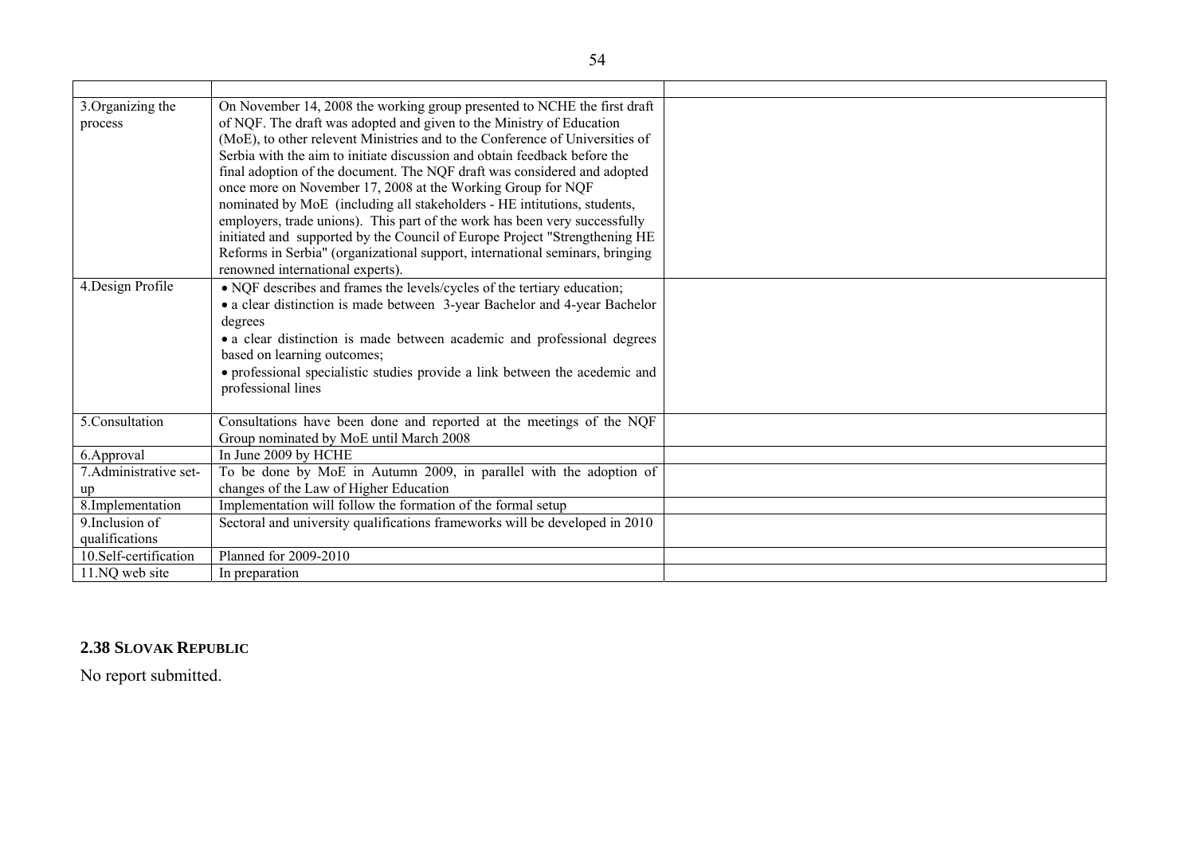| | | |
|---|---|---|
| 3.Organizing the process | On November 14, 2008 the working group presented to NCHE the first draft of NQF. The draft was adopted and given to the Ministry of Education (MoE), to other relevent Ministries and to the Conference of Universities of Serbia with the aim to initiate discussion and obtain feedback before the final adoption of the document. The NQF draft was considered and adopted once more on November 17, 2008 at the Working Group for NQF nominated by MoE (including all stakeholders - HE intitutions, students, employers, trade unions). This part of the work has been very successfully initiated and supported by the Council of Europe Project "Strengthening HE Reforms in Serbia" (organizational support, international seminars, bringing renowned international experts). | |
| 4.Design Profile | • NQF describes and frames the levels/cycles of the tertiary education; <br> • a clear distinction is made between 3-year Bachelor and 4-year Bachelor degrees <br> • a clear distinction is made between academic and professional degrees based on learning outcomes; <br> • professional specialistic studies provide a link between the acedemic and professional lines | |
| 5.Consultation | Consultations have been done and reported at the meetings of the NQF Group nominated by MoE until March 2008 | |
| 6.Approval | In June 2009 by HCHE | |
| 7.Administrative set-up | To be done by MoE in Autumn 2009, in parallel with the adoption of changes of the Law of Higher Education | |
| 8.Implementation | Implementation will follow the formation of the formal setup | |
| 9.Inclusion of qualifications | Sectoral and university qualifications frameworks will be developed in 2010 | |
| 10.Self-certification | Planned for 2009-2010 | |
| 11.NQ web site | In preparation | |

## 2.38 Slovak Republic

No report submitted.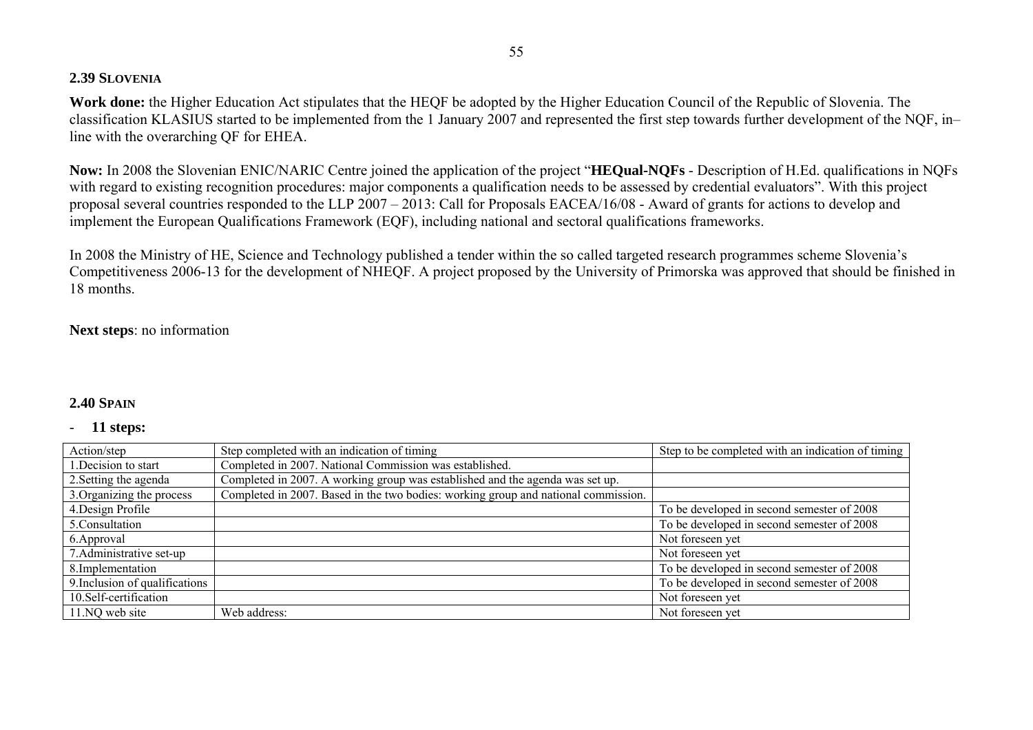## 2.39 Slovenia

**Work done:** the Higher Education Act stipulates that the HEQF be adopted by the Higher Education Council of the Republic of Slovenia. The classification KLASIUS started to be implemented from the 1 January 2007 and represented the first step towards further development of the NQF, in–line with the overarching QF for EHEA.

**Now:** In 2008 the Slovenian ENIC/NARIC Centre joined the application of the project "**HEQual-NQFs** - Description of H.Ed. qualifications in NQFs with regard to existing recognition procedures: major components a qualification needs to be assessed by credential evaluators". With this project proposal several countries responded to the LLP 2007 – 2013: Call for Proposals EACEA/16/08 - Award of grants for actions to develop and implement the European Qualifications Framework (EQF), including national and sectoral qualifications frameworks.

In 2008 the Ministry of HE, Science and Technology published a tender within the so called targeted research programmes scheme Slovenia's Competitiveness 2006-13 for the development of NHEQF. A project proposed by the University of Primorska was approved that should be finished in 18 months.

**Next steps**: no information

## 2.40 Spain

- **11 steps:**

| Action/step | Step completed with an indication of timing | Step to be completed with an indication of timing |
|---|---|---|
| 1.Decision to start | Completed in 2007. National Commission was established. | |
| 2.Setting the agenda | Completed in 2007. A working group was established and the agenda was set up. | |
| 3.Organizing the process | Completed in 2007. Based in the two bodies: working group and national commission. | |
| 4.Design Profile | | To be developed in second semester of 2008 |
| 5.Consultation | | To be developed in second semester of 2008 |
| 6.Approval | | Not foreseen yet |
| 7.Administrative set-up | | Not foreseen yet |
| 8.Implementation | | To be developed in second semester of 2008 |
| 9.Inclusion of qualifications | | To be developed in second semester of 2008 |
| 10.Self-certification | | Not foreseen yet |
| 11.NQ web site | Web address: | Not foreseen yet |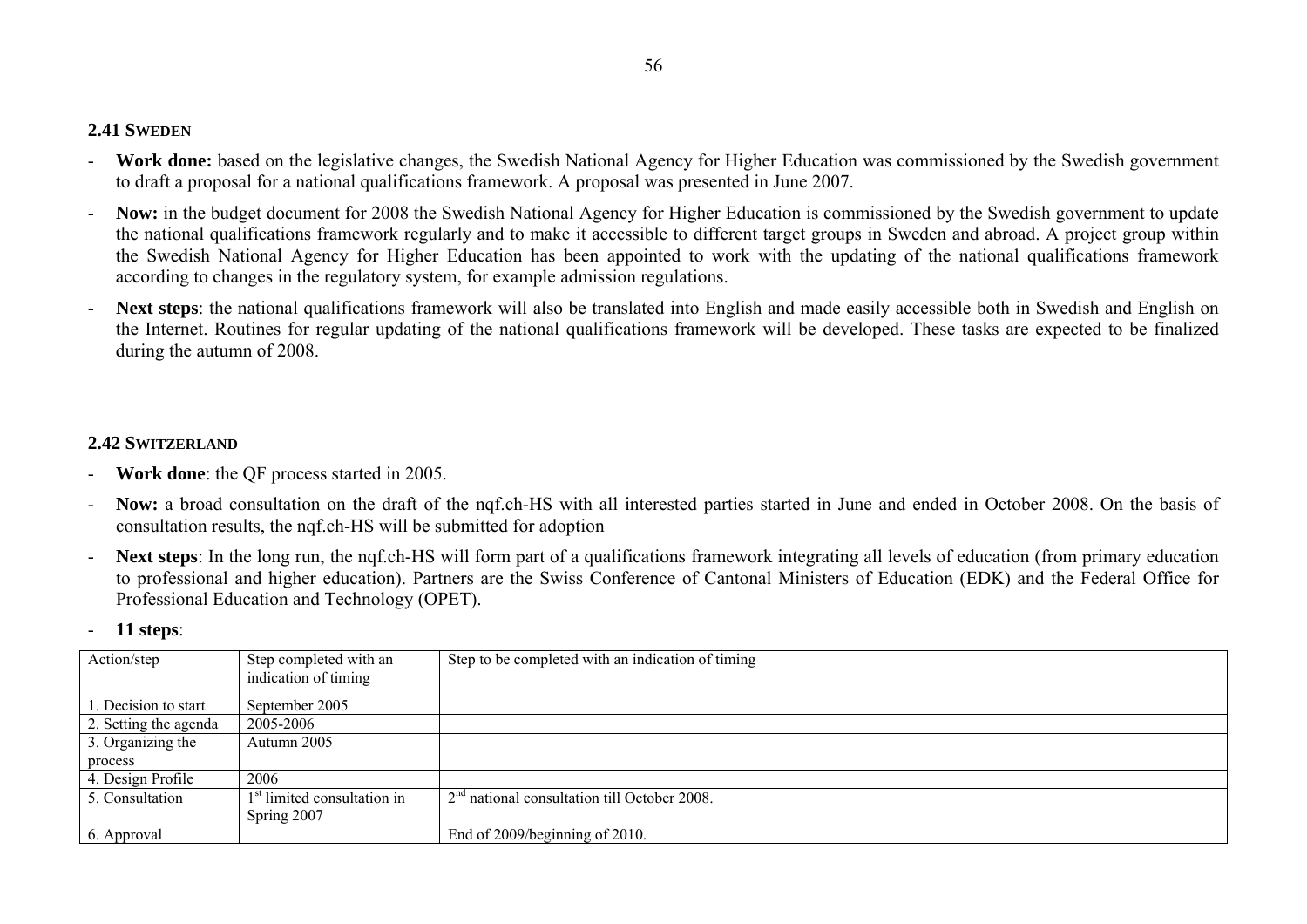## 2.41 Sweden

- **Work done:** based on the legislative changes, the Swedish National Agency for Higher Education was commissioned by the Swedish government to draft a proposal for a national qualifications framework. A proposal was presented in June 2007.
- **Now:** in the budget document for 2008 the Swedish National Agency for Higher Education is commissioned by the Swedish government to update the national qualifications framework regularly and to make it accessible to different target groups in Sweden and abroad. A project group within the Swedish National Agency for Higher Education has been appointed to work with the updating of the national qualifications framework according to changes in the regulatory system, for example admission regulations.
- **Next steps**: the national qualifications framework will also be translated into English and made easily accessible both in Swedish and English on the Internet. Routines for regular updating of the national qualifications framework will be developed. These tasks are expected to be finalized during the autumn of 2008.

## 2.42 Switzerland

- **Work done**: the QF process started in 2005.
- **Now:** a broad consultation on the draft of the nqf.ch-HS with all interested parties started in June and ended in October 2008. On the basis of consultation results, the nqf.ch-HS will be submitted for adoption
- **Next steps**: In the long run, the nqf.ch-HS will form part of a qualifications framework integrating all levels of education (from primary education to professional and higher education). Partners are the Swiss Conference of Cantonal Ministers of Education (EDK) and the Federal Office for Professional Education and Technology (OPET).
- **11 steps**:

| Action/step | Step completed with an indication of timing | Step to be completed with an indication of timing |
|---|---|---|
| 1. Decision to start | September 2005 | |
| 2. Setting the agenda | 2005-2006 | |
| 3. Organizing the process | Autumn 2005 | |
| 4. Design Profile | 2006 | |
| 5. Consultation | 1st limited consultation in Spring 2007 | 2nd national consultation till October 2008. |
| 6. Approval | | End of 2009/beginning of 2010. |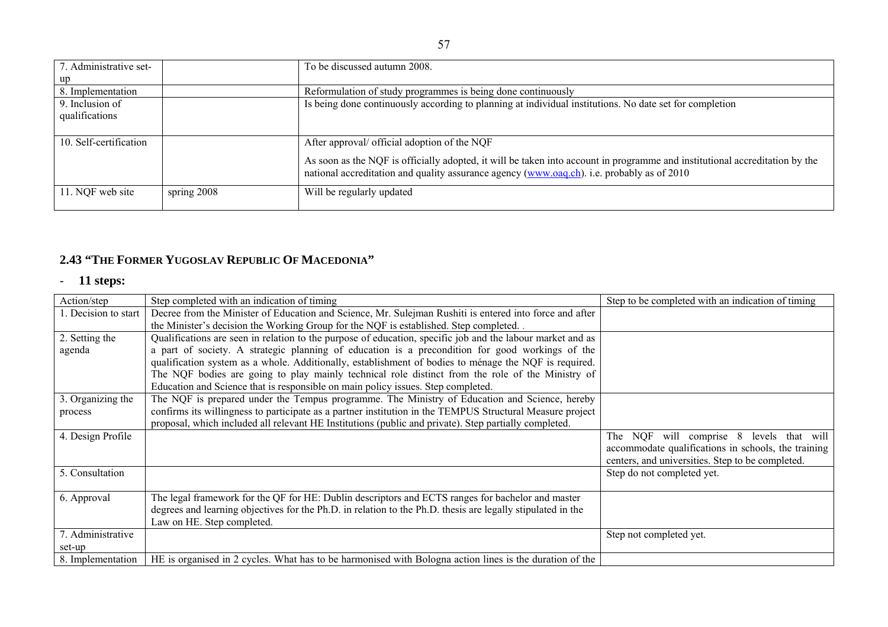| 7. Administrative set-up | | To be discussed autumn 2008. |
|---|---|---|
| 8. Implementation | | Reformulation of study programmes is being done continuously |
| 9. Inclusion of qualifications | | Is being done continuously according to planning at individual institutions. No date set for completion |
| 10. Self-certification | | After approval/ official adoption of the NQF<br><br>As soon as the NQF is officially adopted, it will be taken into account in programme and institutional accreditation by the national accreditation and quality assurance agency (www.oaq.ch). i.e. probably as of 2010 |
| 11. NQF web site | spring 2008 | Will be regularly updated |

## 2.43 "THE FORMER YUGOSLAV REPUBLIC OF MACEDONIA"

- **11 steps:**

| Action/step | Step completed with an indication of timing | Step to be completed with an indication of timing |
|---|---|---|
| 1. Decision to start | Decree from the Minister of Education and Science, Mr. Sulejman Rushiti is entered into force and after the Minister's decision the Working Group for the NQF is established. Step completed. . | |
| 2. Setting the agenda | Qualifications are seen in relation to the purpose of education, specific job and the labour market and as a part of society. A strategic planning of education is a precondition for good workings of the qualification system as a whole. Additionally, establishment of bodies to ménage the NQF is required. The NQF bodies are going to play mainly technical role distinct from the role of the Ministry of Education and Science that is responsible on main policy issues. Step completed. | |
| 3. Organizing the process | The NQF is prepared under the Tempus programme. The Ministry of Education and Science, hereby confirms its willingness to participate as a partner institution in the TEMPUS Structural Measure project proposal, which included all relevant HE Institutions (public and private). Step partially completed. | |
| 4. Design Profile | | The NQF will comprise 8 levels that will accommodate qualifications in schools, the training centers, and universities. Step to be completed. |
| 5. Consultation | | Step do not completed yet. |
| 6. Approval | The legal framework for the QF for HE: Dublin descriptors and ECTS ranges for bachelor and master degrees and learning objectives for the Ph.D. in relation to the Ph.D. thesis are legally stipulated in the Law on HE. Step completed. | |
| 7. Administrative set-up | | Step not completed yet. |
| 8. Implementation | HE is organised in 2 cycles. What has to be harmonised with Bologna action lines is the duration of the | |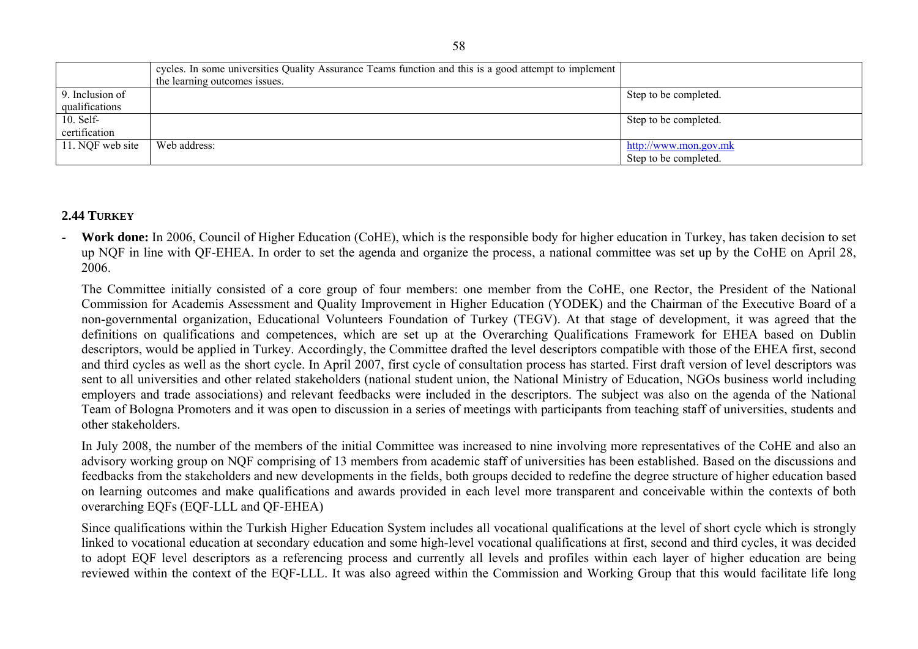| | cycles. In some universities Quality Assurance Teams function and this is a good attempt to implement the learning outcomes issues. | |
|---|---|---|
| 9. Inclusion of qualifications | | Step to be completed. |
| 10. Self-certification | | Step to be completed. |
| 11. NQF web site | Web address: | http://www.mon.gov.mk Step to be completed. |

### 2.44 TURKEY

- **Work done:** In 2006, Council of Higher Education (CoHE), which is the responsible body for higher education in Turkey, has taken decision to set up NQF in line with QF-EHEA. In order to set the agenda and organize the process, a national committee was set up by the CoHE on April 28, 2006.

  The Committee initially consisted of a core group of four members: one member from the CoHE, one Rector, the President of the National Commission for Academis Assessment and Quality Improvement in Higher Education (YODEK) and the Chairman of the Executive Board of a non-governmental organization, Educational Volunteers Foundation of Turkey (TEGV). At that stage of development, it was agreed that the definitions on qualifications and competences, which are set up at the Overarching Qualifications Framework for EHEA based on Dublin descriptors, would be applied in Turkey. Accordingly, the Committee drafted the level descriptors compatible with those of the EHEA first, second and third cycles as well as the short cycle. In April 2007, first cycle of consultation process has started. First draft version of level descriptors was sent to all universities and other related stakeholders (national student union, the National Ministry of Education, NGOs business world including employers and trade associations) and relevant feedbacks were included in the descriptors. The subject was also on the agenda of the National Team of Bologna Promoters and it was open to discussion in a series of meetings with participants from teaching staff of universities, students and other stakeholders.

  In July 2008, the number of the members of the initial Committee was increased to nine involving more representatives of the CoHE and also an advisory working group on NQF comprising of 13 members from academic staff of universities has been established. Based on the discussions and feedbacks from the stakeholders and new developments in the fields, both groups decided to redefine the degree structure of higher education based on learning outcomes and make qualifications and awards provided in each level more transparent and conceivable within the contexts of both overarching EQFs (EQF-LLL and QF-EHEA)

  Since qualifications within the Turkish Higher Education System includes all vocational qualifications at the level of short cycle which is strongly linked to vocational education at secondary education and some high-level vocational qualifications at first, second and third cycles, it was decided to adopt EQF level descriptors as a referencing process and currently all levels and profiles within each layer of higher education are being reviewed within the context of the EQF-LLL. It was also agreed within the Commission and Working Group that this would facilitate life long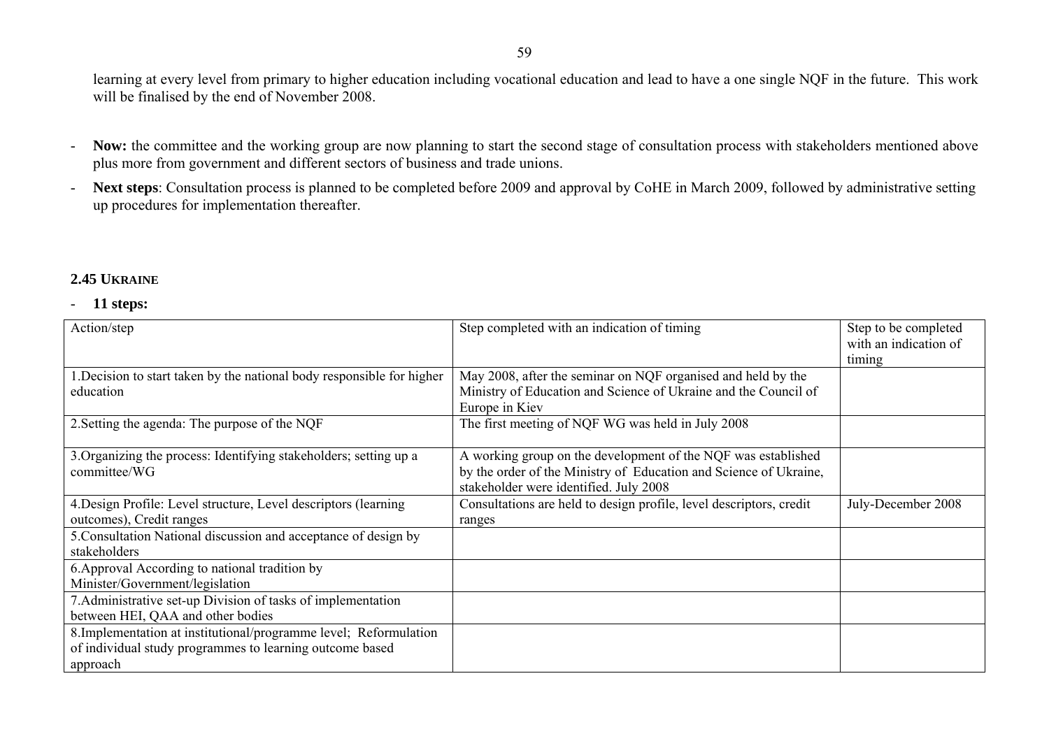learning at every level from primary to higher education including vocational education and lead to have a one single NQF in the future. This work will be finalised by the end of November 2008.

- **Now:** the committee and the working group are now planning to start the second stage of consultation process with stakeholders mentioned above plus more from government and different sectors of business and trade unions.
- **Next steps**: Consultation process is planned to be completed before 2009 and approval by CoHE in March 2009, followed by administrative setting up procedures for implementation thereafter.

### 2.45 UKRAINE

- **11 steps:**

| Action/step | Step completed with an indication of timing | Step to be completed with an indication of timing |
|---|---|---|
| 1.Decision to start taken by the national body responsible for higher education | May 2008, after the seminar on NQF organised and held by the Ministry of Education and Science of Ukraine and the Council of Europe in Kiev | |
| 2.Setting the agenda: The purpose of the NQF | The first meeting of NQF WG was held in July 2008 | |
| 3.Organizing the process: Identifying stakeholders; setting up a committee/WG | A working group on the development of the NQF was established by the order of the Ministry of Education and Science of Ukraine, stakeholder were identified. July 2008 | |
| 4.Design Profile: Level structure, Level descriptors (learning outcomes), Credit ranges | Consultations are held to design profile, level descriptors, credit ranges | July-December 2008 |
| 5.Consultation National discussion and acceptance of design by stakeholders | | |
| 6.Approval According to national tradition by Minister/Government/legislation | | |
| 7.Administrative set-up Division of tasks of implementation between HEI, QAA and other bodies | | |
| 8.Implementation at institutional/programme level; Reformulation of individual study programmes to learning outcome based approach | | |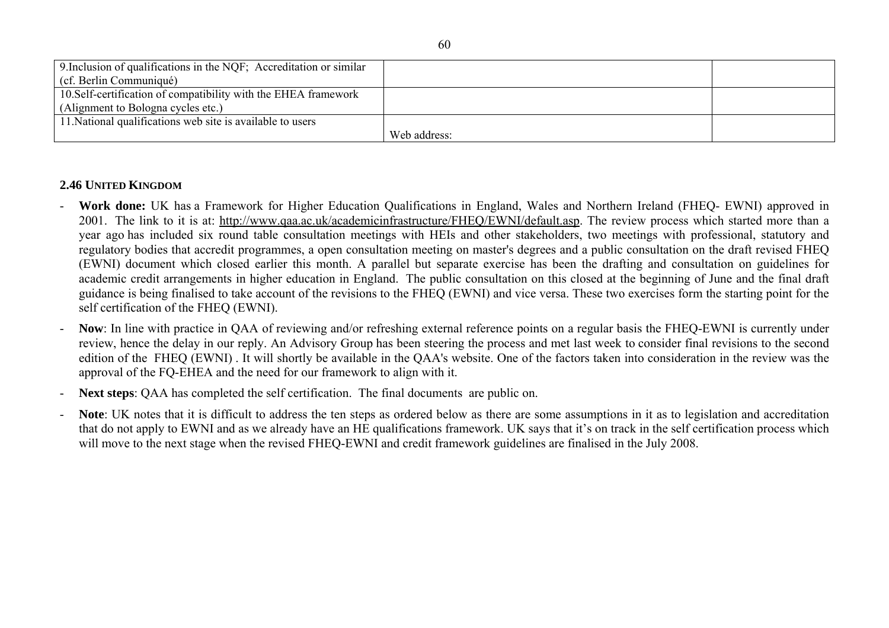| 9.Inclusion of qualifications in the NQF; Accreditation or similar (cf. Berlin Communiqué) | | |
|---|---|---|
| 10.Self-certification of compatibility with the EHEA framework (Alignment to Bologna cycles etc.) | | |
| 11.National qualifications web site is available to users | Web address: | |

### 2.46 UNITED KINGDOM

- **Work done:** UK has a Framework for Higher Education Qualifications in England, Wales and Northern Ireland (FHEQ- EWNI) approved in 2001. The link to it is at: http://www.qaa.ac.uk/academicinfrastructure/FHEQ/EWNI/default.asp. The review process which started more than a year ago has included six round table consultation meetings with HEIs and other stakeholders, two meetings with professional, statutory and regulatory bodies that accredit programmes, a open consultation meeting on master's degrees and a public consultation on the draft revised FHEQ (EWNI) document which closed earlier this month. A parallel but separate exercise has been the drafting and consultation on guidelines for academic credit arrangements in higher education in England. The public consultation on this closed at the beginning of June and the final draft guidance is being finalised to take account of the revisions to the FHEQ (EWNI) and vice versa. These two exercises form the starting point for the self certification of the FHEQ (EWNI).
- **Now**: In line with practice in QAA of reviewing and/or refreshing external reference points on a regular basis the FHEQ-EWNI is currently under review, hence the delay in our reply. An Advisory Group has been steering the process and met last week to consider final revisions to the second edition of the FHEQ (EWNI) . It will shortly be available in the QAA's website. One of the factors taken into consideration in the review was the approval of the FQ-EHEA and the need for our framework to align with it.
- **Next steps**: QAA has completed the self certification. The final documents are public on.
- **Note**: UK notes that it is difficult to address the ten steps as ordered below as there are some assumptions in it as to legislation and accreditation that do not apply to EWNI and as we already have an HE qualifications framework. UK says that it's on track in the self certification process which will move to the next stage when the revised FHEQ-EWNI and credit framework guidelines are finalised in the July 2008.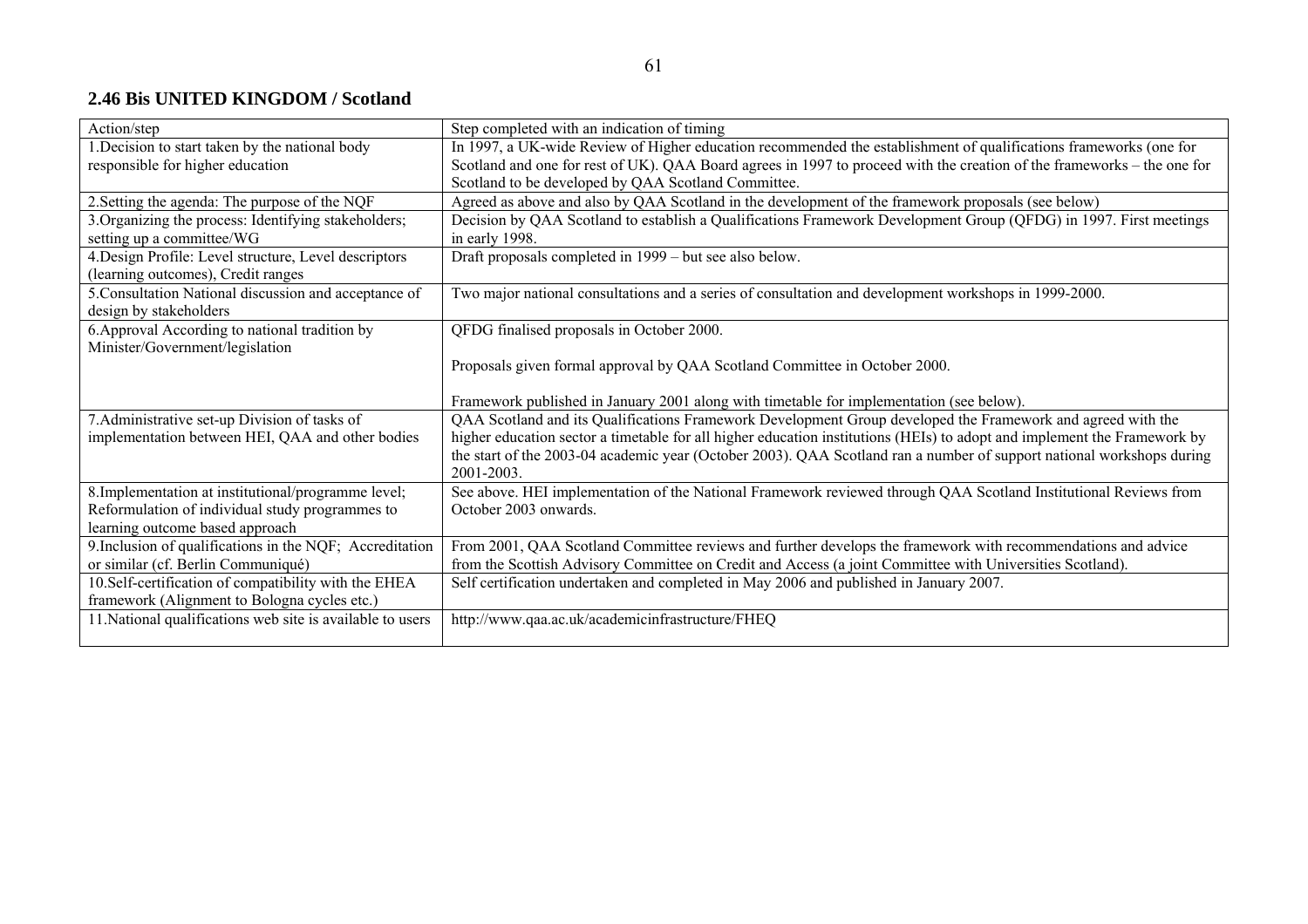## 2.46 Bis UNITED KINGDOM / Scotland

| Action/step | Step completed with an indication of timing |
|---|---|
| 1.Decision to start taken by the national body responsible for higher education | In 1997, a UK-wide Review of Higher education recommended the establishment of qualifications frameworks (one for Scotland and one for rest of UK). QAA Board agrees in 1997 to proceed with the creation of the frameworks – the one for Scotland to be developed by QAA Scotland Committee. |
| 2.Setting the agenda: The purpose of the NQF | Agreed as above and also by QAA Scotland in the development of the framework proposals (see below) |
| 3.Organizing the process: Identifying stakeholders; setting up a committee/WG | Decision by QAA Scotland to establish a Qualifications Framework Development Group (QFDG) in 1997. First meetings in early 1998. |
| 4.Design Profile: Level structure, Level descriptors (learning outcomes), Credit ranges | Draft proposals completed in 1999 – but see also below. |
| 5.Consultation National discussion and acceptance of design by stakeholders | Two major national consultations and a series of consultation and development workshops in 1999-2000. |
| 6.Approval According to national tradition by Minister/Government/legislation | QFDG finalised proposals in October 2000.<br><br>Proposals given formal approval by QAA Scotland Committee in October 2000.<br><br>Framework published in January 2001 along with timetable for implementation (see below). |
| 7.Administrative set-up Division of tasks of implementation between HEI, QAA and other bodies | QAA Scotland and its Qualifications Framework Development Group developed the Framework and agreed with the higher education sector a timetable for all higher education institutions (HEIs) to adopt and implement the Framework by the start of the 2003-04 academic year (October 2003). QAA Scotland ran a number of support national workshops during 2001-2003. |
| 8.Implementation at institutional/programme level; Reformulation of individual study programmes to learning outcome based approach | See above. HEI implementation of the National Framework reviewed through QAA Scotland Institutional Reviews from October 2003 onwards. |
| 9.Inclusion of qualifications in the NQF; Accreditation or similar (cf. Berlin Communiqué) | From 2001, QAA Scotland Committee reviews and further develops the framework with recommendations and advice from the Scottish Advisory Committee on Credit and Access (a joint Committee with Universities Scotland). |
| 10.Self-certification of compatibility with the EHEA framework (Alignment to Bologna cycles etc.) | Self certification undertaken and completed in May 2006 and published in January 2007. |
| 11.National qualifications web site is available to users | http://www.qaa.ac.uk/academicinfrastructure/FHEQ |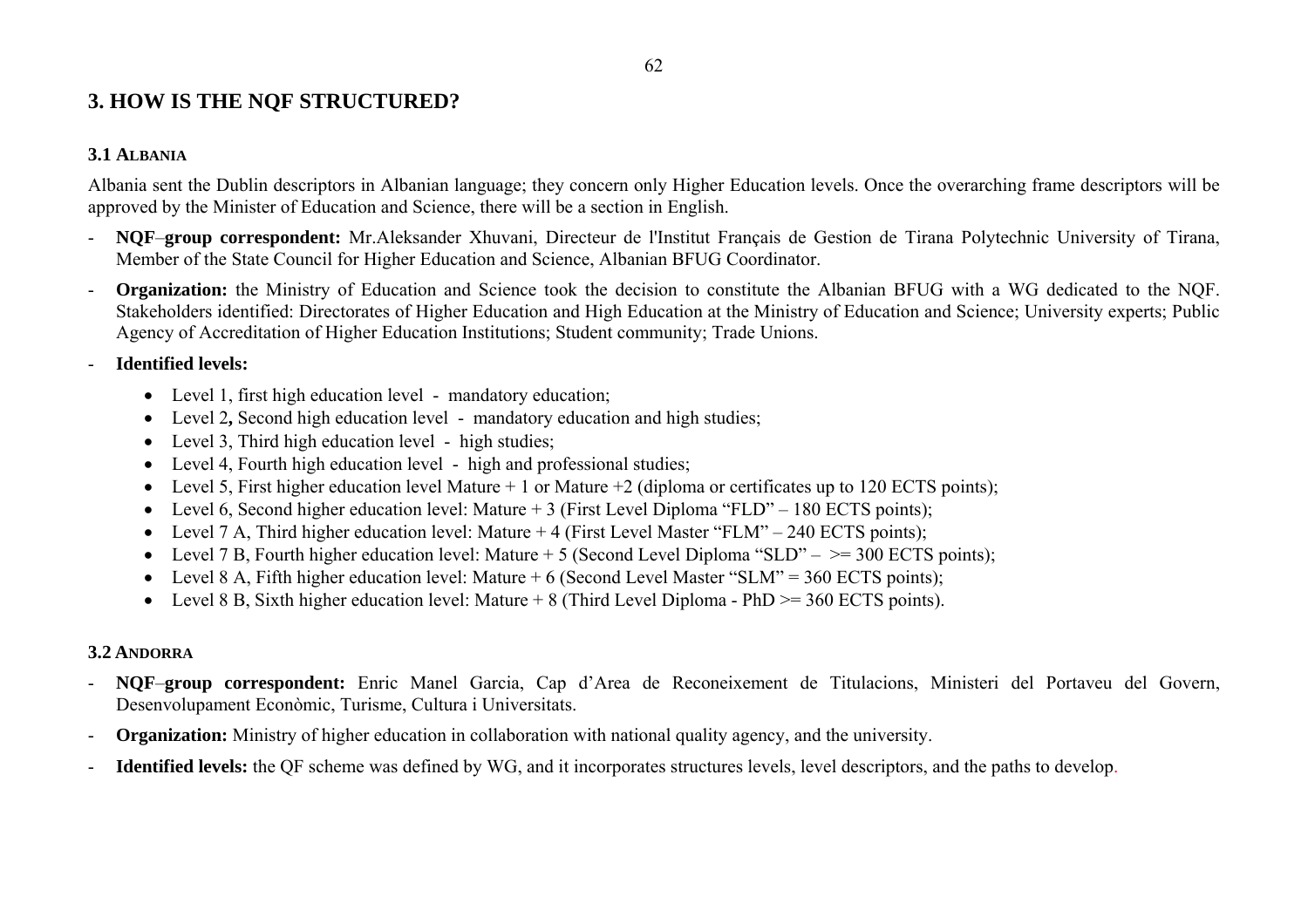## 3. HOW IS THE NQF STRUCTURED?

### 3.1 ALBANIA

Albania sent the Dublin descriptors in Albanian language; they concern only Higher Education levels. Once the overarching frame descriptors will be approved by the Minister of Education and Science, there will be a section in English.

- **NQF–group correspondent:** Mr.Aleksander Xhuvani, Directeur de l'Institut Français de Gestion de Tirana Polytechnic University of Tirana, Member of the State Council for Higher Education and Science, Albanian BFUG Coordinator.
- **Organization:** the Ministry of Education and Science took the decision to constitute the Albanian BFUG with a WG dedicated to the NQF. Stakeholders identified: Directorates of Higher Education and High Education at the Ministry of Education and Science; University experts; Public Agency of Accreditation of Higher Education Institutions; Student community; Trade Unions.
- **Identified levels:**
  - Level 1, first high education level - mandatory education;
  - Level 2**,** Second high education level - mandatory education and high studies;
  - Level 3, Third high education level - high studies;
  - Level 4, Fourth high education level - high and professional studies;
  - Level 5, First higher education level Mature + 1 or Mature +2 (diploma or certificates up to 120 ECTS points);
  - Level 6, Second higher education level: Mature + 3 (First Level Diploma "FLD" – 180 ECTS points);
  - Level 7 A, Third higher education level: Mature + 4 (First Level Master "FLM" – 240 ECTS points);
  - Level 7 B, Fourth higher education level: Mature + 5 (Second Level Diploma "SLD" – >= 300 ECTS points);
  - Level 8 A, Fifth higher education level: Mature + 6 (Second Level Master "SLM" = 360 ECTS points);
  - Level 8 B, Sixth higher education level: Mature + 8 (Third Level Diploma - PhD >= 360 ECTS points).

### 3.2 ANDORRA

- **NQF–group correspondent:** Enric Manel Garcia, Cap d'Area de Reconeixement de Titulacions, Ministeri del Portaveu del Govern, Desenvolupament Econòmic, Turisme, Cultura i Universitats.
- **Organization:** Ministry of higher education in collaboration with national quality agency, and the university.
- **Identified levels:** the QF scheme was defined by WG, and it incorporates structures levels, level descriptors, and the paths to develop.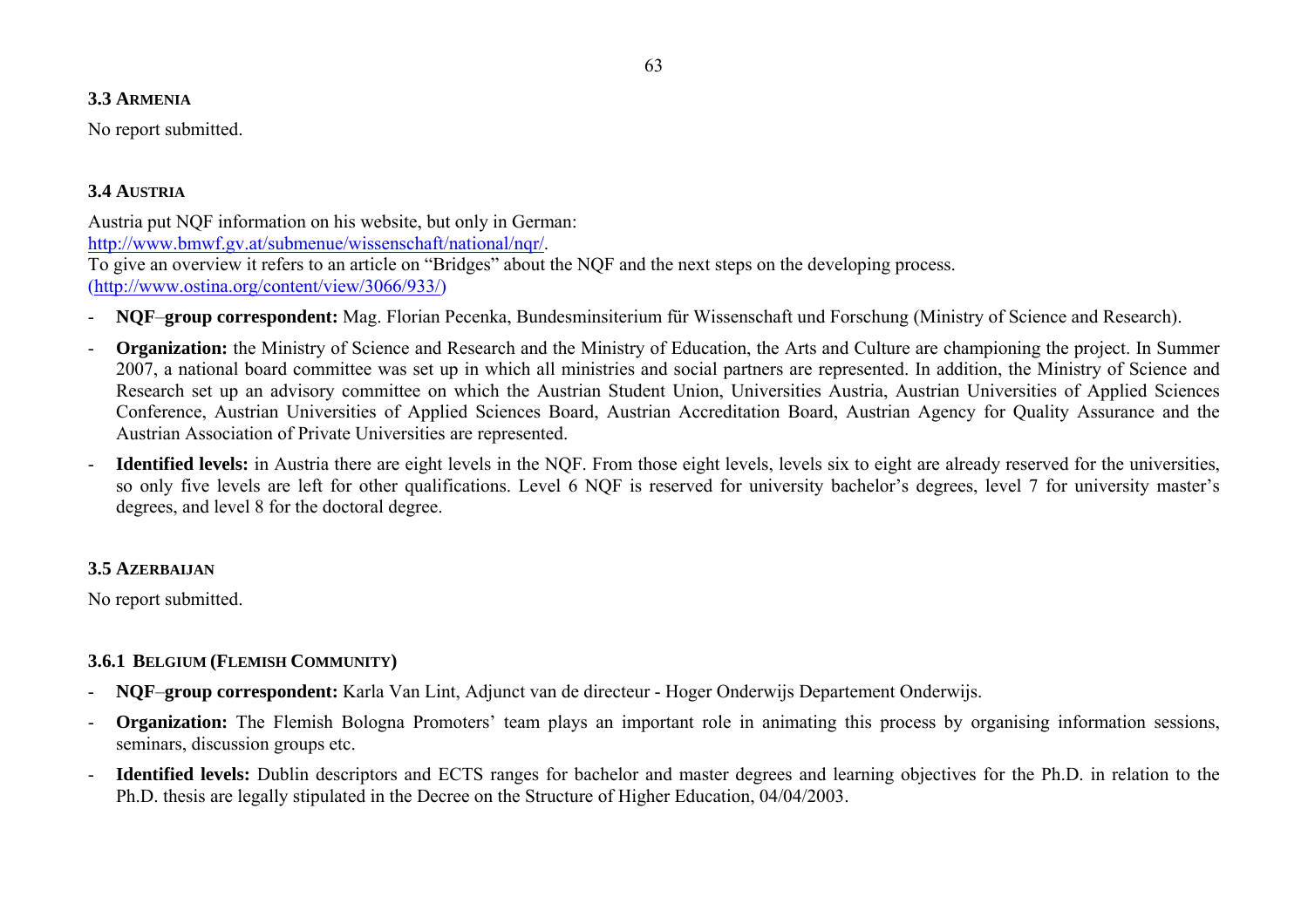### 3.3 Armenia

No report submitted.

### 3.4 Austria

Austria put NQF information on his website, but only in German:
[http://www.bmwf.gv.at/submenue/wissenschaft/national/nqr/](http://www.bmwf.gv.at/submenue/wissenschaft/national/nqr/).
To give an overview it refers to an article on "Bridges" about the NQF and the next steps on the developing process.
([http://www.ostina.org/content/view/3066/933/](http://www.ostina.org/content/view/3066/933/))

- **NQF–group correspondent:** Mag. Florian Pecenka, Bundesminsiterium für Wissenschaft und Forschung (Ministry of Science and Research).
- **Organization:** the Ministry of Science and Research and the Ministry of Education, the Arts and Culture are championing the project. In Summer 2007, a national board committee was set up in which all ministries and social partners are represented. In addition, the Ministry of Science and Research set up an advisory committee on which the Austrian Student Union, Universities Austria, Austrian Universities of Applied Sciences Conference, Austrian Universities of Applied Sciences Board, Austrian Accreditation Board, Austrian Agency for Quality Assurance and the Austrian Association of Private Universities are represented.
- **Identified levels:** in Austria there are eight levels in the NQF. From those eight levels, levels six to eight are already reserved for the universities, so only five levels are left for other qualifications. Level 6 NQF is reserved for university bachelor's degrees, level 7 for university master's degrees, and level 8 for the doctoral degree.

### 3.5 Azerbaijan

No report submitted.

### 3.6.1 Belgium (Flemish Community)

- **NQF–group correspondent:** Karla Van Lint, Adjunct van de directeur - Hoger Onderwijs Departement Onderwijs.
- **Organization:** The Flemish Bologna Promoters' team plays an important role in animating this process by organising information sessions, seminars, discussion groups etc.
- **Identified levels:** Dublin descriptors and ECTS ranges for bachelor and master degrees and learning objectives for the Ph.D. in relation to the Ph.D. thesis are legally stipulated in the Decree on the Structure of Higher Education, 04/04/2003.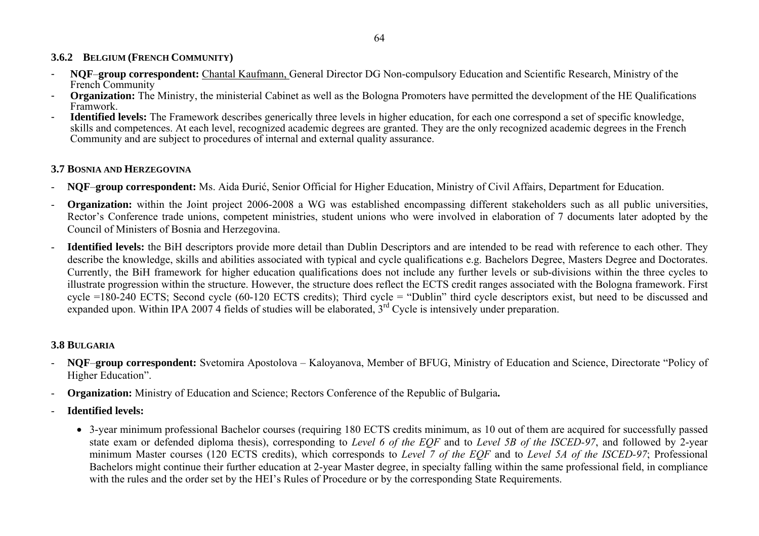### 3.6.2 Belgium (French Community)

- **NQF–group correspondent:** Chantal Kaufmann, General Director DG Non-compulsory Education and Scientific Research, Ministry of the French Community
- **Organization:** The Ministry, the ministerial Cabinet as well as the Bologna Promoters have permitted the development of the HE Qualifications Framwork.
- **Identified levels:** The Framework describes generically three levels in higher education, for each one correspond a set of specific knowledge, skills and competences. At each level, recognized academic degrees are granted. They are the only recognized academic degrees in the French Community and are subject to procedures of internal and external quality assurance.

### 3.7 Bosnia and Herzegovina

- **NQF–group correspondent:** Ms. Aida Đurić, Senior Official for Higher Education, Ministry of Civil Affairs, Department for Education.
- **Organization:** within the Joint project 2006-2008 a WG was established encompassing different stakeholders such as all public universities, Rector's Conference trade unions, competent ministries, student unions who were involved in elaboration of 7 documents later adopted by the Council of Ministers of Bosnia and Herzegovina.
- **Identified levels:** the BiH descriptors provide more detail than Dublin Descriptors and are intended to be read with reference to each other. They describe the knowledge, skills and abilities associated with typical and cycle qualifications e.g. Bachelors Degree, Masters Degree and Doctorates. Currently, the BiH framework for higher education qualifications does not include any further levels or sub-divisions within the three cycles to illustrate progression within the structure. However, the structure does reflect the ECTS credit ranges associated with the Bologna framework. First cycle =180-240 ECTS; Second cycle (60-120 ECTS credits); Third cycle = "Dublin" third cycle descriptors exist, but need to be discussed and expanded upon. Within IPA 2007 4 fields of studies will be elaborated, 3rd Cycle is intensively under preparation.

### 3.8 Bulgaria

- **NQF–group correspondent:** Svetomira Apostolova – Kaloyanova, Member of BFUG, Ministry of Education and Science, Directorate "Policy of Higher Education".
- **Organization:** Ministry of Education and Science; Rectors Conference of the Republic of Bulgaria**.**
- **Identified levels:**
  - 3-year minimum professional Bachelor courses (requiring 180 ECTS credits minimum, as 10 out of them are acquired for successfully passed state exam or defended diploma thesis), corresponding to *Level 6 of the EQF* and to *Level 5B of the ISCED-97*, and followed by 2-year minimum Master courses (120 ECTS credits), which corresponds to *Level 7 of the EQF* and to *Level 5A of the ISCED-97*; Professional Bachelors might continue their further education at 2-year Master degree, in specialty falling within the same professional field, in compliance with the rules and the order set by the HEI's Rules of Procedure or by the corresponding State Requirements.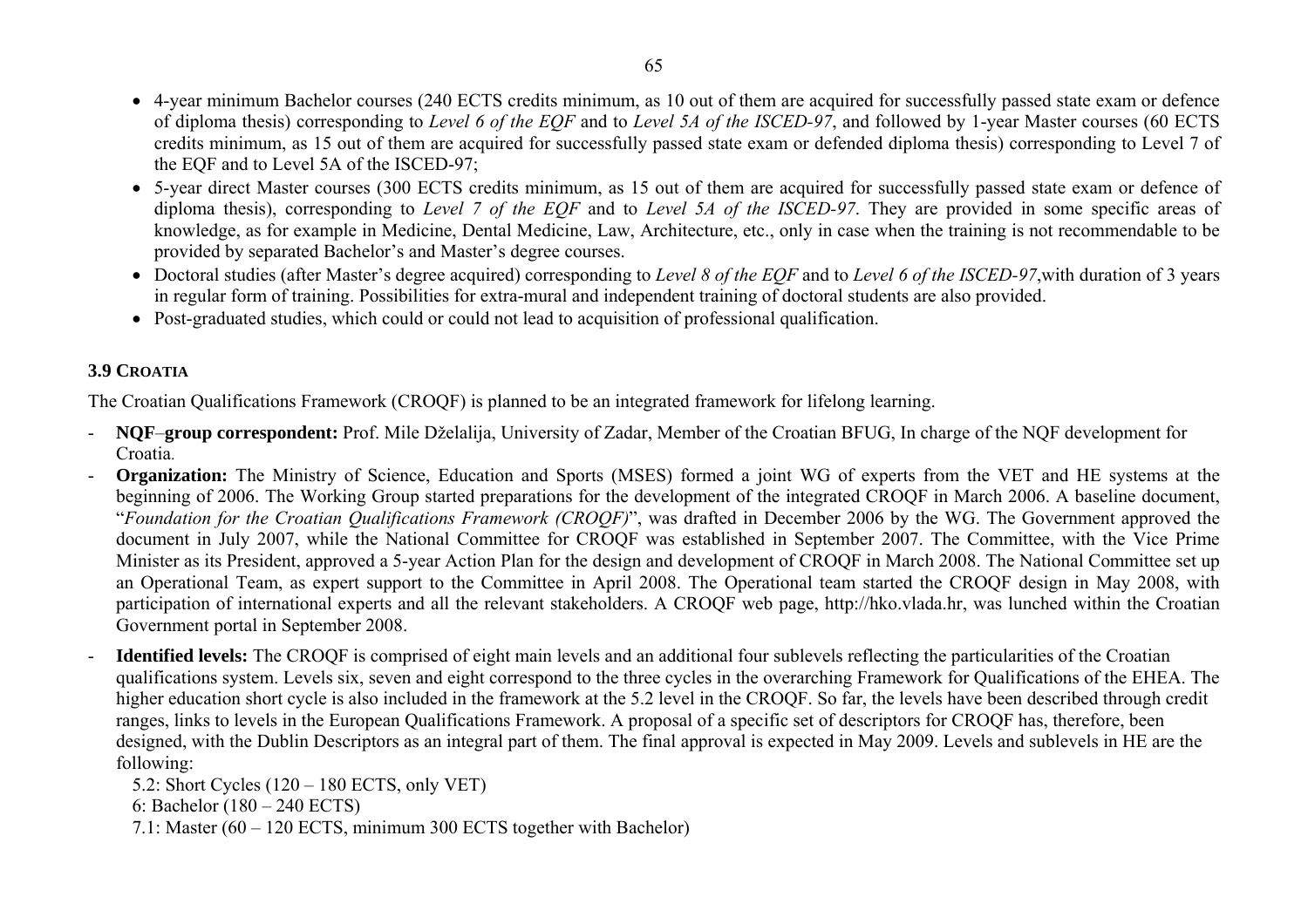- 4-year minimum Bachelor courses (240 ECTS credits minimum, as 10 out of them are acquired for successfully passed state exam or defence of diploma thesis) corresponding to *Level 6 of the EQF* and to *Level 5A of the ISCED-97*, and followed by 1-year Master courses (60 ECTS credits minimum, as 15 out of them are acquired for successfully passed state exam or defended diploma thesis) corresponding to Level 7 of the EQF and to Level 5A of the ISCED-97;
- 5-year direct Master courses (300 ECTS credits minimum, as 15 out of them are acquired for successfully passed state exam or defence of diploma thesis), corresponding to *Level 7 of the EQF* and to *Level 5A of the ISCED-97*. They are provided in some specific areas of knowledge, as for example in Medicine, Dental Medicine, Law, Architecture, etc., only in case when the training is not recommendable to be provided by separated Bachelor's and Master's degree courses.
- Doctoral studies (after Master's degree acquired) corresponding to *Level 8 of the EQF* and to *Level 6 of the ISCED-97*,with duration of 3 years in regular form of training. Possibilities for extra-mural and independent training of doctoral students are also provided.
- Post-graduated studies, which could or could not lead to acquisition of professional qualification.

### 3.9 CROATIA

The Croatian Qualifications Framework (CROQF) is planned to be an integrated framework for lifelong learning.

- **NQF–group correspondent:** Prof. Mile Dželalija, University of Zadar, Member of the Croatian BFUG, In charge of the NQF development for Croatia.
- **Organization:** The Ministry of Science, Education and Sports (MSES) formed a joint WG of experts from the VET and HE systems at the beginning of 2006. The Working Group started preparations for the development of the integrated CROQF in March 2006. A baseline document, "*Foundation for the Croatian Qualifications Framework (CROQF)*", was drafted in December 2006 by the WG. The Government approved the document in July 2007, while the National Committee for CROQF was established in September 2007. The Committee, with the Vice Prime Minister as its President, approved a 5-year Action Plan for the design and development of CROQF in March 2008. The National Committee set up an Operational Team, as expert support to the Committee in April 2008. The Operational team started the CROQF design in May 2008, with participation of international experts and all the relevant stakeholders. A CROQF web page, http://hko.vlada.hr, was lunched within the Croatian Government portal in September 2008.
- **Identified levels:** The CROQF is comprised of eight main levels and an additional four sublevels reflecting the particularities of the Croatian qualifications system. Levels six, seven and eight correspond to the three cycles in the overarching Framework for Qualifications of the EHEA. The higher education short cycle is also included in the framework at the 5.2 level in the CROQF. So far, the levels have been described through credit ranges, links to levels in the European Qualifications Framework. A proposal of a specific set of descriptors for CROQF has, therefore, been designed, with the Dublin Descriptors as an integral part of them. The final approval is expected in May 2009. Levels and sublevels in HE are the following:

  5.2: Short Cycles (120 – 180 ECTS, only VET)
  6: Bachelor (180 – 240 ECTS)
  7.1: Master (60 – 120 ECTS, minimum 300 ECTS together with Bachelor)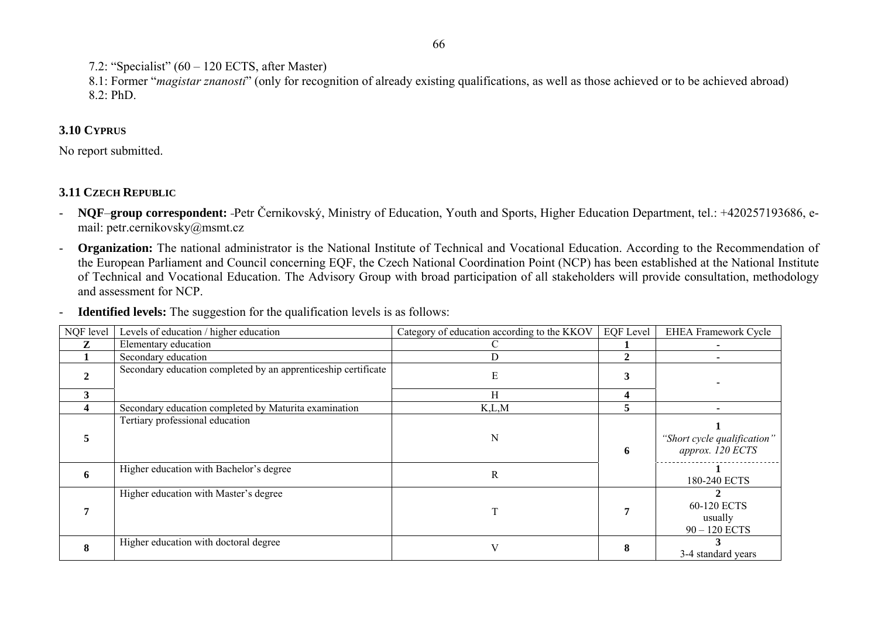7.2: "Specialist" (60 – 120 ECTS, after Master)
8.1: Former "*magistar znanosti*" (only for recognition of already existing qualifications, as well as those achieved or to be achieved abroad)
8.2: PhD.

### 3.10 Cyprus

No report submitted.

### 3.11 Czech Republic

- **NQF–group correspondent:** Petr Černikovský, Ministry of Education, Youth and Sports, Higher Education Department, tel.: +420257193686, e-mail: petr.cernikovsky@msmt.cz
- **Organization:** The national administrator is the National Institute of Technical and Vocational Education. According to the Recommendation of the European Parliament and Council concerning EQF, the Czech National Coordination Point (NCP) has been established at the National Institute of Technical and Vocational Education. The Advisory Group with broad participation of all stakeholders will provide consultation, methodology and assessment for NCP.
- **Identified levels:** The suggestion for the qualification levels is as follows:

| NQF level | Levels of education / higher education | Category of education according to the KKOV | EQF Level | EHEA Framework Cycle |
|---|---|---|---|---|
| **Z** | Elementary education | C | **1** | - |
| **1** | Secondary education | D | **2** | - |
| **2** | Secondary education completed by an apprenticeship certificate | E | **3** | - |
| **3** | | H | **4** | |
| **4** | Secondary education completed by Maturita examination | K,L,M | **5** | - |
| **5** | Tertiary professional education | N | **6** | **1** *"Short cycle qualification" approx. 120 ECTS* |
| **6** | Higher education with Bachelor's degree | R | | **1** 180-240 ECTS |
| **7** | Higher education with Master's degree | T | **7** | **2** 60-120 ECTS usually 90 – 120 ECTS |
| **8** | Higher education with doctoral degree | V | **8** | **3** 3-4 standard years |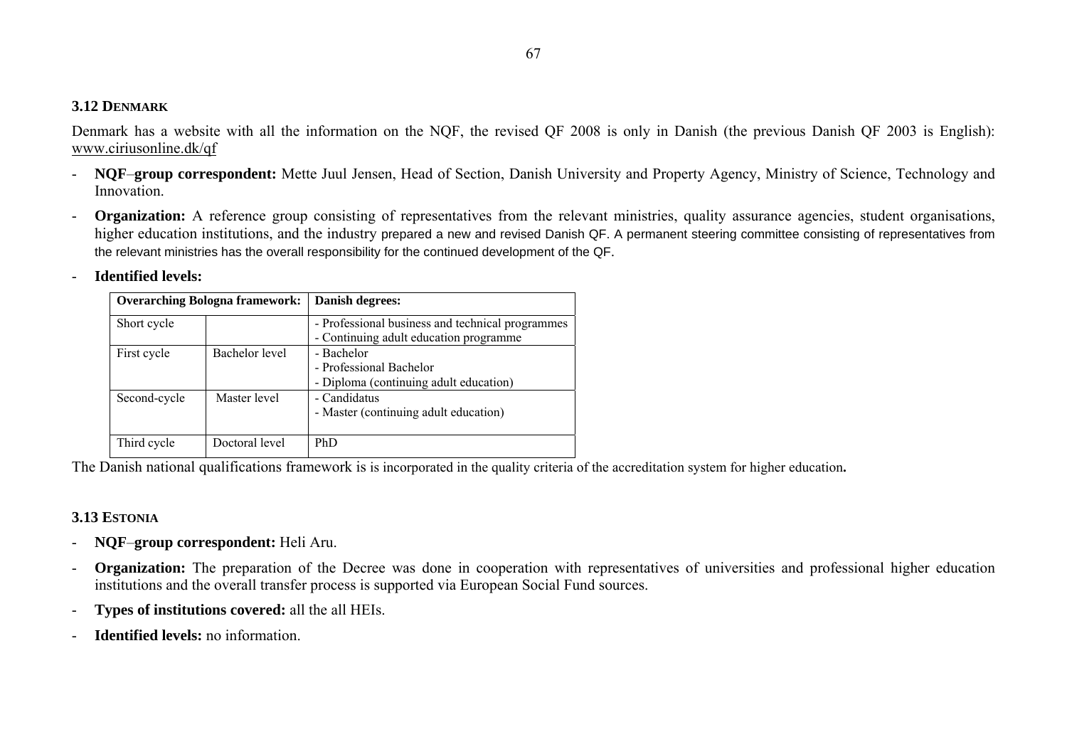### 3.12 DENMARK

Denmark has a website with all the information on the NQF, the revised QF 2008 is only in Danish (the previous Danish QF 2003 is English): www.ciriusonline.dk/qf

- **NQF–group correspondent:** Mette Juul Jensen, Head of Section, Danish University and Property Agency, Ministry of Science, Technology and Innovation.
- **Organization:** A reference group consisting of representatives from the relevant ministries, quality assurance agencies, student organisations, higher education institutions, and the industry prepared a new and revised Danish QF. A permanent steering committee consisting of representatives from the relevant ministries has the overall responsibility for the continued development of the QF.
- **Identified levels:**

| Overarching Bologna framework: | | Danish degrees: |
|---|---|---|
| Short cycle | | - Professional business and technical programmes<br>- Continuing adult education programme |
| First cycle | Bachelor level | - Bachelor<br>- Professional Bachelor<br>- Diploma (continuing adult education) |
| Second-cycle | Master level | - Candidatus<br>- Master (continuing adult education) |
| Third cycle | Doctoral level | PhD |

The Danish national qualifications framework is is incorporated in the quality criteria of the accreditation system for higher education**.**

### 3.13 ESTONIA

- **NQF–group correspondent:** Heli Aru.
- **Organization:** The preparation of the Decree was done in cooperation with representatives of universities and professional higher education institutions and the overall transfer process is supported via European Social Fund sources.
- **Types of institutions covered:** all the all HEIs.
- **Identified levels:** no information.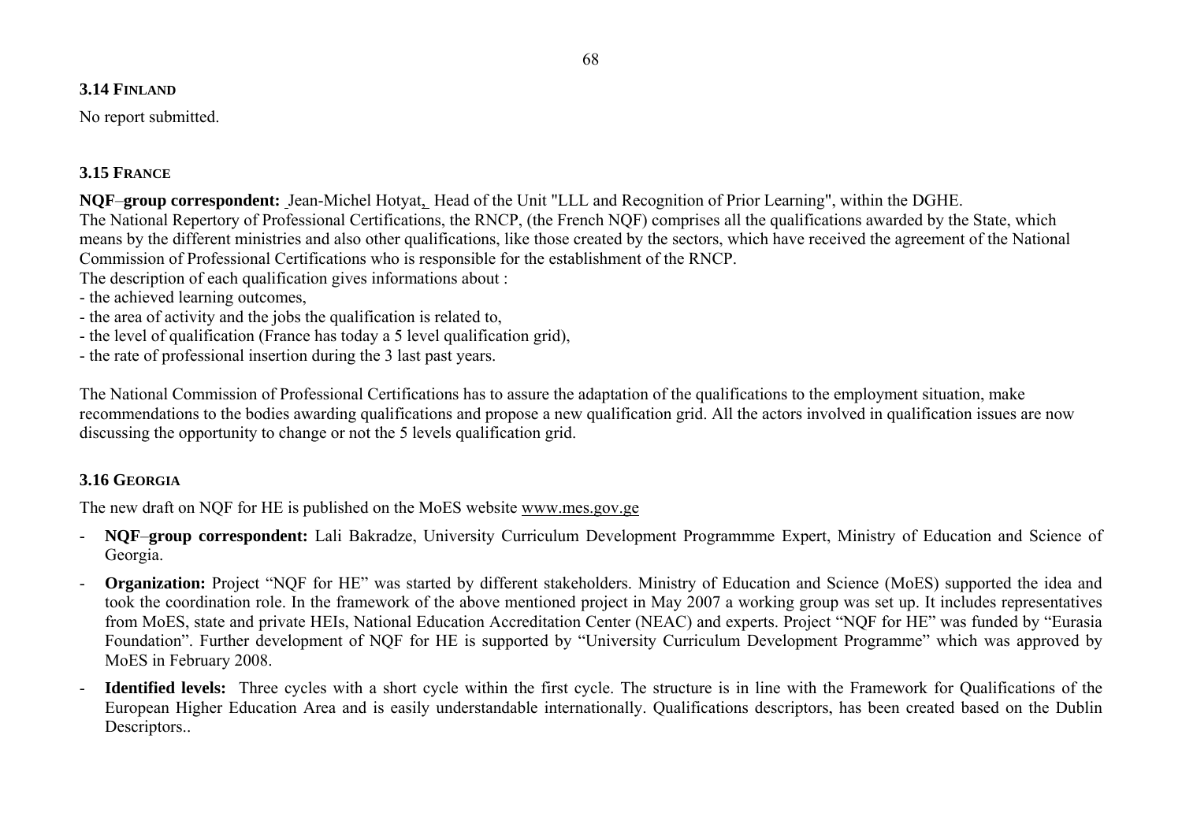### 3.14 Finland

No report submitted.

### 3.15 France

**NQF–group correspondent:** Jean-Michel Hotyat, Head of the Unit "LLL and Recognition of Prior Learning", within the DGHE.
The National Repertory of Professional Certifications, the RNCP, (the French NQF) comprises all the qualifications awarded by the State, which means by the different ministries and also other qualifications, like those created by the sectors, which have received the agreement of the National Commission of Professional Certifications who is responsible for the establishment of the RNCP.
The description of each qualification gives informations about :
- the achieved learning outcomes,
- the area of activity and the jobs the qualification is related to,
- the level of qualification (France has today a 5 level qualification grid),
- the rate of professional insertion during the 3 last past years.

The National Commission of Professional Certifications has to assure the adaptation of the qualifications to the employment situation, make recommendations to the bodies awarding qualifications and propose a new qualification grid. All the actors involved in qualification issues are now discussing the opportunity to change or not the 5 levels qualification grid.

### 3.16 Georgia

The new draft on NQF for HE is published on the MoES website www.mes.gov.ge

- **NQF–group correspondent:** Lali Bakradze, University Curriculum Development Programmme Expert, Ministry of Education and Science of Georgia.
- **Organization:** Project "NQF for HE" was started by different stakeholders. Ministry of Education and Science (MoES) supported the idea and took the coordination role. In the framework of the above mentioned project in May 2007 a working group was set up. It includes representatives from MoES, state and private HEIs, National Education Accreditation Center (NEAC) and experts. Project "NQF for HE" was funded by "Eurasia Foundation". Further development of NQF for HE is supported by "University Curriculum Development Programme" which was approved by MoES in February 2008.
- **Identified levels:** Three cycles with a short cycle within the first cycle. The structure is in line with the Framework for Qualifications of the European Higher Education Area and is easily understandable internationally. Qualifications descriptors, has been created based on the Dublin Descriptors..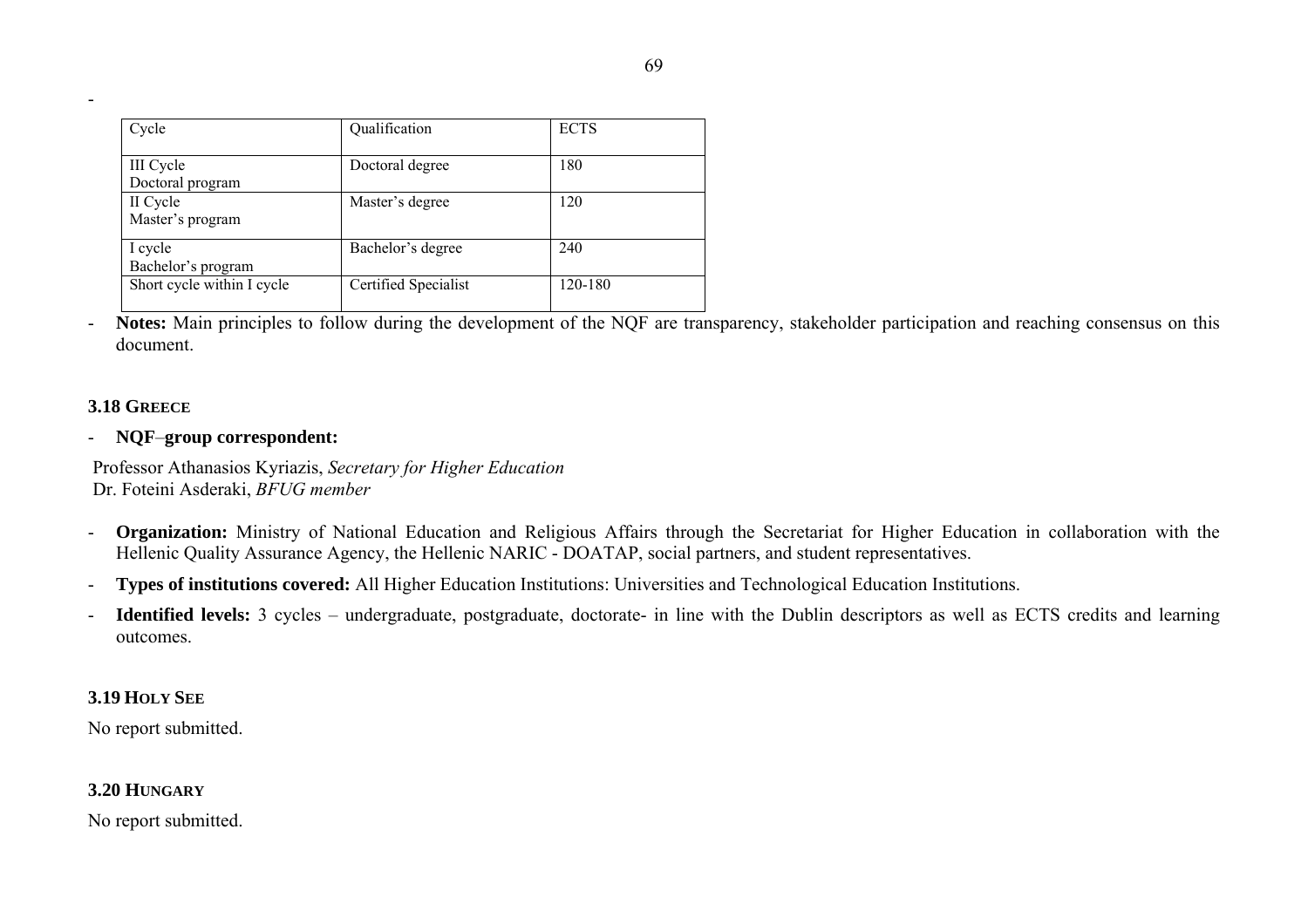-

| Cycle | Qualification | ECTS |
|---|---|---|
| III Cycle<br>Doctoral program | Doctoral degree | 180 |
| II Cycle<br>Master's program | Master's degree | 120 |
| I cycle<br>Bachelor's program | Bachelor's degree | 240 |
| Short cycle within I cycle | Certified Specialist | 120-180 |

- **Notes:** Main principles to follow during the development of the NQF are transparency, stakeholder participation and reaching consensus on this document.

### 3.18 Greece

- **NQF–group correspondent:**

Professor Athanasios Kyriazis, *Secretary for Higher Education*
Dr. Foteini Asderaki, *BFUG member*

- **Organization:** Ministry of National Education and Religious Affairs through the Secretariat for Higher Education in collaboration with the Hellenic Quality Assurance Agency, the Hellenic NARIC - DOATAP, social partners, and student representatives.
- **Types of institutions covered:** All Higher Education Institutions: Universities and Technological Education Institutions.
- **Identified levels:** 3 cycles – undergraduate, postgraduate, doctorate- in line with the Dublin descriptors as well as ECTS credits and learning outcomes.

### 3.19 Holy See

No report submitted.

### 3.20 Hungary

No report submitted.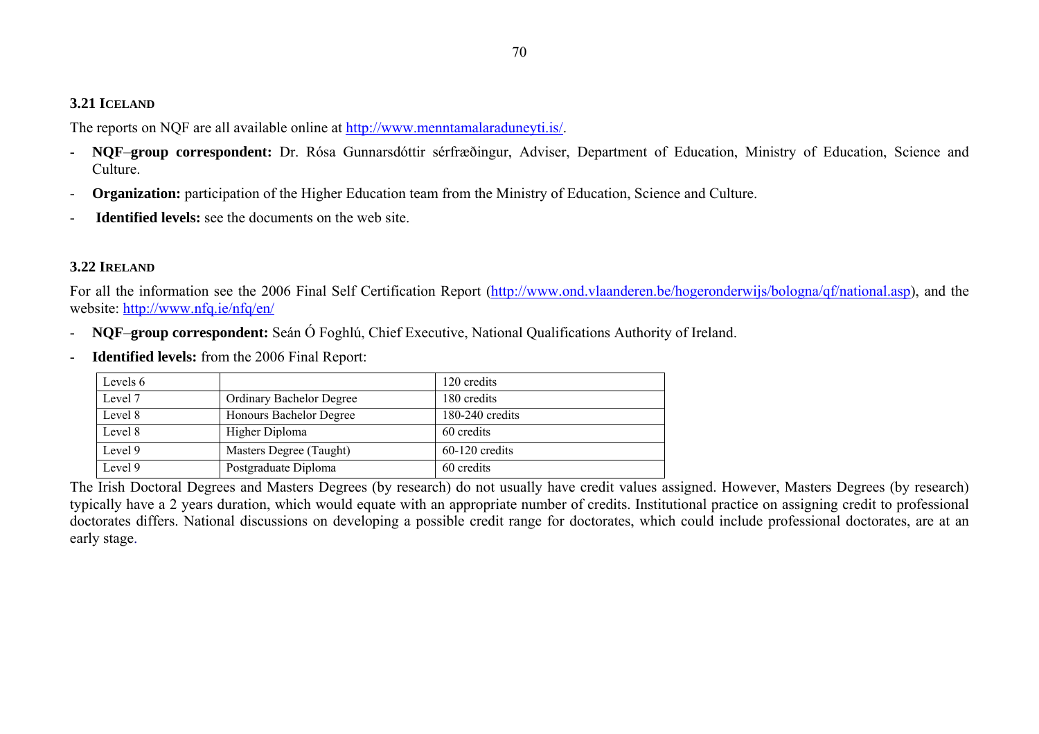### 3.21 ICELAND

The reports on NQF are all available online at http://www.menntamalaraduneyti.is/.

- **NQF–group correspondent:** Dr. Rósa Gunnarsdóttir sérfræðingur, Adviser, Department of Education, Ministry of Education, Science and Culture.
- **Organization:** participation of the Higher Education team from the Ministry of Education, Science and Culture.
- **Identified levels:** see the documents on the web site.

### 3.22 IRELAND

For all the information see the 2006 Final Self Certification Report (http://www.ond.vlaanderen.be/hogeronderwijs/bologna/qf/national.asp), and the website: http://www.nfq.ie/nfq/en/

- **NQF–group correspondent:** Seán Ó Foghlú, Chief Executive, National Qualifications Authority of Ireland.
- **Identified levels:** from the 2006 Final Report:

| Levels 6 | | 120 credits |
|---|---|---|
| Level 7 | Ordinary Bachelor Degree | 180 credits |
| Level 8 | Honours Bachelor Degree | 180-240 credits |
| Level 8 | Higher Diploma | 60 credits |
| Level 9 | Masters Degree (Taught) | 60-120 credits |
| Level 9 | Postgraduate Diploma | 60 credits |

The Irish Doctoral Degrees and Masters Degrees (by research) do not usually have credit values assigned. However, Masters Degrees (by research) typically have a 2 years duration, which would equate with an appropriate number of credits. Institutional practice on assigning credit to professional doctorates differs. National discussions on developing a possible credit range for doctorates, which could include professional doctorates, are at an early stage.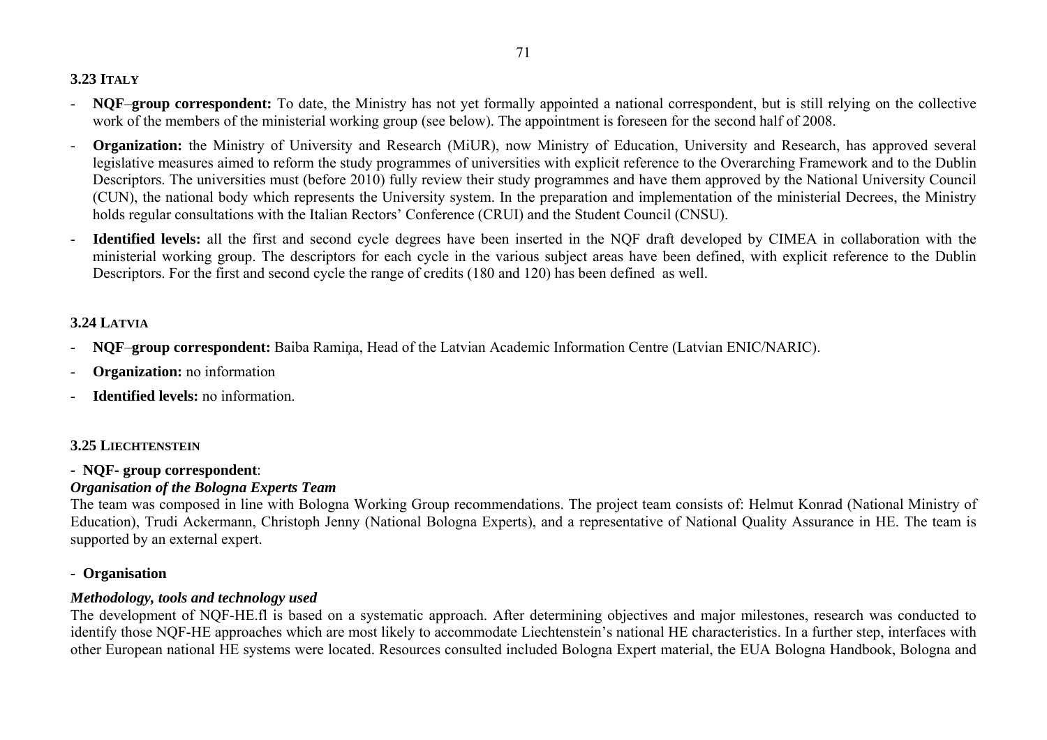### 3.23 Italy

- **NQF–group correspondent:** To date, the Ministry has not yet formally appointed a national correspondent, but is still relying on the collective work of the members of the ministerial working group (see below). The appointment is foreseen for the second half of 2008.
- **Organization:** the Ministry of University and Research (MiUR), now Ministry of Education, University and Research, has approved several legislative measures aimed to reform the study programmes of universities with explicit reference to the Overarching Framework and to the Dublin Descriptors. The universities must (before 2010) fully review their study programmes and have them approved by the National University Council (CUN), the national body which represents the University system. In the preparation and implementation of the ministerial Decrees, the Ministry holds regular consultations with the Italian Rectors' Conference (CRUI) and the Student Council (CNSU).
- **Identified levels:** all the first and second cycle degrees have been inserted in the NQF draft developed by CIMEA in collaboration with the ministerial working group. The descriptors for each cycle in the various subject areas have been defined, with explicit reference to the Dublin Descriptors. For the first and second cycle the range of credits (180 and 120) has been defined as well.

### 3.24 Latvia

- **NQF–group correspondent:** Baiba Ramiņa, Head of the Latvian Academic Information Centre (Latvian ENIC/NARIC).
- **Organization:** no information
- **Identified levels:** no information.

### 3.25 Liechtenstein

**- NQF- group correspondent**:

***Organisation of the Bologna Experts Team***

The team was composed in line with Bologna Working Group recommendations. The project team consists of: Helmut Konrad (National Ministry of Education), Trudi Ackermann, Christoph Jenny (National Bologna Experts), and a representative of National Quality Assurance in HE. The team is supported by an external expert.

**- Organisation**

***Methodology, tools and technology used***

The development of NQF-HE.fl is based on a systematic approach. After determining objectives and major milestones, research was conducted to identify those NQF-HE approaches which are most likely to accommodate Liechtenstein's national HE characteristics. In a further step, interfaces with other European national HE systems were located. Resources consulted included Bologna Expert material, the EUA Bologna Handbook, Bologna and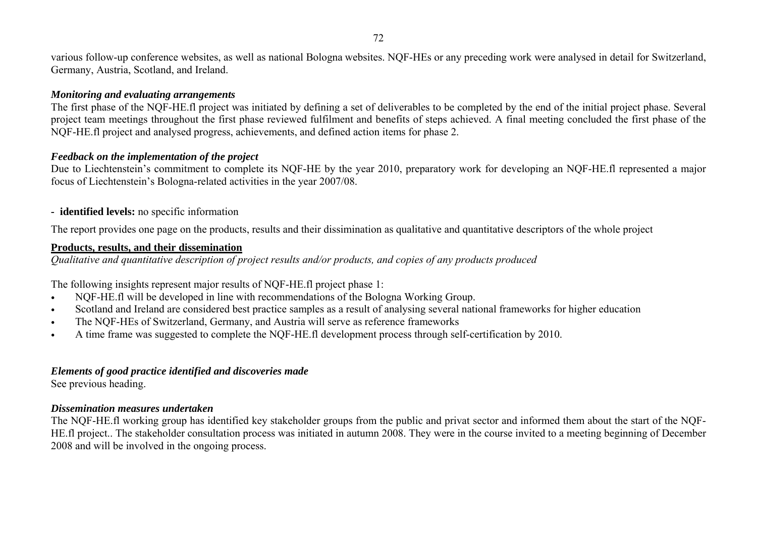various follow-up conference websites, as well as national Bologna websites. NQF-HEs or any preceding work were analysed in detail for Switzerland, Germany, Austria, Scotland, and Ireland.

***Monitoring and evaluating arrangements***

The first phase of the NQF-HE.fl project was initiated by defining a set of deliverables to be completed by the end of the initial project phase. Several project team meetings throughout the first phase reviewed fulfilment and benefits of steps achieved. A final meeting concluded the first phase of the NQF-HE.fl project and analysed progress, achievements, and defined action items for phase 2.

***Feedback on the implementation of the project***

Due to Liechtenstein's commitment to complete its NQF-HE by the year 2010, preparatory work for developing an NQF-HE.fl represented a major focus of Liechtenstein's Bologna-related activities in the year 2007/08.

- **identified levels:** no specific information

The report provides one page on the products, results and their dissimination as qualitative and quantitative descriptors of the whole project

**<u>Products, results, and their dissemination</u>**

*Qualitative and quantitative description of project results and/or products, and copies of any products produced*

The following insights represent major results of NQF-HE.fl project phase 1:

- NQF-HE.fl will be developed in line with recommendations of the Bologna Working Group.
- Scotland and Ireland are considered best practice samples as a result of analysing several national frameworks for higher education
- The NQF-HEs of Switzerland, Germany, and Austria will serve as reference frameworks
- A time frame was suggested to complete the NQF-HE.fl development process through self-certification by 2010.

***Elements of good practice identified and discoveries made***

See previous heading.

***Dissemination measures undertaken***

The NQF-HE.fl working group has identified key stakeholder groups from the public and privat sector and informed them about the start of the NQF-HE.fl project.. The stakeholder consultation process was initiated in autumn 2008. They were in the course invited to a meeting beginning of December 2008 and will be involved in the ongoing process.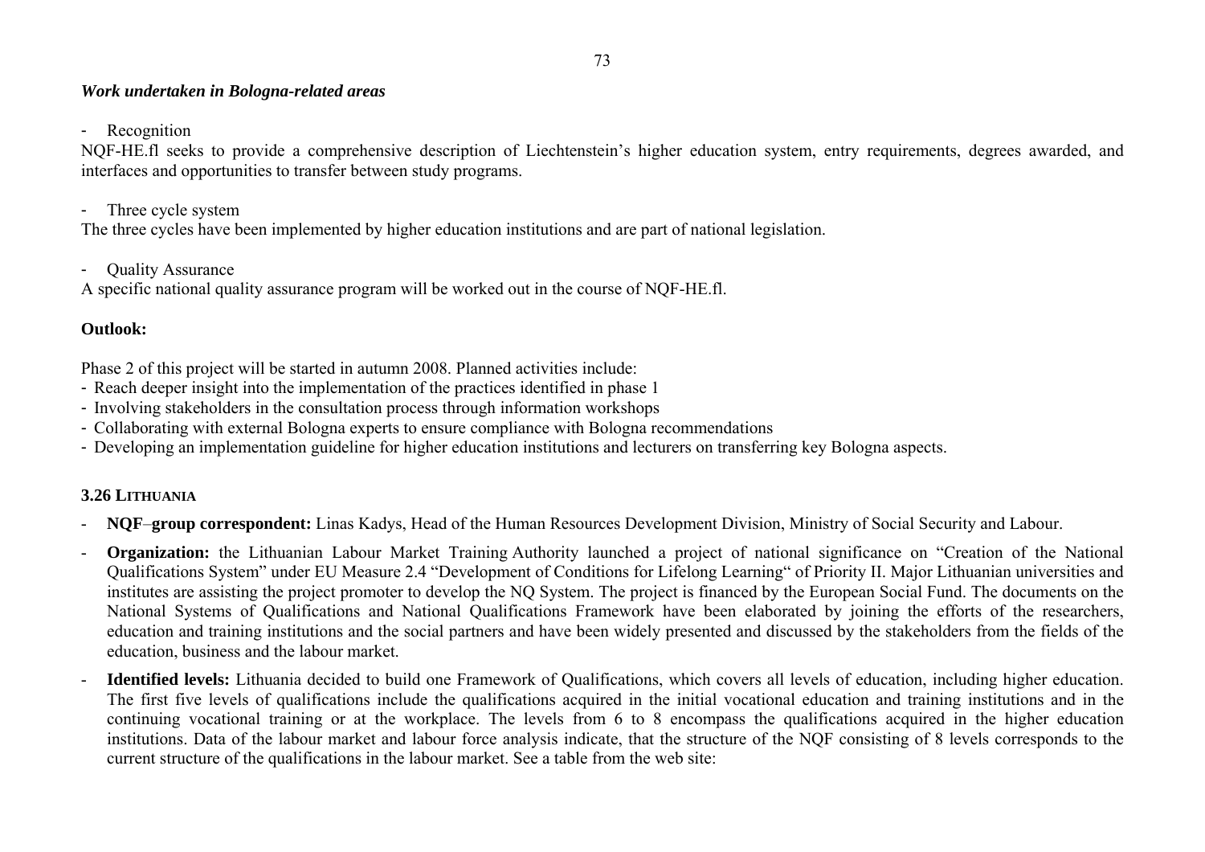***Work undertaken in Bologna-related areas***

- Recognition

NQF-HE.fl seeks to provide a comprehensive description of Liechtenstein's higher education system, entry requirements, degrees awarded, and interfaces and opportunities to transfer between study programs.

- Three cycle system

The three cycles have been implemented by higher education institutions and are part of national legislation.

- Quality Assurance

A specific national quality assurance program will be worked out in the course of NQF-HE.fl.

**Outlook:**

Phase 2 of this project will be started in autumn 2008. Planned activities include:

- Reach deeper insight into the implementation of the practices identified in phase 1
- Involving stakeholders in the consultation process through information workshops
- Collaborating with external Bologna experts to ensure compliance with Bologna recommendations
- Developing an implementation guideline for higher education institutions and lecturers on transferring key Bologna aspects.

### 3.26 Lithuania

- **NQF–group correspondent:** Linas Kadys, Head of the Human Resources Development Division, Ministry of Social Security and Labour.
- **Organization:** the Lithuanian Labour Market Training Authority launched a project of national significance on "Creation of the National Qualifications System" under EU Measure 2.4 "Development of Conditions for Lifelong Learning" of Priority II. Major Lithuanian universities and institutes are assisting the project promoter to develop the NQ System. The project is financed by the European Social Fund. The documents on the National Systems of Qualifications and National Qualifications Framework have been elaborated by joining the efforts of the researchers, education and training institutions and the social partners and have been widely presented and discussed by the stakeholders from the fields of the education, business and the labour market.
- **Identified levels:** Lithuania decided to build one Framework of Qualifications, which covers all levels of education, including higher education. The first five levels of qualifications include the qualifications acquired in the initial vocational education and training institutions and in the continuing vocational training or at the workplace. The levels from 6 to 8 encompass the qualifications acquired in the higher education institutions. Data of the labour market and labour force analysis indicate, that the structure of the NQF consisting of 8 levels corresponds to the current structure of the qualifications in the labour market. See a table from the web site: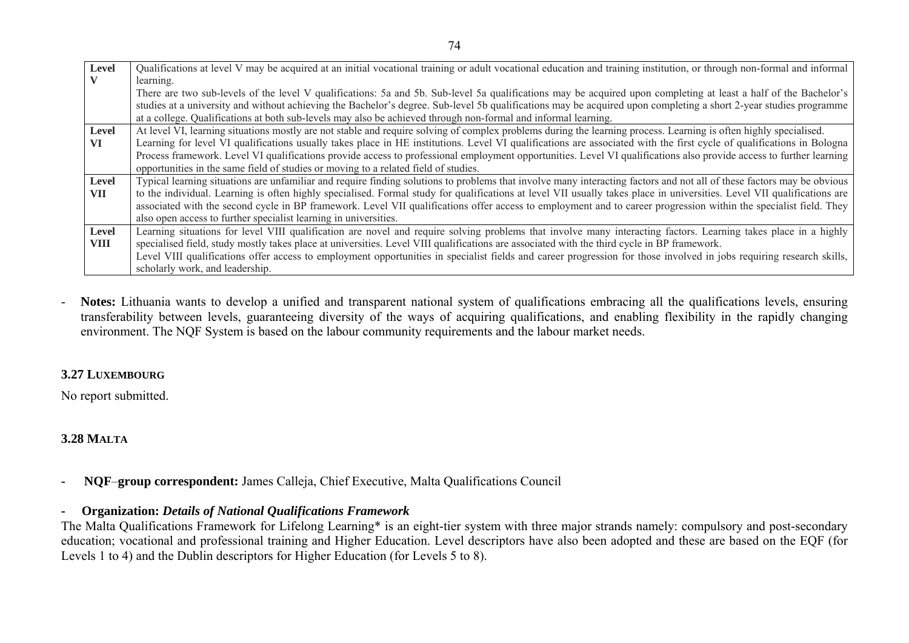| Level | Description |
| --- | --- |
| **Level V** | Qualifications at level V may be acquired at an initial vocational training or adult vocational education and training institution, or through non-formal and informal learning.<br>There are two sub-levels of the level V qualifications: 5a and 5b. Sub-level 5a qualifications may be acquired upon completing at least a half of the Bachelor's studies at a university and without achieving the Bachelor's degree. Sub-level 5b qualifications may be acquired upon completing a short 2-year studies programme at a college. Qualifications at both sub-levels may also be achieved through non-formal and informal learning. |
| **Level VI** | At level VI, learning situations mostly are not stable and require solving of complex problems during the learning process. Learning is often highly specialised.<br>Learning for level VI qualifications usually takes place in HE institutions. Level VI qualifications are associated with the first cycle of qualifications in Bologna Process framework. Level VI qualifications provide access to professional employment opportunities. Level VI qualifications also provide access to further learning opportunities in the same field of studies or moving to a related field of studies. |
| **Level VII** | Typical learning situations are unfamiliar and require finding solutions to problems that involve many interacting factors and not all of these factors may be obvious to the individual. Learning is often highly specialised. Formal study for qualifications at level VII usually takes place in universities. Level VII qualifications are associated with the second cycle in BP framework. Level VII qualifications offer access to employment and to career progression within the specialist field. They also open access to further specialist learning in universities. |
| **Level VIII** | Learning situations for level VIII qualification are novel and require solving problems that involve many interacting factors. Learning takes place in a highly specialised field, study mostly takes place at universities. Level VIII qualifications are associated with the third cycle in BP framework.<br>Level VIII qualifications offer access to employment opportunities in specialist fields and career progression for those involved in jobs requiring research skills, scholarly work, and leadership. |

- **Notes:** Lithuania wants to develop a unified and transparent national system of qualifications embracing all the qualifications levels, ensuring transferability between levels, guaranteeing diversity of the ways of acquiring qualifications, and enabling flexibility in the rapidly changing environment. The NQF System is based on the labour community requirements and the labour market needs.

### 3.27 LUXEMBOURG

No report submitted.

### 3.28 MALTA

- **NQF–group correspondent:** James Calleja, Chief Executive, Malta Qualifications Council

- **Organization:** ***Details of National Qualifications Framework***

The Malta Qualifications Framework for Lifelong Learning* is an eight-tier system with three major strands namely: compulsory and post-secondary education; vocational and professional training and Higher Education. Level descriptors have also been adopted and these are based on the EQF (for Levels 1 to 4) and the Dublin descriptors for Higher Education (for Levels 5 to 8).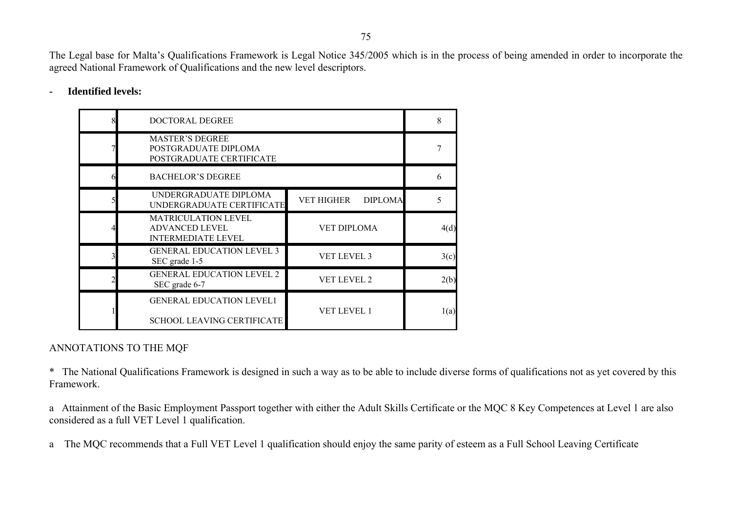The Legal base for Malta's Qualifications Framework is Legal Notice 345/2005 which is in the process of being amended in order to incorporate the agreed National Framework of Qualifications and the new level descriptors.

- **Identified levels:**

| | | | |
|---|---|---|---|
| 8 | DOCTORAL DEGREE | | 8 |
| 7 | MASTER'S DEGREE<br>POSTGRADUATE DIPLOMA<br>POSTGRADUATE CERTIFICATE | | 7 |
| 6 | BACHELOR'S DEGREE | | 6 |
| 5 | UNDERGRADUATE DIPLOMA<br>UNDERGRADUATE CERTIFICATE | VET HIGHER DIPLOMA | 5 |
| 4 | MATRICULATION LEVEL<br>ADVANCED LEVEL<br>INTERMEDIATE LEVEL | VET DIPLOMA | 4(d) |
| 3 | GENERAL EDUCATION LEVEL 3<br>SEC grade 1-5 | VET LEVEL 3 | 3(c) |
| 2 | GENERAL EDUCATION LEVEL 2<br>SEC grade 6-7 | VET LEVEL 2 | 2(b) |
| 1 | GENERAL EDUCATION LEVEL1<br><br>SCHOOL LEAVING CERTIFICATE | VET LEVEL 1 | 1(a) |

ANNOTATIONS TO THE MQF

* The National Qualifications Framework is designed in such a way as to be able to include diverse forms of qualifications not as yet covered by this Framework.

a Attainment of the Basic Employment Passport together with either the Adult Skills Certificate or the MQC 8 Key Competences at Level 1 are also considered as a full VET Level 1 qualification.

a The MQC recommends that a Full VET Level 1 qualification should enjoy the same parity of esteem as a Full School Leaving Certificate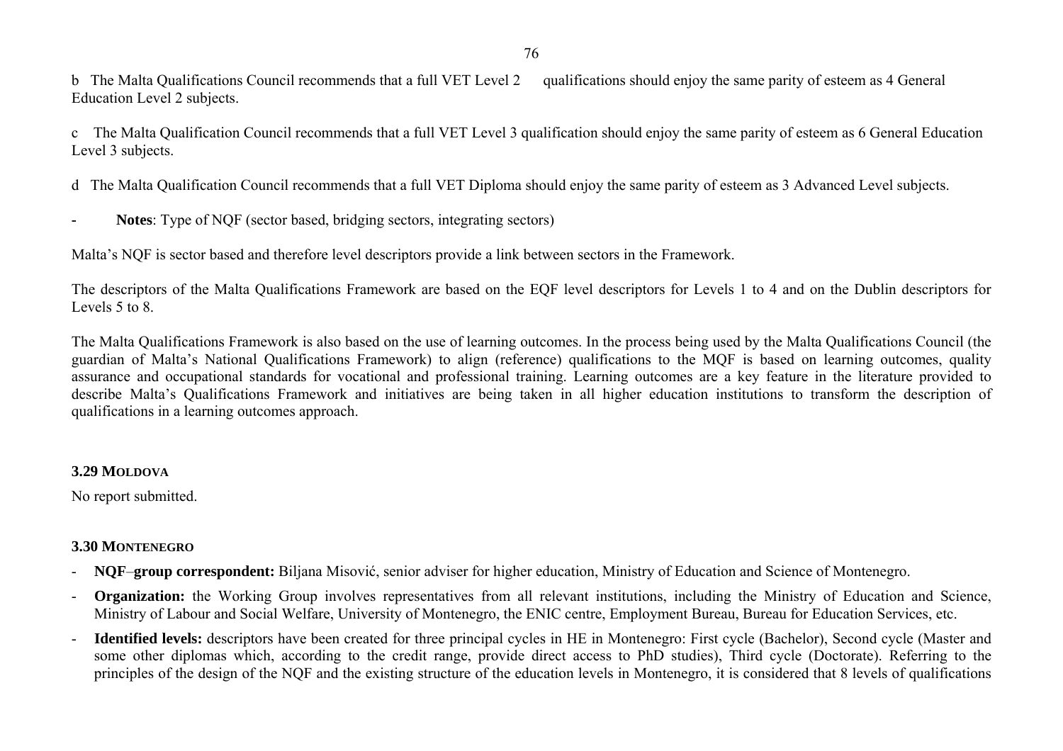b The Malta Qualifications Council recommends that a full VET Level 2 qualifications should enjoy the same parity of esteem as 4 General Education Level 2 subjects.

c The Malta Qualification Council recommends that a full VET Level 3 qualification should enjoy the same parity of esteem as 6 General Education Level 3 subjects.

d The Malta Qualification Council recommends that a full VET Diploma should enjoy the same parity of esteem as 3 Advanced Level subjects.

- **Notes**: Type of NQF (sector based, bridging sectors, integrating sectors)

Malta's NQF is sector based and therefore level descriptors provide a link between sectors in the Framework.

The descriptors of the Malta Qualifications Framework are based on the EQF level descriptors for Levels 1 to 4 and on the Dublin descriptors for Levels 5 to 8.

The Malta Qualifications Framework is also based on the use of learning outcomes. In the process being used by the Malta Qualifications Council (the guardian of Malta's National Qualifications Framework) to align (reference) qualifications to the MQF is based on learning outcomes, quality assurance and occupational standards for vocational and professional training. Learning outcomes are a key feature in the literature provided to describe Malta's Qualifications Framework and initiatives are being taken in all higher education institutions to transform the description of qualifications in a learning outcomes approach.

### 3.29 Moldova

No report submitted.

### 3.30 Montenegro

- **NQF–group correspondent:** Biljana Misović, senior adviser for higher education, Ministry of Education and Science of Montenegro.
- **Organization:** the Working Group involves representatives from all relevant institutions, including the Ministry of Education and Science, Ministry of Labour and Social Welfare, University of Montenegro, the ENIC centre, Employment Bureau, Bureau for Education Services, etc.
- **Identified levels:** descriptors have been created for three principal cycles in HE in Montenegro: First cycle (Bachelor), Second cycle (Master and some other diplomas which, according to the credit range, provide direct access to PhD studies), Third cycle (Doctorate). Referring to the principles of the design of the NQF and the existing structure of the education levels in Montenegro, it is considered that 8 levels of qualifications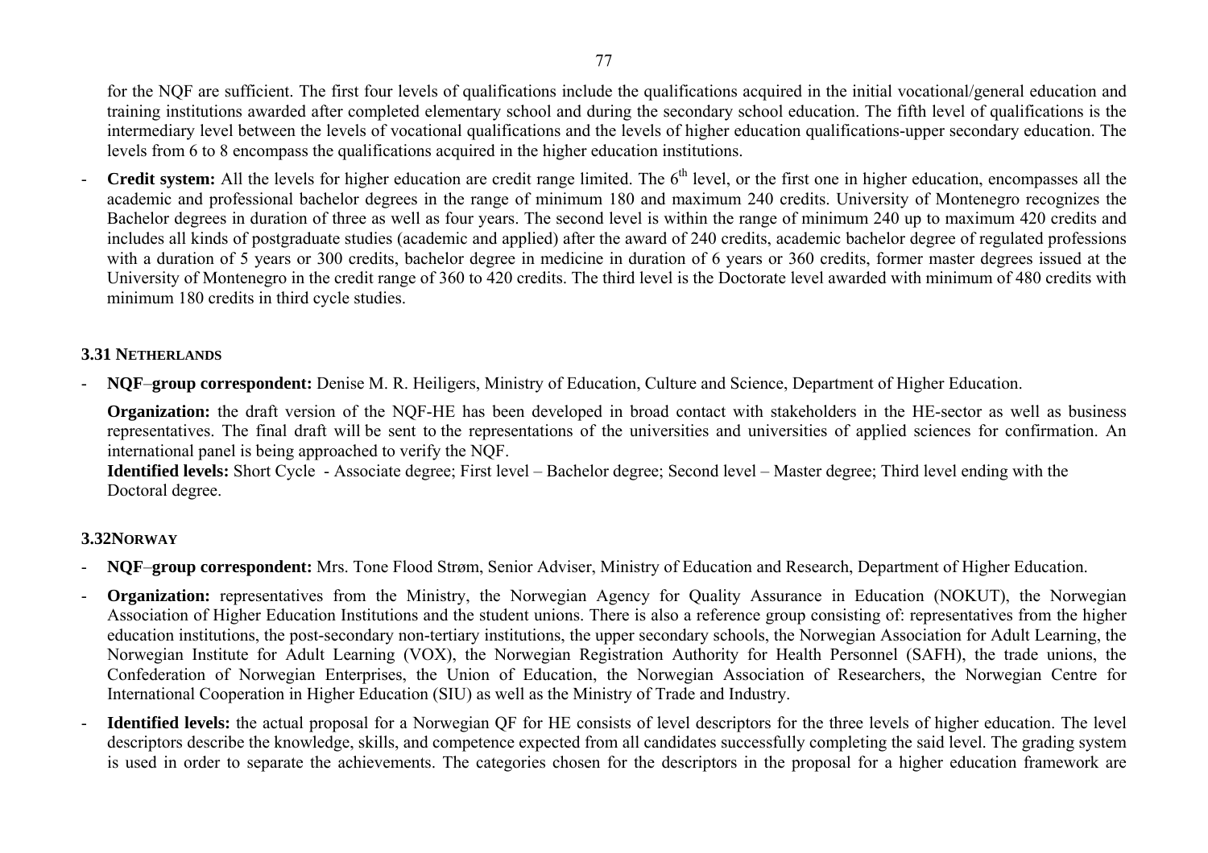for the NQF are sufficient. The first four levels of qualifications include the qualifications acquired in the initial vocational/general education and training institutions awarded after completed elementary school and during the secondary school education. The fifth level of qualifications is the intermediary level between the levels of vocational qualifications and the levels of higher education qualifications-upper secondary education. The levels from 6 to 8 encompass the qualifications acquired in the higher education institutions.

- **Credit system:** All the levels for higher education are credit range limited. The 6th level, or the first one in higher education, encompasses all the academic and professional bachelor degrees in the range of minimum 180 and maximum 240 credits. University of Montenegro recognizes the Bachelor degrees in duration of three as well as four years. The second level is within the range of minimum 240 up to maximum 420 credits and includes all kinds of postgraduate studies (academic and applied) after the award of 240 credits, academic bachelor degree of regulated professions with a duration of 5 years or 300 credits, bachelor degree in medicine in duration of 6 years or 360 credits, former master degrees issued at the University of Montenegro in the credit range of 360 to 420 credits. The third level is the Doctorate level awarded with minimum of 480 credits with minimum 180 credits in third cycle studies.

### 3.31 Netherlands

- **NQF–group correspondent:** Denise M. R. Heiligers, Ministry of Education, Culture and Science, Department of Higher Education.

  **Organization:** the draft version of the NQF-HE has been developed in broad contact with stakeholders in the HE-sector as well as business representatives. The final draft will be sent to the representations of the universities and universities of applied sciences for confirmation. An international panel is being approached to verify the NQF.
  **Identified levels:** Short Cycle - Associate degree; First level – Bachelor degree; Second level – Master degree; Third level ending with the Doctoral degree.

### 3.32 Norway

- **NQF–group correspondent:** Mrs. Tone Flood Strøm, Senior Adviser, Ministry of Education and Research, Department of Higher Education.
- **Organization:** representatives from the Ministry, the Norwegian Agency for Quality Assurance in Education (NOKUT), the Norwegian Association of Higher Education Institutions and the student unions. There is also a reference group consisting of: representatives from the higher education institutions, the post-secondary non-tertiary institutions, the upper secondary schools, the Norwegian Association for Adult Learning, the Norwegian Institute for Adult Learning (VOX), the Norwegian Registration Authority for Health Personnel (SAFH), the trade unions, the Confederation of Norwegian Enterprises, the Union of Education, the Norwegian Association of Researchers, the Norwegian Centre for International Cooperation in Higher Education (SIU) as well as the Ministry of Trade and Industry.
- **Identified levels:** the actual proposal for a Norwegian QF for HE consists of level descriptors for the three levels of higher education. The level descriptors describe the knowledge, skills, and competence expected from all candidates successfully completing the said level. The grading system is used in order to separate the achievements. The categories chosen for the descriptors in the proposal for a higher education framework are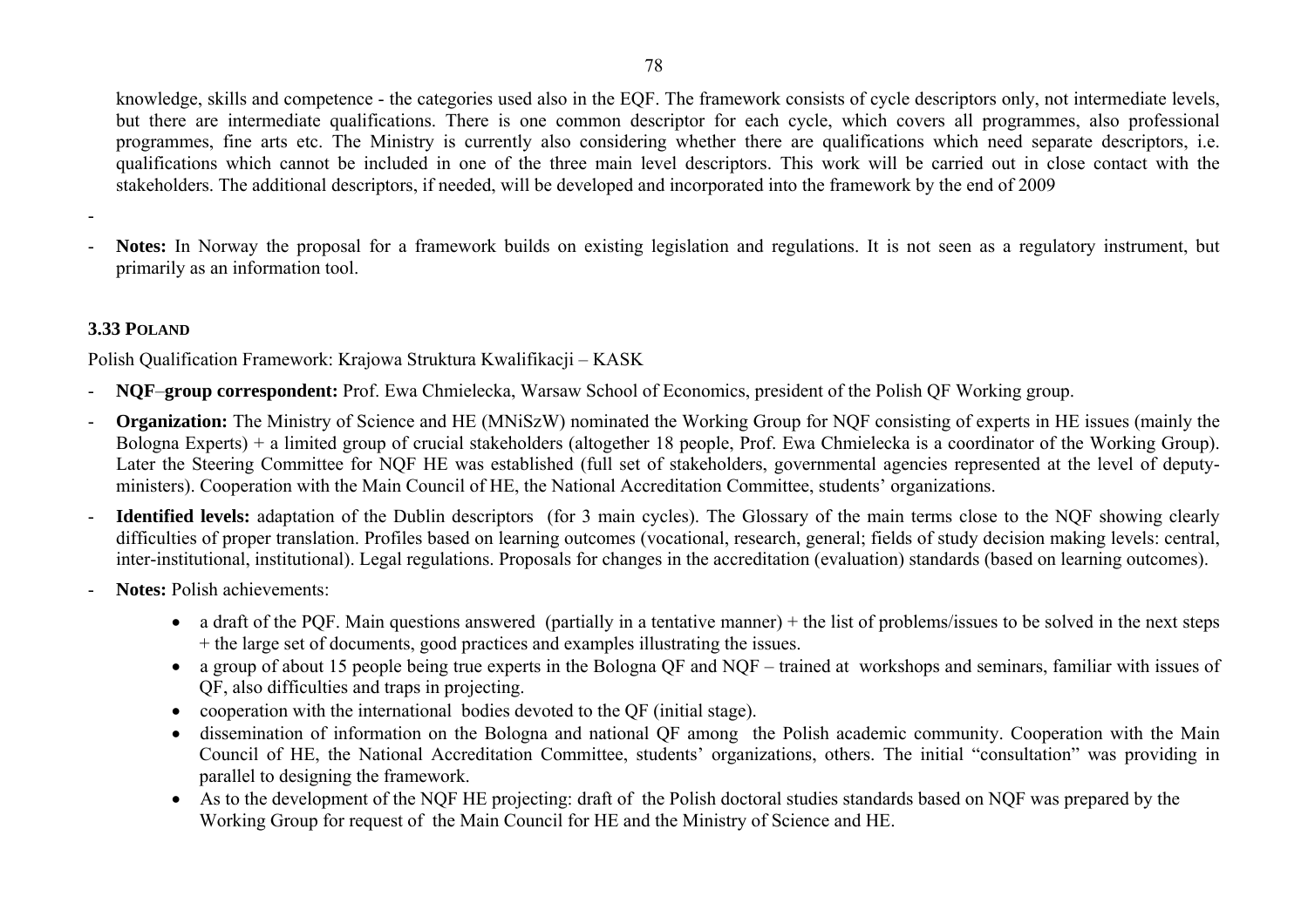knowledge, skills and competence - the categories used also in the EQF. The framework consists of cycle descriptors only, not intermediate levels, but there are intermediate qualifications. There is one common descriptor for each cycle, which covers all programmes, also professional programmes, fine arts etc. The Ministry is currently also considering whether there are qualifications which need separate descriptors, i.e. qualifications which cannot be included in one of the three main level descriptors. This work will be carried out in close contact with the stakeholders. The additional descriptors, if needed, will be developed and incorporated into the framework by the end of 2009

-

- **Notes:** In Norway the proposal for a framework builds on existing legislation and regulations. It is not seen as a regulatory instrument, but primarily as an information tool.

### 3.33 Poland

Polish Qualification Framework: Krajowa Struktura Kwalifikacji – KASK

- **NQF–group correspondent:** Prof. Ewa Chmielecka, Warsaw School of Economics, president of the Polish QF Working group.
- **Organization:** The Ministry of Science and HE (MNiSzW) nominated the Working Group for NQF consisting of experts in HE issues (mainly the Bologna Experts) + a limited group of crucial stakeholders (altogether 18 people, Prof. Ewa Chmielecka is a coordinator of the Working Group). Later the Steering Committee for NQF HE was established (full set of stakeholders, governmental agencies represented at the level of deputy-ministers). Cooperation with the Main Council of HE, the National Accreditation Committee, students' organizations.
- **Identified levels:** adaptation of the Dublin descriptors (for 3 main cycles). The Glossary of the main terms close to the NQF showing clearly difficulties of proper translation. Profiles based on learning outcomes (vocational, research, general; fields of study decision making levels: central, inter-institutional, institutional). Legal regulations. Proposals for changes in the accreditation (evaluation) standards (based on learning outcomes).
- **Notes:** Polish achievements:
  - a draft of the PQF. Main questions answered (partially in a tentative manner) + the list of problems/issues to be solved in the next steps + the large set of documents, good practices and examples illustrating the issues.
  - a group of about 15 people being true experts in the Bologna QF and NQF – trained at workshops and seminars, familiar with issues of QF, also difficulties and traps in projecting.
  - cooperation with the international bodies devoted to the QF (initial stage).
  - dissemination of information on the Bologna and national QF among the Polish academic community. Cooperation with the Main Council of HE, the National Accreditation Committee, students' organizations, others. The initial "consultation" was providing in parallel to designing the framework.
  - As to the development of the NQF HE projecting: draft of the Polish doctoral studies standards based on NQF was prepared by the Working Group for request of the Main Council for HE and the Ministry of Science and HE.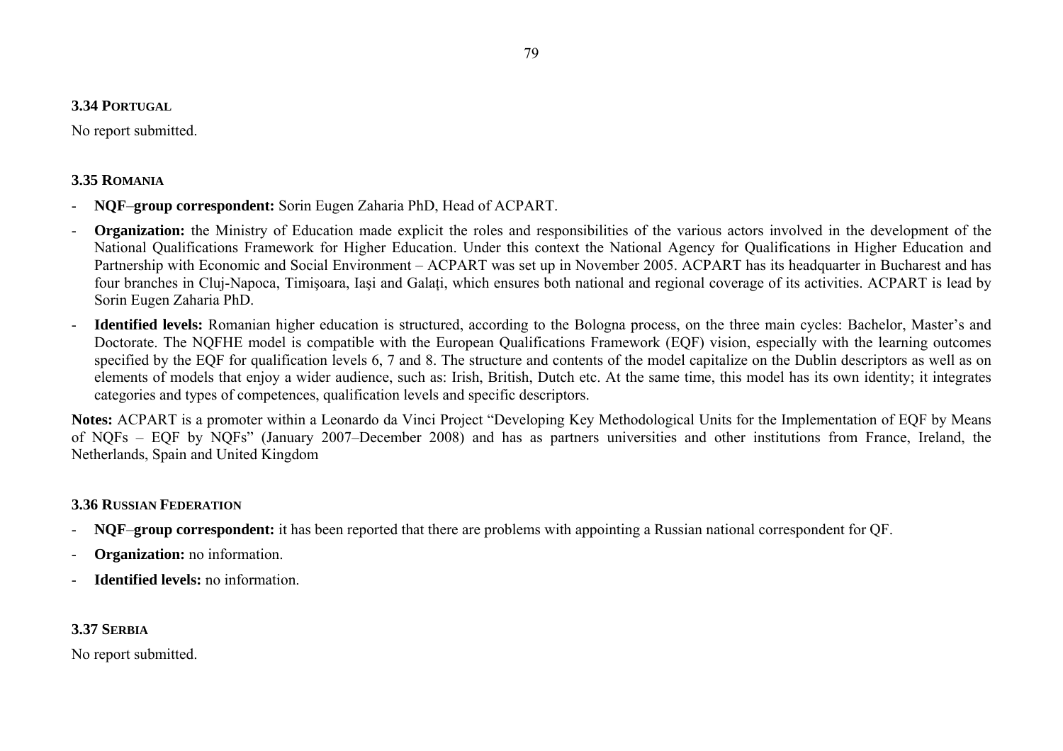### 3.34 Portugal

No report submitted.

### 3.35 Romania

- **NQF–group correspondent:** Sorin Eugen Zaharia PhD, Head of ACPART.
- **Organization:** the Ministry of Education made explicit the roles and responsibilities of the various actors involved in the development of the National Qualifications Framework for Higher Education. Under this context the National Agency for Qualifications in Higher Education and Partnership with Economic and Social Environment – ACPART was set up in November 2005. ACPART has its headquarter in Bucharest and has four branches in Cluj-Napoca, Timişoara, Iaşi and Galați, which ensures both national and regional coverage of its activities. ACPART is lead by Sorin Eugen Zaharia PhD.
- **Identified levels:** Romanian higher education is structured, according to the Bologna process, on the three main cycles: Bachelor, Master's and Doctorate. The NQFHE model is compatible with the European Qualifications Framework (EQF) vision, especially with the learning outcomes specified by the EQF for qualification levels 6, 7 and 8. The structure and contents of the model capitalize on the Dublin descriptors as well as on elements of models that enjoy a wider audience, such as: Irish, British, Dutch etc. At the same time, this model has its own identity; it integrates categories and types of competences, qualification levels and specific descriptors.

**Notes:** ACPART is a promoter within a Leonardo da Vinci Project "Developing Key Methodological Units for the Implementation of EQF by Means of NQFs – EQF by NQFs" (January 2007–December 2008) and has as partners universities and other institutions from France, Ireland, the Netherlands, Spain and United Kingdom

### 3.36 Russian Federation

- **NQF–group correspondent:** it has been reported that there are problems with appointing a Russian national correspondent for QF.
- **Organization:** no information.
- **Identified levels:** no information.

### 3.37 Serbia

No report submitted.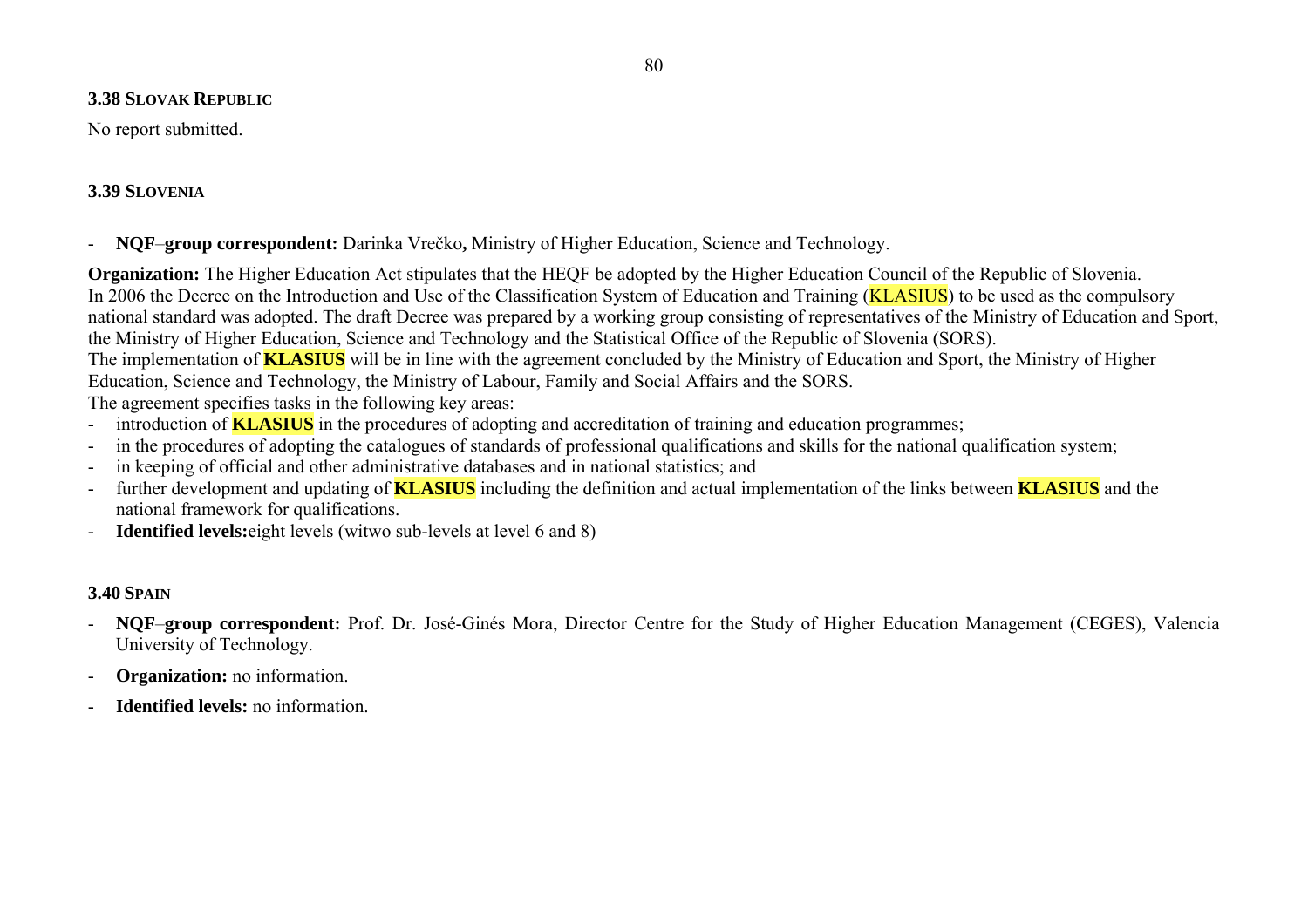### 3.38 Slovak Republic

No report submitted.

### 3.39 Slovenia

- **NQF–group correspondent:** Darinka Vrečko**,** Ministry of Higher Education, Science and Technology.

**Organization:** The Higher Education Act stipulates that the HEQF be adopted by the Higher Education Council of the Republic of Slovenia.
In 2006 the Decree on the Introduction and Use of the Classification System of Education and Training (KLASIUS) to be used as the compulsory national standard was adopted. The draft Decree was prepared by a working group consisting of representatives of the Ministry of Education and Sport, the Ministry of Higher Education, Science and Technology and the Statistical Office of the Republic of Slovenia (SORS).
The implementation of **KLASIUS** will be in line with the agreement concluded by the Ministry of Education and Sport, the Ministry of Higher Education, Science and Technology, the Ministry of Labour, Family and Social Affairs and the SORS.
The agreement specifies tasks in the following key areas:

- introduction of **KLASIUS** in the procedures of adopting and accreditation of training and education programmes;
- in the procedures of adopting the catalogues of standards of professional qualifications and skills for the national qualification system;
- in keeping of official and other administrative databases and in national statistics; and
- further development and updating of **KLASIUS** including the definition and actual implementation of the links between **KLASIUS** and the national framework for qualifications.
- **Identified levels:**eight levels (witwo sub-levels at level 6 and 8)

### 3.40 Spain

- **NQF–group correspondent:** Prof. Dr. José-Ginés Mora, Director Centre for the Study of Higher Education Management (CEGES), Valencia University of Technology.
- **Organization:** no information.
- **Identified levels:** no information.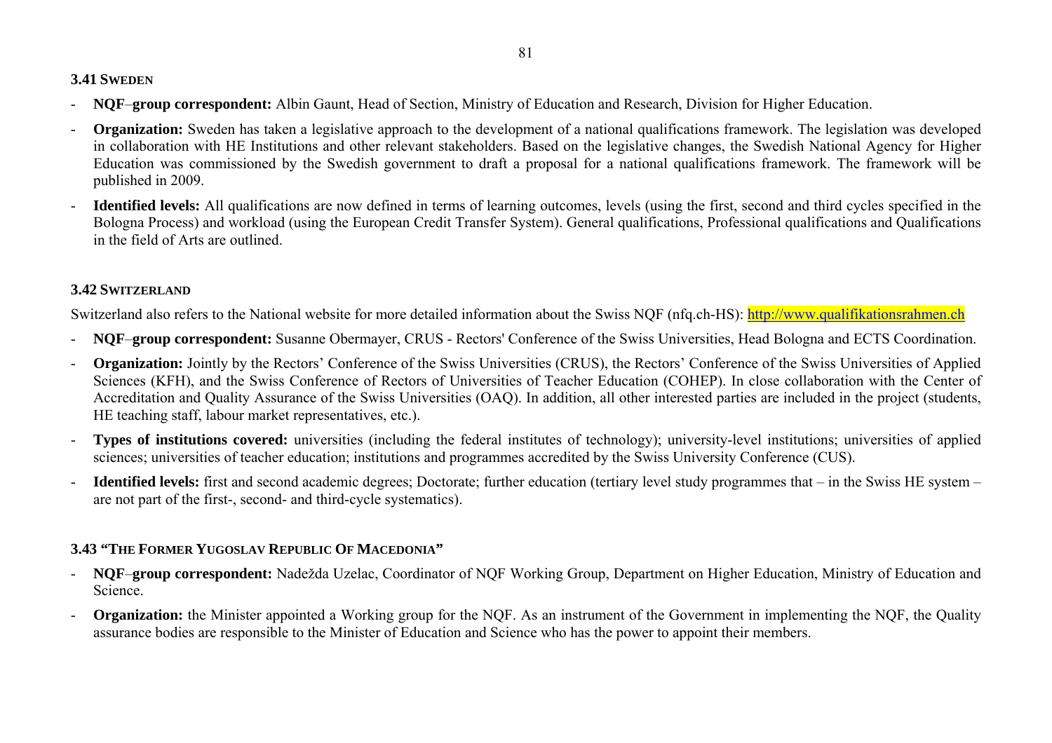### 3.41 SWEDEN

- **NQF–group correspondent:** Albin Gaunt, Head of Section, Ministry of Education and Research, Division for Higher Education.
- **Organization:** Sweden has taken a legislative approach to the development of a national qualifications framework. The legislation was developed in collaboration with HE Institutions and other relevant stakeholders. Based on the legislative changes, the Swedish National Agency for Higher Education was commissioned by the Swedish government to draft a proposal for a national qualifications framework. The framework will be published in 2009.
- **Identified levels:** All qualifications are now defined in terms of learning outcomes, levels (using the first, second and third cycles specified in the Bologna Process) and workload (using the European Credit Transfer System). General qualifications, Professional qualifications and Qualifications in the field of Arts are outlined.

### 3.42 SWITZERLAND

Switzerland also refers to the National website for more detailed information about the Swiss NQF (nfq.ch-HS): http://www.qualifikationsrahmen.ch

- **NQF–group correspondent:** Susanne Obermayer, CRUS - Rectors' Conference of the Swiss Universities, Head Bologna and ECTS Coordination.
- **Organization:** Jointly by the Rectors' Conference of the Swiss Universities (CRUS), the Rectors' Conference of the Swiss Universities of Applied Sciences (KFH), and the Swiss Conference of Rectors of Universities of Teacher Education (COHEP). In close collaboration with the Center of Accreditation and Quality Assurance of the Swiss Universities (OAQ). In addition, all other interested parties are included in the project (students, HE teaching staff, labour market representatives, etc.).
- **Types of institutions covered:** universities (including the federal institutes of technology); university-level institutions; universities of applied sciences; universities of teacher education; institutions and programmes accredited by the Swiss University Conference (CUS).
- **Identified levels:** first and second academic degrees; Doctorate; further education (tertiary level study programmes that – in the Swiss HE system – are not part of the first-, second- and third-cycle systematics).

### 3.43 "THE FORMER YUGOSLAV REPUBLIC OF MACEDONIA"

- **NQF–group correspondent:** Nadežda Uzelac, Coordinator of NQF Working Group, Department on Higher Education, Ministry of Education and Science.
- **Organization:** the Minister appointed a Working group for the NQF. As an instrument of the Government in implementing the NQF, the Quality assurance bodies are responsible to the Minister of Education and Science who has the power to appoint their members.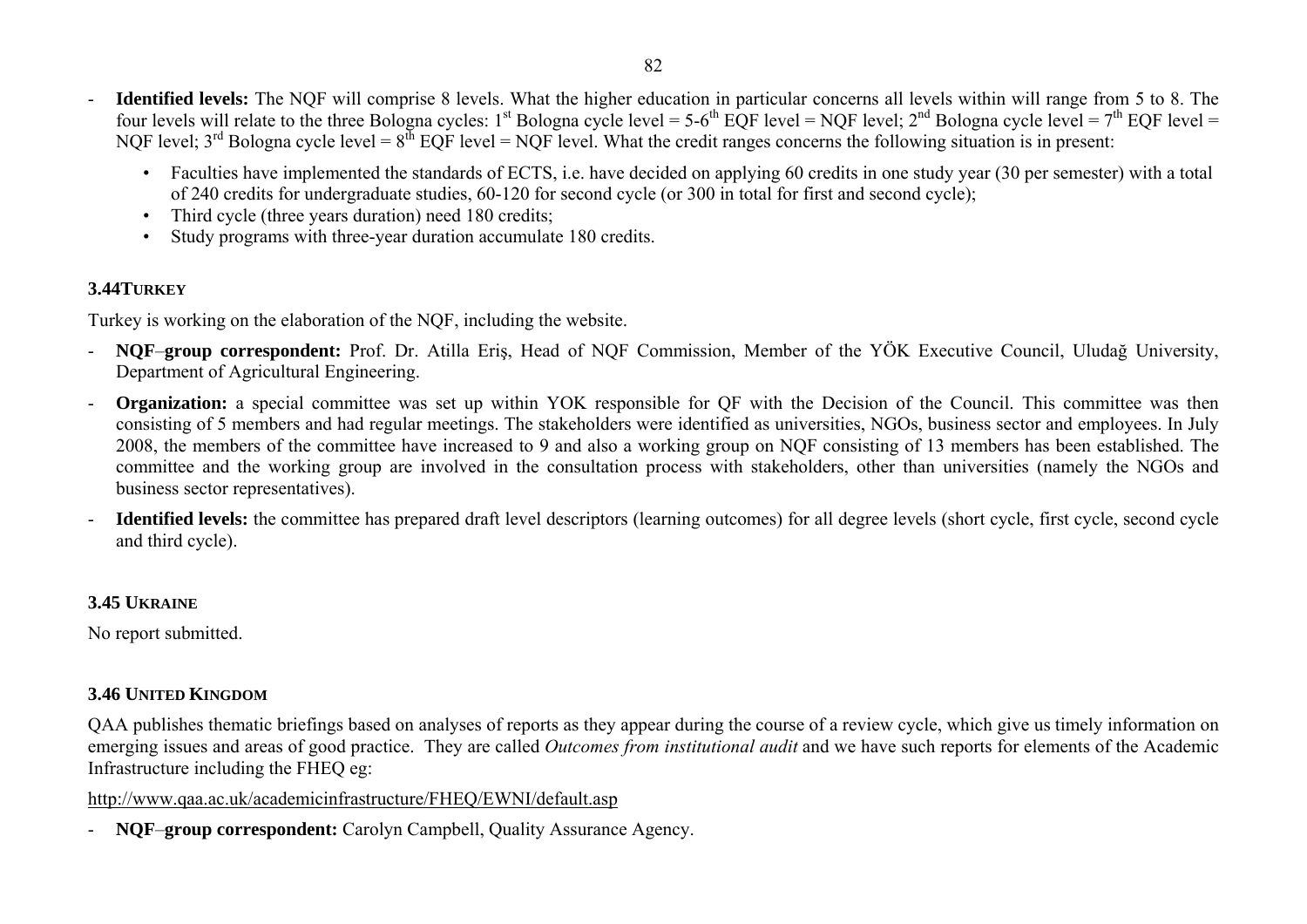- **Identified levels:** The NQF will comprise 8 levels. What the higher education in particular concerns all levels within will range from 5 to 8. The four levels will relate to the three Bologna cycles: 1st Bologna cycle level = 5-6th EQF level = NQF level; 2nd Bologna cycle level = 7th EQF level = NQF level; 3rd Bologna cycle level = 8th EQF level = NQF level. What the credit ranges concerns the following situation is in present:

  - Faculties have implemented the standards of ECTS, i.e. have decided on applying 60 credits in one study year (30 per semester) with a total of 240 credits for undergraduate studies, 60-120 for second cycle (or 300 in total for first and second cycle);
  - Third cycle (three years duration) need 180 credits;
  - Study programs with three-year duration accumulate 180 credits.

### 3.44 TURKEY

Turkey is working on the elaboration of the NQF, including the website.

- **NQF–group correspondent:** Prof. Dr. Atilla Eriş, Head of NQF Commission, Member of the YÖK Executive Council, Uludağ University, Department of Agricultural Engineering.
- **Organization:** a special committee was set up within YOK responsible for QF with the Decision of the Council. This committee was then consisting of 5 members and had regular meetings. The stakeholders were identified as universities, NGOs, business sector and employees. In July 2008, the members of the committee have increased to 9 and also a working group on NQF consisting of 13 members has been established. The committee and the working group are involved in the consultation process with stakeholders, other than universities (namely the NGOs and business sector representatives).
- **Identified levels:** the committee has prepared draft level descriptors (learning outcomes) for all degree levels (short cycle, first cycle, second cycle and third cycle).

### 3.45 UKRAINE

No report submitted.

### 3.46 UNITED KINGDOM

QAA publishes thematic briefings based on analyses of reports as they appear during the course of a review cycle, which give us timely information on emerging issues and areas of good practice. They are called *Outcomes from institutional audit* and we have such reports for elements of the Academic Infrastructure including the FHEQ eg:

http://www.qaa.ac.uk/academicinfrastructure/FHEQ/EWNI/default.asp

- **NQF–group correspondent:** Carolyn Campbell, Quality Assurance Agency.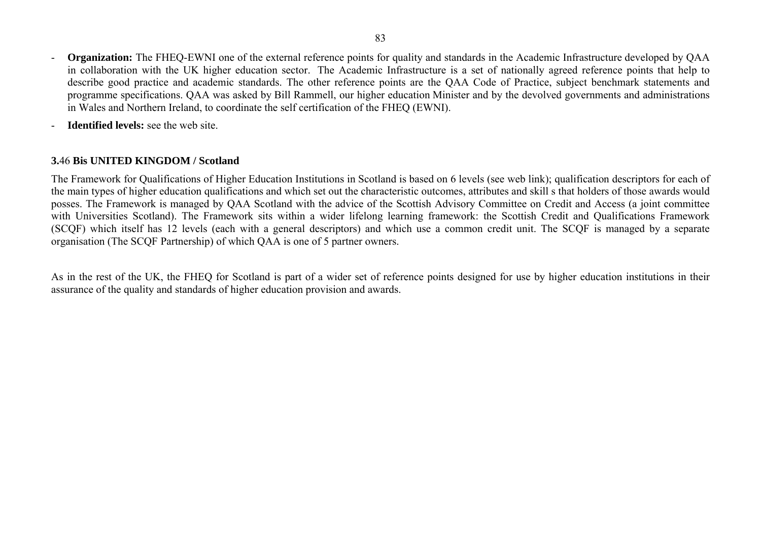- **Organization:** The FHEQ-EWNI one of the external reference points for quality and standards in the Academic Infrastructure developed by QAA in collaboration with the UK higher education sector. The Academic Infrastructure is a set of nationally agreed reference points that help to describe good practice and academic standards. The other reference points are the QAA Code of Practice, subject benchmark statements and programme specifications. QAA was asked by Bill Rammell, our higher education Minister and by the devolved governments and administrations in Wales and Northern Ireland, to coordinate the self certification of the FHEQ (EWNI).
- **Identified levels:** see the web site.

### **3.**46 **Bis UNITED KINGDOM / Scotland**

The Framework for Qualifications of Higher Education Institutions in Scotland is based on 6 levels (see web link); qualification descriptors for each of the main types of higher education qualifications and which set out the characteristic outcomes, attributes and skill s that holders of those awards would posses. The Framework is managed by QAA Scotland with the advice of the Scottish Advisory Committee on Credit and Access (a joint committee with Universities Scotland). The Framework sits within a wider lifelong learning framework: the Scottish Credit and Qualifications Framework (SCQF) which itself has 12 levels (each with a general descriptors) and which use a common credit unit. The SCQF is managed by a separate organisation (The SCQF Partnership) of which QAA is one of 5 partner owners.

As in the rest of the UK, the FHEQ for Scotland is part of a wider set of reference points designed for use by higher education institutions in their assurance of the quality and standards of higher education provision and awards.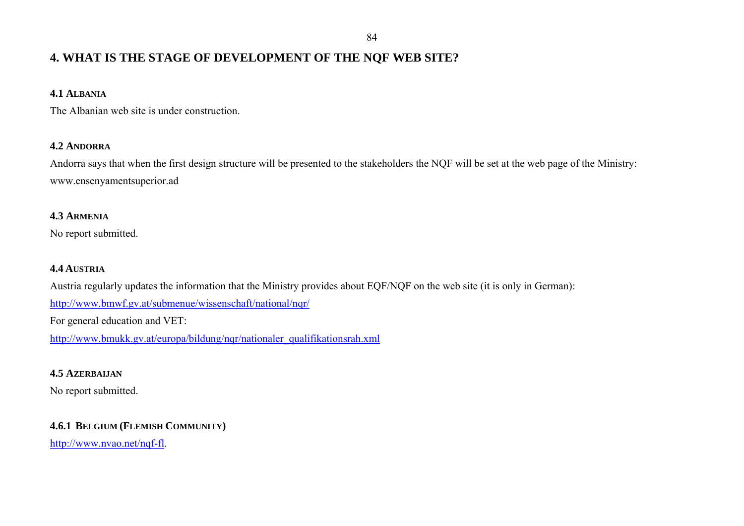## 4. WHAT IS THE STAGE OF DEVELOPMENT OF THE NQF WEB SITE?

### 4.1 ALBANIA

The Albanian web site is under construction.

### 4.2 ANDORRA

Andorra says that when the first design structure will be presented to the stakeholders the NQF will be set at the web page of the Ministry: www.ensenyamentsuperior.ad

### 4.3 ARMENIA

No report submitted.

### 4.4 AUSTRIA

Austria regularly updates the information that the Ministry provides about EQF/NQF on the web site (it is only in German):

http://www.bmwf.gv.at/submenue/wissenschaft/national/nqr/

For general education and VET:

http://www.bmukk.gv.at/europa/bildung/nqr/nationaler_qualifikationsrah.xml

### 4.5 AZERBAIJAN

No report submitted.

### 4.6.1 BELGIUM (FLEMISH COMMUNITY)

http://www.nvao.net/nqf-fl.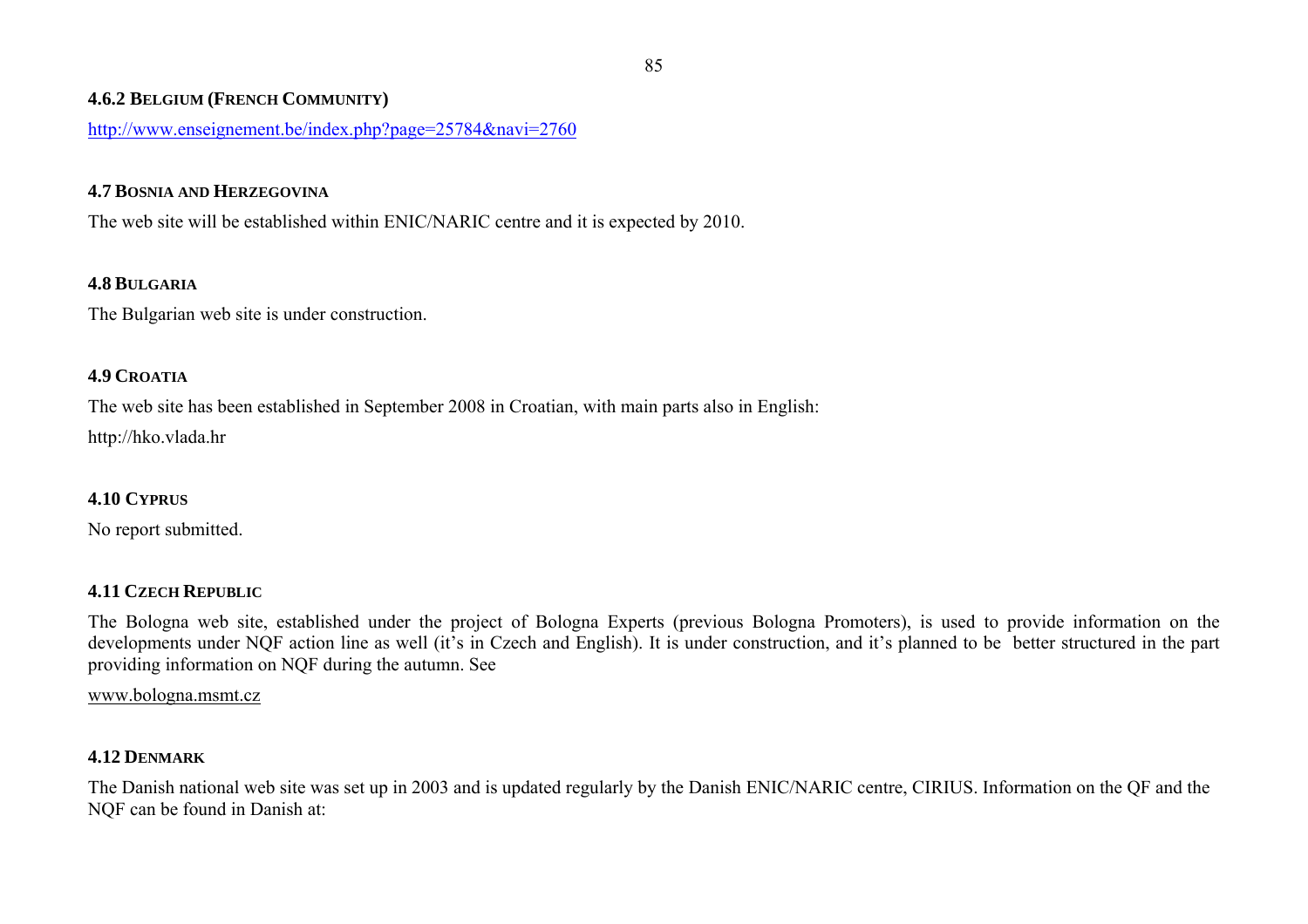#### 4.6.2 Belgium (French Community)

http://www.enseignement.be/index.php?page=25784&navi=2760

### 4.7 Bosnia and Herzegovina

The web site will be established within ENIC/NARIC centre and it is expected by 2010.

### 4.8 Bulgaria

The Bulgarian web site is under construction.

### 4.9 Croatia

The web site has been established in September 2008 in Croatian, with main parts also in English:

http://hko.vlada.hr

### 4.10 Cyprus

No report submitted.

### 4.11 Czech Republic

The Bologna web site, established under the project of Bologna Experts (previous Bologna Promoters), is used to provide information on the developments under NQF action line as well (it's in Czech and English). It is under construction, and it's planned to be better structured in the part providing information on NQF during the autumn. See

www.bologna.msmt.cz

### 4.12 Denmark

The Danish national web site was set up in 2003 and is updated regularly by the Danish ENIC/NARIC centre, CIRIUS. Information on the QF and the NQF can be found in Danish at: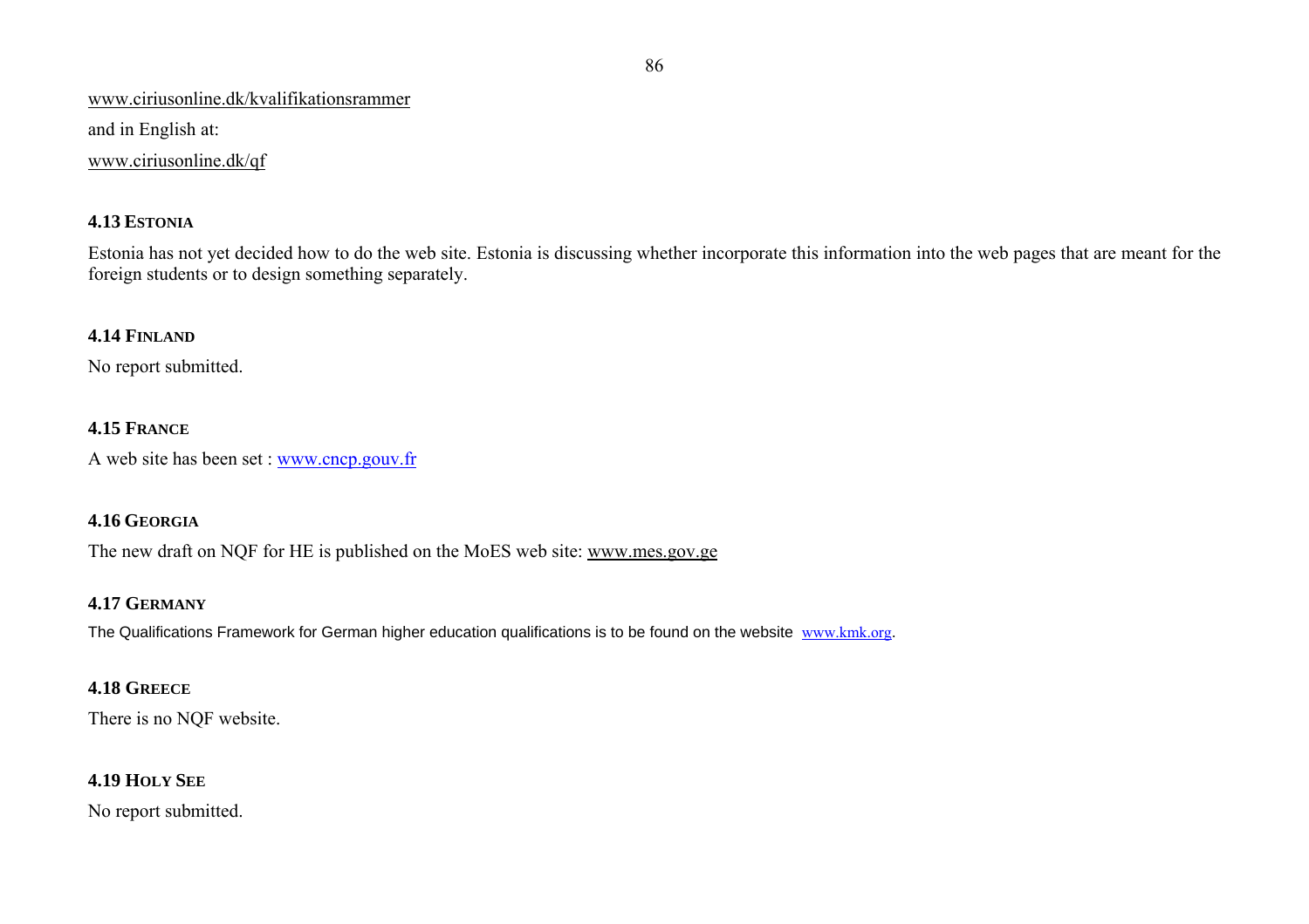www.ciriusonline.dk/kvalifikationsrammer

and in English at:

www.ciriusonline.dk/qf

### 4.13 Estonia

Estonia has not yet decided how to do the web site. Estonia is discussing whether incorporate this information into the web pages that are meant for the foreign students or to design something separately.

### 4.14 Finland

No report submitted.

### 4.15 France

A web site has been set : www.cncp.gouv.fr

### 4.16 Georgia

The new draft on NQF for HE is published on the MoES web site: www.mes.gov.ge

### 4.17 Germany

The Qualifications Framework for German higher education qualifications is to be found on the website www.kmk.org.

### 4.18 Greece

There is no NQF website.

### 4.19 Holy See

No report submitted.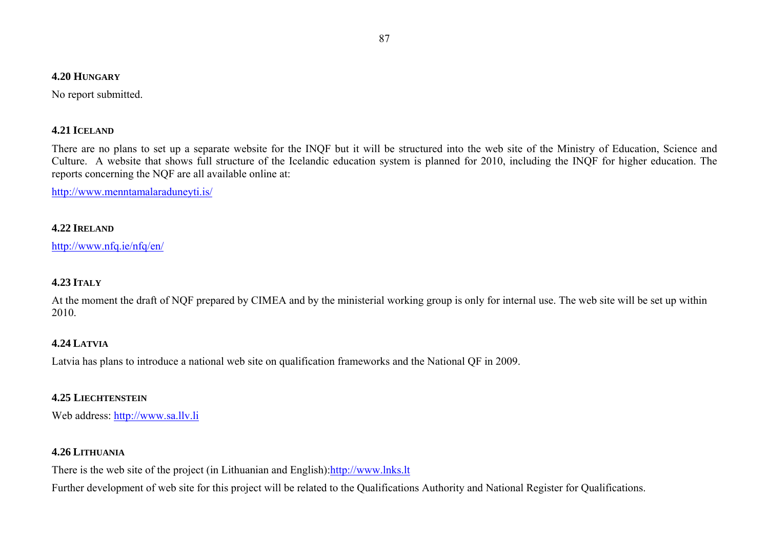### 4.20 Hungary

No report submitted.

### 4.21 Iceland

There are no plans to set up a separate website for the INQF but it will be structured into the web site of the Ministry of Education, Science and Culture. A website that shows full structure of the Icelandic education system is planned for 2010, including the INQF for higher education. The reports concerning the NQF are all available online at:

http://www.menntamalaraduneyti.is/

### 4.22 Ireland

http://www.nfq.ie/nfq/en/

### 4.23 Italy

At the moment the draft of NQF prepared by CIMEA and by the ministerial working group is only for internal use. The web site will be set up within 2010.

### 4.24 Latvia

Latvia has plans to introduce a national web site on qualification frameworks and the National QF in 2009.

### 4.25 Liechtenstein

Web address: http://www.sa.llv.li

### 4.26 Lithuania

There is the web site of the project (in Lithuanian and English):http://www.lnks.lt

Further development of web site for this project will be related to the Qualifications Authority and National Register for Qualifications.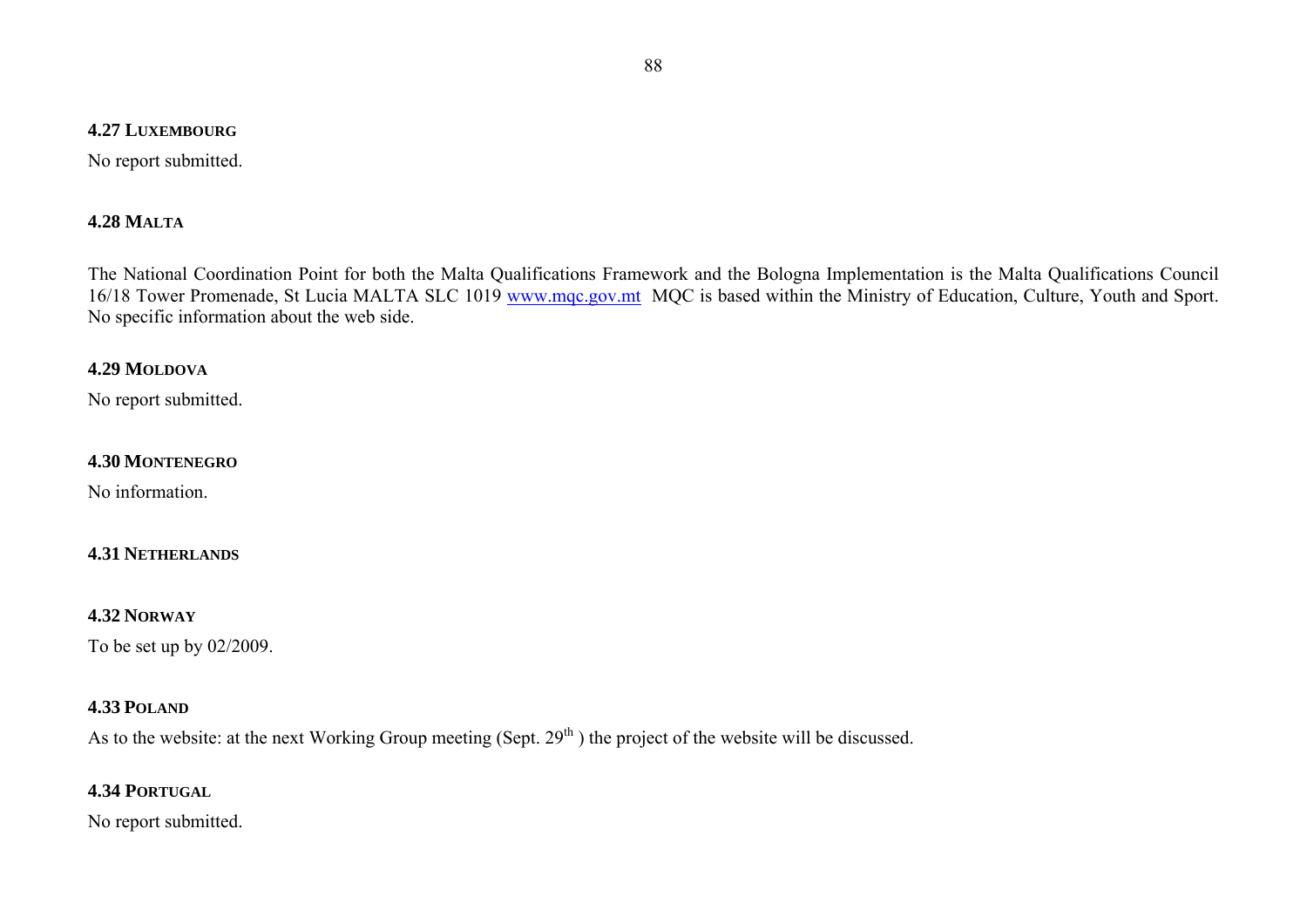### 4.27 Luxembourg

No report submitted.

### 4.28 Malta

The National Coordination Point for both the Malta Qualifications Framework and the Bologna Implementation is the Malta Qualifications Council 16/18 Tower Promenade, St Lucia MALTA SLC 1019 www.mqc.gov.mt MQC is based within the Ministry of Education, Culture, Youth and Sport. No specific information about the web side.

### 4.29 Moldova

No report submitted.

### 4.30 Montenegro

No information.

### 4.31 Netherlands

### 4.32 Norway

To be set up by 02/2009.

### 4.33 Poland

As to the website: at the next Working Group meeting (Sept. 29th ) the project of the website will be discussed.

### 4.34 Portugal

No report submitted.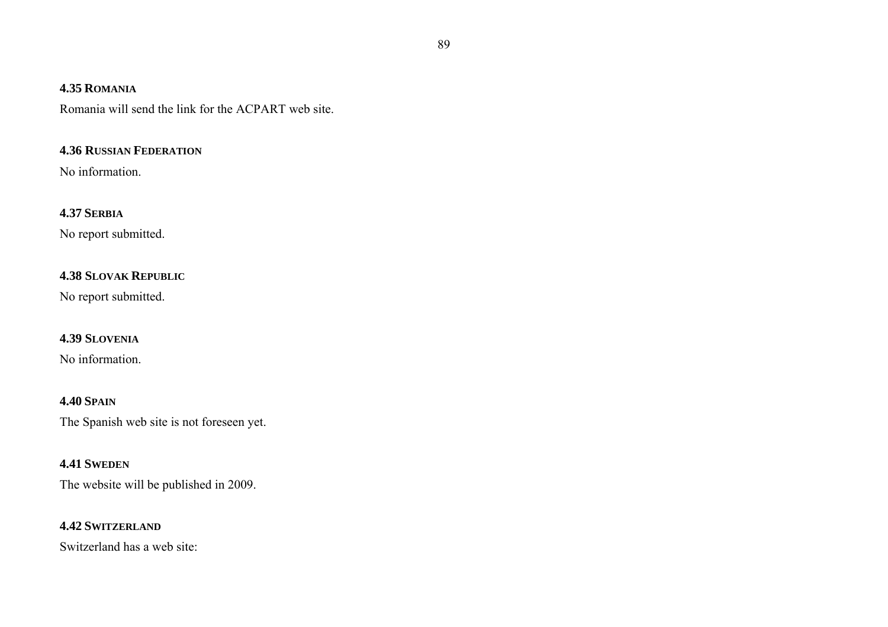### 4.35 ROMANIA

Romania will send the link for the ACPART web site.

### 4.36 RUSSIAN FEDERATION

No information.

### 4.37 SERBIA

No report submitted.

### 4.38 SLOVAK REPUBLIC

No report submitted.

### 4.39 SLOVENIA

No information.

### 4.40 SPAIN

The Spanish web site is not foreseen yet.

### 4.41 SWEDEN

The website will be published in 2009.

### 4.42 SWITZERLAND

Switzerland has a web site: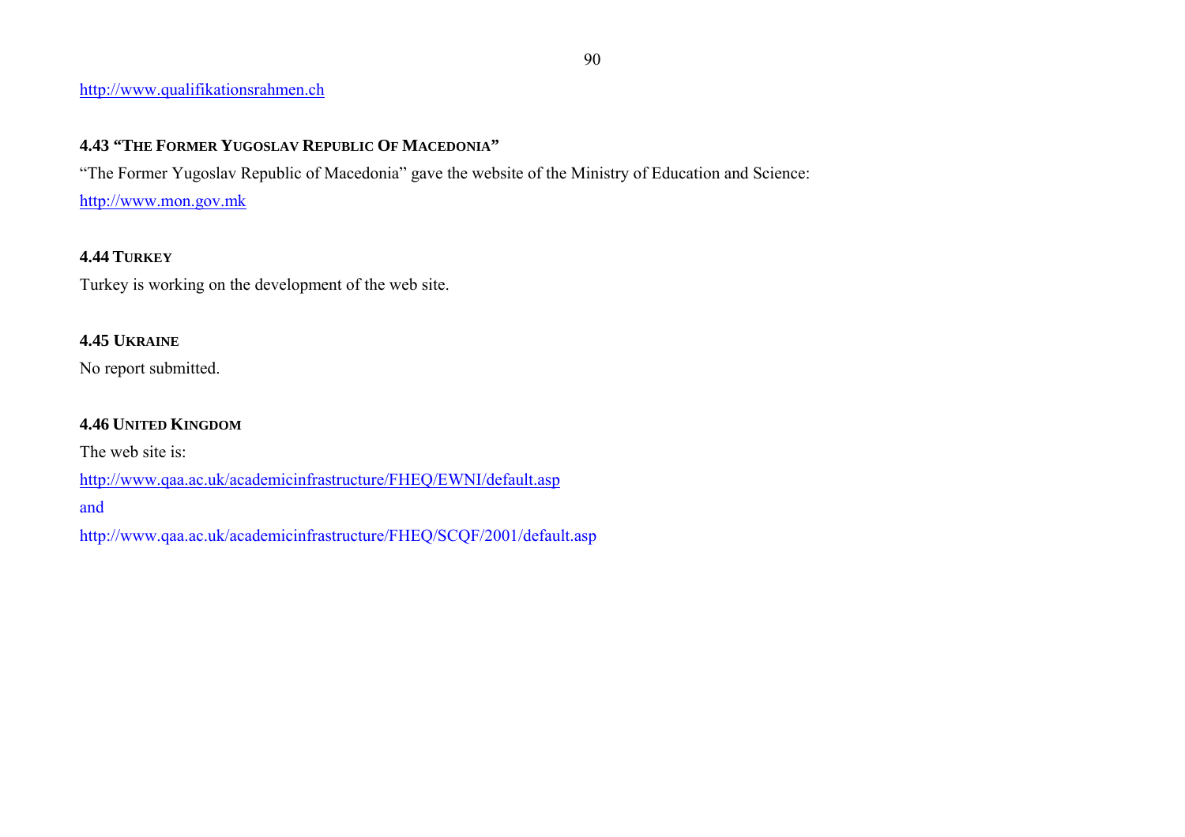http://www.qualifikationsrahmen.ch

### 4.43 "The Former Yugoslav Republic Of Macedonia"

"The Former Yugoslav Republic of Macedonia" gave the website of the Ministry of Education and Science:

http://www.mon.gov.mk

### 4.44 Turkey

Turkey is working on the development of the web site.

### 4.45 Ukraine

No report submitted.

### 4.46 United Kingdom

The web site is:

http://www.qaa.ac.uk/academicinfrastructure/FHEQ/EWNI/default.asp

and

http://www.qaa.ac.uk/academicinfrastructure/FHEQ/SCQF/2001/default.asp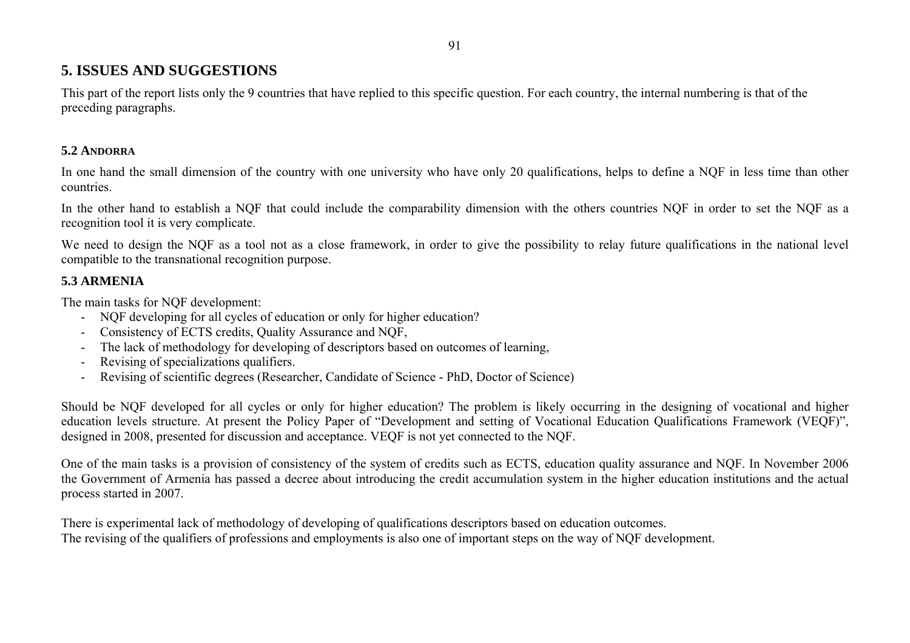# 5. ISSUES AND SUGGESTIONS

This part of the report lists only the 9 countries that have replied to this specific question. For each country, the internal numbering is that of the preceding paragraphs.

### 5.2 ANDORRA

In one hand the small dimension of the country with one university who have only 20 qualifications, helps to define a NQF in less time than other countries.

In the other hand to establish a NQF that could include the comparability dimension with the others countries NQF in order to set the NQF as a recognition tool it is very complicate.

We need to design the NQF as a tool not as a close framework, in order to give the possibility to relay future qualifications in the national level compatible to the transnational recognition purpose.

### 5.3 ARMENIA

The main tasks for NQF development:

- NQF developing for all cycles of education or only for higher education?
- Consistency of ECTS credits, Quality Assurance and NQF,
- The lack of methodology for developing of descriptors based on outcomes of learning,
- Revising of specializations qualifiers.
- Revising of scientific degrees (Researcher, Candidate of Science - PhD, Doctor of Science)

Should be NQF developed for all cycles or only for higher education? The problem is likely occurring in the designing of vocational and higher education levels structure. At present the Policy Paper of "Development and setting of Vocational Education Qualifications Framework (VEQF)", designed in 2008, presented for discussion and acceptance. VEQF is not yet connected to the NQF.

One of the main tasks is a provision of consistency of the system of credits such as ECTS, education quality assurance and NQF. In November 2006 the Government of Armenia has passed a decree about introducing the credit accumulation system in the higher education institutions and the actual process started in 2007.

There is experimental lack of methodology of developing of qualifications descriptors based on education outcomes.
The revising of the qualifiers of professions and employments is also one of important steps on the way of NQF development.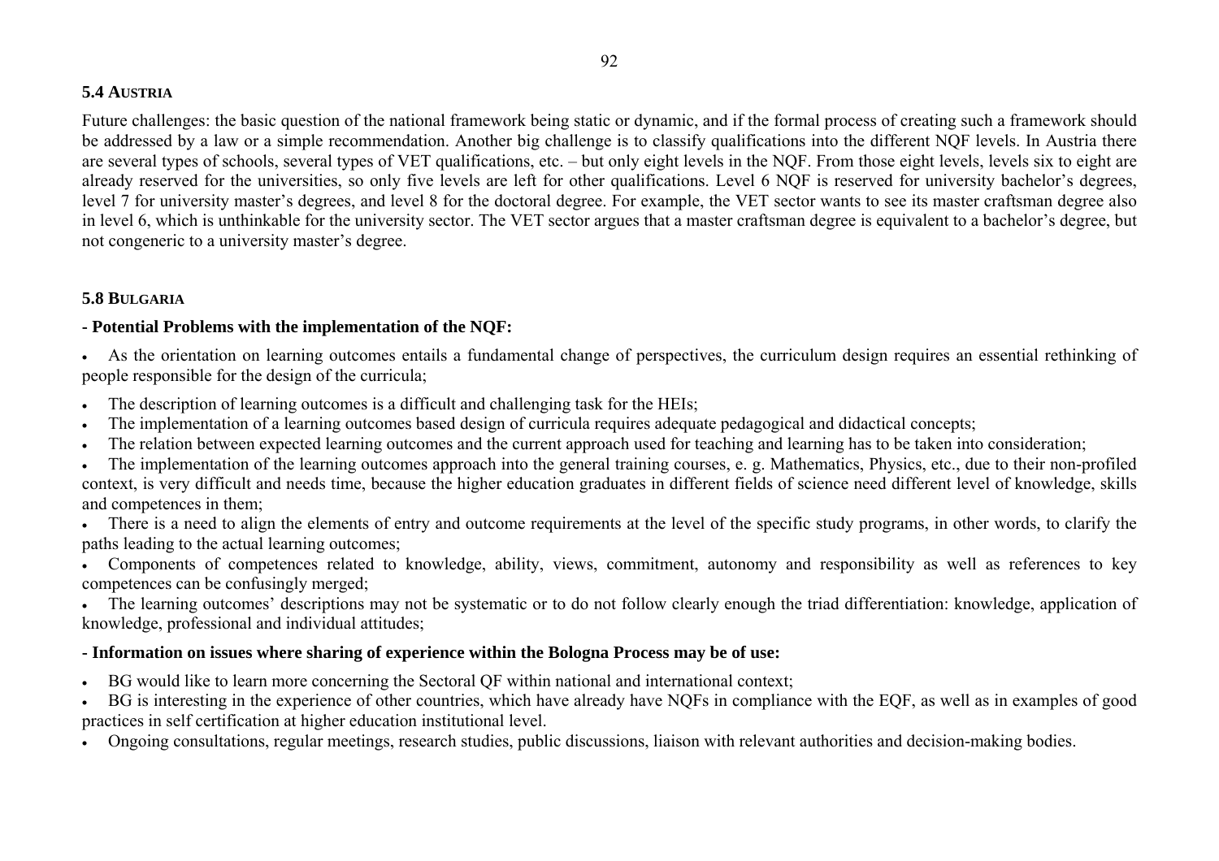### 5.4 Austria

Future challenges: the basic question of the national framework being static or dynamic, and if the formal process of creating such a framework should be addressed by a law or a simple recommendation. Another big challenge is to classify qualifications into the different NQF levels. In Austria there are several types of schools, several types of VET qualifications, etc. – but only eight levels in the NQF. From those eight levels, levels six to eight are already reserved for the universities, so only five levels are left for other qualifications. Level 6 NQF is reserved for university bachelor's degrees, level 7 for university master's degrees, and level 8 for the doctoral degree. For example, the VET sector wants to see its master craftsman degree also in level 6, which is unthinkable for the university sector. The VET sector argues that a master craftsman degree is equivalent to a bachelor's degree, but not congeneric to a university master's degree.

### 5.8 Bulgaria

**- Potential Problems with the implementation of the NQF:**

- As the orientation on learning outcomes entails a fundamental change of perspectives, the curriculum design requires an essential rethinking of people responsible for the design of the curricula;
- The description of learning outcomes is a difficult and challenging task for the HEIs;
- The implementation of a learning outcomes based design of curricula requires adequate pedagogical and didactical concepts;
- The relation between expected learning outcomes and the current approach used for teaching and learning has to be taken into consideration;
- The implementation of the learning outcomes approach into the general training courses, e. g. Mathematics, Physics, etc., due to their non-profiled context, is very difficult and needs time, because the higher education graduates in different fields of science need different level of knowledge, skills and competences in them;
- There is a need to align the elements of entry and outcome requirements at the level of the specific study programs, in other words, to clarify the paths leading to the actual learning outcomes;
- Components of competences related to knowledge, ability, views, commitment, autonomy and responsibility as well as references to key competences can be confusingly merged;
- The learning outcomes' descriptions may not be systematic or to do not follow clearly enough the triad differentiation: knowledge, application of knowledge, professional and individual attitudes;

**- Information on issues where sharing of experience within the Bologna Process may be of use:**

- BG would like to learn more concerning the Sectoral QF within national and international context;
- BG is interesting in the experience of other countries, which have already have NQFs in compliance with the EQF, as well as in examples of good practices in self certification at higher education institutional level.
- Ongoing consultations, regular meetings, research studies, public discussions, liaison with relevant authorities and decision-making bodies.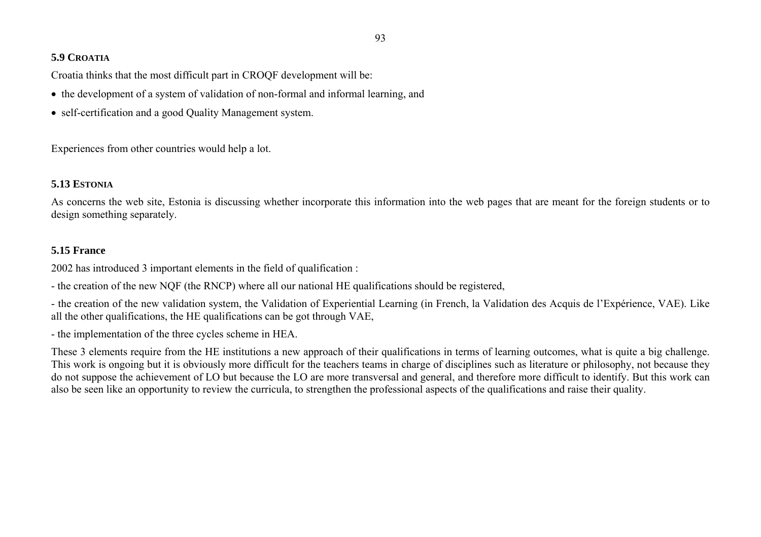### 5.9 CROATIA

Croatia thinks that the most difficult part in CROQF development will be:

- the development of a system of validation of non-formal and informal learning, and
- self-certification and a good Quality Management system.

Experiences from other countries would help a lot.

### 5.13 ESTONIA

As concerns the web site, Estonia is discussing whether incorporate this information into the web pages that are meant for the foreign students or to design something separately.

### 5.15 France

2002 has introduced 3 important elements in the field of qualification :

- the creation of the new NQF (the RNCP) where all our national HE qualifications should be registered,

- the creation of the new validation system, the Validation of Experiential Learning (in French, la Validation des Acquis de l'Expérience, VAE). Like all the other qualifications, the HE qualifications can be got through VAE,

- the implementation of the three cycles scheme in HEA.

These 3 elements require from the HE institutions a new approach of their qualifications in terms of learning outcomes, what is quite a big challenge. This work is ongoing but it is obviously more difficult for the teachers teams in charge of disciplines such as literature or philosophy, not because they do not suppose the achievement of LO but because the LO are more transversal and general, and therefore more difficult to identify. But this work can also be seen like an opportunity to review the curricula, to strengthen the professional aspects of the qualifications and raise their quality.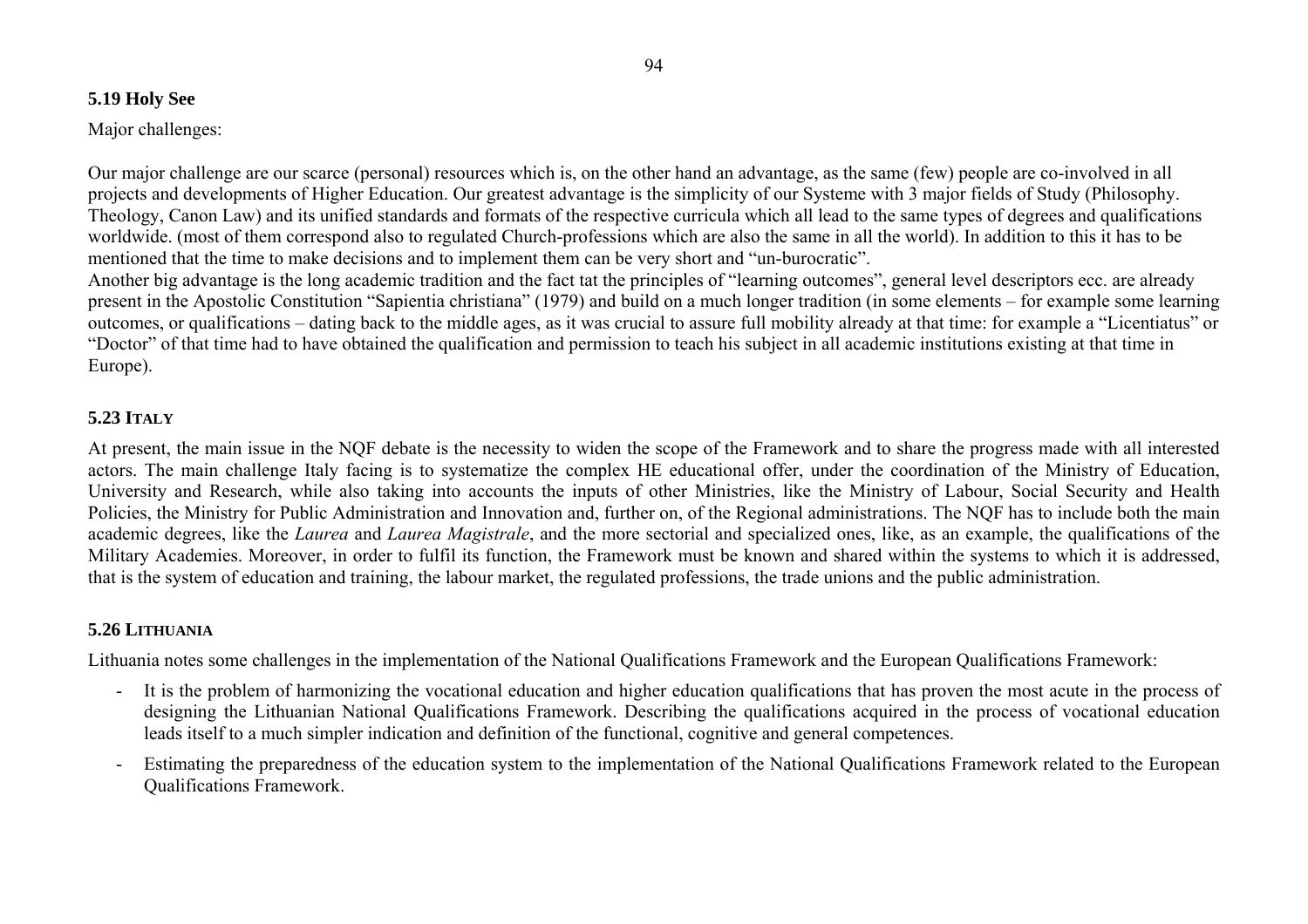### 5.19 Holy See

Major challenges:

Our major challenge are our scarce (personal) resources which is, on the other hand an advantage, as the same (few) people are co-involved in all projects and developments of Higher Education. Our greatest advantage is the simplicity of our Systeme with 3 major fields of Study (Philosophy. Theology, Canon Law) and its unified standards and formats of the respective curricula which all lead to the same types of degrees and qualifications worldwide. (most of them correspond also to regulated Church-professions which are also the same in all the world). In addition to this it has to be mentioned that the time to make decisions and to implement them can be very short and "un-burocratic".

Another big advantage is the long academic tradition and the fact tat the principles of "learning outcomes", general level descriptors ecc. are already present in the Apostolic Constitution "Sapientia christiana" (1979) and build on a much longer tradition (in some elements – for example some learning outcomes, or qualifications – dating back to the middle ages, as it was crucial to assure full mobility already at that time: for example a "Licentiatus" or "Doctor" of that time had to have obtained the qualification and permission to teach his subject in all academic institutions existing at that time in Europe).

### 5.23 Italy

At present, the main issue in the NQF debate is the necessity to widen the scope of the Framework and to share the progress made with all interested actors. The main challenge Italy facing is to systematize the complex HE educational offer, under the coordination of the Ministry of Education, University and Research, while also taking into accounts the inputs of other Ministries, like the Ministry of Labour, Social Security and Health Policies, the Ministry for Public Administration and Innovation and, further on, of the Regional administrations. The NQF has to include both the main academic degrees, like the *Laurea* and *Laurea Magistrale*, and the more sectorial and specialized ones, like, as an example, the qualifications of the Military Academies. Moreover, in order to fulfil its function, the Framework must be known and shared within the systems to which it is addressed, that is the system of education and training, the labour market, the regulated professions, the trade unions and the public administration.

### 5.26 Lithuania

Lithuania notes some challenges in the implementation of the National Qualifications Framework and the European Qualifications Framework:

- It is the problem of harmonizing the vocational education and higher education qualifications that has proven the most acute in the process of designing the Lithuanian National Qualifications Framework. Describing the qualifications acquired in the process of vocational education leads itself to a much simpler indication and definition of the functional, cognitive and general competences.
- Estimating the preparedness of the education system to the implementation of the National Qualifications Framework related to the European Qualifications Framework.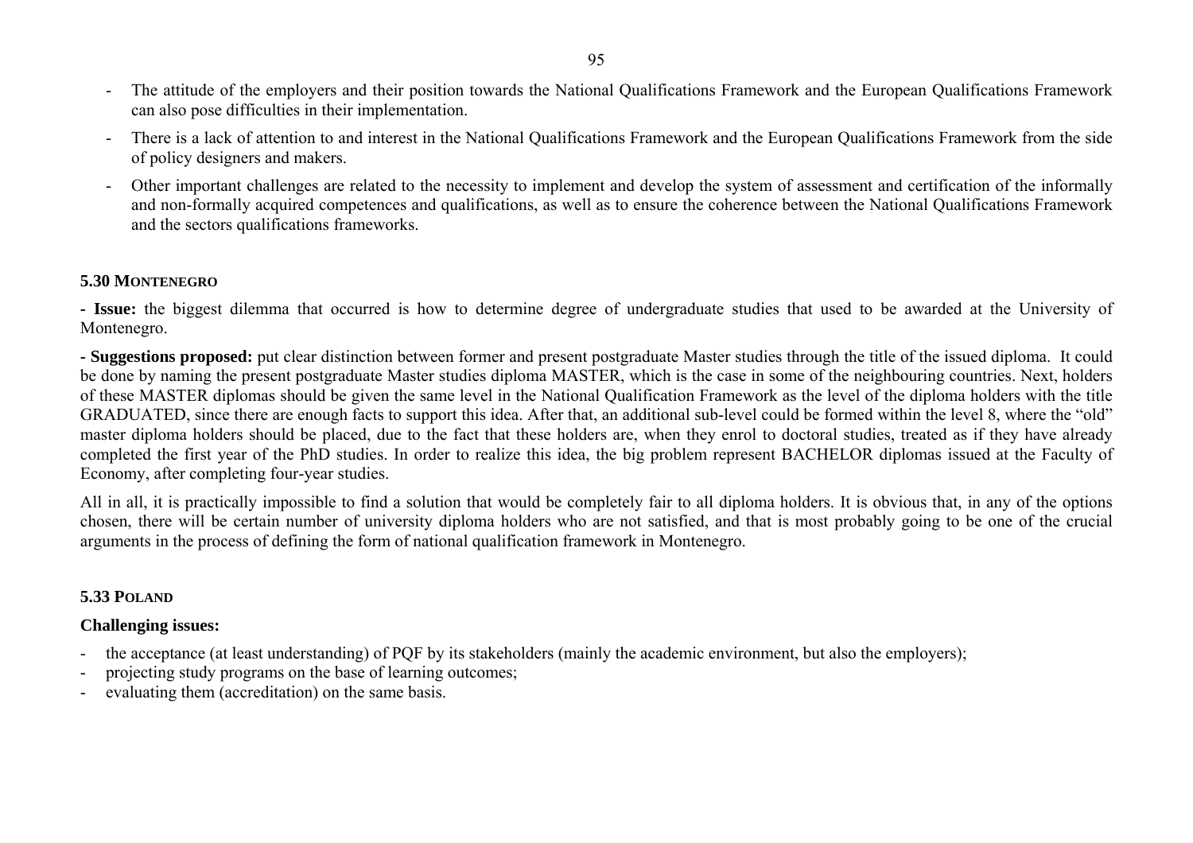- The attitude of the employers and their position towards the National Qualifications Framework and the European Qualifications Framework can also pose difficulties in their implementation.
- There is a lack of attention to and interest in the National Qualifications Framework and the European Qualifications Framework from the side of policy designers and makers.
- Other important challenges are related to the necessity to implement and develop the system of assessment and certification of the informally and non-formally acquired competences and qualifications, as well as to ensure the coherence between the National Qualifications Framework and the sectors qualifications frameworks.

### 5.30 Montenegro

**- Issue:** the biggest dilemma that occurred is how to determine degree of undergraduate studies that used to be awarded at the University of Montenegro.

**- Suggestions proposed:** put clear distinction between former and present postgraduate Master studies through the title of the issued diploma. It could be done by naming the present postgraduate Master studies diploma MASTER, which is the case in some of the neighbouring countries. Next, holders of these MASTER diplomas should be given the same level in the National Qualification Framework as the level of the diploma holders with the title GRADUATED, since there are enough facts to support this idea. After that, an additional sub-level could be formed within the level 8, where the "old" master diploma holders should be placed, due to the fact that these holders are, when they enrol to doctoral studies, treated as if they have already completed the first year of the PhD studies. In order to realize this idea, the big problem represent BACHELOR diplomas issued at the Faculty of Economy, after completing four-year studies.

All in all, it is practically impossible to find a solution that would be completely fair to all diploma holders. It is obvious that, in any of the options chosen, there will be certain number of university diploma holders who are not satisfied, and that is most probably going to be one of the crucial arguments in the process of defining the form of national qualification framework in Montenegro.

### 5.33 Poland

**Challenging issues:**

- the acceptance (at least understanding) of PQF by its stakeholders (mainly the academic environment, but also the employers);
- projecting study programs on the base of learning outcomes;
- evaluating them (accreditation) on the same basis.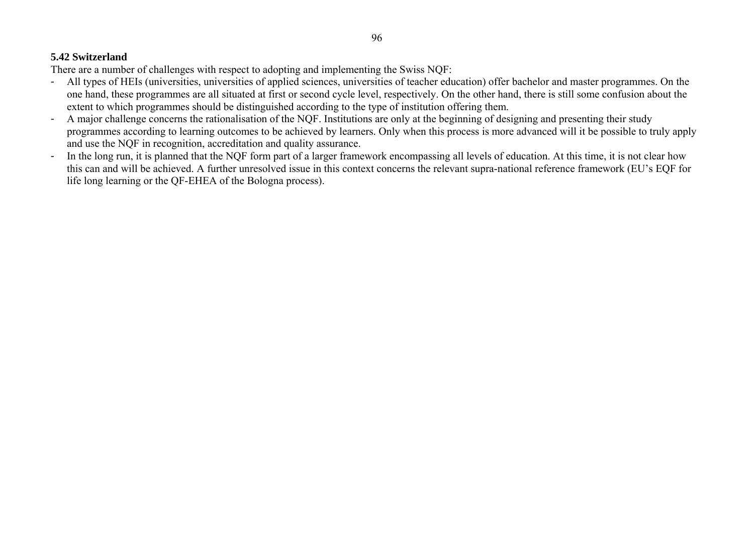### 5.42 Switzerland

There are a number of challenges with respect to adopting and implementing the Swiss NQF:

- All types of HEIs (universities, universities of applied sciences, universities of teacher education) offer bachelor and master programmes. On the one hand, these programmes are all situated at first or second cycle level, respectively. On the other hand, there is still some confusion about the extent to which programmes should be distinguished according to the type of institution offering them.
- A major challenge concerns the rationalisation of the NQF. Institutions are only at the beginning of designing and presenting their study programmes according to learning outcomes to be achieved by learners. Only when this process is more advanced will it be possible to truly apply and use the NQF in recognition, accreditation and quality assurance.
- In the long run, it is planned that the NQF form part of a larger framework encompassing all levels of education. At this time, it is not clear how this can and will be achieved. A further unresolved issue in this context concerns the relevant supra-national reference framework (EU's EQF for life long learning or the QF-EHEA of the Bologna process).